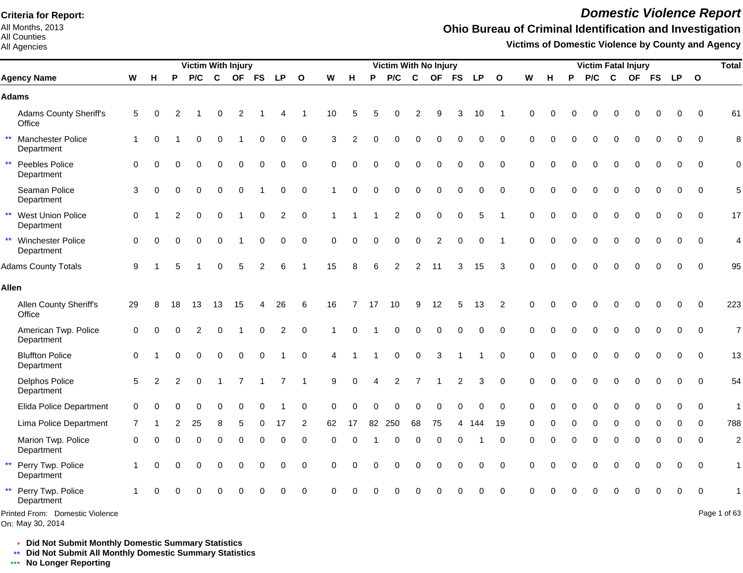**Criteria for Report:**
All Months, 2013
All Counties
All Agencies

# Domestic Violence Report

## Ohio Bureau of Criminal Identification and Investigation

### Victims of Domestic Violence by County and Agency

| | Agency Name | Victim With Injury | | | | | | | | | Victim With No Injury | | | | | | | | | Victim Fatal Injury | | | | | | | | | Total |
|---|---|---|---|---|---|---|---|---|---|---|---|---|---|---|---|---|---|---|---|---|---|---|---|---|---|---|---|---|---|
| | | W | H | P | P/C | C | OF | FS | LP | O | W | H | P | P/C | C | OF | FS | LP | O | W | H | P | P/C | C | OF | FS | LP | O | |
| | **Adams** | | | | | | | | | | | | | | | | | | | | | | | | | | | | |
| | Adams County Sheriff's Office | 5 | 0 | 2 | 1 | 0 | 2 | 1 | 4 | 1 | 10 | 5 | 5 | 0 | 2 | 9 | 3 | 10 | 1 | 0 | 0 | 0 | 0 | 0 | 0 | 0 | 0 | 0 | 61 |
| ** | Manchester Police Department | 1 | 0 | 1 | 0 | 0 | 1 | 0 | 0 | 0 | 3 | 2 | 0 | 0 | 0 | 0 | 0 | 0 | 0 | 0 | 0 | 0 | 0 | 0 | 0 | 0 | 0 | 0 | 8 |
| ** | Peebles Police Department | 0 | 0 | 0 | 0 | 0 | 0 | 0 | 0 | 0 | 0 | 0 | 0 | 0 | 0 | 0 | 0 | 0 | 0 | 0 | 0 | 0 | 0 | 0 | 0 | 0 | 0 | 0 | 0 |
| | Seaman Police Department | 3 | 0 | 0 | 0 | 0 | 0 | 1 | 0 | 0 | 1 | 0 | 0 | 0 | 0 | 0 | 0 | 0 | 0 | 0 | 0 | 0 | 0 | 0 | 0 | 0 | 0 | 0 | 5 |
| ** | West Union Police Department | 0 | 1 | 2 | 0 | 0 | 1 | 0 | 2 | 0 | 1 | 1 | 1 | 2 | 0 | 0 | 0 | 5 | 1 | 0 | 0 | 0 | 0 | 0 | 0 | 0 | 0 | 0 | 17 |
| ** | Winchester Police Department | 0 | 0 | 0 | 0 | 0 | 1 | 0 | 0 | 0 | 0 | 0 | 0 | 0 | 0 | 2 | 0 | 0 | 1 | 0 | 0 | 0 | 0 | 0 | 0 | 0 | 0 | 0 | 4 |
| | Adams County Totals | 9 | 1 | 5 | 1 | 0 | 5 | 2 | 6 | 1 | 15 | 8 | 6 | 2 | 2 | 11 | 3 | 15 | 3 | 0 | 0 | 0 | 0 | 0 | 0 | 0 | 0 | 0 | 95 |
| | **Allen** | | | | | | | | | | | | | | | | | | | | | | | | | | | | |
| | Allen County Sheriff's Office | 29 | 8 | 18 | 13 | 13 | 15 | 4 | 26 | 6 | 16 | 7 | 17 | 10 | 9 | 12 | 5 | 13 | 2 | 0 | 0 | 0 | 0 | 0 | 0 | 0 | 0 | 0 | 223 |
| | American Twp. Police Department | 0 | 0 | 0 | 2 | 0 | 1 | 0 | 2 | 0 | 1 | 0 | 1 | 0 | 0 | 0 | 0 | 0 | 0 | 0 | 0 | 0 | 0 | 0 | 0 | 0 | 0 | 0 | 7 |
| | Bluffton Police Department | 0 | 1 | 0 | 0 | 0 | 0 | 0 | 1 | 0 | 4 | 1 | 1 | 0 | 0 | 3 | 1 | 1 | 0 | 0 | 0 | 0 | 0 | 0 | 0 | 0 | 0 | 0 | 13 |
| | Delphos Police Department | 5 | 2 | 2 | 0 | 1 | 7 | 1 | 7 | 1 | 9 | 0 | 4 | 2 | 7 | 1 | 2 | 3 | 0 | 0 | 0 | 0 | 0 | 0 | 0 | 0 | 0 | 0 | 54 |
| | Elida Police Department | 0 | 0 | 0 | 0 | 0 | 0 | 0 | 1 | 0 | 0 | 0 | 0 | 0 | 0 | 0 | 0 | 0 | 0 | 0 | 0 | 0 | 0 | 0 | 0 | 0 | 0 | 0 | 1 |
| | Lima Police Department | 7 | 1 | 2 | 25 | 8 | 5 | 0 | 17 | 2 | 62 | 17 | 82 | 250 | 68 | 75 | 4 | 144 | 19 | 0 | 0 | 0 | 0 | 0 | 0 | 0 | 0 | 0 | 788 |
| | Marion Twp. Police Department | 0 | 0 | 0 | 0 | 0 | 0 | 0 | 0 | 0 | 0 | 0 | 1 | 0 | 0 | 0 | 0 | 1 | 0 | 0 | 0 | 0 | 0 | 0 | 0 | 0 | 0 | 0 | 2 |
| ** | Perry Twp. Police Department | 1 | 0 | 0 | 0 | 0 | 0 | 0 | 0 | 0 | 0 | 0 | 0 | 0 | 0 | 0 | 0 | 0 | 0 | 0 | 0 | 0 | 0 | 0 | 0 | 0 | 0 | 0 | 1 |
| ** | Perry Twp. Police Department | 1 | 0 | 0 | 0 | 0 | 0 | 0 | 0 | 0 | 0 | 0 | 0 | 0 | 0 | 0 | 0 | 0 | 0 | 0 | 0 | 0 | 0 | 0 | 0 | 0 | 0 | 0 | 1 |

Printed From: Domestic Violence
On: May 30, 2014

* **Did Not Submit Monthly Domestic Summary Statistics**
** **Did Not Submit All Monthly Domestic Summary Statistics**
*** **No Longer Reporting**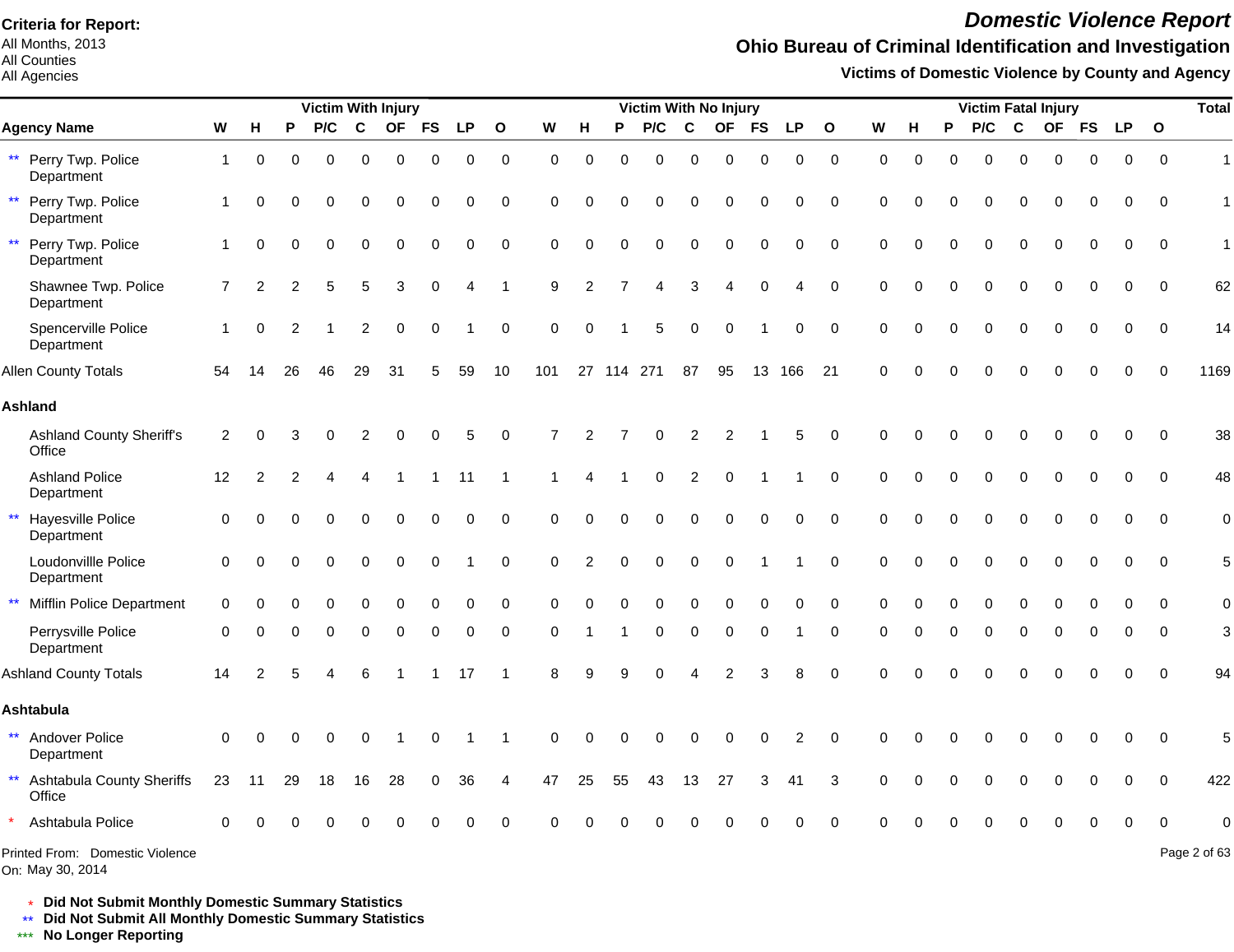**Criteria for Report:**
All Months, 2013
All Counties
All Agencies

# Domestic Violence Report

## Ohio Bureau of Criminal Identification and Investigation

### Victims of Domestic Violence by County and Agency

| | Victim With Injury | | | | | | | | | Victim With No Injury | | | | | | | | | Victim Fatal Injury | | | | | | | | | Total |
|---|---|---|---|---|---|---|---|---|---|---|---|---|---|---|---|---|---|---|---|---|---|---|---|---|---|---|---|---|
| **Agency Name** | **W** | **H** | **P** | **P/C** | **C** | **OF** | **FS** | **LP** | **O** | **W** | **H** | **P** | **P/C** | **C** | **OF** | **FS** | **LP** | **O** | **W** | **H** | **P** | **P/C** | **C** | **OF** | **FS** | **LP** | **O** | |
| ** Perry Twp. Police Department | 1 | 0 | 0 | 0 | 0 | 0 | 0 | 0 | 0 | 0 | 0 | 0 | 0 | 0 | 0 | 0 | 0 | 0 | 0 | 0 | 0 | 0 | 0 | 0 | 0 | 0 | 0 | 1 |
| ** Perry Twp. Police Department | 1 | 0 | 0 | 0 | 0 | 0 | 0 | 0 | 0 | 0 | 0 | 0 | 0 | 0 | 0 | 0 | 0 | 0 | 0 | 0 | 0 | 0 | 0 | 0 | 0 | 0 | 0 | 1 |
| ** Perry Twp. Police Department | 1 | 0 | 0 | 0 | 0 | 0 | 0 | 0 | 0 | 0 | 0 | 0 | 0 | 0 | 0 | 0 | 0 | 0 | 0 | 0 | 0 | 0 | 0 | 0 | 0 | 0 | 0 | 1 |
| Shawnee Twp. Police Department | 7 | 2 | 2 | 5 | 5 | 3 | 0 | 4 | 1 | 9 | 2 | 7 | 4 | 3 | 4 | 0 | 4 | 0 | 0 | 0 | 0 | 0 | 0 | 0 | 0 | 0 | 0 | 62 |
| Spencerville Police Department | 1 | 0 | 2 | 1 | 2 | 0 | 0 | 1 | 0 | 0 | 0 | 1 | 5 | 0 | 0 | 1 | 0 | 0 | 0 | 0 | 0 | 0 | 0 | 0 | 0 | 0 | 0 | 14 |
| Allen County Totals | 54 | 14 | 26 | 46 | 29 | 31 | 5 | 59 | 10 | 101 | 27 | 114 | 271 | 87 | 95 | 13 | 166 | 21 | 0 | 0 | 0 | 0 | 0 | 0 | 0 | 0 | 0 | 1169 |
| **Ashland** | | | | | | | | | | | | | | | | | | | | | | | | | | | | |
| Ashland County Sheriff's Office | 2 | 0 | 3 | 0 | 2 | 0 | 0 | 5 | 0 | 7 | 2 | 7 | 0 | 2 | 2 | 1 | 5 | 0 | 0 | 0 | 0 | 0 | 0 | 0 | 0 | 0 | 0 | 38 |
| Ashland Police Department | 12 | 2 | 2 | 4 | 4 | 1 | 1 | 11 | 1 | 1 | 4 | 1 | 0 | 2 | 0 | 1 | 1 | 0 | 0 | 0 | 0 | 0 | 0 | 0 | 0 | 0 | 0 | 48 |
| ** Hayesville Police Department | 0 | 0 | 0 | 0 | 0 | 0 | 0 | 0 | 0 | 0 | 0 | 0 | 0 | 0 | 0 | 0 | 0 | 0 | 0 | 0 | 0 | 0 | 0 | 0 | 0 | 0 | 0 | 0 |
| Loudonvillle Police Department | 0 | 0 | 0 | 0 | 0 | 0 | 0 | 1 | 0 | 0 | 2 | 0 | 0 | 0 | 0 | 1 | 1 | 0 | 0 | 0 | 0 | 0 | 0 | 0 | 0 | 0 | 0 | 5 |
| ** Mifflin Police Department | 0 | 0 | 0 | 0 | 0 | 0 | 0 | 0 | 0 | 0 | 0 | 0 | 0 | 0 | 0 | 0 | 0 | 0 | 0 | 0 | 0 | 0 | 0 | 0 | 0 | 0 | 0 | 0 |
| Perrysville Police Department | 0 | 0 | 0 | 0 | 0 | 0 | 0 | 0 | 0 | 0 | 1 | 1 | 0 | 0 | 0 | 0 | 1 | 0 | 0 | 0 | 0 | 0 | 0 | 0 | 0 | 0 | 0 | 3 |
| Ashland County Totals | 14 | 2 | 5 | 4 | 6 | 1 | 1 | 17 | 1 | 8 | 9 | 9 | 0 | 4 | 2 | 3 | 8 | 0 | 0 | 0 | 0 | 0 | 0 | 0 | 0 | 0 | 0 | 94 |
| **Ashtabula** | | | | | | | | | | | | | | | | | | | | | | | | | | | | |
| ** Andover Police Department | 0 | 0 | 0 | 0 | 0 | 1 | 0 | 1 | 1 | 0 | 0 | 0 | 0 | 0 | 0 | 0 | 2 | 0 | 0 | 0 | 0 | 0 | 0 | 0 | 0 | 0 | 0 | 5 |
| ** Ashtabula County Sheriffs Office | 23 | 11 | 29 | 18 | 16 | 28 | 0 | 36 | 4 | 47 | 25 | 55 | 43 | 13 | 27 | 3 | 41 | 3 | 0 | 0 | 0 | 0 | 0 | 0 | 0 | 0 | 0 | 422 |
| * Ashtabula Police | 0 | 0 | 0 | 0 | 0 | 0 | 0 | 0 | 0 | 0 | 0 | 0 | 0 | 0 | 0 | 0 | 0 | 0 | 0 | 0 | 0 | 0 | 0 | 0 | 0 | 0 | 0 | 0 |

Printed From: Domestic Violence
On: May 30, 2014

\* **Did Not Submit Monthly Domestic Summary Statistics**
\** **Did Not Submit All Monthly Domestic Summary Statistics**
\*** **No Longer Reporting**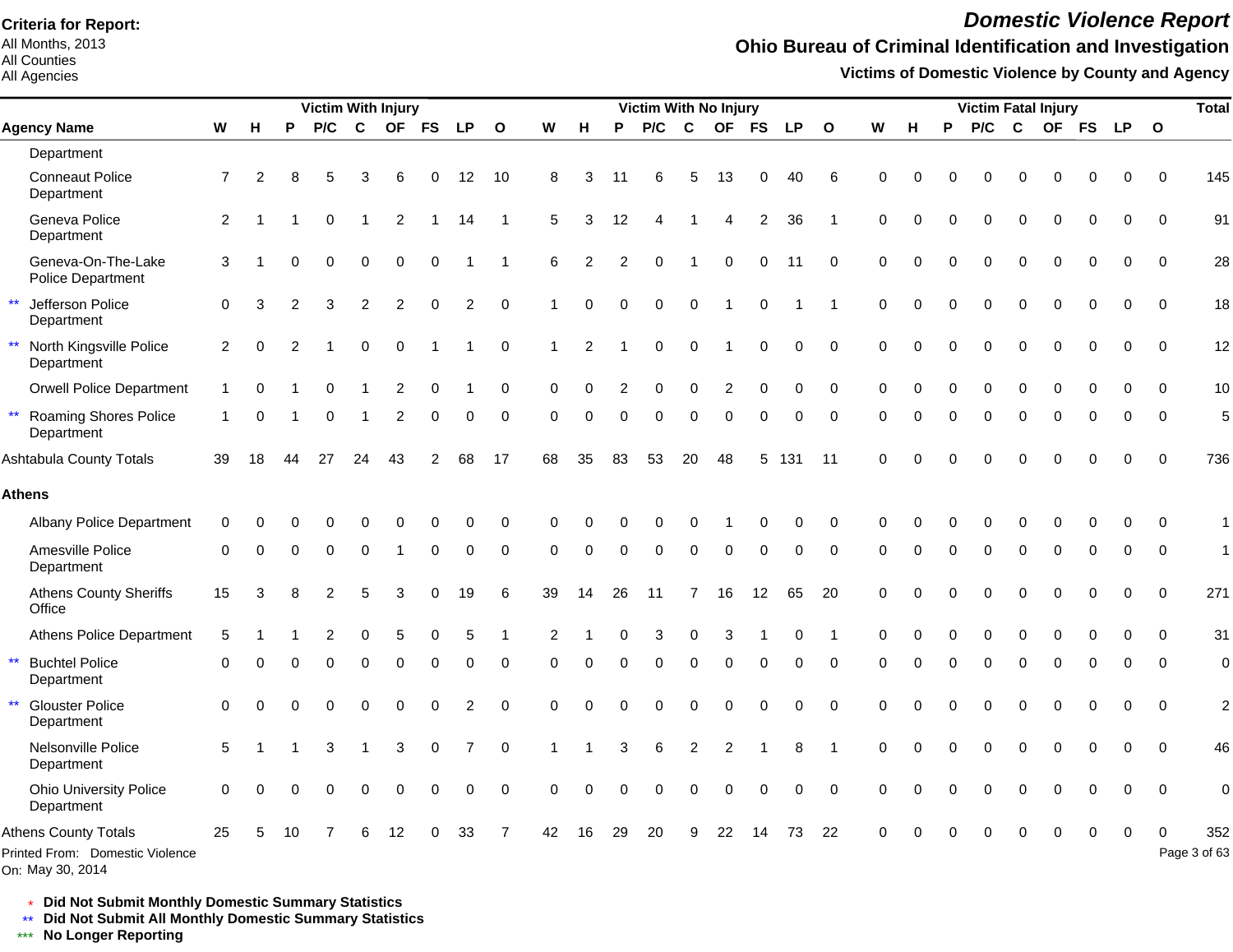**Criteria for Report:**
All Months, 2013
All Counties
All Agencies

# *Domestic Violence Report*

## Ohio Bureau of Criminal Identification and Investigation

### Victims of Domestic Violence by County and Agency

| Agency Name | Victim With Injury | | | | | | | | | Victim With No Injury | | | | | | | | | Victim Fatal Injury | | | | | | | | | Total |
|---|---|---|---|---|---|---|---|---|---|---|---|---|---|---|---|---|---|---|---|---|---|---|---|---|---|---|---|---|
| | W | H | P | P/C | C | OF | FS | LP | O | W | H | P | P/C | C | OF | FS | LP | O | W | H | P | P/C | C | OF | FS | LP | O | |
| Department | | | | | | | | | | | | | | | | | | | | | | | | | | | | |
| Conneaut Police Department | 7 | 2 | 8 | 5 | 3 | 6 | 0 | 12 | 10 | 8 | 3 | 11 | 6 | 5 | 13 | 0 | 40 | 6 | 0 | 0 | 0 | 0 | 0 | 0 | 0 | 0 | 0 | 145 |
| Geneva Police Department | 2 | 1 | 1 | 0 | 1 | 2 | 1 | 14 | 1 | 5 | 3 | 12 | 4 | 1 | 4 | 2 | 36 | 1 | 0 | 0 | 0 | 0 | 0 | 0 | 0 | 0 | 0 | 91 |
| Geneva-On-The-Lake Police Department | 3 | 1 | 0 | 0 | 0 | 0 | 0 | 1 | 1 | 6 | 2 | 2 | 0 | 1 | 0 | 0 | 11 | 0 | 0 | 0 | 0 | 0 | 0 | 0 | 0 | 0 | 0 | 28 |
| ** Jefferson Police Department | 0 | 3 | 2 | 3 | 2 | 2 | 0 | 2 | 0 | 1 | 0 | 0 | 0 | 0 | 1 | 0 | 1 | 1 | 0 | 0 | 0 | 0 | 0 | 0 | 0 | 0 | 0 | 18 |
| ** North Kingsville Police Department | 2 | 0 | 2 | 1 | 0 | 0 | 1 | 1 | 0 | 1 | 2 | 1 | 0 | 0 | 1 | 0 | 0 | 0 | 0 | 0 | 0 | 0 | 0 | 0 | 0 | 0 | 0 | 12 |
| Orwell Police Department | 1 | 0 | 1 | 0 | 1 | 2 | 0 | 1 | 0 | 0 | 0 | 2 | 0 | 0 | 2 | 0 | 0 | 0 | 0 | 0 | 0 | 0 | 0 | 0 | 0 | 0 | 0 | 10 |
| ** Roaming Shores Police Department | 1 | 0 | 1 | 0 | 1 | 2 | 0 | 0 | 0 | 0 | 0 | 0 | 0 | 0 | 0 | 0 | 0 | 0 | 0 | 0 | 0 | 0 | 0 | 0 | 0 | 0 | 0 | 5 |
| Ashtabula County Totals | 39 | 18 | 44 | 27 | 24 | 43 | 2 | 68 | 17 | 68 | 35 | 83 | 53 | 20 | 48 | 5 | 131 | 11 | 0 | 0 | 0 | 0 | 0 | 0 | 0 | 0 | 0 | 736 |
| **Athens** | | | | | | | | | | | | | | | | | | | | | | | | | | | | |
| Albany Police Department | 0 | 0 | 0 | 0 | 0 | 0 | 0 | 0 | 0 | 0 | 0 | 0 | 0 | 0 | 1 | 0 | 0 | 0 | 0 | 0 | 0 | 0 | 0 | 0 | 0 | 0 | 0 | 1 |
| Amesville Police Department | 0 | 0 | 0 | 0 | 0 | 1 | 0 | 0 | 0 | 0 | 0 | 0 | 0 | 0 | 0 | 0 | 0 | 0 | 0 | 0 | 0 | 0 | 0 | 0 | 0 | 0 | 0 | 1 |
| Athens County Sheriffs Office | 15 | 3 | 8 | 2 | 5 | 3 | 0 | 19 | 6 | 39 | 14 | 26 | 11 | 7 | 16 | 12 | 65 | 20 | 0 | 0 | 0 | 0 | 0 | 0 | 0 | 0 | 0 | 271 |
| Athens Police Department | 5 | 1 | 1 | 2 | 0 | 5 | 0 | 5 | 1 | 2 | 1 | 0 | 3 | 0 | 3 | 1 | 0 | 1 | 0 | 0 | 0 | 0 | 0 | 0 | 0 | 0 | 0 | 31 |
| ** Buchtel Police Department | 0 | 0 | 0 | 0 | 0 | 0 | 0 | 0 | 0 | 0 | 0 | 0 | 0 | 0 | 0 | 0 | 0 | 0 | 0 | 0 | 0 | 0 | 0 | 0 | 0 | 0 | 0 | 0 |
| ** Glouster Police Department | 0 | 0 | 0 | 0 | 0 | 0 | 0 | 2 | 0 | 0 | 0 | 0 | 0 | 0 | 0 | 0 | 0 | 0 | 0 | 0 | 0 | 0 | 0 | 0 | 0 | 0 | 0 | 2 |
| Nelsonville Police Department | 5 | 1 | 1 | 3 | 1 | 3 | 0 | 7 | 0 | 1 | 1 | 3 | 6 | 2 | 2 | 1 | 8 | 1 | 0 | 0 | 0 | 0 | 0 | 0 | 0 | 0 | 0 | 46 |
| Ohio University Police Department | 0 | 0 | 0 | 0 | 0 | 0 | 0 | 0 | 0 | 0 | 0 | 0 | 0 | 0 | 0 | 0 | 0 | 0 | 0 | 0 | 0 | 0 | 0 | 0 | 0 | 0 | 0 | 0 |
| Athens County Totals | 25 | 5 | 10 | 7 | 6 | 12 | 0 | 33 | 7 | 42 | 16 | 29 | 20 | 9 | 22 | 14 | 73 | 22 | 0 | 0 | 0 | 0 | 0 | 0 | 0 | 0 | 0 | 352 |

Printed From: Domestic Violence
On: May 30, 2014

\* **Did Not Submit Monthly Domestic Summary Statistics**
\** **Did Not Submit All Monthly Domestic Summary Statistics**
\*** **No Longer Reporting**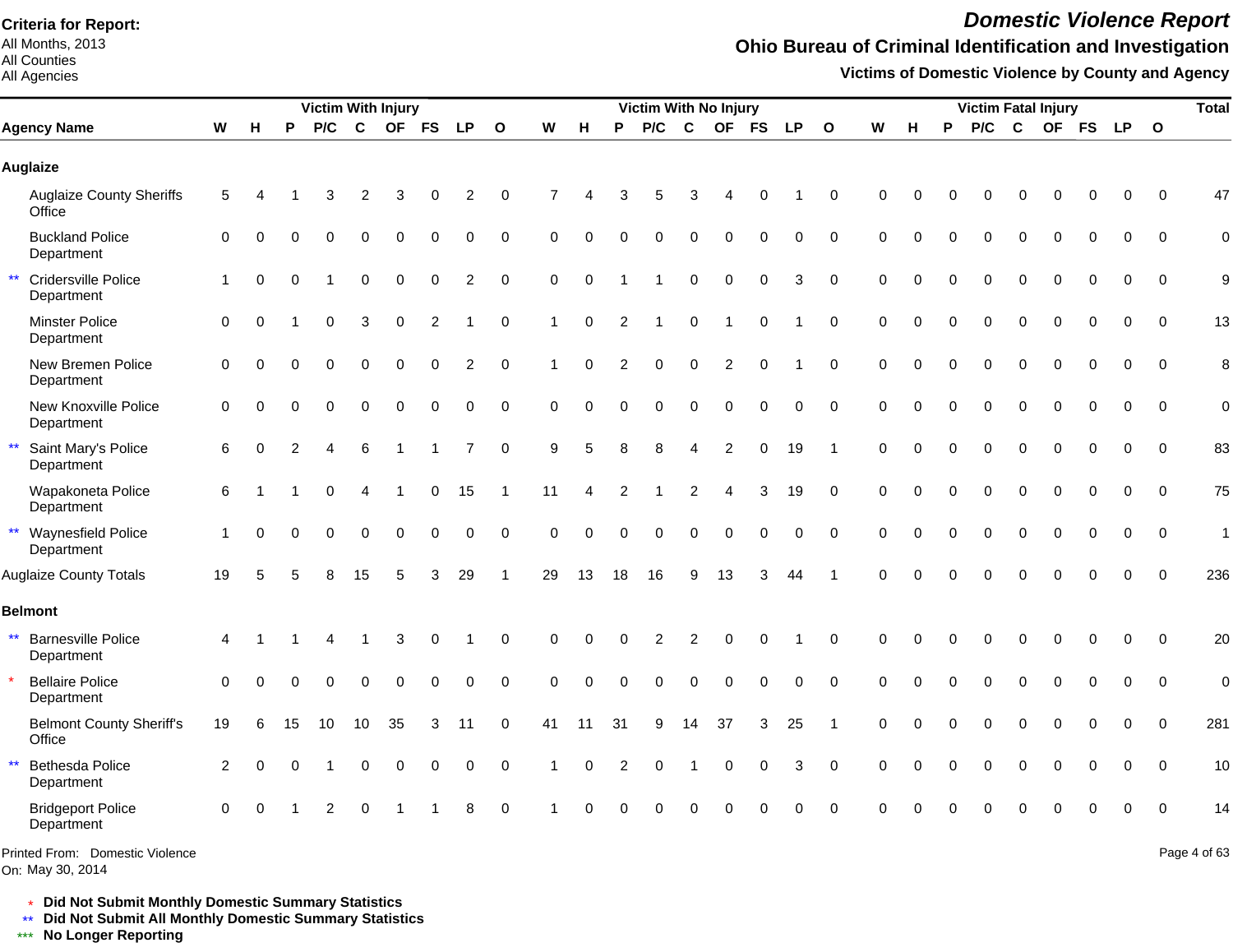Criteria for Report:
All Months, 2013
All Counties
All Agencies

# Domestic Violence Report

## Ohio Bureau of Criminal Identification and Investigation

### Victims of Domestic Violence by County and Agency

| Agency Name | Victim With Injury | | | | | | | | | Victim With No Injury | | | | | | | | | Victim Fatal Injury | | | | | | | | | Total |
|---|---|---|---|---|---|---|---|---|---|---|---|---|---|---|---|---|---|---|---|---|---|---|---|---|---|---|---|---|
| | W | H | P | P/C | C | OF | FS | LP | O | W | H | P | P/C | C | OF | FS | LP | O | W | H | P | P/C | C | OF | FS | LP | O | |
| **Auglaize** | | | | | | | | | | | | | | | | | | | | | | | | | | | | |
| Auglaize County Sheriffs Office | 5 | 4 | 1 | 3 | 2 | 3 | 0 | 2 | 0 | 7 | 4 | 3 | 5 | 3 | 4 | 0 | 1 | 0 | 0 | 0 | 0 | 0 | 0 | 0 | 0 | 0 | 0 | 47 |
| Buckland Police Department | 0 | 0 | 0 | 0 | 0 | 0 | 0 | 0 | 0 | 0 | 0 | 0 | 0 | 0 | 0 | 0 | 0 | 0 | 0 | 0 | 0 | 0 | 0 | 0 | 0 | 0 | 0 | 0 |
| ** Cridersville Police Department | 1 | 0 | 0 | 1 | 0 | 0 | 0 | 2 | 0 | 0 | 0 | 1 | 1 | 0 | 0 | 0 | 3 | 0 | 0 | 0 | 0 | 0 | 0 | 0 | 0 | 0 | 0 | 9 |
| Minster Police Department | 0 | 0 | 1 | 0 | 3 | 0 | 2 | 1 | 0 | 1 | 0 | 2 | 1 | 0 | 1 | 0 | 1 | 0 | 0 | 0 | 0 | 0 | 0 | 0 | 0 | 0 | 0 | 13 |
| New Bremen Police Department | 0 | 0 | 0 | 0 | 0 | 0 | 0 | 2 | 0 | 1 | 0 | 2 | 0 | 0 | 2 | 0 | 1 | 0 | 0 | 0 | 0 | 0 | 0 | 0 | 0 | 0 | 0 | 8 |
| New Knoxville Police Department | 0 | 0 | 0 | 0 | 0 | 0 | 0 | 0 | 0 | 0 | 0 | 0 | 0 | 0 | 0 | 0 | 0 | 0 | 0 | 0 | 0 | 0 | 0 | 0 | 0 | 0 | 0 | 0 |
| ** Saint Mary's Police Department | 6 | 0 | 2 | 4 | 6 | 1 | 1 | 7 | 0 | 9 | 5 | 8 | 8 | 4 | 2 | 0 | 19 | 1 | 0 | 0 | 0 | 0 | 0 | 0 | 0 | 0 | 0 | 83 |
| Wapakoneta Police Department | 6 | 1 | 1 | 0 | 4 | 1 | 0 | 15 | 1 | 11 | 4 | 2 | 1 | 2 | 4 | 3 | 19 | 0 | 0 | 0 | 0 | 0 | 0 | 0 | 0 | 0 | 0 | 75 |
| ** Waynesfield Police Department | 1 | 0 | 0 | 0 | 0 | 0 | 0 | 0 | 0 | 0 | 0 | 0 | 0 | 0 | 0 | 0 | 0 | 0 | 0 | 0 | 0 | 0 | 0 | 0 | 0 | 0 | 0 | 1 |
| Auglaize County Totals | 19 | 5 | 5 | 8 | 15 | 5 | 3 | 29 | 1 | 29 | 13 | 18 | 16 | 9 | 13 | 3 | 44 | 1 | 0 | 0 | 0 | 0 | 0 | 0 | 0 | 0 | 0 | 236 |
| **Belmont** | | | | | | | | | | | | | | | | | | | | | | | | | | | | |
| ** Barnesville Police Department | 4 | 1 | 1 | 4 | 1 | 3 | 0 | 1 | 0 | 0 | 0 | 0 | 2 | 2 | 0 | 0 | 1 | 0 | 0 | 0 | 0 | 0 | 0 | 0 | 0 | 0 | 0 | 20 |
| * Bellaire Police Department | 0 | 0 | 0 | 0 | 0 | 0 | 0 | 0 | 0 | 0 | 0 | 0 | 0 | 0 | 0 | 0 | 0 | 0 | 0 | 0 | 0 | 0 | 0 | 0 | 0 | 0 | 0 | 0 |
| Belmont County Sheriff's Office | 19 | 6 | 15 | 10 | 10 | 35 | 3 | 11 | 0 | 41 | 11 | 31 | 9 | 14 | 37 | 3 | 25 | 1 | 0 | 0 | 0 | 0 | 0 | 0 | 0 | 0 | 0 | 281 |
| ** Bethesda Police Department | 2 | 0 | 0 | 1 | 0 | 0 | 0 | 0 | 0 | 1 | 0 | 2 | 0 | 1 | 0 | 0 | 3 | 0 | 0 | 0 | 0 | 0 | 0 | 0 | 0 | 0 | 0 | 10 |
| Bridgeport Police Department | 0 | 0 | 1 | 2 | 0 | 1 | 1 | 8 | 0 | 1 | 0 | 0 | 0 | 0 | 0 | 0 | 0 | 0 | 0 | 0 | 0 | 0 | 0 | 0 | 0 | 0 | 0 | 14 |

Printed From: Domestic Violence
On: May 30, 2014

\* **Did Not Submit Monthly Domestic Summary Statistics**
** **Did Not Submit All Monthly Domestic Summary Statistics**
*** **No Longer Reporting**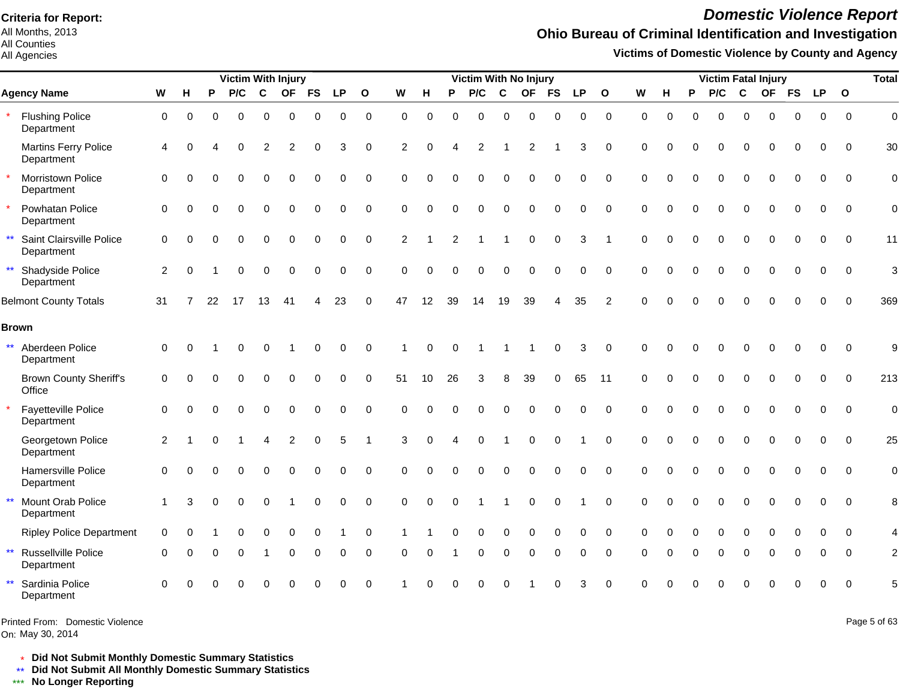**Criteria for Report:**
All Months, 2013
All Counties
All Agencies

# Domestic Violence Report

## Ohio Bureau of Criminal Identification and Investigation

### Victims of Domestic Violence by County and Agency

| | Victim With Injury | | | | | | | | | Victim With No Injury | | | | | | | | | Victim Fatal Injury | | | | | | | | | Total |
|---|---|---|---|---|---|---|---|---|---|---|---|---|---|---|---|---|---|---|---|---|---|---|---|---|---|---|---|---|
| **Agency Name** | **W** | **H** | **P** | **P/C** | **C** | **OF** | **FS** | **LP** | **O** | **W** | **H** | **P** | **P/C** | **C** | **OF** | **FS** | **LP** | **O** | **W** | **H** | **P** | **P/C** | **C** | **OF** | **FS** | **LP** | **O** | |
| * Flushing Police Department | 0 | 0 | 0 | 0 | 0 | 0 | 0 | 0 | 0 | 0 | 0 | 0 | 0 | 0 | 0 | 0 | 0 | 0 | 0 | 0 | 0 | 0 | 0 | 0 | 0 | 0 | 0 | 0 |
| Martins Ferry Police Department | 4 | 0 | 4 | 0 | 2 | 2 | 0 | 3 | 0 | 2 | 0 | 4 | 2 | 1 | 2 | 1 | 3 | 0 | 0 | 0 | 0 | 0 | 0 | 0 | 0 | 0 | 0 | 30 |
| * Morristown Police Department | 0 | 0 | 0 | 0 | 0 | 0 | 0 | 0 | 0 | 0 | 0 | 0 | 0 | 0 | 0 | 0 | 0 | 0 | 0 | 0 | 0 | 0 | 0 | 0 | 0 | 0 | 0 | 0 |
| * Powhatan Police Department | 0 | 0 | 0 | 0 | 0 | 0 | 0 | 0 | 0 | 0 | 0 | 0 | 0 | 0 | 0 | 0 | 0 | 0 | 0 | 0 | 0 | 0 | 0 | 0 | 0 | 0 | 0 | 0 |
| ** Saint Clairsville Police Department | 0 | 0 | 0 | 0 | 0 | 0 | 0 | 0 | 0 | 2 | 1 | 2 | 1 | 1 | 0 | 0 | 3 | 1 | 0 | 0 | 0 | 0 | 0 | 0 | 0 | 0 | 0 | 11 |
| ** Shadyside Police Department | 2 | 0 | 1 | 0 | 0 | 0 | 0 | 0 | 0 | 0 | 0 | 0 | 0 | 0 | 0 | 0 | 0 | 0 | 0 | 0 | 0 | 0 | 0 | 0 | 0 | 0 | 0 | 3 |
| Belmont County Totals | 31 | 7 | 22 | 17 | 13 | 41 | 4 | 23 | 0 | 47 | 12 | 39 | 14 | 19 | 39 | 4 | 35 | 2 | 0 | 0 | 0 | 0 | 0 | 0 | 0 | 0 | 0 | 369 |
| **Brown** | | | | | | | | | | | | | | | | | | | | | | | | | | | | |
| ** Aberdeen Police Department | 0 | 0 | 1 | 0 | 0 | 1 | 0 | 0 | 0 | 1 | 0 | 0 | 1 | 1 | 1 | 0 | 3 | 0 | 0 | 0 | 0 | 0 | 0 | 0 | 0 | 0 | 0 | 9 |
| Brown County Sheriff's Office | 0 | 0 | 0 | 0 | 0 | 0 | 0 | 0 | 0 | 51 | 10 | 26 | 3 | 8 | 39 | 0 | 65 | 11 | 0 | 0 | 0 | 0 | 0 | 0 | 0 | 0 | 0 | 213 |
| * Fayetteville Police Department | 0 | 0 | 0 | 0 | 0 | 0 | 0 | 0 | 0 | 0 | 0 | 0 | 0 | 0 | 0 | 0 | 0 | 0 | 0 | 0 | 0 | 0 | 0 | 0 | 0 | 0 | 0 | 0 |
| Georgetown Police Department | 2 | 1 | 0 | 1 | 4 | 2 | 0 | 5 | 1 | 3 | 0 | 4 | 0 | 1 | 0 | 0 | 1 | 0 | 0 | 0 | 0 | 0 | 0 | 0 | 0 | 0 | 0 | 25 |
| Hamersville Police Department | 0 | 0 | 0 | 0 | 0 | 0 | 0 | 0 | 0 | 0 | 0 | 0 | 0 | 0 | 0 | 0 | 0 | 0 | 0 | 0 | 0 | 0 | 0 | 0 | 0 | 0 | 0 | 0 |
| ** Mount Orab Police Department | 1 | 3 | 0 | 0 | 0 | 1 | 0 | 0 | 0 | 0 | 0 | 0 | 1 | 1 | 0 | 0 | 1 | 0 | 0 | 0 | 0 | 0 | 0 | 0 | 0 | 0 | 0 | 8 |
| Ripley Police Department | 0 | 0 | 1 | 0 | 0 | 0 | 0 | 1 | 0 | 1 | 1 | 0 | 0 | 0 | 0 | 0 | 0 | 0 | 0 | 0 | 0 | 0 | 0 | 0 | 0 | 0 | 0 | 4 |
| ** Russellville Police Department | 0 | 0 | 0 | 0 | 1 | 0 | 0 | 0 | 0 | 0 | 0 | 1 | 0 | 0 | 0 | 0 | 0 | 0 | 0 | 0 | 0 | 0 | 0 | 0 | 0 | 0 | 0 | 2 |
| ** Sardinia Police Department | 0 | 0 | 0 | 0 | 0 | 0 | 0 | 0 | 0 | 1 | 0 | 0 | 0 | 0 | 1 | 0 | 3 | 0 | 0 | 0 | 0 | 0 | 0 | 0 | 0 | 0 | 0 | 5 |

Printed From: Domestic Violence
On: May 30, 2014

\* **Did Not Submit Monthly Domestic Summary Statistics**
\*\* **Did Not Submit All Monthly Domestic Summary Statistics**
\*\*\* **No Longer Reporting**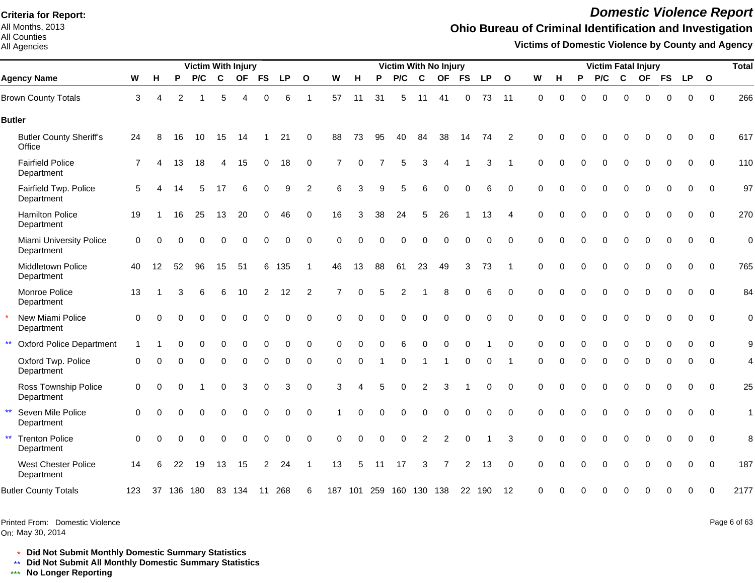**Criteria for Report:**
All Months, 2013
All Counties
All Agencies

# Domestic Violence Report

## Ohio Bureau of Criminal Identification and Investigation

### Victims of Domestic Violence by County and Agency

| Agency Name | Victim With Injury | | | | | | | | | Victim With No Injury | | | | | | | | | Victim Fatal Injury | | | | | | | | | Total |
|---|---|---|---|---|---|---|---|---|---|---|---|---|---|---|---|---|---|---|---|---|---|---|---|---|---|---|---|---|
| | W | H | P | P/C | C | OF | FS | LP | O | W | H | P | P/C | C | OF | FS | LP | O | W | H | P | P/C | C | OF | FS | LP | O | |
| Brown County Totals | 3 | 4 | 2 | 1 | 5 | 4 | 0 | 6 | 1 | 57 | 11 | 31 | 5 | 11 | 41 | 0 | 73 | 11 | 0 | 0 | 0 | 0 | 0 | 0 | 0 | 0 | 0 | 266 |
| **Butler** | | | | | | | | | | | | | | | | | | | | | | | | | | | | |
| Butler County Sheriff's Office | 24 | 8 | 16 | 10 | 15 | 14 | 1 | 21 | 0 | 88 | 73 | 95 | 40 | 84 | 38 | 14 | 74 | 2 | 0 | 0 | 0 | 0 | 0 | 0 | 0 | 0 | 0 | 617 |
| Fairfield Police Department | 7 | 4 | 13 | 18 | 4 | 15 | 0 | 18 | 0 | 7 | 0 | 7 | 5 | 3 | 4 | 1 | 3 | 1 | 0 | 0 | 0 | 0 | 0 | 0 | 0 | 0 | 0 | 110 |
| Fairfield Twp. Police Department | 5 | 4 | 14 | 5 | 17 | 6 | 0 | 9 | 2 | 6 | 3 | 9 | 5 | 6 | 0 | 0 | 6 | 0 | 0 | 0 | 0 | 0 | 0 | 0 | 0 | 0 | 0 | 97 |
| Hamilton Police Department | 19 | 1 | 16 | 25 | 13 | 20 | 0 | 46 | 0 | 16 | 3 | 38 | 24 | 5 | 26 | 1 | 13 | 4 | 0 | 0 | 0 | 0 | 0 | 0 | 0 | 0 | 0 | 270 |
| Miami University Police Department | 0 | 0 | 0 | 0 | 0 | 0 | 0 | 0 | 0 | 0 | 0 | 0 | 0 | 0 | 0 | 0 | 0 | 0 | 0 | 0 | 0 | 0 | 0 | 0 | 0 | 0 | 0 | 0 |
| Middletown Police Department | 40 | 12 | 52 | 96 | 15 | 51 | 6 | 135 | 1 | 46 | 13 | 88 | 61 | 23 | 49 | 3 | 73 | 1 | 0 | 0 | 0 | 0 | 0 | 0 | 0 | 0 | 0 | 765 |
| Monroe Police Department | 13 | 1 | 3 | 6 | 6 | 10 | 2 | 12 | 2 | 7 | 0 | 5 | 2 | 1 | 8 | 0 | 6 | 0 | 0 | 0 | 0 | 0 | 0 | 0 | 0 | 0 | 0 | 84 |
| * New Miami Police Department | 0 | 0 | 0 | 0 | 0 | 0 | 0 | 0 | 0 | 0 | 0 | 0 | 0 | 0 | 0 | 0 | 0 | 0 | 0 | 0 | 0 | 0 | 0 | 0 | 0 | 0 | 0 | 0 |
| ** Oxford Police Department | 1 | 1 | 0 | 0 | 0 | 0 | 0 | 0 | 0 | 0 | 0 | 0 | 6 | 0 | 0 | 0 | 1 | 0 | 0 | 0 | 0 | 0 | 0 | 0 | 0 | 0 | 0 | 9 |
| Oxford Twp. Police Department | 0 | 0 | 0 | 0 | 0 | 0 | 0 | 0 | 0 | 0 | 0 | 1 | 0 | 1 | 1 | 0 | 0 | 1 | 0 | 0 | 0 | 0 | 0 | 0 | 0 | 0 | 0 | 4 |
| Ross Township Police Department | 0 | 0 | 0 | 1 | 0 | 3 | 0 | 3 | 0 | 3 | 4 | 5 | 0 | 2 | 3 | 1 | 0 | 0 | 0 | 0 | 0 | 0 | 0 | 0 | 0 | 0 | 0 | 25 |
| ** Seven Mile Police Department | 0 | 0 | 0 | 0 | 0 | 0 | 0 | 0 | 0 | 1 | 0 | 0 | 0 | 0 | 0 | 0 | 0 | 0 | 0 | 0 | 0 | 0 | 0 | 0 | 0 | 0 | 0 | 1 |
| ** Trenton Police Department | 0 | 0 | 0 | 0 | 0 | 0 | 0 | 0 | 0 | 0 | 0 | 0 | 0 | 2 | 2 | 0 | 1 | 3 | 0 | 0 | 0 | 0 | 0 | 0 | 0 | 0 | 0 | 8 |
| West Chester Police Department | 14 | 6 | 22 | 19 | 13 | 15 | 2 | 24 | 1 | 13 | 5 | 11 | 17 | 3 | 7 | 2 | 13 | 0 | 0 | 0 | 0 | 0 | 0 | 0 | 0 | 0 | 0 | 187 |
| Butler County Totals | 123 | 37 | 136 | 180 | 83 | 134 | 11 | 268 | 6 | 187 | 101 | 259 | 160 | 130 | 138 | 22 | 190 | 12 | 0 | 0 | 0 | 0 | 0 | 0 | 0 | 0 | 0 | 2177 |

Printed From: Domestic Violence
On: May 30, 2014

\* **Did Not Submit Monthly Domestic Summary Statistics**
\*\* **Did Not Submit All Monthly Domestic Summary Statistics**
\*\*\* **No Longer Reporting**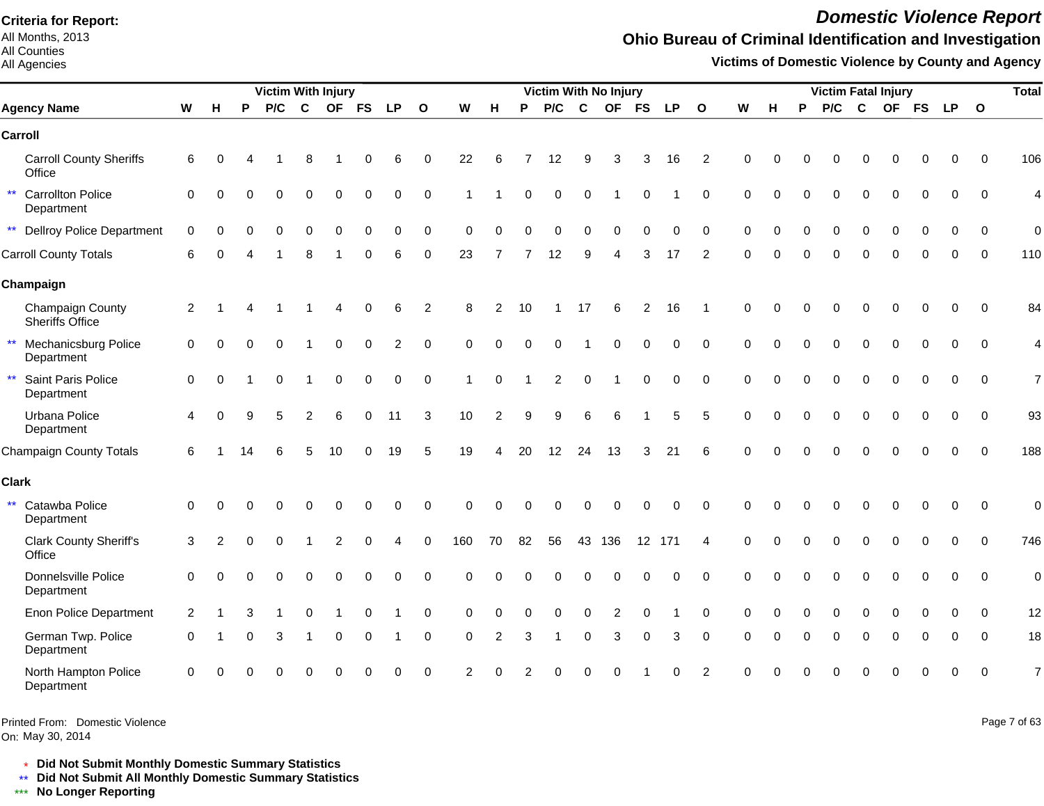**Criteria for Report:**
All Months, 2013
All Counties
All Agencies

# Domestic Violence Report

## Ohio Bureau of Criminal Identification and Investigation

### Victims of Domestic Violence by County and Agency

| | Victim With Injury | | | | | | | | | Victim With No Injury | | | | | | | | | Victim Fatal Injury | | | | | | | | | Total |
|---|---|---|---|---|---|---|---|---|---|---|---|---|---|---|---|---|---|---|---|---|---|---|---|---|---|---|---|---|
| **Agency Name** | **W** | **H** | **P** | **P/C** | **C** | **OF** | **FS** | **LP** | **O** | **W** | **H** | **P** | **P/C** | **C** | **OF** | **FS** | **LP** | **O** | **W** | **H** | **P** | **P/C** | **C** | **OF** | **FS** | **LP** | **O** | |
| **Carroll** | | | | | | | | | | | | | | | | | | | | | | | | | | | | |
| Carroll County Sheriffs Office | 6 | 0 | 4 | 1 | 8 | 1 | 0 | 6 | 0 | 22 | 6 | 7 | 12 | 9 | 3 | 3 | 16 | 2 | 0 | 0 | 0 | 0 | 0 | 0 | 0 | 0 | 0 | 106 |
| ** Carrollton Police Department | 0 | 0 | 0 | 0 | 0 | 0 | 0 | 0 | 0 | 1 | 1 | 0 | 0 | 0 | 1 | 0 | 1 | 0 | 0 | 0 | 0 | 0 | 0 | 0 | 0 | 0 | 0 | 4 |
| ** Dellroy Police Department | 0 | 0 | 0 | 0 | 0 | 0 | 0 | 0 | 0 | 0 | 0 | 0 | 0 | 0 | 0 | 0 | 0 | 0 | 0 | 0 | 0 | 0 | 0 | 0 | 0 | 0 | 0 | 0 |
| Carroll County Totals | 6 | 0 | 4 | 1 | 8 | 1 | 0 | 6 | 0 | 23 | 7 | 7 | 12 | 9 | 4 | 3 | 17 | 2 | 0 | 0 | 0 | 0 | 0 | 0 | 0 | 0 | 0 | 110 |
| **Champaign** | | | | | | | | | | | | | | | | | | | | | | | | | | | | |
| Champaign County Sheriffs Office | 2 | 1 | 4 | 1 | 1 | 4 | 0 | 6 | 2 | 8 | 2 | 10 | 1 | 17 | 6 | 2 | 16 | 1 | 0 | 0 | 0 | 0 | 0 | 0 | 0 | 0 | 0 | 84 |
| ** Mechanicsburg Police Department | 0 | 0 | 0 | 0 | 1 | 0 | 0 | 2 | 0 | 0 | 0 | 0 | 0 | 1 | 0 | 0 | 0 | 0 | 0 | 0 | 0 | 0 | 0 | 0 | 0 | 0 | 0 | 4 |
| ** Saint Paris Police Department | 0 | 0 | 1 | 0 | 1 | 0 | 0 | 0 | 0 | 1 | 0 | 1 | 2 | 0 | 1 | 0 | 0 | 0 | 0 | 0 | 0 | 0 | 0 | 0 | 0 | 0 | 0 | 7 |
| Urbana Police Department | 4 | 0 | 9 | 5 | 2 | 6 | 0 | 11 | 3 | 10 | 2 | 9 | 9 | 6 | 6 | 1 | 5 | 5 | 0 | 0 | 0 | 0 | 0 | 0 | 0 | 0 | 0 | 93 |
| Champaign County Totals | 6 | 1 | 14 | 6 | 5 | 10 | 0 | 19 | 5 | 19 | 4 | 20 | 12 | 24 | 13 | 3 | 21 | 6 | 0 | 0 | 0 | 0 | 0 | 0 | 0 | 0 | 0 | 188 |
| **Clark** | | | | | | | | | | | | | | | | | | | | | | | | | | | | |
| ** Catawba Police Department | 0 | 0 | 0 | 0 | 0 | 0 | 0 | 0 | 0 | 0 | 0 | 0 | 0 | 0 | 0 | 0 | 0 | 0 | 0 | 0 | 0 | 0 | 0 | 0 | 0 | 0 | 0 | 0 |
| Clark County Sheriff's Office | 3 | 2 | 0 | 0 | 1 | 2 | 0 | 4 | 0 | 160 | 70 | 82 | 56 | 43 | 136 | 12 | 171 | 4 | 0 | 0 | 0 | 0 | 0 | 0 | 0 | 0 | 0 | 746 |
| Donnelsville Police Department | 0 | 0 | 0 | 0 | 0 | 0 | 0 | 0 | 0 | 0 | 0 | 0 | 0 | 0 | 0 | 0 | 0 | 0 | 0 | 0 | 0 | 0 | 0 | 0 | 0 | 0 | 0 | 0 |
| Enon Police Department | 2 | 1 | 3 | 1 | 0 | 1 | 0 | 1 | 0 | 0 | 0 | 0 | 0 | 0 | 2 | 0 | 1 | 0 | 0 | 0 | 0 | 0 | 0 | 0 | 0 | 0 | 0 | 12 |
| German Twp. Police Department | 0 | 1 | 0 | 3 | 1 | 0 | 0 | 1 | 0 | 0 | 2 | 3 | 1 | 0 | 3 | 0 | 3 | 0 | 0 | 0 | 0 | 0 | 0 | 0 | 0 | 0 | 0 | 18 |
| North Hampton Police Department | 0 | 0 | 0 | 0 | 0 | 0 | 0 | 0 | 0 | 2 | 0 | 2 | 0 | 0 | 0 | 1 | 0 | 2 | 0 | 0 | 0 | 0 | 0 | 0 | 0 | 0 | 0 | 7 |

Printed From: Domestic Violence
On: May 30, 2014

\* Did Not Submit Monthly Domestic Summary Statistics
** Did Not Submit All Monthly Domestic Summary Statistics
*** No Longer Reporting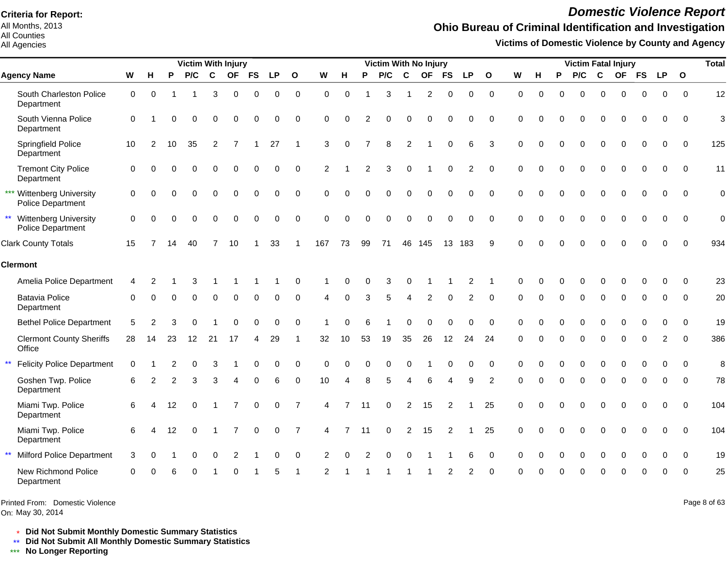**Criteria for Report:**
All Months, 2013
All Counties
All Agencies

# *Domestic Violence Report*

## Ohio Bureau of Criminal Identification and Investigation

### Victims of Domestic Violence by County and Agency

| Agency Name | Victim With Injury | | | | | | | | | Victim With No Injury | | | | | | | | | Victim Fatal Injury | | | | | | | | | Total |
|---|---|---|---|---|---|---|---|---|---|---|---|---|---|---|---|---|---|---|---|---|---|---|---|---|---|---|---|---|
| | W | H | P | P/C | C | OF | FS | LP | O | W | H | P | P/C | C | OF | FS | LP | O | W | H | P | P/C | C | OF | FS | LP | O | |
| South Charleston Police Department | 0 | 0 | 1 | 1 | 3 | 0 | 0 | 0 | 0 | 0 | 0 | 1 | 3 | 1 | 2 | 0 | 0 | 0 | 0 | 0 | 0 | 0 | 0 | 0 | 0 | 0 | 0 | 12 |
| South Vienna Police Department | 0 | 1 | 0 | 0 | 0 | 0 | 0 | 0 | 0 | 0 | 0 | 2 | 0 | 0 | 0 | 0 | 0 | 0 | 0 | 0 | 0 | 0 | 0 | 0 | 0 | 0 | 0 | 3 |
| Springfield Police Department | 10 | 2 | 10 | 35 | 2 | 7 | 1 | 27 | 1 | 3 | 0 | 7 | 8 | 2 | 1 | 0 | 6 | 3 | 0 | 0 | 0 | 0 | 0 | 0 | 0 | 0 | 0 | 125 |
| Tremont City Police Department | 0 | 0 | 0 | 0 | 0 | 0 | 0 | 0 | 0 | 2 | 1 | 2 | 3 | 0 | 1 | 0 | 2 | 0 | 0 | 0 | 0 | 0 | 0 | 0 | 0 | 0 | 0 | 11 |
| *** Wittenberg University Police Department | 0 | 0 | 0 | 0 | 0 | 0 | 0 | 0 | 0 | 0 | 0 | 0 | 0 | 0 | 0 | 0 | 0 | 0 | 0 | 0 | 0 | 0 | 0 | 0 | 0 | 0 | 0 | 0 |
| ** Wittenberg University Police Department | 0 | 0 | 0 | 0 | 0 | 0 | 0 | 0 | 0 | 0 | 0 | 0 | 0 | 0 | 0 | 0 | 0 | 0 | 0 | 0 | 0 | 0 | 0 | 0 | 0 | 0 | 0 | 0 |
| Clark County Totals | 15 | 7 | 14 | 40 | 7 | 10 | 1 | 33 | 1 | 167 | 73 | 99 | 71 | 46 | 145 | 13 | 183 | 9 | 0 | 0 | 0 | 0 | 0 | 0 | 0 | 0 | 0 | 934 |
| **Clermont** | | | | | | | | | | | | | | | | | | | | | | | | | | | | |
| Amelia Police Department | 4 | 2 | 1 | 3 | 1 | 1 | 1 | 1 | 0 | 1 | 0 | 0 | 3 | 0 | 1 | 1 | 2 | 1 | 0 | 0 | 0 | 0 | 0 | 0 | 0 | 0 | 0 | 23 |
| Batavia Police Department | 0 | 0 | 0 | 0 | 0 | 0 | 0 | 0 | 0 | 4 | 0 | 3 | 5 | 4 | 2 | 0 | 2 | 0 | 0 | 0 | 0 | 0 | 0 | 0 | 0 | 0 | 0 | 20 |
| Bethel Police Department | 5 | 2 | 3 | 0 | 1 | 0 | 0 | 0 | 0 | 1 | 0 | 6 | 1 | 0 | 0 | 0 | 0 | 0 | 0 | 0 | 0 | 0 | 0 | 0 | 0 | 0 | 0 | 19 |
| Clermont County Sheriffs Office | 28 | 14 | 23 | 12 | 21 | 17 | 4 | 29 | 1 | 32 | 10 | 53 | 19 | 35 | 26 | 12 | 24 | 24 | 0 | 0 | 0 | 0 | 0 | 0 | 0 | 2 | 0 | 386 |
| ** Felicity Police Department | 0 | 1 | 2 | 0 | 3 | 1 | 0 | 0 | 0 | 0 | 0 | 0 | 0 | 0 | 1 | 0 | 0 | 0 | 0 | 0 | 0 | 0 | 0 | 0 | 0 | 0 | 0 | 8 |
| Goshen Twp. Police Department | 6 | 2 | 2 | 3 | 3 | 4 | 0 | 6 | 0 | 10 | 4 | 8 | 5 | 4 | 6 | 4 | 9 | 2 | 0 | 0 | 0 | 0 | 0 | 0 | 0 | 0 | 0 | 78 |
| Miami Twp. Police Department | 6 | 4 | 12 | 0 | 1 | 7 | 0 | 0 | 7 | 4 | 7 | 11 | 0 | 2 | 15 | 2 | 1 | 25 | 0 | 0 | 0 | 0 | 0 | 0 | 0 | 0 | 0 | 104 |
| Miami Twp. Police Department | 6 | 4 | 12 | 0 | 1 | 7 | 0 | 0 | 7 | 4 | 7 | 11 | 0 | 2 | 15 | 2 | 1 | 25 | 0 | 0 | 0 | 0 | 0 | 0 | 0 | 0 | 0 | 104 |
| ** Milford Police Department | 3 | 0 | 1 | 0 | 0 | 2 | 1 | 0 | 0 | 2 | 0 | 2 | 0 | 0 | 1 | 1 | 6 | 0 | 0 | 0 | 0 | 0 | 0 | 0 | 0 | 0 | 0 | 19 |
| New Richmond Police Department | 0 | 0 | 6 | 0 | 1 | 0 | 1 | 5 | 1 | 2 | 1 | 1 | 1 | 1 | 1 | 2 | 2 | 0 | 0 | 0 | 0 | 0 | 0 | 0 | 0 | 0 | 0 | 25 |

Printed From: Domestic Violence
On: May 30, 2014

\* **Did Not Submit Monthly Domestic Summary Statistics**
** **Did Not Submit All Monthly Domestic Summary Statistics**
*** **No Longer Reporting**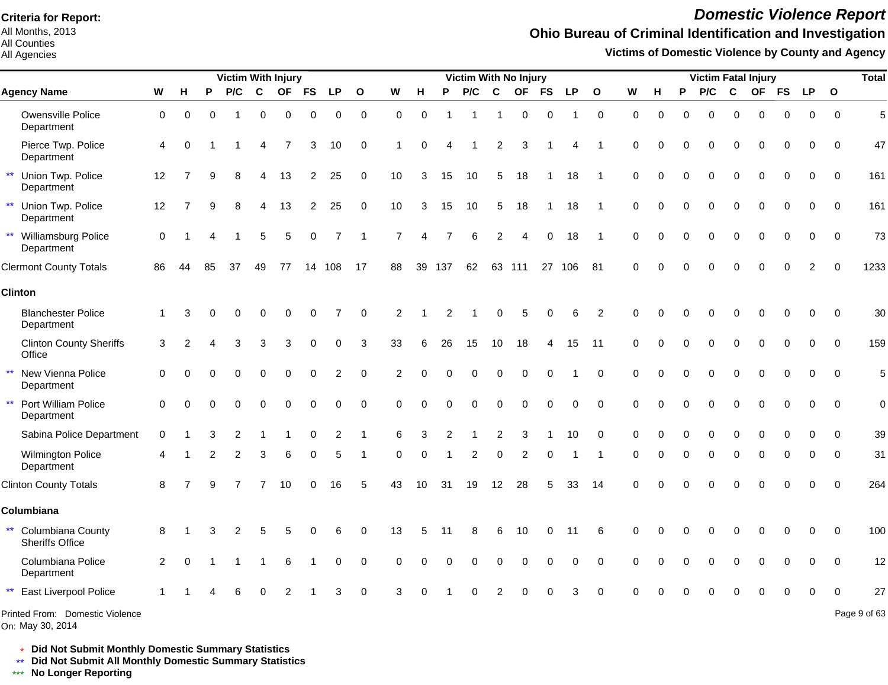**Criteria for Report:**
All Months, 2013
All Counties
All Agencies

# Domestic Violence Report

## Ohio Bureau of Criminal Identification and Investigation

### Victims of Domestic Violence by County and Agency

| Agency Name | Victim With Injury | | | | | | | | | Victim With No Injury | | | | | | | | | Victim Fatal Injury | | | | | | | | | Total |
|---|---|---|---|---|---|---|---|---|---|---|---|---|---|---|---|---|---|---|---|---|---|---|---|---|---|---|---|---|
| | W | H | P | P/C | C | OF | FS | LP | O | W | H | P | P/C | C | OF | FS | LP | O | W | H | P | P/C | C | OF | FS | LP | O | |
| Owensville Police Department | 0 | 0 | 0 | 1 | 0 | 0 | 0 | 0 | 0 | 0 | 0 | 1 | 1 | 1 | 0 | 0 | 1 | 0 | 0 | 0 | 0 | 0 | 0 | 0 | 0 | 0 | 0 | 5 |
| Pierce Twp. Police Department | 4 | 0 | 1 | 1 | 4 | 7 | 3 | 10 | 0 | 1 | 0 | 4 | 1 | 2 | 3 | 1 | 4 | 1 | 0 | 0 | 0 | 0 | 0 | 0 | 0 | 0 | 0 | 47 |
| ** Union Twp. Police Department | 12 | 7 | 9 | 8 | 4 | 13 | 2 | 25 | 0 | 10 | 3 | 15 | 10 | 5 | 18 | 1 | 18 | 1 | 0 | 0 | 0 | 0 | 0 | 0 | 0 | 0 | 0 | 161 |
| ** Union Twp. Police Department | 12 | 7 | 9 | 8 | 4 | 13 | 2 | 25 | 0 | 10 | 3 | 15 | 10 | 5 | 18 | 1 | 18 | 1 | 0 | 0 | 0 | 0 | 0 | 0 | 0 | 0 | 0 | 161 |
| ** Williamsburg Police Department | 0 | 1 | 4 | 1 | 5 | 5 | 0 | 7 | 1 | 7 | 4 | 7 | 6 | 2 | 4 | 0 | 18 | 1 | 0 | 0 | 0 | 0 | 0 | 0 | 0 | 0 | 0 | 73 |
| Clermont County Totals | 86 | 44 | 85 | 37 | 49 | 77 | 14 | 108 | 17 | 88 | 39 | 137 | 62 | 63 | 111 | 27 | 106 | 81 | 0 | 0 | 0 | 0 | 0 | 0 | 0 | 2 | 0 | 1233 |
| **Clinton** | | | | | | | | | | | | | | | | | | | | | | | | | | | | |
| Blanchester Police Department | 1 | 3 | 0 | 0 | 0 | 0 | 0 | 7 | 0 | 2 | 1 | 2 | 1 | 0 | 5 | 0 | 6 | 2 | 0 | 0 | 0 | 0 | 0 | 0 | 0 | 0 | 0 | 30 |
| Clinton County Sheriffs Office | 3 | 2 | 4 | 3 | 3 | 3 | 0 | 0 | 3 | 33 | 6 | 26 | 15 | 10 | 18 | 4 | 15 | 11 | 0 | 0 | 0 | 0 | 0 | 0 | 0 | 0 | 0 | 159 |
| ** New Vienna Police Department | 0 | 0 | 0 | 0 | 0 | 0 | 0 | 2 | 0 | 2 | 0 | 0 | 0 | 0 | 0 | 0 | 1 | 0 | 0 | 0 | 0 | 0 | 0 | 0 | 0 | 0 | 0 | 5 |
| ** Port William Police Department | 0 | 0 | 0 | 0 | 0 | 0 | 0 | 0 | 0 | 0 | 0 | 0 | 0 | 0 | 0 | 0 | 0 | 0 | 0 | 0 | 0 | 0 | 0 | 0 | 0 | 0 | 0 | 0 |
| Sabina Police Department | 0 | 1 | 3 | 2 | 1 | 1 | 0 | 2 | 1 | 6 | 3 | 2 | 1 | 2 | 3 | 1 | 10 | 0 | 0 | 0 | 0 | 0 | 0 | 0 | 0 | 0 | 0 | 39 |
| Wilmington Police Department | 4 | 1 | 2 | 2 | 3 | 6 | 0 | 5 | 1 | 0 | 0 | 1 | 2 | 0 | 2 | 0 | 1 | 1 | 0 | 0 | 0 | 0 | 0 | 0 | 0 | 0 | 0 | 31 |
| Clinton County Totals | 8 | 7 | 9 | 7 | 7 | 10 | 0 | 16 | 5 | 43 | 10 | 31 | 19 | 12 | 28 | 5 | 33 | 14 | 0 | 0 | 0 | 0 | 0 | 0 | 0 | 0 | 0 | 264 |
| **Columbiana** | | | | | | | | | | | | | | | | | | | | | | | | | | | | |
| ** Columbiana County Sheriffs Office | 8 | 1 | 3 | 2 | 5 | 5 | 0 | 6 | 0 | 13 | 5 | 11 | 8 | 6 | 10 | 0 | 11 | 6 | 0 | 0 | 0 | 0 | 0 | 0 | 0 | 0 | 0 | 100 |
| Columbiana Police Department | 2 | 0 | 1 | 1 | 1 | 6 | 1 | 0 | 0 | 0 | 0 | 0 | 0 | 0 | 0 | 0 | 0 | 0 | 0 | 0 | 0 | 0 | 0 | 0 | 0 | 0 | 0 | 12 |
| ** East Liverpool Police | 1 | 1 | 4 | 6 | 0 | 2 | 1 | 3 | 0 | 3 | 0 | 1 | 0 | 2 | 0 | 0 | 3 | 0 | 0 | 0 | 0 | 0 | 0 | 0 | 0 | 0 | 0 | 27 |

Printed From: Domestic Violence
On: May 30, 2014

\* Did Not Submit Monthly Domestic Summary Statistics
\*\* Did Not Submit All Monthly Domestic Summary Statistics
\*\*\* No Longer Reporting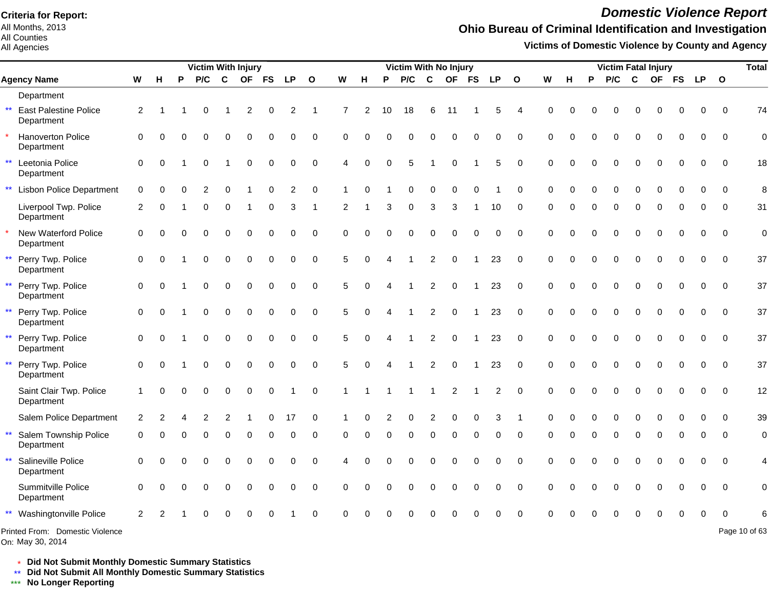**Criteria for Report:**
All Months, 2013
All Counties
All Agencies

# *Domestic Violence Report*

## Ohio Bureau of Criminal Identification and Investigation

### Victims of Domestic Violence by County and Agency

| | Agency Name | Victim With Injury | | | | | | | | | Victim With No Injury | | | | | | | | | Victim Fatal Injury | | | | | | | | | Total |
|---|---|---|---|---|---|---|---|---|---|---|---|---|---|---|---|---|---|---|---|---|---|---|---|---|---|---|---|---|---|
| | | W | H | P | P/C | C | OF | FS | LP | O | W | H | P | P/C | C | OF | FS | LP | O | W | H | P | P/C | C | OF | FS | LP | O | |
| | Department | | | | | | | | | | | | | | | | | | | | | | | | | | | | |
| ** | East Palestine Police Department | 2 | 1 | 1 | 0 | 1 | 2 | 0 | 2 | 1 | 7 | 2 | 10 | 18 | 6 | 11 | 1 | 5 | 4 | 0 | 0 | 0 | 0 | 0 | 0 | 0 | 0 | 0 | 74 |
| * | Hanoverton Police Department | 0 | 0 | 0 | 0 | 0 | 0 | 0 | 0 | 0 | 0 | 0 | 0 | 0 | 0 | 0 | 0 | 0 | 0 | 0 | 0 | 0 | 0 | 0 | 0 | 0 | 0 | 0 | 0 |
| ** | Leetonia Police Department | 0 | 0 | 1 | 0 | 1 | 0 | 0 | 0 | 0 | 4 | 0 | 0 | 5 | 1 | 0 | 1 | 5 | 0 | 0 | 0 | 0 | 0 | 0 | 0 | 0 | 0 | 0 | 18 |
| ** | Lisbon Police Department | 0 | 0 | 0 | 2 | 0 | 1 | 0 | 2 | 0 | 1 | 0 | 1 | 0 | 0 | 0 | 0 | 1 | 0 | 0 | 0 | 0 | 0 | 0 | 0 | 0 | 0 | 0 | 8 |
| | Liverpool Twp. Police Department | 2 | 0 | 1 | 0 | 0 | 1 | 0 | 3 | 1 | 2 | 1 | 3 | 0 | 3 | 3 | 1 | 10 | 0 | 0 | 0 | 0 | 0 | 0 | 0 | 0 | 0 | 0 | 31 |
| * | New Waterford Police Department | 0 | 0 | 0 | 0 | 0 | 0 | 0 | 0 | 0 | 0 | 0 | 0 | 0 | 0 | 0 | 0 | 0 | 0 | 0 | 0 | 0 | 0 | 0 | 0 | 0 | 0 | 0 | 0 |
| ** | Perry Twp. Police Department | 0 | 0 | 1 | 0 | 0 | 0 | 0 | 0 | 0 | 5 | 0 | 4 | 1 | 2 | 0 | 1 | 23 | 0 | 0 | 0 | 0 | 0 | 0 | 0 | 0 | 0 | 0 | 37 |
| ** | Perry Twp. Police Department | 0 | 0 | 1 | 0 | 0 | 0 | 0 | 0 | 0 | 5 | 0 | 4 | 1 | 2 | 0 | 1 | 23 | 0 | 0 | 0 | 0 | 0 | 0 | 0 | 0 | 0 | 0 | 37 |
| ** | Perry Twp. Police Department | 0 | 0 | 1 | 0 | 0 | 0 | 0 | 0 | 0 | 5 | 0 | 4 | 1 | 2 | 0 | 1 | 23 | 0 | 0 | 0 | 0 | 0 | 0 | 0 | 0 | 0 | 0 | 37 |
| ** | Perry Twp. Police Department | 0 | 0 | 1 | 0 | 0 | 0 | 0 | 0 | 0 | 5 | 0 | 4 | 1 | 2 | 0 | 1 | 23 | 0 | 0 | 0 | 0 | 0 | 0 | 0 | 0 | 0 | 0 | 37 |
| ** | Perry Twp. Police Department | 0 | 0 | 1 | 0 | 0 | 0 | 0 | 0 | 0 | 5 | 0 | 4 | 1 | 2 | 0 | 1 | 23 | 0 | 0 | 0 | 0 | 0 | 0 | 0 | 0 | 0 | 0 | 37 |
| | Saint Clair Twp. Police Department | 1 | 0 | 0 | 0 | 0 | 0 | 0 | 1 | 0 | 1 | 1 | 1 | 1 | 1 | 2 | 1 | 2 | 0 | 0 | 0 | 0 | 0 | 0 | 0 | 0 | 0 | 0 | 12 |
| | Salem Police Department | 2 | 2 | 4 | 2 | 2 | 1 | 0 | 17 | 0 | 1 | 0 | 2 | 0 | 2 | 0 | 0 | 3 | 1 | 0 | 0 | 0 | 0 | 0 | 0 | 0 | 0 | 0 | 39 |
| ** | Salem Township Police Department | 0 | 0 | 0 | 0 | 0 | 0 | 0 | 0 | 0 | 0 | 0 | 0 | 0 | 0 | 0 | 0 | 0 | 0 | 0 | 0 | 0 | 0 | 0 | 0 | 0 | 0 | 0 | 0 |
| ** | Salineville Police Department | 0 | 0 | 0 | 0 | 0 | 0 | 0 | 0 | 0 | 4 | 0 | 0 | 0 | 0 | 0 | 0 | 0 | 0 | 0 | 0 | 0 | 0 | 0 | 0 | 0 | 0 | 0 | 4 |
| | Summitville Police Department | 0 | 0 | 0 | 0 | 0 | 0 | 0 | 0 | 0 | 0 | 0 | 0 | 0 | 0 | 0 | 0 | 0 | 0 | 0 | 0 | 0 | 0 | 0 | 0 | 0 | 0 | 0 | 0 |
| ** | Washingtonville Police | 2 | 2 | 1 | 0 | 0 | 0 | 0 | 1 | 0 | 0 | 0 | 0 | 0 | 0 | 0 | 0 | 0 | 0 | 0 | 0 | 0 | 0 | 0 | 0 | 0 | 0 | 0 | 6 |

Printed From: Domestic Violence
On: May 30, 2014

\* **Did Not Submit Monthly Domestic Summary Statistics**
\*\* **Did Not Submit All Monthly Domestic Summary Statistics**
\*\*\* **No Longer Reporting**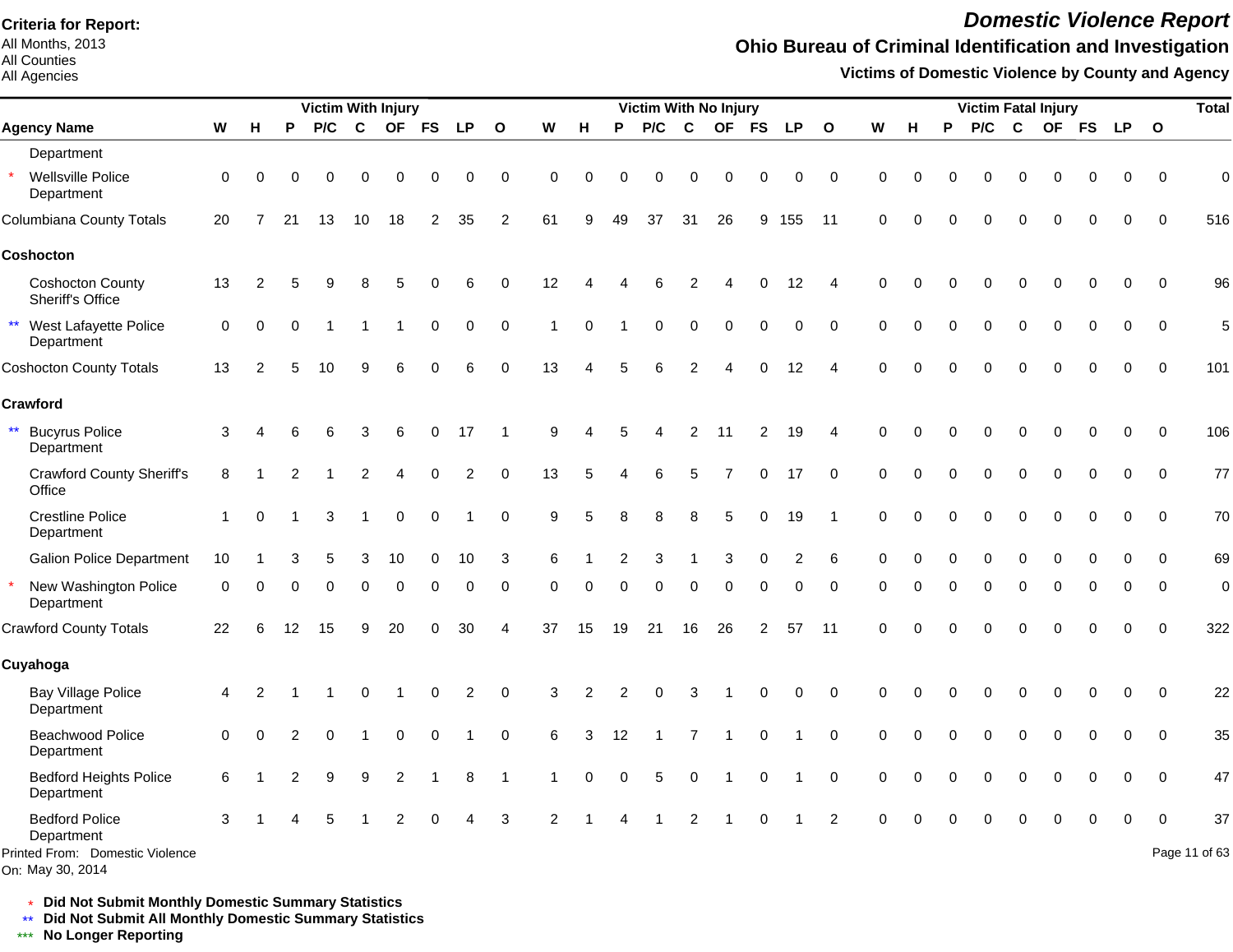**Criteria for Report:**
All Months, 2013
All Counties
All Agencies

# *Domestic Violence Report*

## Ohio Bureau of Criminal Identification and Investigation

### Victims of Domestic Violence by County and Agency

| | Victim With Injury | | | | | | | | | Victim With No Injury | | | | | | | | | Victim Fatal Injury | | | | | | | | | Total |
|---|---|---|---|---|---|---|---|---|---|---|---|---|---|---|---|---|---|---|---|---|---|---|---|---|---|---|---|---|
| Agency Name | W | H | P | P/C | C | OF | FS | LP | O | W | H | P | P/C | C | OF | FS | LP | O | W | H | P | P/C | C | OF | FS | LP | O | |
| Department | | | | | | | | | | | | | | | | | | | | | | | | | | | | |
| * Wellsville Police Department | 0 | 0 | 0 | 0 | 0 | 0 | 0 | 0 | 0 | 0 | 0 | 0 | 0 | 0 | 0 | 0 | 0 | 0 | 0 | 0 | 0 | 0 | 0 | 0 | 0 | 0 | 0 | 0 |
| Columbiana County Totals | 20 | 7 | 21 | 13 | 10 | 18 | 2 | 35 | 2 | 61 | 9 | 49 | 37 | 31 | 26 | 9 | 155 | 11 | 0 | 0 | 0 | 0 | 0 | 0 | 0 | 0 | 0 | 516 |
| **Coshocton** | | | | | | | | | | | | | | | | | | | | | | | | | | | | |
| Coshocton County Sheriff's Office | 13 | 2 | 5 | 9 | 8 | 5 | 0 | 6 | 0 | 12 | 4 | 4 | 6 | 2 | 4 | 0 | 12 | 4 | 0 | 0 | 0 | 0 | 0 | 0 | 0 | 0 | 0 | 96 |
| ** West Lafayette Police Department | 0 | 0 | 0 | 1 | 1 | 1 | 0 | 0 | 0 | 1 | 0 | 1 | 0 | 0 | 0 | 0 | 0 | 0 | 0 | 0 | 0 | 0 | 0 | 0 | 0 | 0 | 0 | 5 |
| Coshocton County Totals | 13 | 2 | 5 | 10 | 9 | 6 | 0 | 6 | 0 | 13 | 4 | 5 | 6 | 2 | 4 | 0 | 12 | 4 | 0 | 0 | 0 | 0 | 0 | 0 | 0 | 0 | 0 | 101 |
| **Crawford** | | | | | | | | | | | | | | | | | | | | | | | | | | | | |
| ** Bucyrus Police Department | 3 | 4 | 6 | 6 | 3 | 6 | 0 | 17 | 1 | 9 | 4 | 5 | 4 | 2 | 11 | 2 | 19 | 4 | 0 | 0 | 0 | 0 | 0 | 0 | 0 | 0 | 0 | 106 |
| Crawford County Sheriff's Office | 8 | 1 | 2 | 1 | 2 | 4 | 0 | 2 | 0 | 13 | 5 | 4 | 6 | 5 | 7 | 0 | 17 | 0 | 0 | 0 | 0 | 0 | 0 | 0 | 0 | 0 | 0 | 77 |
| Crestline Police Department | 1 | 0 | 1 | 3 | 1 | 0 | 0 | 1 | 0 | 9 | 5 | 8 | 8 | 8 | 5 | 0 | 19 | 1 | 0 | 0 | 0 | 0 | 0 | 0 | 0 | 0 | 0 | 70 |
| Galion Police Department | 10 | 1 | 3 | 5 | 3 | 10 | 0 | 10 | 3 | 6 | 1 | 2 | 3 | 1 | 3 | 0 | 2 | 6 | 0 | 0 | 0 | 0 | 0 | 0 | 0 | 0 | 0 | 69 |
| * New Washington Police Department | 0 | 0 | 0 | 0 | 0 | 0 | 0 | 0 | 0 | 0 | 0 | 0 | 0 | 0 | 0 | 0 | 0 | 0 | 0 | 0 | 0 | 0 | 0 | 0 | 0 | 0 | 0 | 0 |
| Crawford County Totals | 22 | 6 | 12 | 15 | 9 | 20 | 0 | 30 | 4 | 37 | 15 | 19 | 21 | 16 | 26 | 2 | 57 | 11 | 0 | 0 | 0 | 0 | 0 | 0 | 0 | 0 | 0 | 322 |
| **Cuyahoga** | | | | | | | | | | | | | | | | | | | | | | | | | | | | |
| Bay Village Police Department | 4 | 2 | 1 | 1 | 0 | 1 | 0 | 2 | 0 | 3 | 2 | 2 | 0 | 3 | 1 | 0 | 0 | 0 | 0 | 0 | 0 | 0 | 0 | 0 | 0 | 0 | 0 | 22 |
| Beachwood Police Department | 0 | 0 | 2 | 0 | 1 | 0 | 0 | 1 | 0 | 6 | 3 | 12 | 1 | 7 | 1 | 0 | 1 | 0 | 0 | 0 | 0 | 0 | 0 | 0 | 0 | 0 | 0 | 35 |
| Bedford Heights Police Department | 6 | 1 | 2 | 9 | 9 | 2 | 1 | 8 | 1 | 1 | 0 | 0 | 5 | 0 | 1 | 0 | 1 | 0 | 0 | 0 | 0 | 0 | 0 | 0 | 0 | 0 | 0 | 47 |
| Bedford Police Department | 3 | 1 | 4 | 5 | 1 | 2 | 0 | 4 | 3 | 2 | 1 | 4 | 1 | 2 | 1 | 0 | 1 | 2 | 0 | 0 | 0 | 0 | 0 | 0 | 0 | 0 | 0 | 37 |

Printed From: Domestic Violence
On: May 30, 2014

\* **Did Not Submit Monthly Domestic Summary Statistics**
\*\* **Did Not Submit All Monthly Domestic Summary Statistics**
\*\*\* **No Longer Reporting**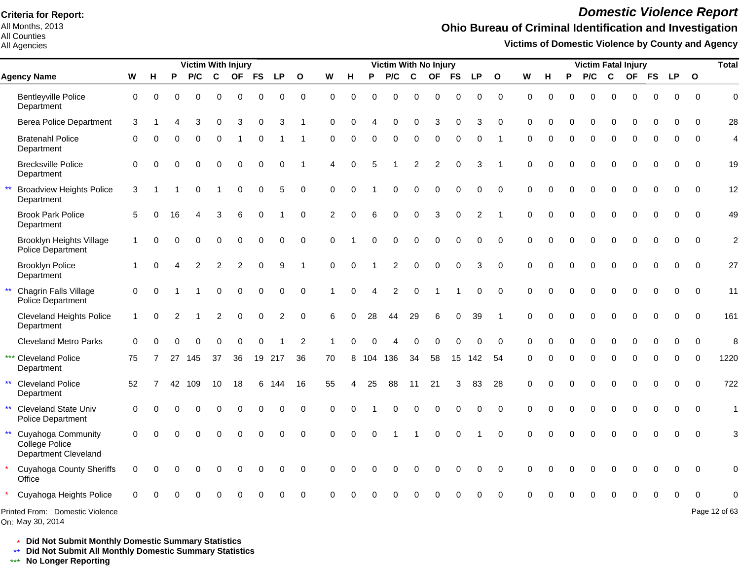**Criteria for Report:**
All Months, 2013
All Counties
All Agencies

# *Domestic Violence Report*

## Ohio Bureau of Criminal Identification and Investigation

### Victims of Domestic Violence by County and Agency

| | Agency Name | Victim With Injury | | | | | | | | | Victim With No Injury | | | | | | | | | Victim Fatal Injury | | | | | | | | | Total |
|---|---|---|---|---|---|---|---|---|---|---|---|---|---|---|---|---|---|---|---|---|---|---|---|---|---|---|---|---|---|
| | | W | H | P | P/C | C | OF | FS | LP | O | W | H | P | P/C | C | OF | FS | LP | O | W | H | P | P/C | C | OF | FS | LP | O | |
| | Bentleyville Police Department | 0 | 0 | 0 | 0 | 0 | 0 | 0 | 0 | 0 | 0 | 0 | 0 | 0 | 0 | 0 | 0 | 0 | 0 | 0 | 0 | 0 | 0 | 0 | 0 | 0 | 0 | 0 | 0 |
| | Berea Police Department | 3 | 1 | 4 | 3 | 0 | 3 | 0 | 3 | 1 | 0 | 0 | 4 | 0 | 0 | 3 | 0 | 3 | 0 | 0 | 0 | 0 | 0 | 0 | 0 | 0 | 0 | 0 | 28 |
| | Bratenahl Police Department | 0 | 0 | 0 | 0 | 0 | 1 | 0 | 1 | 1 | 0 | 0 | 0 | 0 | 0 | 0 | 0 | 0 | 1 | 0 | 0 | 0 | 0 | 0 | 0 | 0 | 0 | 0 | 4 |
| | Brecksville Police Department | 0 | 0 | 0 | 0 | 0 | 0 | 0 | 0 | 1 | 4 | 0 | 5 | 1 | 2 | 2 | 0 | 3 | 1 | 0 | 0 | 0 | 0 | 0 | 0 | 0 | 0 | 0 | 19 |
| ** | Broadview Heights Police Department | 3 | 1 | 1 | 0 | 1 | 0 | 0 | 5 | 0 | 0 | 0 | 1 | 0 | 0 | 0 | 0 | 0 | 0 | 0 | 0 | 0 | 0 | 0 | 0 | 0 | 0 | 0 | 12 |
| | Brook Park Police Department | 5 | 0 | 16 | 4 | 3 | 6 | 0 | 1 | 0 | 2 | 0 | 6 | 0 | 0 | 3 | 0 | 2 | 1 | 0 | 0 | 0 | 0 | 0 | 0 | 0 | 0 | 0 | 49 |
| | Brooklyn Heights Village Police Department | 1 | 0 | 0 | 0 | 0 | 0 | 0 | 0 | 0 | 0 | 1 | 0 | 0 | 0 | 0 | 0 | 0 | 0 | 0 | 0 | 0 | 0 | 0 | 0 | 0 | 0 | 0 | 2 |
| | Brooklyn Police Department | 1 | 0 | 4 | 2 | 2 | 2 | 0 | 9 | 1 | 0 | 0 | 1 | 2 | 0 | 0 | 0 | 3 | 0 | 0 | 0 | 0 | 0 | 0 | 0 | 0 | 0 | 0 | 27 |
| ** | Chagrin Falls Village Police Department | 0 | 0 | 1 | 1 | 0 | 0 | 0 | 0 | 0 | 1 | 0 | 4 | 2 | 0 | 1 | 1 | 0 | 0 | 0 | 0 | 0 | 0 | 0 | 0 | 0 | 0 | 0 | 11 |
| | Cleveland Heights Police Department | 1 | 0 | 2 | 1 | 2 | 0 | 0 | 2 | 0 | 6 | 0 | 28 | 44 | 29 | 6 | 0 | 39 | 1 | 0 | 0 | 0 | 0 | 0 | 0 | 0 | 0 | 0 | 161 |
| | Cleveland Metro Parks | 0 | 0 | 0 | 0 | 0 | 0 | 0 | 1 | 2 | 1 | 0 | 0 | 4 | 0 | 0 | 0 | 0 | 0 | 0 | 0 | 0 | 0 | 0 | 0 | 0 | 0 | 0 | 8 |
| *** | Cleveland Police Department | 75 | 7 | 27 | 145 | 37 | 36 | 19 | 217 | 36 | 70 | 8 | 104 | 136 | 34 | 58 | 15 | 142 | 54 | 0 | 0 | 0 | 0 | 0 | 0 | 0 | 0 | 0 | 1220 |
| ** | Cleveland Police Department | 52 | 7 | 42 | 109 | 10 | 18 | 6 | 144 | 16 | 55 | 4 | 25 | 88 | 11 | 21 | 3 | 83 | 28 | 0 | 0 | 0 | 0 | 0 | 0 | 0 | 0 | 0 | 722 |
| ** | Cleveland State Univ Police Department | 0 | 0 | 0 | 0 | 0 | 0 | 0 | 0 | 0 | 0 | 0 | 1 | 0 | 0 | 0 | 0 | 0 | 0 | 0 | 0 | 0 | 0 | 0 | 0 | 0 | 0 | 0 | 1 |
| ** | Cuyahoga Community College Police Department Cleveland | 0 | 0 | 0 | 0 | 0 | 0 | 0 | 0 | 0 | 0 | 0 | 0 | 1 | 1 | 0 | 0 | 1 | 0 | 0 | 0 | 0 | 0 | 0 | 0 | 0 | 0 | 0 | 3 |
| * | Cuyahoga County Sheriffs Office | 0 | 0 | 0 | 0 | 0 | 0 | 0 | 0 | 0 | 0 | 0 | 0 | 0 | 0 | 0 | 0 | 0 | 0 | 0 | 0 | 0 | 0 | 0 | 0 | 0 | 0 | 0 | 0 |
| * | Cuyahoga Heights Police | 0 | 0 | 0 | 0 | 0 | 0 | 0 | 0 | 0 | 0 | 0 | 0 | 0 | 0 | 0 | 0 | 0 | 0 | 0 | 0 | 0 | 0 | 0 | 0 | 0 | 0 | 0 | 0 |

Printed From: Domestic Violence
On: May 30, 2014

\* **Did Not Submit Monthly Domestic Summary Statistics**
\*\* **Did Not Submit All Monthly Domestic Summary Statistics**
\*\*\* **No Longer Reporting**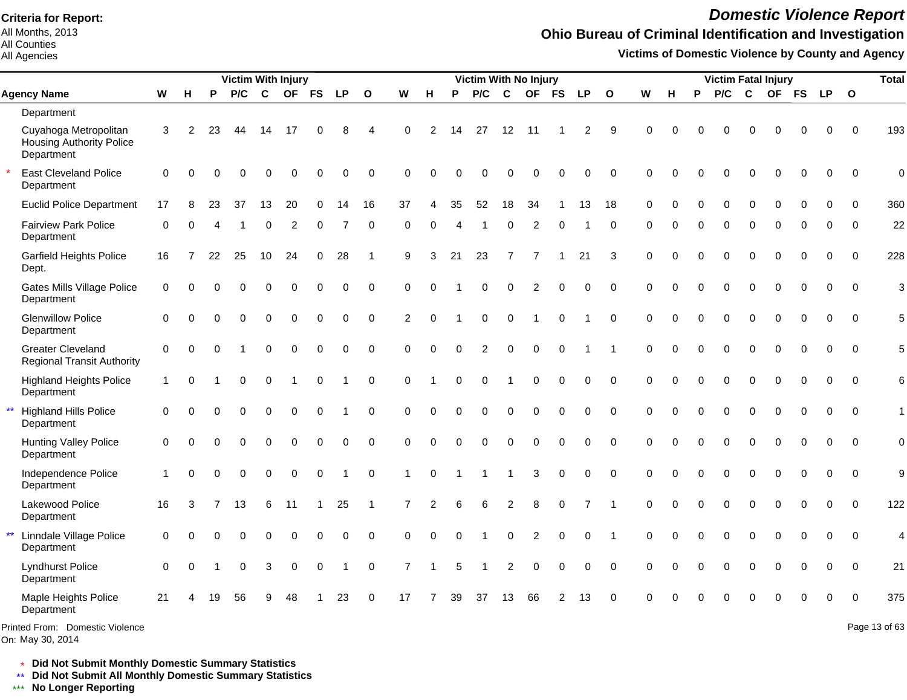**Criteria for Report:**
All Months, 2013
All Counties
All Agencies

# *Domestic Violence Report*

## Ohio Bureau of Criminal Identification and Investigation

### Victims of Domestic Violence by County and Agency

| | Agency Name | Victim With Injury | | | | | | | | | Victim With No Injury | | | | | | | | | Victim Fatal Injury | | | | | | | | | Total |
|---|---|---|---|---|---|---|---|---|---|---|---|---|---|---|---|---|---|---|---|---|---|---|---|---|---|---|---|---|---|
| | | W | H | P | P/C | C | OF | FS | LP | O | W | H | P | P/C | C | OF | FS | LP | O | W | H | P | P/C | C | OF | FS | LP | O | |
| | Department | | | | | | | | | | | | | | | | | | | | | | | | | | | | |
| | Cuyahoga Metropolitan Housing Authority Police Department | 3 | 2 | 23 | 44 | 14 | 17 | 0 | 8 | 4 | 0 | 2 | 14 | 27 | 12 | 11 | 1 | 2 | 9 | 0 | 0 | 0 | 0 | 0 | 0 | 0 | 0 | 0 | 193 |
| * | East Cleveland Police Department | 0 | 0 | 0 | 0 | 0 | 0 | 0 | 0 | 0 | 0 | 0 | 0 | 0 | 0 | 0 | 0 | 0 | 0 | 0 | 0 | 0 | 0 | 0 | 0 | 0 | 0 | 0 | 0 |
| | Euclid Police Department | 17 | 8 | 23 | 37 | 13 | 20 | 0 | 14 | 16 | 37 | 4 | 35 | 52 | 18 | 34 | 1 | 13 | 18 | 0 | 0 | 0 | 0 | 0 | 0 | 0 | 0 | 0 | 360 |
| | Fairview Park Police Department | 0 | 0 | 4 | 1 | 0 | 2 | 0 | 7 | 0 | 0 | 0 | 4 | 1 | 0 | 2 | 0 | 1 | 0 | 0 | 0 | 0 | 0 | 0 | 0 | 0 | 0 | 0 | 22 |
| | Garfield Heights Police Dept. | 16 | 7 | 22 | 25 | 10 | 24 | 0 | 28 | 1 | 9 | 3 | 21 | 23 | 7 | 7 | 1 | 21 | 3 | 0 | 0 | 0 | 0 | 0 | 0 | 0 | 0 | 0 | 228 |
| | Gates Mills Village Police Department | 0 | 0 | 0 | 0 | 0 | 0 | 0 | 0 | 0 | 0 | 0 | 1 | 0 | 0 | 2 | 0 | 0 | 0 | 0 | 0 | 0 | 0 | 0 | 0 | 0 | 0 | 0 | 3 |
| | Glenwillow Police Department | 0 | 0 | 0 | 0 | 0 | 0 | 0 | 0 | 0 | 2 | 0 | 1 | 0 | 0 | 1 | 0 | 1 | 0 | 0 | 0 | 0 | 0 | 0 | 0 | 0 | 0 | 0 | 5 |
| | Greater Cleveland Regional Transit Authority | 0 | 0 | 0 | 1 | 0 | 0 | 0 | 0 | 0 | 0 | 0 | 0 | 2 | 0 | 0 | 0 | 1 | 1 | 0 | 0 | 0 | 0 | 0 | 0 | 0 | 0 | 0 | 5 |
| | Highland Heights Police Department | 1 | 0 | 1 | 0 | 0 | 1 | 0 | 1 | 0 | 0 | 1 | 0 | 0 | 1 | 0 | 0 | 0 | 0 | 0 | 0 | 0 | 0 | 0 | 0 | 0 | 0 | 0 | 6 |
| ** | Highland Hills Police Department | 0 | 0 | 0 | 0 | 0 | 0 | 0 | 1 | 0 | 0 | 0 | 0 | 0 | 0 | 0 | 0 | 0 | 0 | 0 | 0 | 0 | 0 | 0 | 0 | 0 | 0 | 0 | 1 |
| | Hunting Valley Police Department | 0 | 0 | 0 | 0 | 0 | 0 | 0 | 0 | 0 | 0 | 0 | 0 | 0 | 0 | 0 | 0 | 0 | 0 | 0 | 0 | 0 | 0 | 0 | 0 | 0 | 0 | 0 | 0 |
| | Independence Police Department | 1 | 0 | 0 | 0 | 0 | 0 | 0 | 1 | 0 | 1 | 0 | 1 | 1 | 1 | 3 | 0 | 0 | 0 | 0 | 0 | 0 | 0 | 0 | 0 | 0 | 0 | 0 | 9 |
| | Lakewood Police Department | 16 | 3 | 7 | 13 | 6 | 11 | 1 | 25 | 1 | 7 | 2 | 6 | 6 | 2 | 8 | 0 | 7 | 1 | 0 | 0 | 0 | 0 | 0 | 0 | 0 | 0 | 0 | 122 |
| ** | Linndale Village Police Department | 0 | 0 | 0 | 0 | 0 | 0 | 0 | 0 | 0 | 0 | 0 | 0 | 1 | 0 | 2 | 0 | 0 | 1 | 0 | 0 | 0 | 0 | 0 | 0 | 0 | 0 | 0 | 4 |
| | Lyndhurst Police Department | 0 | 0 | 1 | 0 | 3 | 0 | 0 | 1 | 0 | 7 | 1 | 5 | 1 | 2 | 0 | 0 | 0 | 0 | 0 | 0 | 0 | 0 | 0 | 0 | 0 | 0 | 0 | 21 |
| | Maple Heights Police Department | 21 | 4 | 19 | 56 | 9 | 48 | 1 | 23 | 0 | 17 | 7 | 39 | 37 | 13 | 66 | 2 | 13 | 0 | 0 | 0 | 0 | 0 | 0 | 0 | 0 | 0 | 0 | 375 |

Printed From: Domestic Violence
On: May 30, 2014

\* **Did Not Submit Monthly Domestic Summary Statistics**
\*\* **Did Not Submit All Monthly Domestic Summary Statistics**
\*\*\* **No Longer Reporting**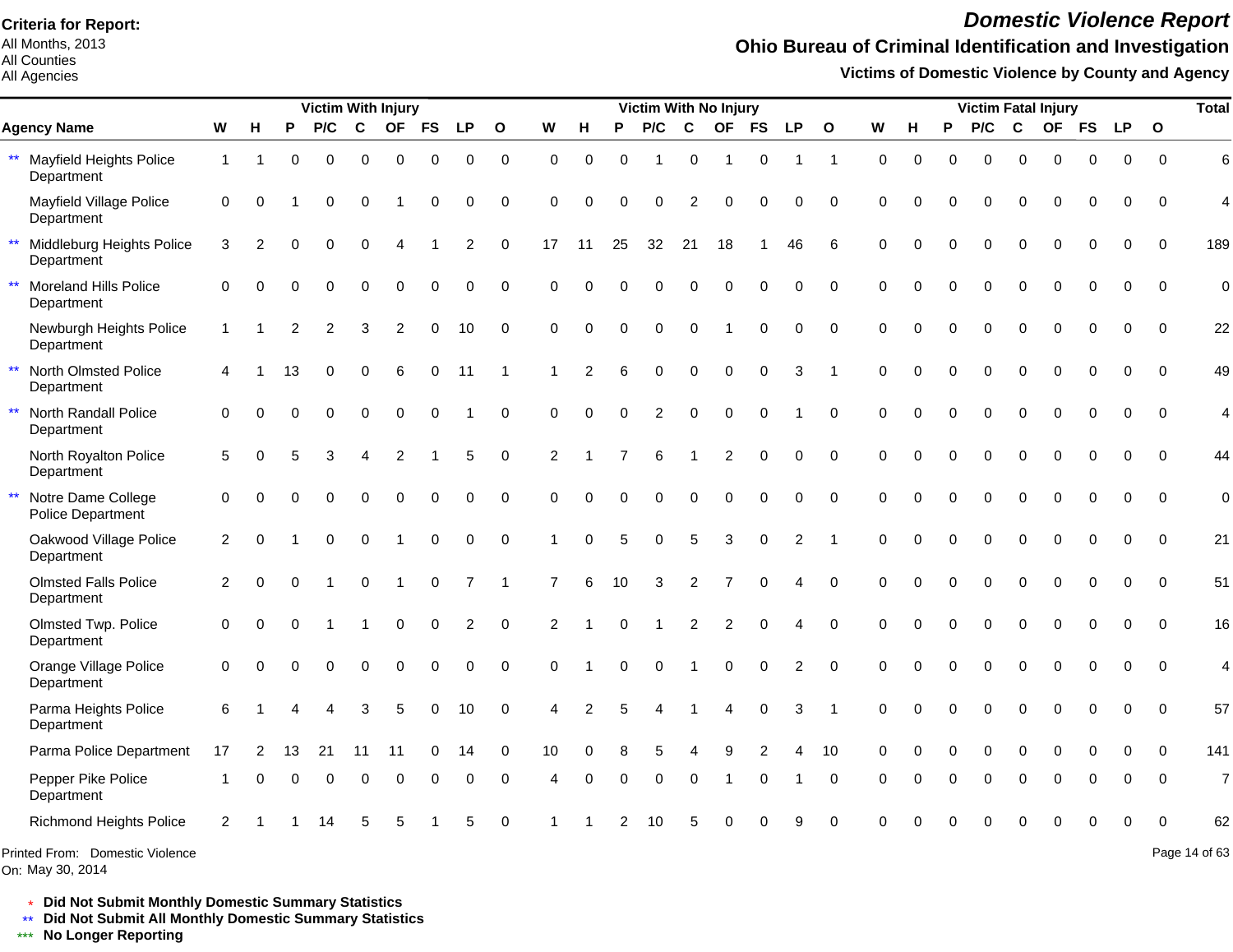**Criteria for Report:**
All Months, 2013
All Counties
All Agencies

# *Domestic Violence Report*

## Ohio Bureau of Criminal Identification and Investigation

### Victims of Domestic Violence by County and Agency

| | Victim With Injury | | | | | | | | | Victim With No Injury | | | | | | | | | Victim Fatal Injury | | | | | | | | | Total |
|---|---|---|---|---|---|---|---|---|---|---|---|---|---|---|---|---|---|---|---|---|---|---|---|---|---|---|---|---|
| **Agency Name** | **W** | **H** | **P** | **P/C** | **C** | **OF** | **FS** | **LP** | **O** | **W** | **H** | **P** | **P/C** | **C** | **OF** | **FS** | **LP** | **O** | **W** | **H** | **P** | **P/C** | **C** | **OF** | **FS** | **LP** | **O** | |
| ** Mayfield Heights Police Department | 1 | 1 | 0 | 0 | 0 | 0 | 0 | 0 | 0 | 0 | 0 | 0 | 1 | 0 | 1 | 0 | 1 | 1 | 0 | 0 | 0 | 0 | 0 | 0 | 0 | 0 | 0 | 6 |
| Mayfield Village Police Department | 0 | 0 | 1 | 0 | 0 | 1 | 0 | 0 | 0 | 0 | 0 | 0 | 0 | 2 | 0 | 0 | 0 | 0 | 0 | 0 | 0 | 0 | 0 | 0 | 0 | 0 | 0 | 4 |
| ** Middleburg Heights Police Department | 3 | 2 | 0 | 0 | 0 | 4 | 1 | 2 | 0 | 17 | 11 | 25 | 32 | 21 | 18 | 1 | 46 | 6 | 0 | 0 | 0 | 0 | 0 | 0 | 0 | 0 | 0 | 189 |
| ** Moreland Hills Police Department | 0 | 0 | 0 | 0 | 0 | 0 | 0 | 0 | 0 | 0 | 0 | 0 | 0 | 0 | 0 | 0 | 0 | 0 | 0 | 0 | 0 | 0 | 0 | 0 | 0 | 0 | 0 | 0 |
| Newburgh Heights Police Department | 1 | 1 | 2 | 2 | 3 | 2 | 0 | 10 | 0 | 0 | 0 | 0 | 0 | 0 | 1 | 0 | 0 | 0 | 0 | 0 | 0 | 0 | 0 | 0 | 0 | 0 | 0 | 22 |
| ** North Olmsted Police Department | 4 | 1 | 13 | 0 | 0 | 6 | 0 | 11 | 1 | 1 | 2 | 6 | 0 | 0 | 0 | 0 | 3 | 1 | 0 | 0 | 0 | 0 | 0 | 0 | 0 | 0 | 0 | 49 |
| ** North Randall Police Department | 0 | 0 | 0 | 0 | 0 | 0 | 0 | 1 | 0 | 0 | 0 | 0 | 2 | 0 | 0 | 0 | 1 | 0 | 0 | 0 | 0 | 0 | 0 | 0 | 0 | 0 | 0 | 4 |
| North Royalton Police Department | 5 | 0 | 5 | 3 | 4 | 2 | 1 | 5 | 0 | 2 | 1 | 7 | 6 | 1 | 2 | 0 | 0 | 0 | 0 | 0 | 0 | 0 | 0 | 0 | 0 | 0 | 0 | 44 |
| ** Notre Dame College Police Department | 0 | 0 | 0 | 0 | 0 | 0 | 0 | 0 | 0 | 0 | 0 | 0 | 0 | 0 | 0 | 0 | 0 | 0 | 0 | 0 | 0 | 0 | 0 | 0 | 0 | 0 | 0 | 0 |
| Oakwood Village Police Department | 2 | 0 | 1 | 0 | 0 | 1 | 0 | 0 | 0 | 1 | 0 | 5 | 0 | 5 | 3 | 0 | 2 | 1 | 0 | 0 | 0 | 0 | 0 | 0 | 0 | 0 | 0 | 21 |
| Olmsted Falls Police Department | 2 | 0 | 0 | 1 | 0 | 1 | 0 | 7 | 1 | 7 | 6 | 10 | 3 | 2 | 7 | 0 | 4 | 0 | 0 | 0 | 0 | 0 | 0 | 0 | 0 | 0 | 0 | 51 |
| Olmsted Twp. Police Department | 0 | 0 | 0 | 1 | 1 | 0 | 0 | 2 | 0 | 2 | 1 | 0 | 1 | 2 | 2 | 0 | 4 | 0 | 0 | 0 | 0 | 0 | 0 | 0 | 0 | 0 | 0 | 16 |
| Orange Village Police Department | 0 | 0 | 0 | 0 | 0 | 0 | 0 | 0 | 0 | 0 | 1 | 0 | 0 | 1 | 0 | 0 | 2 | 0 | 0 | 0 | 0 | 0 | 0 | 0 | 0 | 0 | 0 | 4 |
| Parma Heights Police Department | 6 | 1 | 4 | 4 | 3 | 5 | 0 | 10 | 0 | 4 | 2 | 5 | 4 | 1 | 4 | 0 | 3 | 1 | 0 | 0 | 0 | 0 | 0 | 0 | 0 | 0 | 0 | 57 |
| Parma Police Department | 17 | 2 | 13 | 21 | 11 | 11 | 0 | 14 | 0 | 10 | 0 | 8 | 5 | 4 | 9 | 2 | 4 | 10 | 0 | 0 | 0 | 0 | 0 | 0 | 0 | 0 | 0 | 141 |
| Pepper Pike Police Department | 1 | 0 | 0 | 0 | 0 | 0 | 0 | 0 | 0 | 4 | 0 | 0 | 0 | 0 | 1 | 0 | 1 | 0 | 0 | 0 | 0 | 0 | 0 | 0 | 0 | 0 | 0 | 7 |
| Richmond Heights Police | 2 | 1 | 1 | 14 | 5 | 5 | 1 | 5 | 0 | 1 | 1 | 2 | 10 | 5 | 0 | 0 | 9 | 0 | 0 | 0 | 0 | 0 | 0 | 0 | 0 | 0 | 0 | 62 |

Printed From: Domestic Violence
On: May 30, 2014

\* **Did Not Submit Monthly Domestic Summary Statistics**
\*\* **Did Not Submit All Monthly Domestic Summary Statistics**
\*\*\* **No Longer Reporting**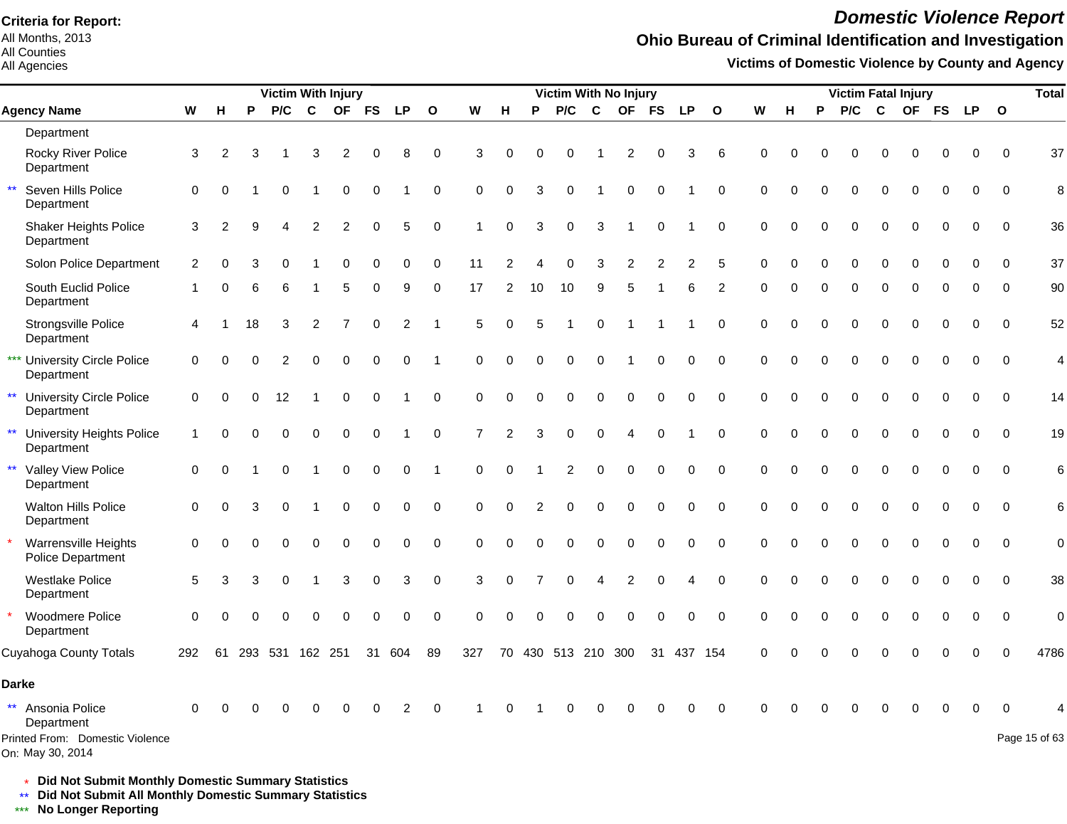**Criteria for Report:**
All Months, 2013
All Counties
All Agencies

# Domestic Violence Report

## Ohio Bureau of Criminal Identification and Investigation

### Victims of Domestic Violence by County and Agency

| Agency Name | Victim With Injury | | | | | | | | | Victim With No Injury | | | | | | | | | Victim Fatal Injury | | | | | | | | | Total |
|---|---|---|---|---|---|---|---|---|---|---|---|---|---|---|---|---|---|---|---|---|---|---|---|---|---|---|---|---|
| | W | H | P | P/C | C | OF | FS | LP | O | W | H | P | P/C | C | OF | FS | LP | O | W | H | P | P/C | C | OF | FS | LP | O | |
| Department | | | | | | | | | | | | | | | | | | | | | | | | | | | | |
| Rocky River Police Department | 3 | 2 | 3 | 1 | 3 | 2 | 0 | 8 | 0 | 3 | 0 | 0 | 0 | 1 | 2 | 0 | 3 | 6 | 0 | 0 | 0 | 0 | 0 | 0 | 0 | 0 | 0 | 37 |
| ** Seven Hills Police Department | 0 | 0 | 1 | 0 | 1 | 0 | 0 | 1 | 0 | 0 | 0 | 3 | 0 | 1 | 0 | 0 | 1 | 0 | 0 | 0 | 0 | 0 | 0 | 0 | 0 | 0 | 0 | 8 |
| Shaker Heights Police Department | 3 | 2 | 9 | 4 | 2 | 2 | 0 | 5 | 0 | 1 | 0 | 3 | 0 | 3 | 1 | 0 | 1 | 0 | 0 | 0 | 0 | 0 | 0 | 0 | 0 | 0 | 0 | 36 |
| Solon Police Department | 2 | 0 | 3 | 0 | 1 | 0 | 0 | 0 | 0 | 11 | 2 | 4 | 0 | 3 | 2 | 2 | 2 | 5 | 0 | 0 | 0 | 0 | 0 | 0 | 0 | 0 | 0 | 37 |
| South Euclid Police Department | 1 | 0 | 6 | 6 | 1 | 5 | 0 | 9 | 0 | 17 | 2 | 10 | 10 | 9 | 5 | 1 | 6 | 2 | 0 | 0 | 0 | 0 | 0 | 0 | 0 | 0 | 0 | 90 |
| Strongsville Police Department | 4 | 1 | 18 | 3 | 2 | 7 | 0 | 2 | 1 | 5 | 0 | 5 | 1 | 0 | 1 | 1 | 1 | 0 | 0 | 0 | 0 | 0 | 0 | 0 | 0 | 0 | 0 | 52 |
| *** University Circle Police Department | 0 | 0 | 0 | 2 | 0 | 0 | 0 | 0 | 1 | 0 | 0 | 0 | 0 | 0 | 1 | 0 | 0 | 0 | 0 | 0 | 0 | 0 | 0 | 0 | 0 | 0 | 0 | 4 |
| ** University Circle Police Department | 0 | 0 | 0 | 12 | 1 | 0 | 0 | 1 | 0 | 0 | 0 | 0 | 0 | 0 | 0 | 0 | 0 | 0 | 0 | 0 | 0 | 0 | 0 | 0 | 0 | 0 | 0 | 14 |
| ** University Heights Police Department | 1 | 0 | 0 | 0 | 0 | 0 | 0 | 1 | 0 | 7 | 2 | 3 | 0 | 0 | 4 | 0 | 1 | 0 | 0 | 0 | 0 | 0 | 0 | 0 | 0 | 0 | 0 | 19 |
| ** Valley View Police Department | 0 | 0 | 1 | 0 | 1 | 0 | 0 | 0 | 1 | 0 | 0 | 1 | 2 | 0 | 0 | 0 | 0 | 0 | 0 | 0 | 0 | 0 | 0 | 0 | 0 | 0 | 0 | 6 |
| Walton Hills Police Department | 0 | 0 | 3 | 0 | 1 | 0 | 0 | 0 | 0 | 0 | 0 | 2 | 0 | 0 | 0 | 0 | 0 | 0 | 0 | 0 | 0 | 0 | 0 | 0 | 0 | 0 | 0 | 6 |
| * Warrensville Heights Police Department | 0 | 0 | 0 | 0 | 0 | 0 | 0 | 0 | 0 | 0 | 0 | 0 | 0 | 0 | 0 | 0 | 0 | 0 | 0 | 0 | 0 | 0 | 0 | 0 | 0 | 0 | 0 | 0 |
| Westlake Police Department | 5 | 3 | 3 | 0 | 1 | 3 | 0 | 3 | 0 | 3 | 0 | 7 | 0 | 4 | 2 | 0 | 4 | 0 | 0 | 0 | 0 | 0 | 0 | 0 | 0 | 0 | 0 | 38 |
| * Woodmere Police Department | 0 | 0 | 0 | 0 | 0 | 0 | 0 | 0 | 0 | 0 | 0 | 0 | 0 | 0 | 0 | 0 | 0 | 0 | 0 | 0 | 0 | 0 | 0 | 0 | 0 | 0 | 0 | 0 |
| Cuyahoga County Totals | 292 | 61 | 293 | 531 | 162 | 251 | 31 | 604 | 89 | 327 | 70 | 430 | 513 | 210 | 300 | 31 | 437 | 154 | 0 | 0 | 0 | 0 | 0 | 0 | 0 | 0 | 0 | 4786 |
| **Darke** | | | | | | | | | | | | | | | | | | | | | | | | | | | | |
| ** Ansonia Police Department | 0 | 0 | 0 | 0 | 0 | 0 | 0 | 2 | 0 | 1 | 0 | 1 | 0 | 0 | 0 | 0 | 0 | 0 | 0 | 0 | 0 | 0 | 0 | 0 | 0 | 0 | 0 | 4 |

Printed From: Domestic Violence
On: May 30, 2014

\* **Did Not Submit Monthly Domestic Summary Statistics**
\*\* **Did Not Submit All Monthly Domestic Summary Statistics**
\*\*\* **No Longer Reporting**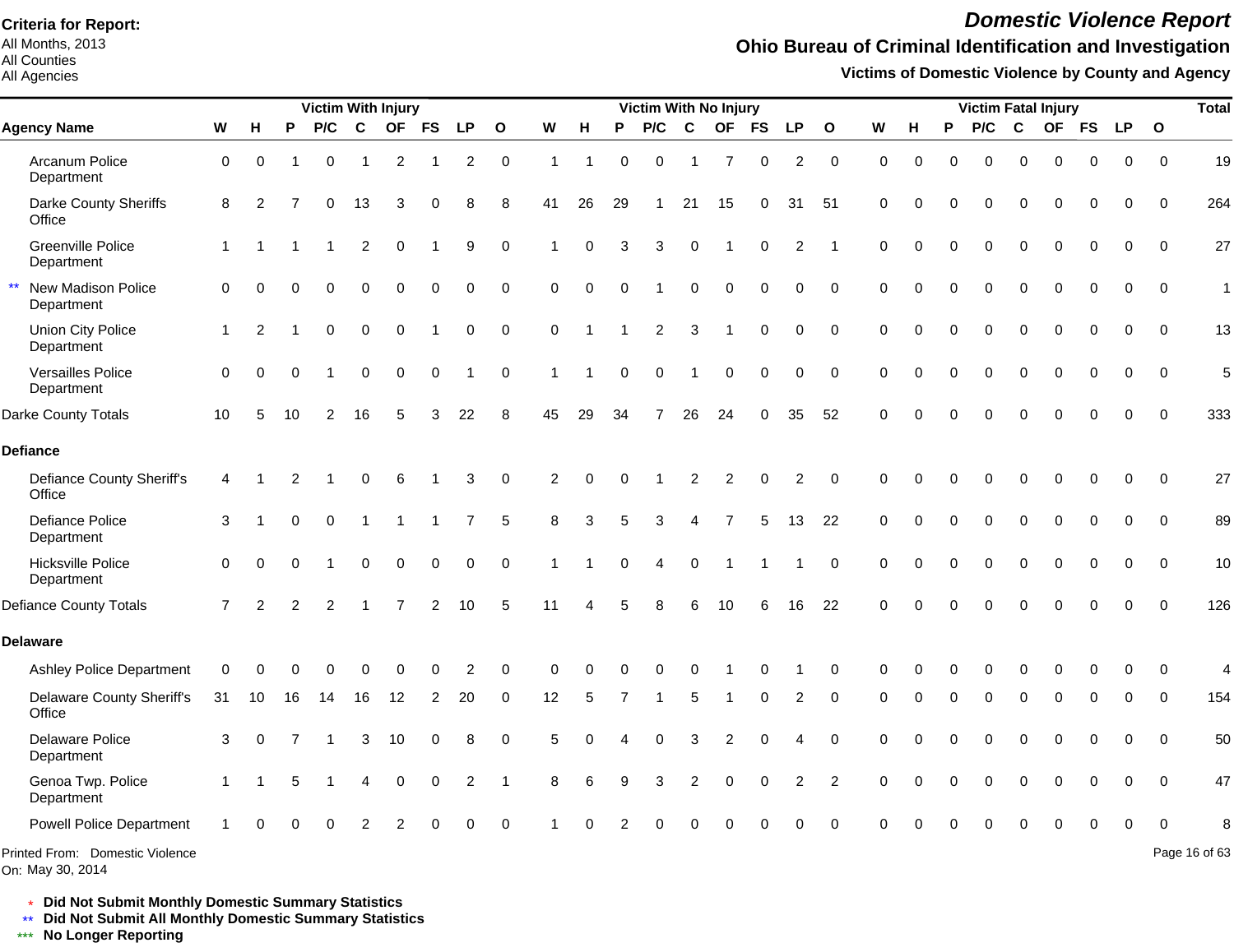**Criteria for Report:**
All Months, 2013
All Counties
All Agencies

# Domestic Violence Report

## Ohio Bureau of Criminal Identification and Investigation

### Victims of Domestic Violence by County and Agency

| Agency Name | Victim With Injury | | | | | | | | | Victim With No Injury | | | | | | | | | Victim Fatal Injury | | | | | | | | | Total |
|---|---|---|---|---|---|---|---|---|---|---|---|---|---|---|---|---|---|---|---|---|---|---|---|---|---|---|---|---|
| | W | H | P | P/C | C | OF | FS | LP | O | W | H | P | P/C | C | OF | FS | LP | O | W | H | P | P/C | C | OF | FS | LP | O | |
| Arcanum Police Department | 0 | 0 | 1 | 0 | 1 | 2 | 1 | 2 | 0 | 1 | 1 | 0 | 0 | 1 | 7 | 0 | 2 | 0 | 0 | 0 | 0 | 0 | 0 | 0 | 0 | 0 | 0 | 19 |
| Darke County Sheriffs Office | 8 | 2 | 7 | 0 | 13 | 3 | 0 | 8 | 8 | 41 | 26 | 29 | 1 | 21 | 15 | 0 | 31 | 51 | 0 | 0 | 0 | 0 | 0 | 0 | 0 | 0 | 0 | 264 |
| Greenville Police Department | 1 | 1 | 1 | 1 | 2 | 0 | 1 | 9 | 0 | 1 | 0 | 3 | 3 | 0 | 1 | 0 | 2 | 1 | 0 | 0 | 0 | 0 | 0 | 0 | 0 | 0 | 0 | 27 |
| ** New Madison Police Department | 0 | 0 | 0 | 0 | 0 | 0 | 0 | 0 | 0 | 0 | 0 | 0 | 1 | 0 | 0 | 0 | 0 | 0 | 0 | 0 | 0 | 0 | 0 | 0 | 0 | 0 | 0 | 1 |
| Union City Police Department | 1 | 2 | 1 | 0 | 0 | 0 | 1 | 0 | 0 | 0 | 1 | 1 | 2 | 3 | 1 | 0 | 0 | 0 | 0 | 0 | 0 | 0 | 0 | 0 | 0 | 0 | 0 | 13 |
| Versailles Police Department | 0 | 0 | 0 | 1 | 0 | 0 | 0 | 1 | 0 | 1 | 1 | 0 | 0 | 1 | 0 | 0 | 0 | 0 | 0 | 0 | 0 | 0 | 0 | 0 | 0 | 0 | 0 | 5 |
| Darke County Totals | 10 | 5 | 10 | 2 | 16 | 5 | 3 | 22 | 8 | 45 | 29 | 34 | 7 | 26 | 24 | 0 | 35 | 52 | 0 | 0 | 0 | 0 | 0 | 0 | 0 | 0 | 0 | 333 |
| **Defiance** | | | | | | | | | | | | | | | | | | | | | | | | | | | | |
| Defiance County Sheriff's Office | 4 | 1 | 2 | 1 | 0 | 6 | 1 | 3 | 0 | 2 | 0 | 0 | 1 | 2 | 2 | 0 | 2 | 0 | 0 | 0 | 0 | 0 | 0 | 0 | 0 | 0 | 0 | 27 |
| Defiance Police Department | 3 | 1 | 0 | 0 | 1 | 1 | 1 | 7 | 5 | 8 | 3 | 5 | 3 | 4 | 7 | 5 | 13 | 22 | 0 | 0 | 0 | 0 | 0 | 0 | 0 | 0 | 0 | 89 |
| Hicksville Police Department | 0 | 0 | 0 | 1 | 0 | 0 | 0 | 0 | 0 | 1 | 1 | 0 | 4 | 0 | 1 | 1 | 1 | 0 | 0 | 0 | 0 | 0 | 0 | 0 | 0 | 0 | 0 | 10 |
| Defiance County Totals | 7 | 2 | 2 | 2 | 1 | 7 | 2 | 10 | 5 | 11 | 4 | 5 | 8 | 6 | 10 | 6 | 16 | 22 | 0 | 0 | 0 | 0 | 0 | 0 | 0 | 0 | 0 | 126 |
| **Delaware** | | | | | | | | | | | | | | | | | | | | | | | | | | | | |
| Ashley Police Department | 0 | 0 | 0 | 0 | 0 | 0 | 0 | 2 | 0 | 0 | 0 | 0 | 0 | 0 | 1 | 0 | 1 | 0 | 0 | 0 | 0 | 0 | 0 | 0 | 0 | 0 | 0 | 4 |
| Delaware County Sheriff's Office | 31 | 10 | 16 | 14 | 16 | 12 | 2 | 20 | 0 | 12 | 5 | 7 | 1 | 5 | 1 | 0 | 2 | 0 | 0 | 0 | 0 | 0 | 0 | 0 | 0 | 0 | 0 | 154 |
| Delaware Police Department | 3 | 0 | 7 | 1 | 3 | 10 | 0 | 8 | 0 | 5 | 0 | 4 | 0 | 3 | 2 | 0 | 4 | 0 | 0 | 0 | 0 | 0 | 0 | 0 | 0 | 0 | 0 | 50 |
| Genoa Twp. Police Department | 1 | 1 | 5 | 1 | 4 | 0 | 0 | 2 | 1 | 8 | 6 | 9 | 3 | 2 | 0 | 0 | 2 | 2 | 0 | 0 | 0 | 0 | 0 | 0 | 0 | 0 | 0 | 47 |
| Powell Police Department | 1 | 0 | 0 | 0 | 2 | 2 | 0 | 0 | 0 | 1 | 0 | 2 | 0 | 0 | 0 | 0 | 0 | 0 | 0 | 0 | 0 | 0 | 0 | 0 | 0 | 0 | 0 | 8 |

Printed From: Domestic Violence
On: May 30, 2014

\* Did Not Submit Monthly Domestic Summary Statistics
\*\* Did Not Submit All Monthly Domestic Summary Statistics
\*\*\* No Longer Reporting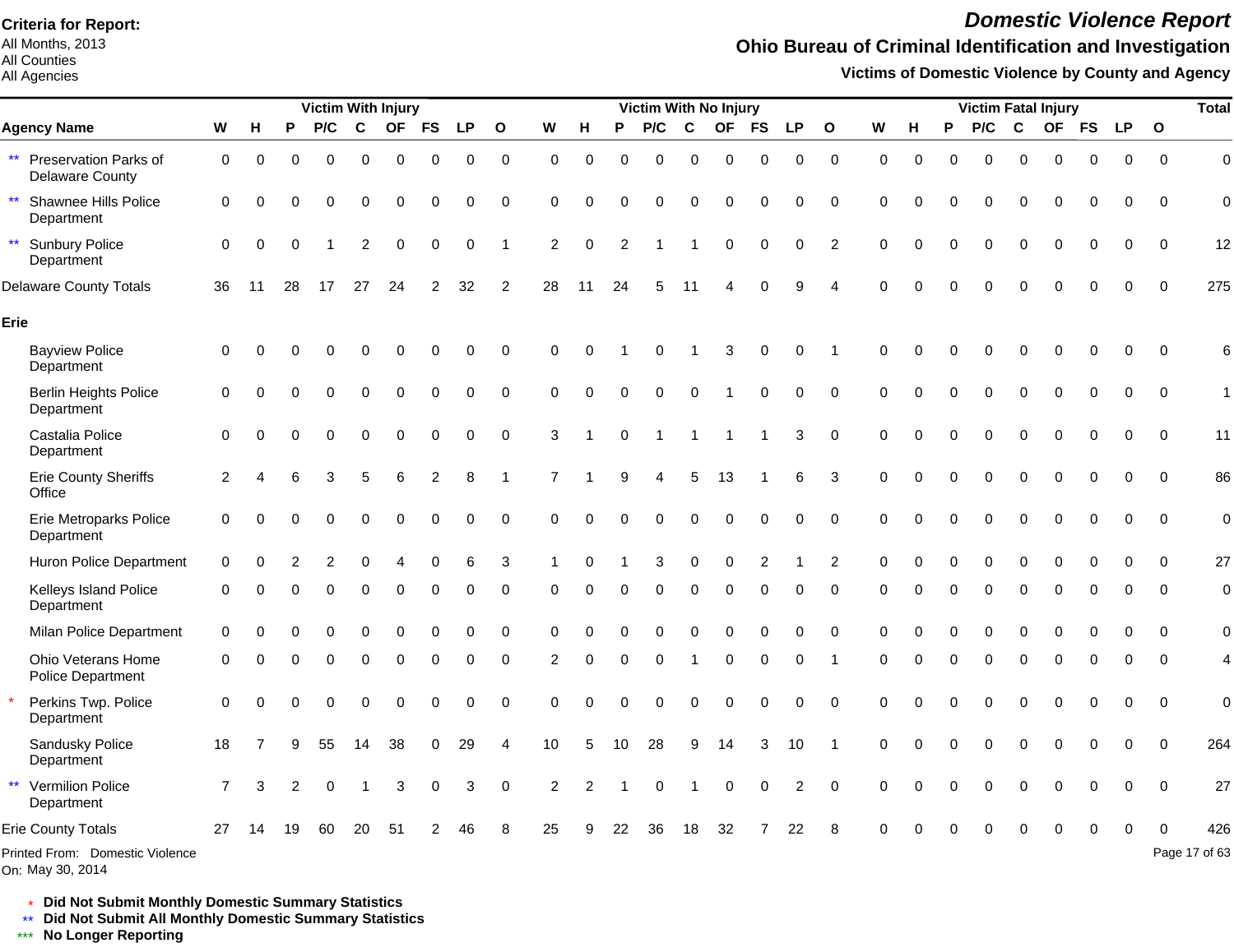**Criteria for Report:**
All Months, 2013
All Counties
All Agencies

# *Domestic Violence Report*

## Ohio Bureau of Criminal Identification and Investigation

### Victims of Domestic Violence by County and Agency

| Agency Name | Victim With Injury | | | | | | | | | Victim With No Injury | | | | | | | | | Victim Fatal Injury | | | | | | | | | Total |
|---|---|---|---|---|---|---|---|---|---|---|---|---|---|---|---|---|---|---|---|---|---|---|---|---|---|---|---|---|
| | W | H | P | P/C | C | OF | FS | LP | O | W | H | P | P/C | C | OF | FS | LP | O | W | H | P | P/C | C | OF | FS | LP | O | |
| ** Preservation Parks of Delaware County | 0 | 0 | 0 | 0 | 0 | 0 | 0 | 0 | 0 | 0 | 0 | 0 | 0 | 0 | 0 | 0 | 0 | 0 | 0 | 0 | 0 | 0 | 0 | 0 | 0 | 0 | 0 | 0 |
| ** Shawnee Hills Police Department | 0 | 0 | 0 | 0 | 0 | 0 | 0 | 0 | 0 | 0 | 0 | 0 | 0 | 0 | 0 | 0 | 0 | 0 | 0 | 0 | 0 | 0 | 0 | 0 | 0 | 0 | 0 | 0 |
| ** Sunbury Police Department | 0 | 0 | 0 | 1 | 2 | 0 | 0 | 0 | 1 | 2 | 0 | 2 | 1 | 1 | 0 | 0 | 0 | 2 | 0 | 0 | 0 | 0 | 0 | 0 | 0 | 0 | 0 | 12 |
| Delaware County Totals | 36 | 11 | 28 | 17 | 27 | 24 | 2 | 32 | 2 | 28 | 11 | 24 | 5 | 11 | 4 | 0 | 9 | 4 | 0 | 0 | 0 | 0 | 0 | 0 | 0 | 0 | 0 | 275 |
| **Erie** | | | | | | | | | | | | | | | | | | | | | | | | | | | | |
| Bayview Police Department | 0 | 0 | 0 | 0 | 0 | 0 | 0 | 0 | 0 | 0 | 0 | 1 | 0 | 1 | 3 | 0 | 0 | 1 | 0 | 0 | 0 | 0 | 0 | 0 | 0 | 0 | 0 | 6 |
| Berlin Heights Police Department | 0 | 0 | 0 | 0 | 0 | 0 | 0 | 0 | 0 | 0 | 0 | 0 | 0 | 0 | 1 | 0 | 0 | 0 | 0 | 0 | 0 | 0 | 0 | 0 | 0 | 0 | 0 | 1 |
| Castalia Police Department | 0 | 0 | 0 | 0 | 0 | 0 | 0 | 0 | 0 | 3 | 1 | 0 | 1 | 1 | 1 | 1 | 3 | 0 | 0 | 0 | 0 | 0 | 0 | 0 | 0 | 0 | 0 | 11 |
| Erie County Sheriffs Office | 2 | 4 | 6 | 3 | 5 | 6 | 2 | 8 | 1 | 7 | 1 | 9 | 4 | 5 | 13 | 1 | 6 | 3 | 0 | 0 | 0 | 0 | 0 | 0 | 0 | 0 | 0 | 86 |
| Erie Metroparks Police Department | 0 | 0 | 0 | 0 | 0 | 0 | 0 | 0 | 0 | 0 | 0 | 0 | 0 | 0 | 0 | 0 | 0 | 0 | 0 | 0 | 0 | 0 | 0 | 0 | 0 | 0 | 0 | 0 |
| Huron Police Department | 0 | 0 | 2 | 2 | 0 | 4 | 0 | 6 | 3 | 1 | 0 | 1 | 3 | 0 | 0 | 2 | 1 | 2 | 0 | 0 | 0 | 0 | 0 | 0 | 0 | 0 | 0 | 27 |
| Kelleys Island Police Department | 0 | 0 | 0 | 0 | 0 | 0 | 0 | 0 | 0 | 0 | 0 | 0 | 0 | 0 | 0 | 0 | 0 | 0 | 0 | 0 | 0 | 0 | 0 | 0 | 0 | 0 | 0 | 0 |
| Milan Police Department | 0 | 0 | 0 | 0 | 0 | 0 | 0 | 0 | 0 | 0 | 0 | 0 | 0 | 0 | 0 | 0 | 0 | 0 | 0 | 0 | 0 | 0 | 0 | 0 | 0 | 0 | 0 | 0 |
| Ohio Veterans Home Police Department | 0 | 0 | 0 | 0 | 0 | 0 | 0 | 0 | 0 | 2 | 0 | 0 | 0 | 1 | 0 | 0 | 0 | 1 | 0 | 0 | 0 | 0 | 0 | 0 | 0 | 0 | 0 | 4 |
| * Perkins Twp. Police Department | 0 | 0 | 0 | 0 | 0 | 0 | 0 | 0 | 0 | 0 | 0 | 0 | 0 | 0 | 0 | 0 | 0 | 0 | 0 | 0 | 0 | 0 | 0 | 0 | 0 | 0 | 0 | 0 |
| Sandusky Police Department | 18 | 7 | 9 | 55 | 14 | 38 | 0 | 29 | 4 | 10 | 5 | 10 | 28 | 9 | 14 | 3 | 10 | 1 | 0 | 0 | 0 | 0 | 0 | 0 | 0 | 0 | 0 | 264 |
| ** Vermilion Police Department | 7 | 3 | 2 | 0 | 1 | 3 | 0 | 3 | 0 | 2 | 2 | 1 | 0 | 1 | 0 | 0 | 2 | 0 | 0 | 0 | 0 | 0 | 0 | 0 | 0 | 0 | 0 | 27 |
| Erie County Totals | 27 | 14 | 19 | 60 | 20 | 51 | 2 | 46 | 8 | 25 | 9 | 22 | 36 | 18 | 32 | 7 | 22 | 8 | 0 | 0 | 0 | 0 | 0 | 0 | 0 | 0 | 0 | 426 |

Printed From: Domestic Violence
On: May 30, 2014

\* **Did Not Submit Monthly Domestic Summary Statistics**
** **Did Not Submit All Monthly Domestic Summary Statistics**
*** **No Longer Reporting**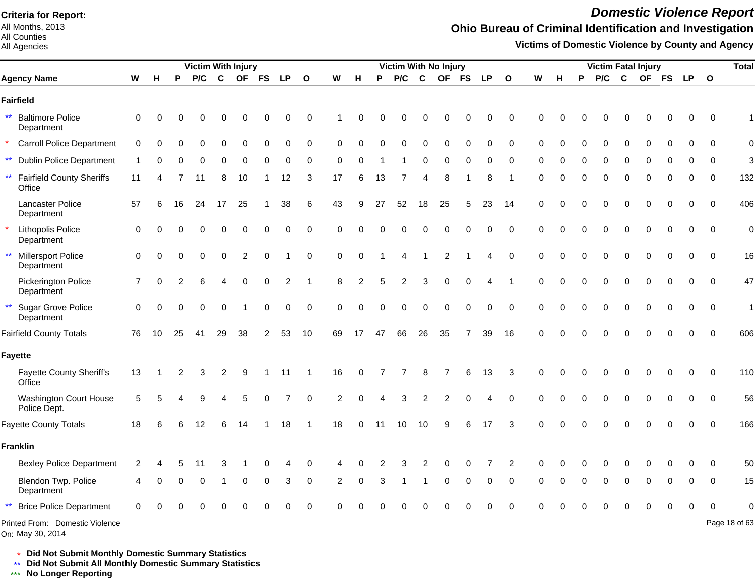**Criteria for Report:**
All Months, 2013
All Counties
All Agencies

# *Domestic Violence Report*

## Ohio Bureau of Criminal Identification and Investigation

### Victims of Domestic Violence by County and Agency

| | Agency Name | Victim With Injury | | | | | | | | | Victim With No Injury | | | | | | | | | Victim Fatal Injury | | | | | | | | | Total |
|---|---|---|---|---|---|---|---|---|---|---|---|---|---|---|---|---|---|---|---|---|---|---|---|---|---|---|---|---|---|
| | | W | H | P | P/C | C | OF | FS | LP | O | W | H | P | P/C | C | OF | FS | LP | O | W | H | P | P/C | C | OF | FS | LP | O | |
| | **Fairfield** | | | | | | | | | | | | | | | | | | | | | | | | | | | | | | |
| ** | Baltimore Police Department | 0 | 0 | 0 | 0 | 0 | 0 | 0 | 0 | 0 | 1 | 0 | 0 | 0 | 0 | 0 | 0 | 0 | 0 | 0 | 0 | 0 | 0 | 0 | 0 | 0 | 0 | 0 | 1 |
| * | Carroll Police Department | 0 | 0 | 0 | 0 | 0 | 0 | 0 | 0 | 0 | 0 | 0 | 0 | 0 | 0 | 0 | 0 | 0 | 0 | 0 | 0 | 0 | 0 | 0 | 0 | 0 | 0 | 0 | 0 |
| ** | Dublin Police Department | 1 | 0 | 0 | 0 | 0 | 0 | 0 | 0 | 0 | 0 | 0 | 1 | 1 | 0 | 0 | 0 | 0 | 0 | 0 | 0 | 0 | 0 | 0 | 0 | 0 | 0 | 0 | 3 |
| ** | Fairfield County Sheriffs Office | 11 | 4 | 7 | 11 | 8 | 10 | 1 | 12 | 3 | 17 | 6 | 13 | 7 | 4 | 8 | 1 | 8 | 1 | 0 | 0 | 0 | 0 | 0 | 0 | 0 | 0 | 0 | 132 |
| | Lancaster Police Department | 57 | 6 | 16 | 24 | 17 | 25 | 1 | 38 | 6 | 43 | 9 | 27 | 52 | 18 | 25 | 5 | 23 | 14 | 0 | 0 | 0 | 0 | 0 | 0 | 0 | 0 | 0 | 406 |
| * | Lithopolis Police Department | 0 | 0 | 0 | 0 | 0 | 0 | 0 | 0 | 0 | 0 | 0 | 0 | 0 | 0 | 0 | 0 | 0 | 0 | 0 | 0 | 0 | 0 | 0 | 0 | 0 | 0 | 0 | 0 |
| ** | Millersport Police Department | 0 | 0 | 0 | 0 | 0 | 2 | 0 | 1 | 0 | 0 | 0 | 1 | 4 | 1 | 2 | 1 | 4 | 0 | 0 | 0 | 0 | 0 | 0 | 0 | 0 | 0 | 0 | 16 |
| | Pickerington Police Department | 7 | 0 | 2 | 6 | 4 | 0 | 0 | 2 | 1 | 8 | 2 | 5 | 2 | 3 | 0 | 0 | 4 | 1 | 0 | 0 | 0 | 0 | 0 | 0 | 0 | 0 | 0 | 47 |
| ** | Sugar Grove Police Department | 0 | 0 | 0 | 0 | 0 | 1 | 0 | 0 | 0 | 0 | 0 | 0 | 0 | 0 | 0 | 0 | 0 | 0 | 0 | 0 | 0 | 0 | 0 | 0 | 0 | 0 | 0 | 1 |
| | Fairfield County Totals | 76 | 10 | 25 | 41 | 29 | 38 | 2 | 53 | 10 | 69 | 17 | 47 | 66 | 26 | 35 | 7 | 39 | 16 | 0 | 0 | 0 | 0 | 0 | 0 | 0 | 0 | 0 | 606 |
| | **Fayette** | | | | | | | | | | | | | | | | | | | | | | | | | | | | | | |
| | Fayette County Sheriff's Office | 13 | 1 | 2 | 3 | 2 | 9 | 1 | 11 | 1 | 16 | 0 | 7 | 7 | 8 | 7 | 6 | 13 | 3 | 0 | 0 | 0 | 0 | 0 | 0 | 0 | 0 | 0 | 110 |
| | Washington Court House Police Dept. | 5 | 5 | 4 | 9 | 4 | 5 | 0 | 7 | 0 | 2 | 0 | 4 | 3 | 2 | 2 | 0 | 4 | 0 | 0 | 0 | 0 | 0 | 0 | 0 | 0 | 0 | 0 | 56 |
| | Fayette County Totals | 18 | 6 | 6 | 12 | 6 | 14 | 1 | 18 | 1 | 18 | 0 | 11 | 10 | 10 | 9 | 6 | 17 | 3 | 0 | 0 | 0 | 0 | 0 | 0 | 0 | 0 | 0 | 166 |
| | **Franklin** | | | | | | | | | | | | | | | | | | | | | | | | | | | | | | |
| | Bexley Police Department | 2 | 4 | 5 | 11 | 3 | 1 | 0 | 4 | 0 | 4 | 0 | 2 | 3 | 2 | 0 | 0 | 7 | 2 | 0 | 0 | 0 | 0 | 0 | 0 | 0 | 0 | 0 | 50 |
| | Blendon Twp. Police Department | 4 | 0 | 0 | 0 | 1 | 0 | 0 | 3 | 0 | 2 | 0 | 3 | 1 | 1 | 0 | 0 | 0 | 0 | 0 | 0 | 0 | 0 | 0 | 0 | 0 | 0 | 0 | 15 |
| ** | Brice Police Department | 0 | 0 | 0 | 0 | 0 | 0 | 0 | 0 | 0 | 0 | 0 | 0 | 0 | 0 | 0 | 0 | 0 | 0 | 0 | 0 | 0 | 0 | 0 | 0 | 0 | 0 | 0 | 0 |

Printed From: Domestic Violence
On: May 30, 2014

\* **Did Not Submit Monthly Domestic Summary Statistics**
\*\* **Did Not Submit All Monthly Domestic Summary Statistics**
\*\*\* **No Longer Reporting**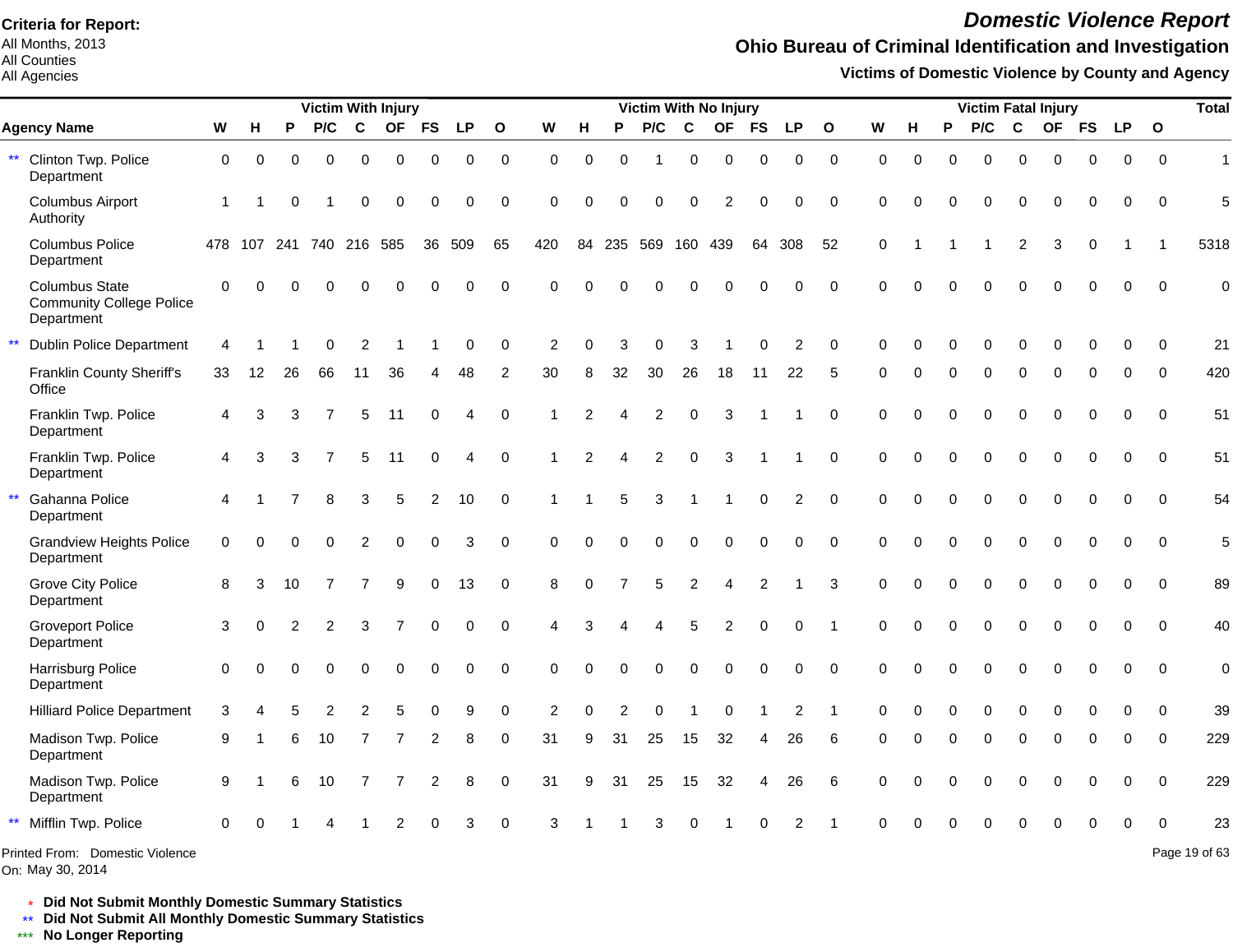**Criteria for Report:**
All Months, 2013
All Counties
All Agencies

# Domestic Violence Report

## Ohio Bureau of Criminal Identification and Investigation

### Victims of Domestic Violence by County and Agency

| Agency Name | Victim With Injury | | | | | | | | | Victim With No Injury | | | | | | | | | Victim Fatal Injury | | | | | | | | | Total |
|---|---|---|---|---|---|---|---|---|---|---|---|---|---|---|---|---|---|---|---|---|---|---|---|---|---|---|---|---|
| | W | H | P | P/C | C | OF | FS | LP | O | W | H | P | P/C | C | OF | FS | LP | O | W | H | P | P/C | C | OF | FS | LP | O | |
| ** Clinton Twp. Police Department | 0 | 0 | 0 | 0 | 0 | 0 | 0 | 0 | 0 | 0 | 0 | 0 | 1 | 0 | 0 | 0 | 0 | 0 | 0 | 0 | 0 | 0 | 0 | 0 | 0 | 0 | 0 | 1 |
| Columbus Airport Authority | 1 | 1 | 0 | 1 | 0 | 0 | 0 | 0 | 0 | 0 | 0 | 0 | 0 | 0 | 2 | 0 | 0 | 0 | 0 | 0 | 0 | 0 | 0 | 0 | 0 | 0 | 0 | 5 |
| Columbus Police Department | 478 | 107 | 241 | 740 | 216 | 585 | 36 | 509 | 65 | 420 | 84 | 235 | 569 | 160 | 439 | 64 | 308 | 52 | 0 | 1 | 1 | 1 | 2 | 3 | 0 | 1 | 1 | 5318 |
| Columbus State Community College Police Department | 0 | 0 | 0 | 0 | 0 | 0 | 0 | 0 | 0 | 0 | 0 | 0 | 0 | 0 | 0 | 0 | 0 | 0 | 0 | 0 | 0 | 0 | 0 | 0 | 0 | 0 | 0 | 0 |
| ** Dublin Police Department | 4 | 1 | 1 | 0 | 2 | 1 | 1 | 0 | 0 | 2 | 0 | 3 | 0 | 3 | 1 | 0 | 2 | 0 | 0 | 0 | 0 | 0 | 0 | 0 | 0 | 0 | 0 | 21 |
| Franklin County Sheriff's Office | 33 | 12 | 26 | 66 | 11 | 36 | 4 | 48 | 2 | 30 | 8 | 32 | 30 | 26 | 18 | 11 | 22 | 5 | 0 | 0 | 0 | 0 | 0 | 0 | 0 | 0 | 0 | 420 |
| Franklin Twp. Police Department | 4 | 3 | 3 | 7 | 5 | 11 | 0 | 4 | 0 | 1 | 2 | 4 | 2 | 0 | 3 | 1 | 1 | 0 | 0 | 0 | 0 | 0 | 0 | 0 | 0 | 0 | 0 | 51 |
| Franklin Twp. Police Department | 4 | 3 | 3 | 7 | 5 | 11 | 0 | 4 | 0 | 1 | 2 | 4 | 2 | 0 | 3 | 1 | 1 | 0 | 0 | 0 | 0 | 0 | 0 | 0 | 0 | 0 | 0 | 51 |
| ** Gahanna Police Department | 4 | 1 | 7 | 8 | 3 | 5 | 2 | 10 | 0 | 1 | 1 | 5 | 3 | 1 | 1 | 0 | 2 | 0 | 0 | 0 | 0 | 0 | 0 | 0 | 0 | 0 | 0 | 54 |
| Grandview Heights Police Department | 0 | 0 | 0 | 0 | 2 | 0 | 0 | 3 | 0 | 0 | 0 | 0 | 0 | 0 | 0 | 0 | 0 | 0 | 0 | 0 | 0 | 0 | 0 | 0 | 0 | 0 | 0 | 5 |
| Grove City Police Department | 8 | 3 | 10 | 7 | 7 | 9 | 0 | 13 | 0 | 8 | 0 | 7 | 5 | 2 | 4 | 2 | 1 | 3 | 0 | 0 | 0 | 0 | 0 | 0 | 0 | 0 | 0 | 89 |
| Groveport Police Department | 3 | 0 | 2 | 2 | 3 | 7 | 0 | 0 | 0 | 4 | 3 | 4 | 4 | 5 | 2 | 0 | 0 | 1 | 0 | 0 | 0 | 0 | 0 | 0 | 0 | 0 | 0 | 40 |
| Harrisburg Police Department | 0 | 0 | 0 | 0 | 0 | 0 | 0 | 0 | 0 | 0 | 0 | 0 | 0 | 0 | 0 | 0 | 0 | 0 | 0 | 0 | 0 | 0 | 0 | 0 | 0 | 0 | 0 | 0 |
| Hilliard Police Department | 3 | 4 | 5 | 2 | 2 | 5 | 0 | 9 | 0 | 2 | 0 | 2 | 0 | 1 | 0 | 1 | 2 | 1 | 0 | 0 | 0 | 0 | 0 | 0 | 0 | 0 | 0 | 39 |
| Madison Twp. Police Department | 9 | 1 | 6 | 10 | 7 | 7 | 2 | 8 | 0 | 31 | 9 | 31 | 25 | 15 | 32 | 4 | 26 | 6 | 0 | 0 | 0 | 0 | 0 | 0 | 0 | 0 | 0 | 229 |
| Madison Twp. Police Department | 9 | 1 | 6 | 10 | 7 | 7 | 2 | 8 | 0 | 31 | 9 | 31 | 25 | 15 | 32 | 4 | 26 | 6 | 0 | 0 | 0 | 0 | 0 | 0 | 0 | 0 | 0 | 229 |
| ** Mifflin Twp. Police | 0 | 0 | 1 | 4 | 1 | 2 | 0 | 3 | 0 | 3 | 1 | 1 | 3 | 0 | 1 | 0 | 2 | 1 | 0 | 0 | 0 | 0 | 0 | 0 | 0 | 0 | 0 | 23 |

Printed From: Domestic Violence
On: May 30, 2014

\* **Did Not Submit Monthly Domestic Summary Statistics**
** **Did Not Submit All Monthly Domestic Summary Statistics**
*** **No Longer Reporting**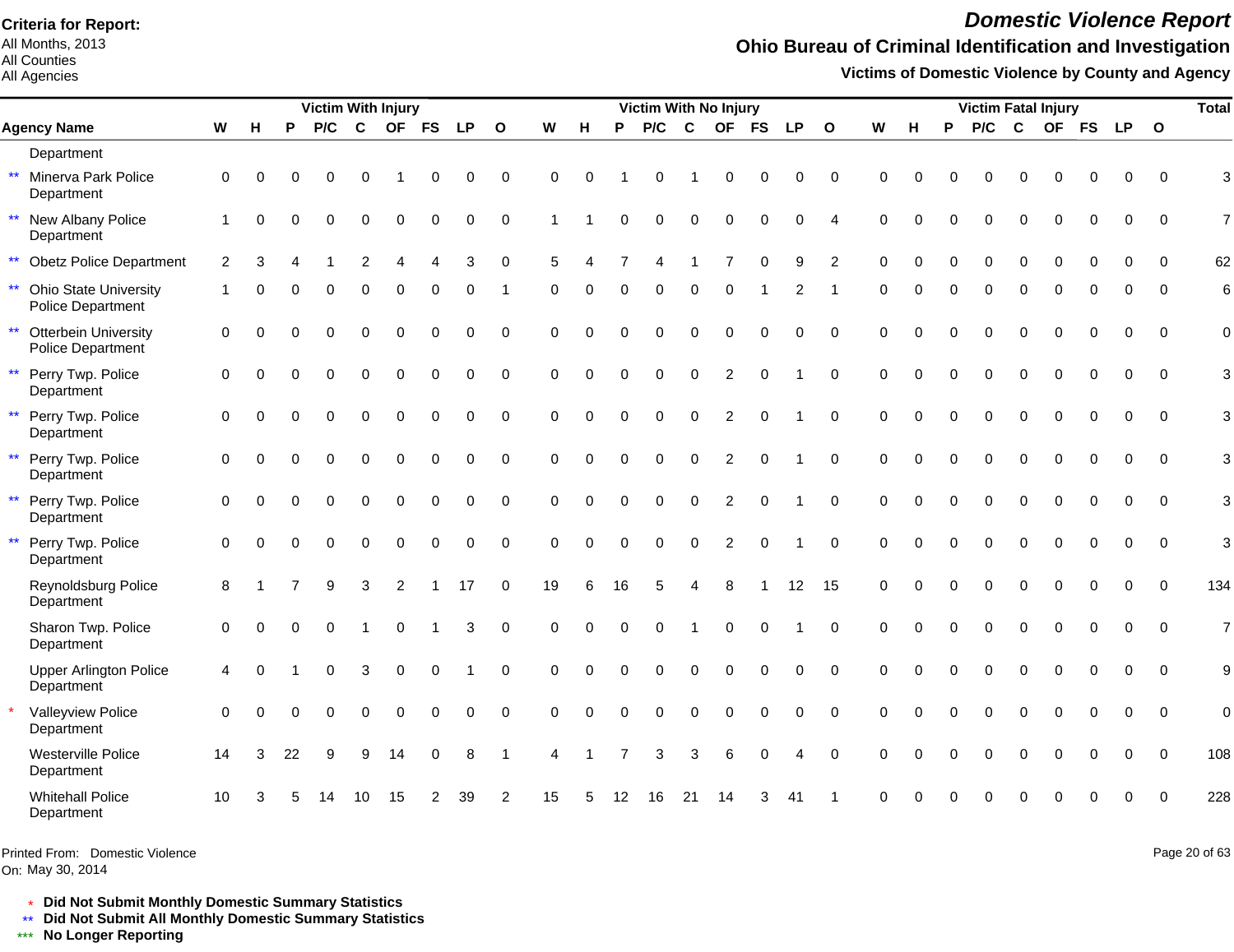**Criteria for Report:**
All Months, 2013
All Counties
All Agencies

# Domestic Violence Report

## Ohio Bureau of Criminal Identification and Investigation

### Victims of Domestic Violence by County and Agency

| | | Victim With Injury | | | | | | | | | Victim With No Injury | | | | | | | | | Victim Fatal Injury | | | | | | | | | Total |
|---|---|---|---|---|---|---|---|---|---|---|---|---|---|---|---|---|---|---|---|---|---|---|---|---|---|---|---|---|---|
| | Agency Name | W | H | P | P/C | C | OF | FS | LP | O | W | H | P | P/C | C | OF | FS | LP | O | W | H | P | P/C | C | OF | FS | LP | O | |
| | Department | | | | | | | | | | | | | | | | | | | | | | | | | | | | |
| ** | Minerva Park Police Department | 0 | 0 | 0 | 0 | 0 | 1 | 0 | 0 | 0 | 0 | 0 | 1 | 0 | 1 | 0 | 0 | 0 | 0 | 0 | 0 | 0 | 0 | 0 | 0 | 0 | 0 | 0 | 3 |
| ** | New Albany Police Department | 1 | 0 | 0 | 0 | 0 | 0 | 0 | 0 | 0 | 1 | 1 | 0 | 0 | 0 | 0 | 0 | 0 | 4 | 0 | 0 | 0 | 0 | 0 | 0 | 0 | 0 | 0 | 7 |
| ** | Obetz Police Department | 2 | 3 | 4 | 1 | 2 | 4 | 4 | 3 | 0 | 5 | 4 | 7 | 4 | 1 | 7 | 0 | 9 | 2 | 0 | 0 | 0 | 0 | 0 | 0 | 0 | 0 | 0 | 62 |
| ** | Ohio State University Police Department | 1 | 0 | 0 | 0 | 0 | 0 | 0 | 0 | 1 | 0 | 0 | 0 | 0 | 0 | 0 | 1 | 2 | 1 | 0 | 0 | 0 | 0 | 0 | 0 | 0 | 0 | 0 | 6 |
| ** | Otterbein University Police Department | 0 | 0 | 0 | 0 | 0 | 0 | 0 | 0 | 0 | 0 | 0 | 0 | 0 | 0 | 0 | 0 | 0 | 0 | 0 | 0 | 0 | 0 | 0 | 0 | 0 | 0 | 0 | 0 |
| ** | Perry Twp. Police Department | 0 | 0 | 0 | 0 | 0 | 0 | 0 | 0 | 0 | 0 | 0 | 0 | 0 | 0 | 2 | 0 | 1 | 0 | 0 | 0 | 0 | 0 | 0 | 0 | 0 | 0 | 0 | 3 |
| ** | Perry Twp. Police Department | 0 | 0 | 0 | 0 | 0 | 0 | 0 | 0 | 0 | 0 | 0 | 0 | 0 | 0 | 2 | 0 | 1 | 0 | 0 | 0 | 0 | 0 | 0 | 0 | 0 | 0 | 0 | 3 |
| ** | Perry Twp. Police Department | 0 | 0 | 0 | 0 | 0 | 0 | 0 | 0 | 0 | 0 | 0 | 0 | 0 | 0 | 2 | 0 | 1 | 0 | 0 | 0 | 0 | 0 | 0 | 0 | 0 | 0 | 0 | 3 |
| ** | Perry Twp. Police Department | 0 | 0 | 0 | 0 | 0 | 0 | 0 | 0 | 0 | 0 | 0 | 0 | 0 | 0 | 2 | 0 | 1 | 0 | 0 | 0 | 0 | 0 | 0 | 0 | 0 | 0 | 0 | 3 |
| ** | Perry Twp. Police Department | 0 | 0 | 0 | 0 | 0 | 0 | 0 | 0 | 0 | 0 | 0 | 0 | 0 | 0 | 2 | 0 | 1 | 0 | 0 | 0 | 0 | 0 | 0 | 0 | 0 | 0 | 0 | 3 |
| | Reynoldsburg Police Department | 8 | 1 | 7 | 9 | 3 | 2 | 1 | 17 | 0 | 19 | 6 | 16 | 5 | 4 | 8 | 1 | 12 | 15 | 0 | 0 | 0 | 0 | 0 | 0 | 0 | 0 | 0 | 134 |
| | Sharon Twp. Police Department | 0 | 0 | 0 | 0 | 1 | 0 | 1 | 3 | 0 | 0 | 0 | 0 | 0 | 1 | 0 | 0 | 1 | 0 | 0 | 0 | 0 | 0 | 0 | 0 | 0 | 0 | 0 | 7 |
| | Upper Arlington Police Department | 4 | 0 | 1 | 0 | 3 | 0 | 0 | 1 | 0 | 0 | 0 | 0 | 0 | 0 | 0 | 0 | 0 | 0 | 0 | 0 | 0 | 0 | 0 | 0 | 0 | 0 | 0 | 9 |
| * | Valleyview Police Department | 0 | 0 | 0 | 0 | 0 | 0 | 0 | 0 | 0 | 0 | 0 | 0 | 0 | 0 | 0 | 0 | 0 | 0 | 0 | 0 | 0 | 0 | 0 | 0 | 0 | 0 | 0 | 0 |
| | Westerville Police Department | 14 | 3 | 22 | 9 | 9 | 14 | 0 | 8 | 1 | 4 | 1 | 7 | 3 | 3 | 6 | 0 | 4 | 0 | 0 | 0 | 0 | 0 | 0 | 0 | 0 | 0 | 0 | 108 |
| | Whitehall Police Department | 10 | 3 | 5 | 14 | 10 | 15 | 2 | 39 | 2 | 15 | 5 | 12 | 16 | 21 | 14 | 3 | 41 | 1 | 0 | 0 | 0 | 0 | 0 | 0 | 0 | 0 | 0 | 228 |

Printed From: Domestic Violence
On: May 30, 2014

\* **Did Not Submit Monthly Domestic Summary Statistics**
\*\* **Did Not Submit All Monthly Domestic Summary Statistics**
\*\*\* **No Longer Reporting**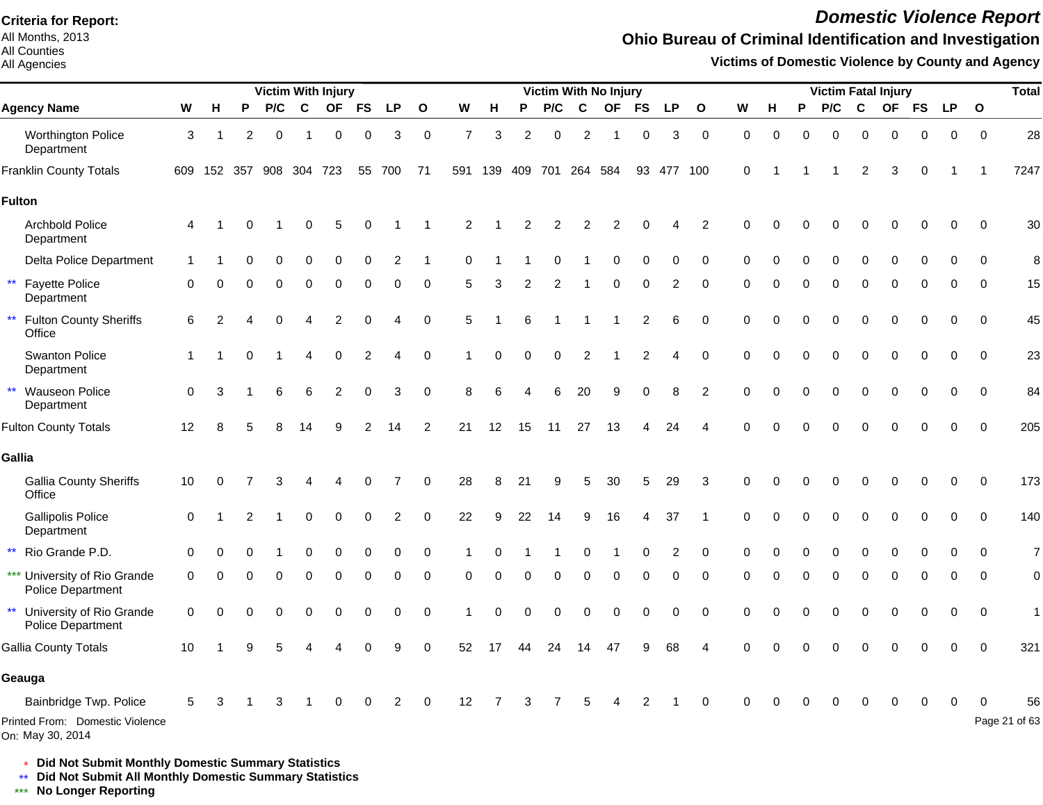**Criteria for Report:**
All Months, 2013
All Counties
All Agencies

# Domestic Violence Report

## Ohio Bureau of Criminal Identification and Investigation

### Victims of Domestic Violence by County and Agency

| | Victim With Injury | | | | | | | | | Victim With No Injury | | | | | | | | | Victim Fatal Injury | | | | | | | | | Total |
|---|---|---|---|---|---|---|---|---|---|---|---|---|---|---|---|---|---|---|---|---|---|---|---|---|---|---|---|---|
| **Agency Name** | **W** | **H** | **P** | **P/C** | **C** | **OF** | **FS** | **LP** | **O** | **W** | **H** | **P** | **P/C** | **C** | **OF** | **FS** | **LP** | **O** | **W** | **H** | **P** | **P/C** | **C** | **OF** | **FS** | **LP** | **O** | |
| Worthington Police Department | 3 | 1 | 2 | 0 | 1 | 0 | 0 | 3 | 0 | 7 | 3 | 2 | 0 | 2 | 1 | 0 | 3 | 0 | 0 | 0 | 0 | 0 | 0 | 0 | 0 | 0 | 0 | 28 |
| Franklin County Totals | 609 | 152 | 357 | 908 | 304 | 723 | 55 | 700 | 71 | 591 | 139 | 409 | 701 | 264 | 584 | 93 | 477 | 100 | 0 | 1 | 1 | 1 | 2 | 3 | 0 | 1 | 1 | 7247 |
| **Fulton** | | | | | | | | | | | | | | | | | | | | | | | | | | | | |
| Archbold Police Department | 4 | 1 | 0 | 1 | 0 | 5 | 0 | 1 | 1 | 2 | 1 | 2 | 2 | 2 | 2 | 0 | 4 | 2 | 0 | 0 | 0 | 0 | 0 | 0 | 0 | 0 | 0 | 30 |
| Delta Police Department | 1 | 1 | 0 | 0 | 0 | 0 | 0 | 2 | 1 | 0 | 1 | 1 | 0 | 1 | 0 | 0 | 0 | 0 | 0 | 0 | 0 | 0 | 0 | 0 | 0 | 0 | 0 | 8 |
| ** Fayette Police Department | 0 | 0 | 0 | 0 | 0 | 0 | 0 | 0 | 0 | 5 | 3 | 2 | 2 | 1 | 0 | 0 | 2 | 0 | 0 | 0 | 0 | 0 | 0 | 0 | 0 | 0 | 0 | 15 |
| ** Fulton County Sheriffs Office | 6 | 2 | 4 | 0 | 4 | 2 | 0 | 4 | 0 | 5 | 1 | 6 | 1 | 1 | 1 | 2 | 6 | 0 | 0 | 0 | 0 | 0 | 0 | 0 | 0 | 0 | 0 | 45 |
| Swanton Police Department | 1 | 1 | 0 | 1 | 4 | 0 | 2 | 4 | 0 | 1 | 0 | 0 | 0 | 2 | 1 | 2 | 4 | 0 | 0 | 0 | 0 | 0 | 0 | 0 | 0 | 0 | 0 | 23 |
| ** Wauseon Police Department | 0 | 3 | 1 | 6 | 6 | 2 | 0 | 3 | 0 | 8 | 6 | 4 | 6 | 20 | 9 | 0 | 8 | 2 | 0 | 0 | 0 | 0 | 0 | 0 | 0 | 0 | 0 | 84 |
| Fulton County Totals | 12 | 8 | 5 | 8 | 14 | 9 | 2 | 14 | 2 | 21 | 12 | 15 | 11 | 27 | 13 | 4 | 24 | 4 | 0 | 0 | 0 | 0 | 0 | 0 | 0 | 0 | 0 | 205 |
| **Gallia** | | | | | | | | | | | | | | | | | | | | | | | | | | | | |
| Gallia County Sheriffs Office | 10 | 0 | 7 | 3 | 4 | 4 | 0 | 7 | 0 | 28 | 8 | 21 | 9 | 5 | 30 | 5 | 29 | 3 | 0 | 0 | 0 | 0 | 0 | 0 | 0 | 0 | 0 | 173 |
| Gallipolis Police Department | 0 | 1 | 2 | 1 | 0 | 0 | 0 | 2 | 0 | 22 | 9 | 22 | 14 | 9 | 16 | 4 | 37 | 1 | 0 | 0 | 0 | 0 | 0 | 0 | 0 | 0 | 0 | 140 |
| ** Rio Grande P.D. | 0 | 0 | 0 | 1 | 0 | 0 | 0 | 0 | 0 | 1 | 0 | 1 | 1 | 0 | 1 | 0 | 2 | 0 | 0 | 0 | 0 | 0 | 0 | 0 | 0 | 0 | 0 | 7 |
| *** University of Rio Grande Police Department | 0 | 0 | 0 | 0 | 0 | 0 | 0 | 0 | 0 | 0 | 0 | 0 | 0 | 0 | 0 | 0 | 0 | 0 | 0 | 0 | 0 | 0 | 0 | 0 | 0 | 0 | 0 | 0 |
| ** University of Rio Grande Police Department | 0 | 0 | 0 | 0 | 0 | 0 | 0 | 0 | 0 | 1 | 0 | 0 | 0 | 0 | 0 | 0 | 0 | 0 | 0 | 0 | 0 | 0 | 0 | 0 | 0 | 0 | 0 | 1 |
| Gallia County Totals | 10 | 1 | 9 | 5 | 4 | 4 | 0 | 9 | 0 | 52 | 17 | 44 | 24 | 14 | 47 | 9 | 68 | 4 | 0 | 0 | 0 | 0 | 0 | 0 | 0 | 0 | 0 | 321 |
| **Geauga** | | | | | | | | | | | | | | | | | | | | | | | | | | | | |
| Bainbridge Twp. Police | 5 | 3 | 1 | 3 | 1 | 0 | 0 | 2 | 0 | 12 | 7 | 3 | 7 | 5 | 4 | 2 | 1 | 0 | 0 | 0 | 0 | 0 | 0 | 0 | 0 | 0 | 0 | 56 |

Printed From: Domestic Violence
On: May 30, 2014

\* **Did Not Submit Monthly Domestic Summary Statistics**
\*\* **Did Not Submit All Monthly Domestic Summary Statistics**
\*\*\* **No Longer Reporting**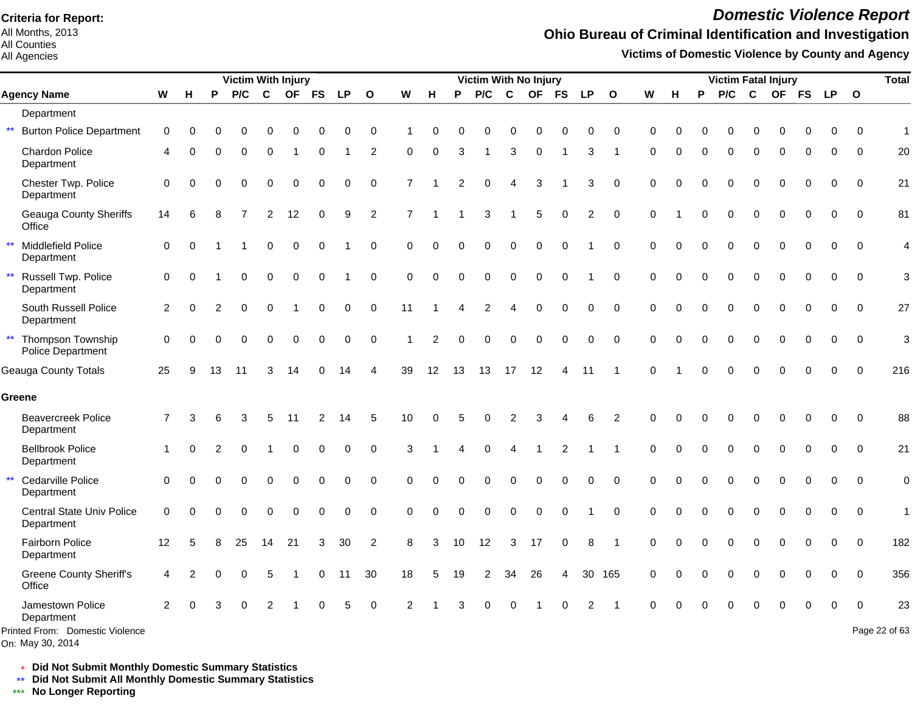**Criteria for Report:**
All Months, 2013
All Counties
All Agencies

# *Domestic Violence Report*

## Ohio Bureau of Criminal Identification and Investigation

### Victims of Domestic Violence by County and Agency

| Agency Name | Victim With Injury | | | | | | | | | Victim With No Injury | | | | | | | | | Victim Fatal Injury | | | | | | | | | Total |
|---|---|---|---|---|---|---|---|---|---|---|---|---|---|---|---|---|---|---|---|---|---|---|---|---|---|---|---|---|
| | W | H | P | P/C | C | OF | FS | LP | O | W | H | P | P/C | C | OF | FS | LP | O | W | H | P | P/C | C | OF | FS | LP | O | |
| Department | | | | | | | | | | | | | | | | | | | | | | | | | | | | |
| ** Burton Police Department | 0 | 0 | 0 | 0 | 0 | 0 | 0 | 0 | 0 | 1 | 0 | 0 | 0 | 0 | 0 | 0 | 0 | 0 | 0 | 0 | 0 | 0 | 0 | 0 | 0 | 0 | 0 | 1 |
| Chardon Police Department | 4 | 0 | 0 | 0 | 0 | 1 | 0 | 1 | 2 | 0 | 0 | 3 | 1 | 3 | 0 | 1 | 3 | 1 | 0 | 0 | 0 | 0 | 0 | 0 | 0 | 0 | 0 | 20 |
| Chester Twp. Police Department | 0 | 0 | 0 | 0 | 0 | 0 | 0 | 0 | 0 | 7 | 1 | 2 | 0 | 4 | 3 | 1 | 3 | 0 | 0 | 0 | 0 | 0 | 0 | 0 | 0 | 0 | 0 | 21 |
| Geauga County Sheriffs Office | 14 | 6 | 8 | 7 | 2 | 12 | 0 | 9 | 2 | 7 | 1 | 1 | 3 | 1 | 5 | 0 | 2 | 0 | 0 | 1 | 0 | 0 | 0 | 0 | 0 | 0 | 0 | 81 |
| ** Middlefield Police Department | 0 | 0 | 1 | 1 | 0 | 0 | 0 | 1 | 0 | 0 | 0 | 0 | 0 | 0 | 0 | 0 | 1 | 0 | 0 | 0 | 0 | 0 | 0 | 0 | 0 | 0 | 0 | 4 |
| ** Russell Twp. Police Department | 0 | 0 | 1 | 0 | 0 | 0 | 0 | 1 | 0 | 0 | 0 | 0 | 0 | 0 | 0 | 0 | 1 | 0 | 0 | 0 | 0 | 0 | 0 | 0 | 0 | 0 | 0 | 3 |
| South Russell Police Department | 2 | 0 | 2 | 0 | 0 | 1 | 0 | 0 | 0 | 11 | 1 | 4 | 2 | 4 | 0 | 0 | 0 | 0 | 0 | 0 | 0 | 0 | 0 | 0 | 0 | 0 | 0 | 27 |
| ** Thompson Township Police Department | 0 | 0 | 0 | 0 | 0 | 0 | 0 | 0 | 0 | 1 | 2 | 0 | 0 | 0 | 0 | 0 | 0 | 0 | 0 | 0 | 0 | 0 | 0 | 0 | 0 | 0 | 0 | 3 |
| Geauga County Totals | 25 | 9 | 13 | 11 | 3 | 14 | 0 | 14 | 4 | 39 | 12 | 13 | 13 | 17 | 12 | 4 | 11 | 1 | 0 | 1 | 0 | 0 | 0 | 0 | 0 | 0 | 0 | 216 |
| **Greene** | | | | | | | | | | | | | | | | | | | | | | | | | | | | |
| Beavercreek Police Department | 7 | 3 | 6 | 3 | 5 | 11 | 2 | 14 | 5 | 10 | 0 | 5 | 0 | 2 | 3 | 4 | 6 | 2 | 0 | 0 | 0 | 0 | 0 | 0 | 0 | 0 | 0 | 88 |
| Bellbrook Police Department | 1 | 0 | 2 | 0 | 1 | 0 | 0 | 0 | 0 | 3 | 1 | 4 | 0 | 4 | 1 | 2 | 1 | 1 | 0 | 0 | 0 | 0 | 0 | 0 | 0 | 0 | 0 | 21 |
| ** Cedarville Police Department | 0 | 0 | 0 | 0 | 0 | 0 | 0 | 0 | 0 | 0 | 0 | 0 | 0 | 0 | 0 | 0 | 0 | 0 | 0 | 0 | 0 | 0 | 0 | 0 | 0 | 0 | 0 | 0 |
| Central State Univ Police Department | 0 | 0 | 0 | 0 | 0 | 0 | 0 | 0 | 0 | 0 | 0 | 0 | 0 | 0 | 0 | 0 | 1 | 0 | 0 | 0 | 0 | 0 | 0 | 0 | 0 | 0 | 0 | 1 |
| Fairborn Police Department | 12 | 5 | 8 | 25 | 14 | 21 | 3 | 30 | 2 | 8 | 3 | 10 | 12 | 3 | 17 | 0 | 8 | 1 | 0 | 0 | 0 | 0 | 0 | 0 | 0 | 0 | 0 | 182 |
| Greene County Sheriff's Office | 4 | 2 | 0 | 0 | 5 | 1 | 0 | 11 | 30 | 18 | 5 | 19 | 2 | 34 | 26 | 4 | 30 | 165 | 0 | 0 | 0 | 0 | 0 | 0 | 0 | 0 | 0 | 356 |
| Jamestown Police Department | 2 | 0 | 3 | 0 | 2 | 1 | 0 | 5 | 0 | 2 | 1 | 3 | 0 | 0 | 1 | 0 | 2 | 1 | 0 | 0 | 0 | 0 | 0 | 0 | 0 | 0 | 0 | 23 |

Printed From: Domestic Violence
On: May 30, 2014

\* **Did Not Submit Monthly Domestic Summary Statistics**
\*\* **Did Not Submit All Monthly Domestic Summary Statistics**
\*\*\* **No Longer Reporting**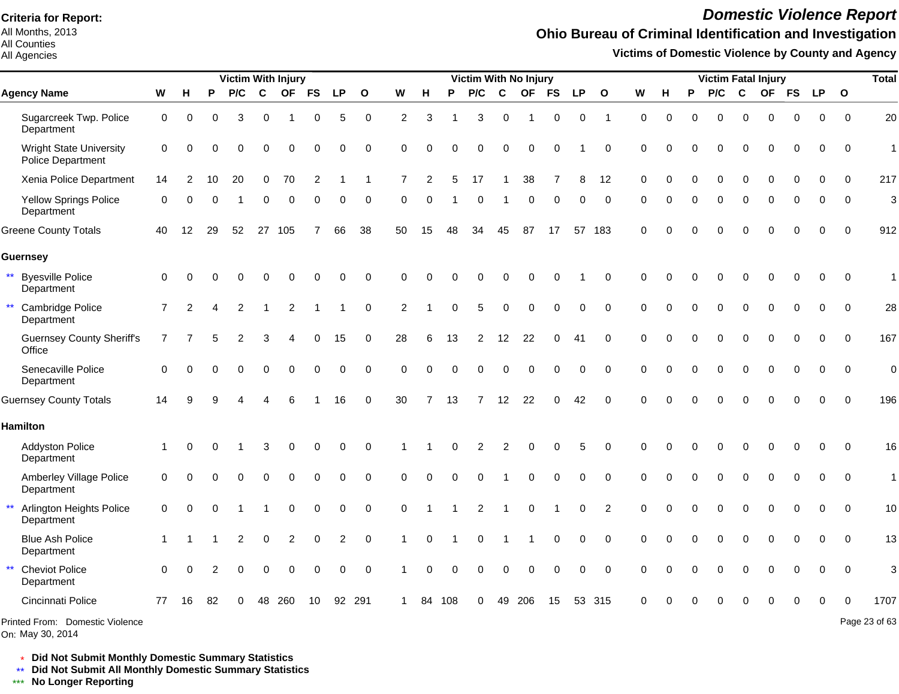**Criteria for Report:**
All Months, 2013
All Counties
All Agencies

# *Domestic Violence Report*

## Ohio Bureau of Criminal Identification and Investigation

### Victims of Domestic Violence by County and Agency

| Agency Name | Victim With Injury | | | | | | | | | Victim With No Injury | | | | | | | | | Victim Fatal Injury | | | | | | | | | Total |
|---|---|---|---|---|---|---|---|---|---|---|---|---|---|---|---|---|---|---|---|---|---|---|---|---|---|---|---|---|
| | W | H | P | P/C | C | OF | FS | LP | O | W | H | P | P/C | C | OF | FS | LP | O | W | H | P | P/C | C | OF | FS | LP | O | |
| Sugarcreek Twp. Police Department | 0 | 0 | 0 | 3 | 0 | 1 | 0 | 5 | 0 | 2 | 3 | 1 | 3 | 0 | 1 | 0 | 0 | 1 | 0 | 0 | 0 | 0 | 0 | 0 | 0 | 0 | 0 | 20 |
| Wright State University Police Department | 0 | 0 | 0 | 0 | 0 | 0 | 0 | 0 | 0 | 0 | 0 | 0 | 0 | 0 | 0 | 0 | 1 | 0 | 0 | 0 | 0 | 0 | 0 | 0 | 0 | 0 | 0 | 1 |
| Xenia Police Department | 14 | 2 | 10 | 20 | 0 | 70 | 2 | 1 | 1 | 7 | 2 | 5 | 17 | 1 | 38 | 7 | 8 | 12 | 0 | 0 | 0 | 0 | 0 | 0 | 0 | 0 | 0 | 217 |
| Yellow Springs Police Department | 0 | 0 | 0 | 1 | 0 | 0 | 0 | 0 | 0 | 0 | 0 | 1 | 0 | 1 | 0 | 0 | 0 | 0 | 0 | 0 | 0 | 0 | 0 | 0 | 0 | 0 | 0 | 3 |
| Greene County Totals | 40 | 12 | 29 | 52 | 27 | 105 | 7 | 66 | 38 | 50 | 15 | 48 | 34 | 45 | 87 | 17 | 57 | 183 | 0 | 0 | 0 | 0 | 0 | 0 | 0 | 0 | 0 | 912 |
| **Guernsey** | | | | | | | | | | | | | | | | | | | | | | | | | | | | |
| ** Byesville Police Department | 0 | 0 | 0 | 0 | 0 | 0 | 0 | 0 | 0 | 0 | 0 | 0 | 0 | 0 | 0 | 0 | 1 | 0 | 0 | 0 | 0 | 0 | 0 | 0 | 0 | 0 | 0 | 1 |
| ** Cambridge Police Department | 7 | 2 | 4 | 2 | 1 | 2 | 1 | 1 | 0 | 2 | 1 | 0 | 5 | 0 | 0 | 0 | 0 | 0 | 0 | 0 | 0 | 0 | 0 | 0 | 0 | 0 | 0 | 28 |
| Guernsey County Sheriff's Office | 7 | 7 | 5 | 2 | 3 | 4 | 0 | 15 | 0 | 28 | 6 | 13 | 2 | 12 | 22 | 0 | 41 | 0 | 0 | 0 | 0 | 0 | 0 | 0 | 0 | 0 | 0 | 167 |
| Senecaville Police Department | 0 | 0 | 0 | 0 | 0 | 0 | 0 | 0 | 0 | 0 | 0 | 0 | 0 | 0 | 0 | 0 | 0 | 0 | 0 | 0 | 0 | 0 | 0 | 0 | 0 | 0 | 0 | 0 |
| Guernsey County Totals | 14 | 9 | 9 | 4 | 4 | 6 | 1 | 16 | 0 | 30 | 7 | 13 | 7 | 12 | 22 | 0 | 42 | 0 | 0 | 0 | 0 | 0 | 0 | 0 | 0 | 0 | 0 | 196 |
| **Hamilton** | | | | | | | | | | | | | | | | | | | | | | | | | | | | |
| Addyston Police Department | 1 | 0 | 0 | 1 | 3 | 0 | 0 | 0 | 0 | 1 | 1 | 0 | 2 | 2 | 0 | 0 | 5 | 0 | 0 | 0 | 0 | 0 | 0 | 0 | 0 | 0 | 0 | 16 |
| Amberley Village Police Department | 0 | 0 | 0 | 0 | 0 | 0 | 0 | 0 | 0 | 0 | 0 | 0 | 0 | 1 | 0 | 0 | 0 | 0 | 0 | 0 | 0 | 0 | 0 | 0 | 0 | 0 | 0 | 1 |
| ** Arlington Heights Police Department | 0 | 0 | 0 | 1 | 1 | 0 | 0 | 0 | 0 | 0 | 1 | 1 | 2 | 1 | 0 | 1 | 0 | 2 | 0 | 0 | 0 | 0 | 0 | 0 | 0 | 0 | 0 | 10 |
| Blue Ash Police Department | 1 | 1 | 1 | 2 | 0 | 2 | 0 | 2 | 0 | 1 | 0 | 1 | 0 | 1 | 1 | 0 | 0 | 0 | 0 | 0 | 0 | 0 | 0 | 0 | 0 | 0 | 0 | 13 |
| ** Cheviot Police Department | 0 | 0 | 2 | 0 | 0 | 0 | 0 | 0 | 0 | 1 | 0 | 0 | 0 | 0 | 0 | 0 | 0 | 0 | 0 | 0 | 0 | 0 | 0 | 0 | 0 | 0 | 0 | 3 |
| Cincinnati Police | 77 | 16 | 82 | 0 | 48 | 260 | 10 | 92 | 291 | 1 | 84 | 108 | 0 | 49 | 206 | 15 | 53 | 315 | 0 | 0 | 0 | 0 | 0 | 0 | 0 | 0 | 0 | 1707 |

Printed From: Domestic Violence
On: May 30, 2014

\* **Did Not Submit Monthly Domestic Summary Statistics**
\*\* **Did Not Submit All Monthly Domestic Summary Statistics**
\*\*\* **No Longer Reporting**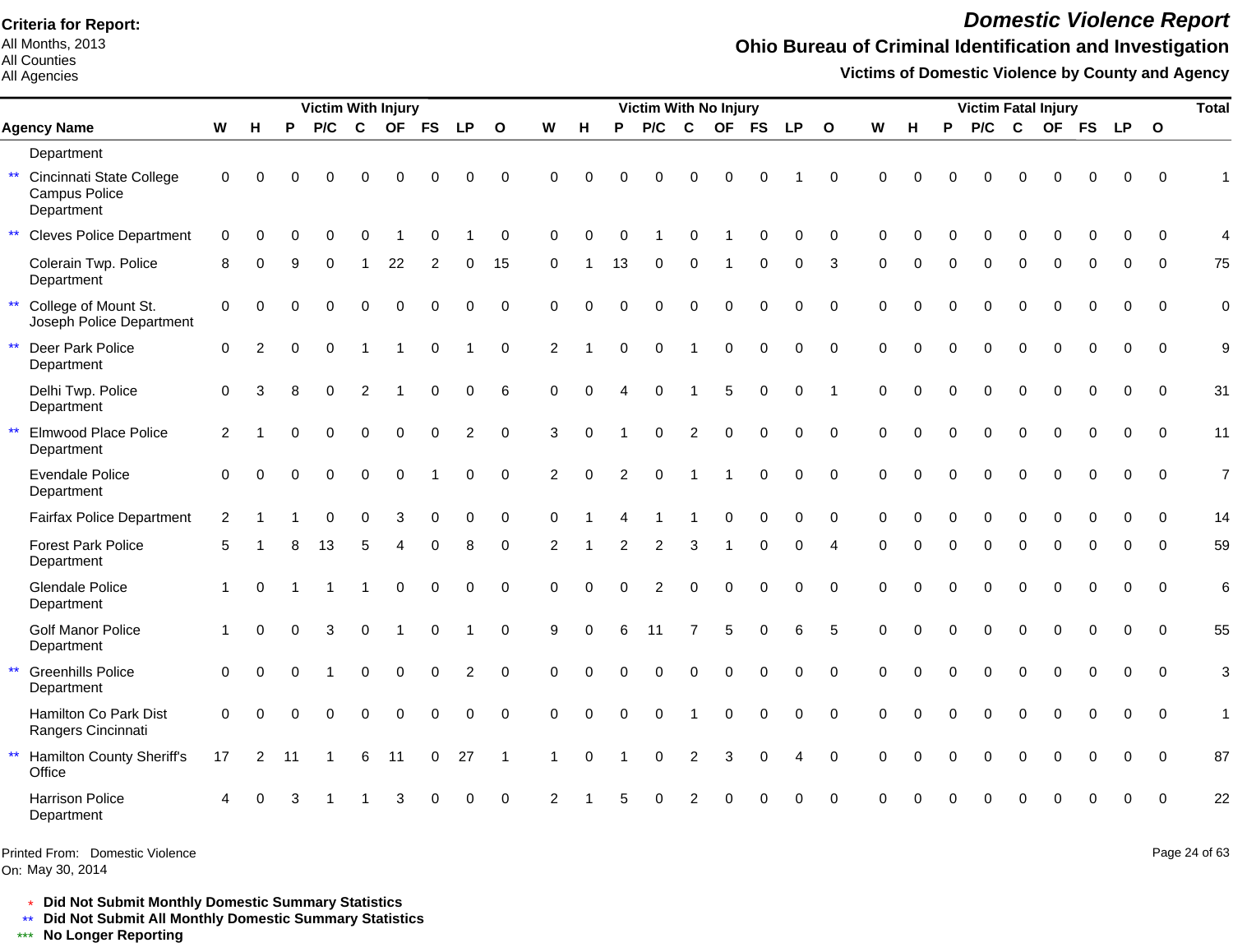**Criteria for Report:**
All Months, 2013
All Counties
All Agencies

# Domestic Violence Report

## Ohio Bureau of Criminal Identification and Investigation

### Victims of Domestic Violence by County and Agency

| | Agency Name | Victim With Injury | | | | | | | | | Victim With No Injury | | | | | | | | | Victim Fatal Injury | | | | | | | | | Total |
|---|---|---|---|---|---|---|---|---|---|---|---|---|---|---|---|---|---|---|---|---|---|---|---|---|---|---|---|---|---|
| | | W | H | P | P/C | C | OF | FS | LP | O | W | H | P | P/C | C | OF | FS | LP | O | W | H | P | P/C | C | OF | FS | LP | O | |
| | Department | | | | | | | | | | | | | | | | | | | | | | | | | | | | |
| ** | Cincinnati State College Campus Police Department | 0 | 0 | 0 | 0 | 0 | 0 | 0 | 0 | 0 | 0 | 0 | 0 | 0 | 0 | 0 | 0 | 1 | 0 | 0 | 0 | 0 | 0 | 0 | 0 | 0 | 0 | 0 | 1 |
| ** | Cleves Police Department | 0 | 0 | 0 | 0 | 0 | 1 | 0 | 1 | 0 | 0 | 0 | 0 | 1 | 0 | 1 | 0 | 0 | 0 | 0 | 0 | 0 | 0 | 0 | 0 | 0 | 0 | 0 | 4 |
| | Colerain Twp. Police Department | 8 | 0 | 9 | 0 | 1 | 22 | 2 | 0 | 15 | 0 | 1 | 13 | 0 | 0 | 1 | 0 | 0 | 3 | 0 | 0 | 0 | 0 | 0 | 0 | 0 | 0 | 0 | 75 |
| ** | College of Mount St. Joseph Police Department | 0 | 0 | 0 | 0 | 0 | 0 | 0 | 0 | 0 | 0 | 0 | 0 | 0 | 0 | 0 | 0 | 0 | 0 | 0 | 0 | 0 | 0 | 0 | 0 | 0 | 0 | 0 | 0 |
| ** | Deer Park Police Department | 0 | 2 | 0 | 0 | 1 | 1 | 0 | 1 | 0 | 2 | 1 | 0 | 0 | 1 | 0 | 0 | 0 | 0 | 0 | 0 | 0 | 0 | 0 | 0 | 0 | 0 | 0 | 9 |
| | Delhi Twp. Police Department | 0 | 3 | 8 | 0 | 2 | 1 | 0 | 0 | 6 | 0 | 0 | 4 | 0 | 1 | 5 | 0 | 0 | 1 | 0 | 0 | 0 | 0 | 0 | 0 | 0 | 0 | 0 | 31 |
| ** | Elmwood Place Police Department | 2 | 1 | 0 | 0 | 0 | 0 | 0 | 2 | 0 | 3 | 0 | 1 | 0 | 2 | 0 | 0 | 0 | 0 | 0 | 0 | 0 | 0 | 0 | 0 | 0 | 0 | 0 | 11 |
| | Evendale Police Department | 0 | 0 | 0 | 0 | 0 | 0 | 1 | 0 | 0 | 2 | 0 | 2 | 0 | 1 | 1 | 0 | 0 | 0 | 0 | 0 | 0 | 0 | 0 | 0 | 0 | 0 | 0 | 7 |
| | Fairfax Police Department | 2 | 1 | 1 | 0 | 0 | 3 | 0 | 0 | 0 | 0 | 1 | 4 | 1 | 1 | 0 | 0 | 0 | 0 | 0 | 0 | 0 | 0 | 0 | 0 | 0 | 0 | 0 | 14 |
| | Forest Park Police Department | 5 | 1 | 8 | 13 | 5 | 4 | 0 | 8 | 0 | 2 | 1 | 2 | 2 | 3 | 1 | 0 | 0 | 4 | 0 | 0 | 0 | 0 | 0 | 0 | 0 | 0 | 0 | 59 |
| | Glendale Police Department | 1 | 0 | 1 | 1 | 1 | 0 | 0 | 0 | 0 | 0 | 0 | 0 | 2 | 0 | 0 | 0 | 0 | 0 | 0 | 0 | 0 | 0 | 0 | 0 | 0 | 0 | 0 | 6 |
| | Golf Manor Police Department | 1 | 0 | 0 | 3 | 0 | 1 | 0 | 1 | 0 | 9 | 0 | 6 | 11 | 7 | 5 | 0 | 6 | 5 | 0 | 0 | 0 | 0 | 0 | 0 | 0 | 0 | 0 | 55 |
| ** | Greenhills Police Department | 0 | 0 | 0 | 1 | 0 | 0 | 0 | 2 | 0 | 0 | 0 | 0 | 0 | 0 | 0 | 0 | 0 | 0 | 0 | 0 | 0 | 0 | 0 | 0 | 0 | 0 | 0 | 3 |
| | Hamilton Co Park Dist Rangers Cincinnati | 0 | 0 | 0 | 0 | 0 | 0 | 0 | 0 | 0 | 0 | 0 | 0 | 0 | 1 | 0 | 0 | 0 | 0 | 0 | 0 | 0 | 0 | 0 | 0 | 0 | 0 | 0 | 1 |
| ** | Hamilton County Sheriff's Office | 17 | 2 | 11 | 1 | 6 | 11 | 0 | 27 | 1 | 1 | 0 | 1 | 0 | 2 | 3 | 0 | 4 | 0 | 0 | 0 | 0 | 0 | 0 | 0 | 0 | 0 | 0 | 87 |
| | Harrison Police Department | 4 | 0 | 3 | 1 | 1 | 3 | 0 | 0 | 0 | 2 | 1 | 5 | 0 | 2 | 0 | 0 | 0 | 0 | 0 | 0 | 0 | 0 | 0 | 0 | 0 | 0 | 0 | 22 |

Printed From: Domestic Violence
On: May 30, 2014

\* **Did Not Submit Monthly Domestic Summary Statistics**
\*\* **Did Not Submit All Monthly Domestic Summary Statistics**
\*\*\* **No Longer Reporting**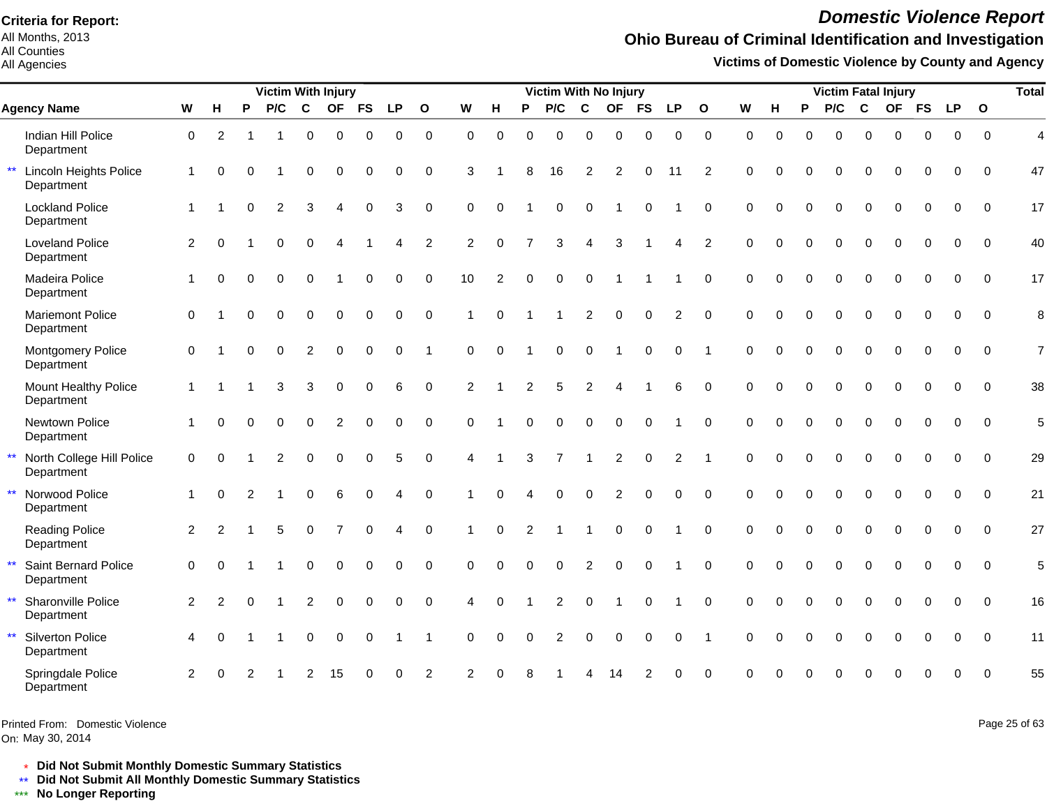**Criteria for Report:**
All Months, 2013
All Counties
All Agencies

# Domestic Violence Report

## Ohio Bureau of Criminal Identification and Investigation

### Victims of Domestic Violence by County and Agency

| Agency Name | Victim With Injury | | | | | | | | | Victim With No Injury | | | | | | | | | Victim Fatal Injury | | | | | | | | | Total |
|---|---|---|---|---|---|---|---|---|---|---|---|---|---|---|---|---|---|---|---|---|---|---|---|---|---|---|---|---|
| | W | H | P | P/C | C | OF | FS | LP | O | W | H | P | P/C | C | OF | FS | LP | O | W | H | P | P/C | C | OF | FS | LP | O | |
| Indian Hill Police Department | 0 | 2 | 1 | 1 | 0 | 0 | 0 | 0 | 0 | 0 | 0 | 0 | 0 | 0 | 0 | 0 | 0 | 0 | 0 | 0 | 0 | 0 | 0 | 0 | 0 | 0 | 0 | 4 |
| ** Lincoln Heights Police Department | 1 | 0 | 0 | 1 | 0 | 0 | 0 | 0 | 0 | 3 | 1 | 8 | 16 | 2 | 2 | 0 | 11 | 2 | 0 | 0 | 0 | 0 | 0 | 0 | 0 | 0 | 0 | 47 |
| Lockland Police Department | 1 | 1 | 0 | 2 | 3 | 4 | 0 | 3 | 0 | 0 | 0 | 1 | 0 | 0 | 1 | 0 | 1 | 0 | 0 | 0 | 0 | 0 | 0 | 0 | 0 | 0 | 0 | 17 |
| Loveland Police Department | 2 | 0 | 1 | 0 | 0 | 4 | 1 | 4 | 2 | 2 | 0 | 7 | 3 | 4 | 3 | 1 | 4 | 2 | 0 | 0 | 0 | 0 | 0 | 0 | 0 | 0 | 0 | 40 |
| Madeira Police Department | 1 | 0 | 0 | 0 | 0 | 1 | 0 | 0 | 0 | 10 | 2 | 0 | 0 | 0 | 1 | 1 | 1 | 0 | 0 | 0 | 0 | 0 | 0 | 0 | 0 | 0 | 0 | 17 |
| Mariemont Police Department | 0 | 1 | 0 | 0 | 0 | 0 | 0 | 0 | 0 | 1 | 0 | 1 | 1 | 2 | 0 | 0 | 2 | 0 | 0 | 0 | 0 | 0 | 0 | 0 | 0 | 0 | 0 | 8 |
| Montgomery Police Department | 0 | 1 | 0 | 0 | 2 | 0 | 0 | 0 | 1 | 0 | 0 | 1 | 0 | 0 | 1 | 0 | 0 | 1 | 0 | 0 | 0 | 0 | 0 | 0 | 0 | 0 | 0 | 7 |
| Mount Healthy Police Department | 1 | 1 | 1 | 3 | 3 | 0 | 0 | 6 | 0 | 2 | 1 | 2 | 5 | 2 | 4 | 1 | 6 | 0 | 0 | 0 | 0 | 0 | 0 | 0 | 0 | 0 | 0 | 38 |
| Newtown Police Department | 1 | 0 | 0 | 0 | 0 | 2 | 0 | 0 | 0 | 0 | 1 | 0 | 0 | 0 | 0 | 0 | 1 | 0 | 0 | 0 | 0 | 0 | 0 | 0 | 0 | 0 | 0 | 5 |
| ** North College Hill Police Department | 0 | 0 | 1 | 2 | 0 | 0 | 0 | 5 | 0 | 4 | 1 | 3 | 7 | 1 | 2 | 0 | 2 | 1 | 0 | 0 | 0 | 0 | 0 | 0 | 0 | 0 | 0 | 29 |
| ** Norwood Police Department | 1 | 0 | 2 | 1 | 0 | 6 | 0 | 4 | 0 | 1 | 0 | 4 | 0 | 0 | 2 | 0 | 0 | 0 | 0 | 0 | 0 | 0 | 0 | 0 | 0 | 0 | 0 | 21 |
| Reading Police Department | 2 | 2 | 1 | 5 | 0 | 7 | 0 | 4 | 0 | 1 | 0 | 2 | 1 | 1 | 0 | 0 | 1 | 0 | 0 | 0 | 0 | 0 | 0 | 0 | 0 | 0 | 0 | 27 |
| ** Saint Bernard Police Department | 0 | 0 | 1 | 1 | 0 | 0 | 0 | 0 | 0 | 0 | 0 | 0 | 0 | 2 | 0 | 0 | 1 | 0 | 0 | 0 | 0 | 0 | 0 | 0 | 0 | 0 | 0 | 5 |
| ** Sharonville Police Department | 2 | 2 | 0 | 1 | 2 | 0 | 0 | 0 | 0 | 4 | 0 | 1 | 2 | 0 | 1 | 0 | 1 | 0 | 0 | 0 | 0 | 0 | 0 | 0 | 0 | 0 | 0 | 16 |
| ** Silverton Police Department | 4 | 0 | 1 | 1 | 0 | 0 | 0 | 1 | 1 | 0 | 0 | 0 | 2 | 0 | 0 | 0 | 0 | 1 | 0 | 0 | 0 | 0 | 0 | 0 | 0 | 0 | 0 | 11 |
| Springdale Police Department | 2 | 0 | 2 | 1 | 2 | 15 | 0 | 0 | 2 | 2 | 0 | 8 | 1 | 4 | 14 | 2 | 0 | 0 | 0 | 0 | 0 | 0 | 0 | 0 | 0 | 0 | 0 | 55 |

Printed From: Domestic Violence
On: May 30, 2014

\* **Did Not Submit Monthly Domestic Summary Statistics**
\*\* **Did Not Submit All Monthly Domestic Summary Statistics**
\*\*\* **No Longer Reporting**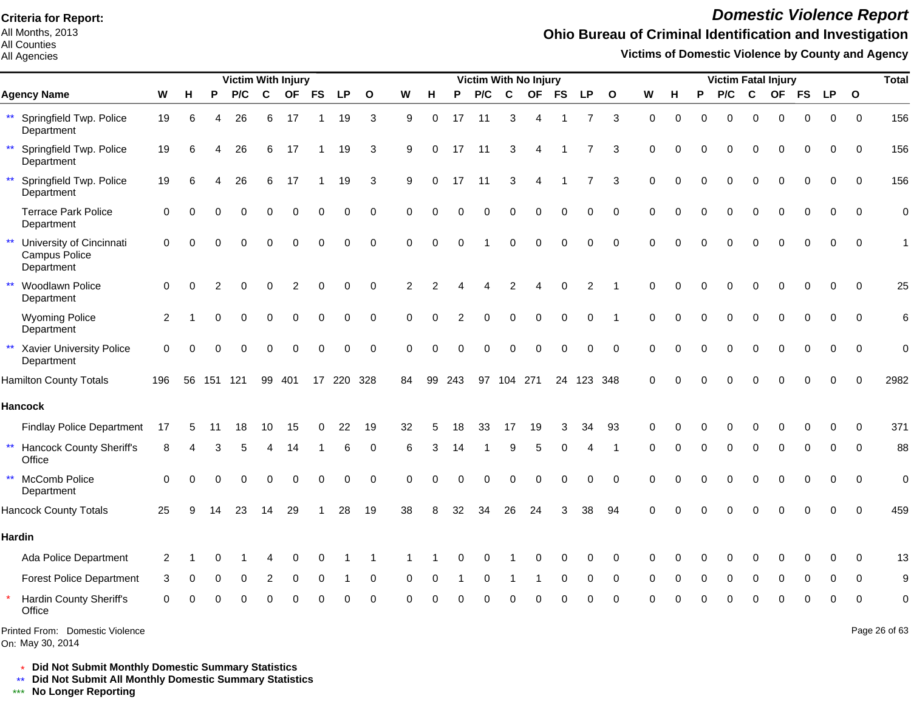**Criteria for Report:**
All Months, 2013
All Counties
All Agencies

# Domestic Violence Report

## Ohio Bureau of Criminal Identification and Investigation

### Victims of Domestic Violence by County and Agency

| Agency Name | Victim With Injury | | | | | | | | | Victim With No Injury | | | | | | | | | Victim Fatal Injury | | | | | | | | | Total |
|---|---|---|---|---|---|---|---|---|---|---|---|---|---|---|---|---|---|---|---|---|---|---|---|---|---|---|---|---|
| | W | H | P | P/C | C | OF | FS | LP | O | W | H | P | P/C | C | OF | FS | LP | O | W | H | P | P/C | C | OF | FS | LP | O | |
| ** Springfield Twp. Police Department | 19 | 6 | 4 | 26 | 6 | 17 | 1 | 19 | 3 | 9 | 0 | 17 | 11 | 3 | 4 | 1 | 7 | 3 | 0 | 0 | 0 | 0 | 0 | 0 | 0 | 0 | 0 | 156 |
| ** Springfield Twp. Police Department | 19 | 6 | 4 | 26 | 6 | 17 | 1 | 19 | 3 | 9 | 0 | 17 | 11 | 3 | 4 | 1 | 7 | 3 | 0 | 0 | 0 | 0 | 0 | 0 | 0 | 0 | 0 | 156 |
| ** Springfield Twp. Police Department | 19 | 6 | 4 | 26 | 6 | 17 | 1 | 19 | 3 | 9 | 0 | 17 | 11 | 3 | 4 | 1 | 7 | 3 | 0 | 0 | 0 | 0 | 0 | 0 | 0 | 0 | 0 | 156 |
| Terrace Park Police Department | 0 | 0 | 0 | 0 | 0 | 0 | 0 | 0 | 0 | 0 | 0 | 0 | 0 | 0 | 0 | 0 | 0 | 0 | 0 | 0 | 0 | 0 | 0 | 0 | 0 | 0 | 0 | 0 |
| ** University of Cincinnati Campus Police Department | 0 | 0 | 0 | 0 | 0 | 0 | 0 | 0 | 0 | 0 | 0 | 0 | 1 | 0 | 0 | 0 | 0 | 0 | 0 | 0 | 0 | 0 | 0 | 0 | 0 | 0 | 0 | 1 |
| ** Woodlawn Police Department | 0 | 0 | 2 | 0 | 0 | 2 | 0 | 0 | 0 | 2 | 2 | 4 | 4 | 2 | 4 | 0 | 2 | 1 | 0 | 0 | 0 | 0 | 0 | 0 | 0 | 0 | 0 | 25 |
| Wyoming Police Department | 2 | 1 | 0 | 0 | 0 | 0 | 0 | 0 | 0 | 0 | 0 | 2 | 0 | 0 | 0 | 0 | 0 | 1 | 0 | 0 | 0 | 0 | 0 | 0 | 0 | 0 | 0 | 6 |
| ** Xavier University Police Department | 0 | 0 | 0 | 0 | 0 | 0 | 0 | 0 | 0 | 0 | 0 | 0 | 0 | 0 | 0 | 0 | 0 | 0 | 0 | 0 | 0 | 0 | 0 | 0 | 0 | 0 | 0 | 0 |
| Hamilton County Totals | 196 | 56 | 151 | 121 | 99 | 401 | 17 | 220 | 328 | 84 | 99 | 243 | 97 | 104 | 271 | 24 | 123 | 348 | 0 | 0 | 0 | 0 | 0 | 0 | 0 | 0 | 0 | 2982 |
| **Hancock** | | | | | | | | | | | | | | | | | | | | | | | | | | | | |
| Findlay Police Department | 17 | 5 | 11 | 18 | 10 | 15 | 0 | 22 | 19 | 32 | 5 | 18 | 33 | 17 | 19 | 3 | 34 | 93 | 0 | 0 | 0 | 0 | 0 | 0 | 0 | 0 | 0 | 371 |
| ** Hancock County Sheriff's Office | 8 | 4 | 3 | 5 | 4 | 14 | 1 | 6 | 0 | 6 | 3 | 14 | 1 | 9 | 5 | 0 | 4 | 1 | 0 | 0 | 0 | 0 | 0 | 0 | 0 | 0 | 0 | 88 |
| ** McComb Police Department | 0 | 0 | 0 | 0 | 0 | 0 | 0 | 0 | 0 | 0 | 0 | 0 | 0 | 0 | 0 | 0 | 0 | 0 | 0 | 0 | 0 | 0 | 0 | 0 | 0 | 0 | 0 | 0 |
| Hancock County Totals | 25 | 9 | 14 | 23 | 14 | 29 | 1 | 28 | 19 | 38 | 8 | 32 | 34 | 26 | 24 | 3 | 38 | 94 | 0 | 0 | 0 | 0 | 0 | 0 | 0 | 0 | 0 | 459 |
| **Hardin** | | | | | | | | | | | | | | | | | | | | | | | | | | | | |
| Ada Police Department | 2 | 1 | 0 | 1 | 4 | 0 | 0 | 1 | 1 | 1 | 1 | 0 | 0 | 1 | 0 | 0 | 0 | 0 | 0 | 0 | 0 | 0 | 0 | 0 | 0 | 0 | 0 | 13 |
| Forest Police Department | 3 | 0 | 0 | 0 | 2 | 0 | 0 | 1 | 0 | 0 | 0 | 1 | 0 | 1 | 1 | 0 | 0 | 0 | 0 | 0 | 0 | 0 | 0 | 0 | 0 | 0 | 0 | 9 |
| * Hardin County Sheriff's Office | 0 | 0 | 0 | 0 | 0 | 0 | 0 | 0 | 0 | 0 | 0 | 0 | 0 | 0 | 0 | 0 | 0 | 0 | 0 | 0 | 0 | 0 | 0 | 0 | 0 | 0 | 0 | 0 |

Printed From: Domestic Violence
On: May 30, 2014

\* **Did Not Submit Monthly Domestic Summary Statistics**
\*\* **Did Not Submit All Monthly Domestic Summary Statistics**
\*\*\* **No Longer Reporting**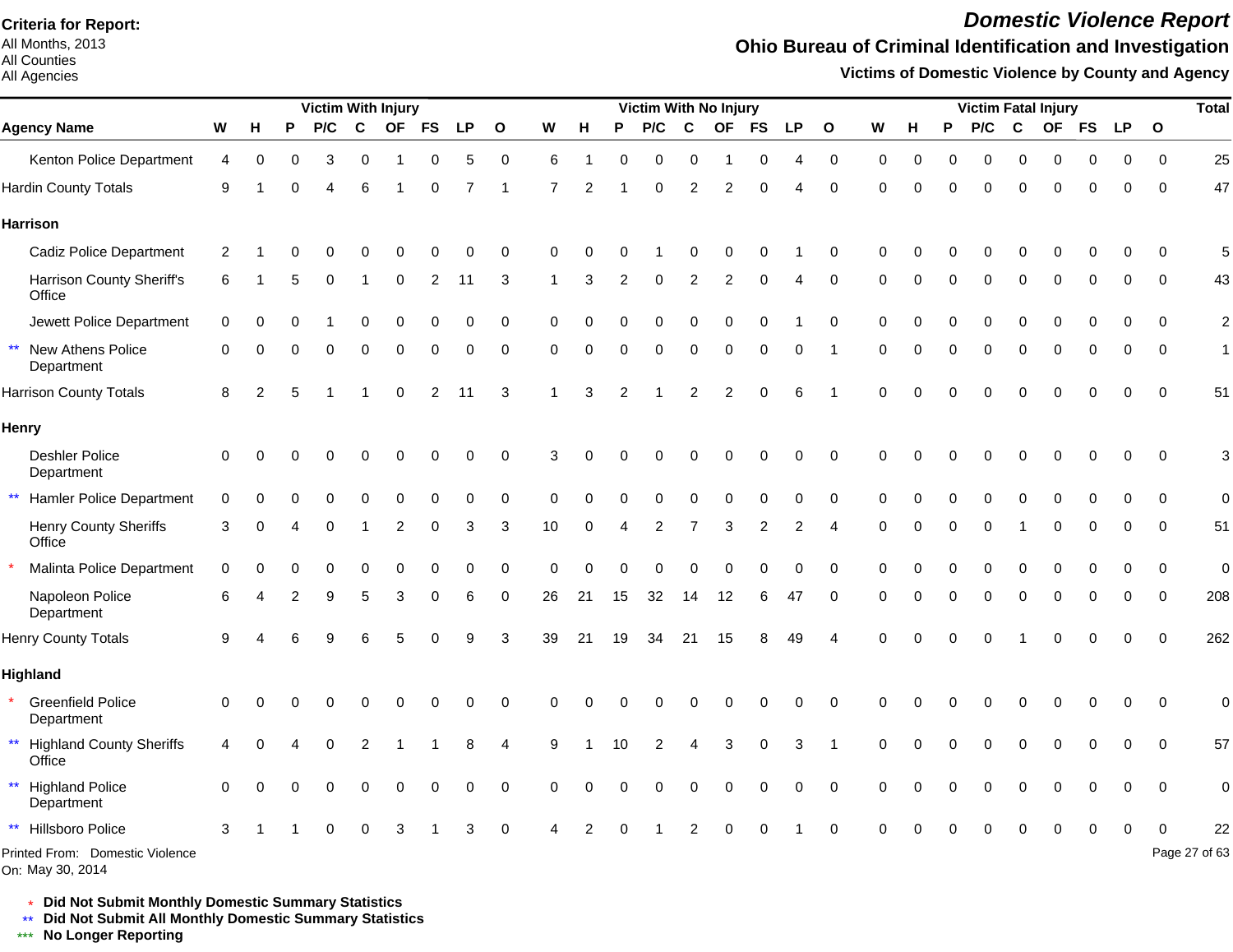**Criteria for Report:**
All Months, 2013
All Counties
All Agencies

# Domestic Violence Report

## Ohio Bureau of Criminal Identification and Investigation

### Victims of Domestic Violence by County and Agency

| Agency Name | Victim With Injury | | | | | | | | | Victim With No Injury | | | | | | | | | Victim Fatal Injury | | | | | | | | | Total |
|---|---|---|---|---|---|---|---|---|---|---|---|---|---|---|---|---|---|---|---|---|---|---|---|---|---|---|---|---|
| | W | H | P | P/C | C | OF | FS | LP | O | W | H | P | P/C | C | OF | FS | LP | O | W | H | P | P/C | C | OF | FS | LP | O | |
| Kenton Police Department | 4 | 0 | 0 | 3 | 0 | 1 | 0 | 5 | 0 | 6 | 1 | 0 | 0 | 0 | 1 | 0 | 4 | 0 | 0 | 0 | 0 | 0 | 0 | 0 | 0 | 0 | 0 | 25 |
| Hardin County Totals | 9 | 1 | 0 | 4 | 6 | 1 | 0 | 7 | 1 | 7 | 2 | 1 | 0 | 2 | 2 | 0 | 4 | 0 | 0 | 0 | 0 | 0 | 0 | 0 | 0 | 0 | 0 | 47 |
| **Harrison** | | | | | | | | | | | | | | | | | | | | | | | | | | | | |
| Cadiz Police Department | 2 | 1 | 0 | 0 | 0 | 0 | 0 | 0 | 0 | 0 | 0 | 0 | 1 | 0 | 0 | 0 | 1 | 0 | 0 | 0 | 0 | 0 | 0 | 0 | 0 | 0 | 0 | 5 |
| Harrison County Sheriff's Office | 6 | 1 | 5 | 0 | 1 | 0 | 2 | 11 | 3 | 1 | 3 | 2 | 0 | 2 | 2 | 0 | 4 | 0 | 0 | 0 | 0 | 0 | 0 | 0 | 0 | 0 | 0 | 43 |
| Jewett Police Department | 0 | 0 | 0 | 1 | 0 | 0 | 0 | 0 | 0 | 0 | 0 | 0 | 0 | 0 | 0 | 0 | 1 | 0 | 0 | 0 | 0 | 0 | 0 | 0 | 0 | 0 | 0 | 2 |
| ** New Athens Police Department | 0 | 0 | 0 | 0 | 0 | 0 | 0 | 0 | 0 | 0 | 0 | 0 | 0 | 0 | 0 | 0 | 0 | 1 | 0 | 0 | 0 | 0 | 0 | 0 | 0 | 0 | 0 | 1 |
| Harrison County Totals | 8 | 2 | 5 | 1 | 1 | 0 | 2 | 11 | 3 | 1 | 3 | 2 | 1 | 2 | 2 | 0 | 6 | 1 | 0 | 0 | 0 | 0 | 0 | 0 | 0 | 0 | 0 | 51 |
| **Henry** | | | | | | | | | | | | | | | | | | | | | | | | | | | | |
| Deshler Police Department | 0 | 0 | 0 | 0 | 0 | 0 | 0 | 0 | 0 | 3 | 0 | 0 | 0 | 0 | 0 | 0 | 0 | 0 | 0 | 0 | 0 | 0 | 0 | 0 | 0 | 0 | 0 | 3 |
| ** Hamler Police Department | 0 | 0 | 0 | 0 | 0 | 0 | 0 | 0 | 0 | 0 | 0 | 0 | 0 | 0 | 0 | 0 | 0 | 0 | 0 | 0 | 0 | 0 | 0 | 0 | 0 | 0 | 0 | 0 |
| Henry County Sheriffs Office | 3 | 0 | 4 | 0 | 1 | 2 | 0 | 3 | 3 | 10 | 0 | 4 | 2 | 7 | 3 | 2 | 2 | 4 | 0 | 0 | 0 | 0 | 1 | 0 | 0 | 0 | 0 | 51 |
| * Malinta Police Department | 0 | 0 | 0 | 0 | 0 | 0 | 0 | 0 | 0 | 0 | 0 | 0 | 0 | 0 | 0 | 0 | 0 | 0 | 0 | 0 | 0 | 0 | 0 | 0 | 0 | 0 | 0 | 0 |
| Napoleon Police Department | 6 | 4 | 2 | 9 | 5 | 3 | 0 | 6 | 0 | 26 | 21 | 15 | 32 | 14 | 12 | 6 | 47 | 0 | 0 | 0 | 0 | 0 | 0 | 0 | 0 | 0 | 0 | 208 |
| Henry County Totals | 9 | 4 | 6 | 9 | 6 | 5 | 0 | 9 | 3 | 39 | 21 | 19 | 34 | 21 | 15 | 8 | 49 | 4 | 0 | 0 | 0 | 0 | 1 | 0 | 0 | 0 | 0 | 262 |
| **Highland** | | | | | | | | | | | | | | | | | | | | | | | | | | | | |
| * Greenfield Police Department | 0 | 0 | 0 | 0 | 0 | 0 | 0 | 0 | 0 | 0 | 0 | 0 | 0 | 0 | 0 | 0 | 0 | 0 | 0 | 0 | 0 | 0 | 0 | 0 | 0 | 0 | 0 | 0 |
| ** Highland County Sheriffs Office | 4 | 0 | 4 | 0 | 2 | 1 | 1 | 8 | 4 | 9 | 1 | 10 | 2 | 4 | 3 | 0 | 3 | 1 | 0 | 0 | 0 | 0 | 0 | 0 | 0 | 0 | 0 | 57 |
| ** Highland Police Department | 0 | 0 | 0 | 0 | 0 | 0 | 0 | 0 | 0 | 0 | 0 | 0 | 0 | 0 | 0 | 0 | 0 | 0 | 0 | 0 | 0 | 0 | 0 | 0 | 0 | 0 | 0 | 0 |
| ** Hillsboro Police | 3 | 1 | 1 | 0 | 0 | 3 | 1 | 3 | 0 | 4 | 2 | 0 | 1 | 2 | 0 | 0 | 1 | 0 | 0 | 0 | 0 | 0 | 0 | 0 | 0 | 0 | 0 | 22 |

Printed From: Domestic Violence
On: May 30, 2014

\* Did Not Submit Monthly Domestic Summary Statistics
\*\* Did Not Submit All Monthly Domestic Summary Statistics
\*\*\* No Longer Reporting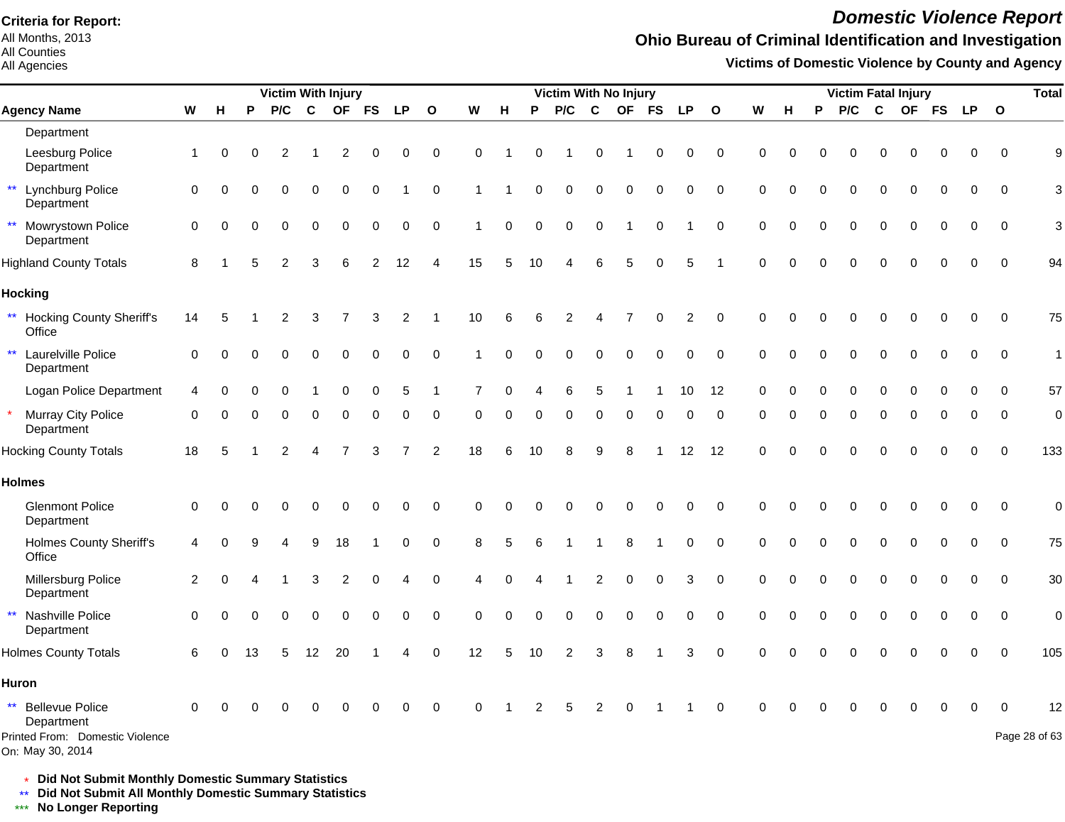**Criteria for Report:**
All Months, 2013
All Counties
All Agencies

# *Domestic Violence Report*

## Ohio Bureau of Criminal Identification and Investigation

### Victims of Domestic Violence by County and Agency

| Agency Name | Victim With Injury | | | | | | | | | Victim With No Injury | | | | | | | | | Victim Fatal Injury | | | | | | | | | Total |
|---|---|---|---|---|---|---|---|---|---|---|---|---|---|---|---|---|---|---|---|---|---|---|---|---|---|---|---|---|
| | W | H | P | P/C | C | OF | FS | LP | O | W | H | P | P/C | C | OF | FS | LP | O | W | H | P | P/C | C | OF | FS | LP | O | |
| Department | | | | | | | | | | | | | | | | | | | | | | | | | | | | |
| Leesburg Police Department | 1 | 0 | 0 | 2 | 1 | 2 | 0 | 0 | 0 | 0 | 1 | 0 | 1 | 0 | 1 | 0 | 0 | 0 | 0 | 0 | 0 | 0 | 0 | 0 | 0 | 0 | 0 | 9 |
| ** Lynchburg Police Department | 0 | 0 | 0 | 0 | 0 | 0 | 0 | 1 | 0 | 1 | 1 | 0 | 0 | 0 | 0 | 0 | 0 | 0 | 0 | 0 | 0 | 0 | 0 | 0 | 0 | 0 | 0 | 3 |
| ** Mowrystown Police Department | 0 | 0 | 0 | 0 | 0 | 0 | 0 | 0 | 0 | 1 | 0 | 0 | 0 | 0 | 1 | 0 | 1 | 0 | 0 | 0 | 0 | 0 | 0 | 0 | 0 | 0 | 0 | 3 |
| Highland County Totals | 8 | 1 | 5 | 2 | 3 | 6 | 2 | 12 | 4 | 15 | 5 | 10 | 4 | 6 | 5 | 0 | 5 | 1 | 0 | 0 | 0 | 0 | 0 | 0 | 0 | 0 | 0 | 94 |
| **Hocking** | | | | | | | | | | | | | | | | | | | | | | | | | | | | |
| ** Hocking County Sheriff's Office | 14 | 5 | 1 | 2 | 3 | 7 | 3 | 2 | 1 | 10 | 6 | 6 | 2 | 4 | 7 | 0 | 2 | 0 | 0 | 0 | 0 | 0 | 0 | 0 | 0 | 0 | 0 | 75 |
| ** Laurelville Police Department | 0 | 0 | 0 | 0 | 0 | 0 | 0 | 0 | 0 | 1 | 0 | 0 | 0 | 0 | 0 | 0 | 0 | 0 | 0 | 0 | 0 | 0 | 0 | 0 | 0 | 0 | 0 | 1 |
| Logan Police Department | 4 | 0 | 0 | 0 | 1 | 0 | 0 | 5 | 1 | 7 | 0 | 4 | 6 | 5 | 1 | 1 | 10 | 12 | 0 | 0 | 0 | 0 | 0 | 0 | 0 | 0 | 0 | 57 |
| * Murray City Police Department | 0 | 0 | 0 | 0 | 0 | 0 | 0 | 0 | 0 | 0 | 0 | 0 | 0 | 0 | 0 | 0 | 0 | 0 | 0 | 0 | 0 | 0 | 0 | 0 | 0 | 0 | 0 | 0 |
| Hocking County Totals | 18 | 5 | 1 | 2 | 4 | 7 | 3 | 7 | 2 | 18 | 6 | 10 | 8 | 9 | 8 | 1 | 12 | 12 | 0 | 0 | 0 | 0 | 0 | 0 | 0 | 0 | 0 | 133 |
| **Holmes** | | | | | | | | | | | | | | | | | | | | | | | | | | | | |
| Glenmont Police Department | 0 | 0 | 0 | 0 | 0 | 0 | 0 | 0 | 0 | 0 | 0 | 0 | 0 | 0 | 0 | 0 | 0 | 0 | 0 | 0 | 0 | 0 | 0 | 0 | 0 | 0 | 0 | 0 |
| Holmes County Sheriff's Office | 4 | 0 | 9 | 4 | 9 | 18 | 1 | 0 | 0 | 8 | 5 | 6 | 1 | 1 | 8 | 1 | 0 | 0 | 0 | 0 | 0 | 0 | 0 | 0 | 0 | 0 | 0 | 75 |
| Millersburg Police Department | 2 | 0 | 4 | 1 | 3 | 2 | 0 | 4 | 0 | 4 | 0 | 4 | 1 | 2 | 0 | 0 | 3 | 0 | 0 | 0 | 0 | 0 | 0 | 0 | 0 | 0 | 0 | 30 |
| ** Nashville Police Department | 0 | 0 | 0 | 0 | 0 | 0 | 0 | 0 | 0 | 0 | 0 | 0 | 0 | 0 | 0 | 0 | 0 | 0 | 0 | 0 | 0 | 0 | 0 | 0 | 0 | 0 | 0 | 0 |
| Holmes County Totals | 6 | 0 | 13 | 5 | 12 | 20 | 1 | 4 | 0 | 12 | 5 | 10 | 2 | 3 | 8 | 1 | 3 | 0 | 0 | 0 | 0 | 0 | 0 | 0 | 0 | 0 | 0 | 105 |
| **Huron** | | | | | | | | | | | | | | | | | | | | | | | | | | | | |
| ** Bellevue Police Department | 0 | 0 | 0 | 0 | 0 | 0 | 0 | 0 | 0 | 0 | 1 | 2 | 5 | 2 | 0 | 1 | 1 | 0 | 0 | 0 | 0 | 0 | 0 | 0 | 0 | 0 | 0 | 12 |

Printed From: Domestic Violence
On: May 30, 2014

\* **Did Not Submit Monthly Domestic Summary Statistics**
** **Did Not Submit All Monthly Domestic Summary Statistics**
*** **No Longer Reporting**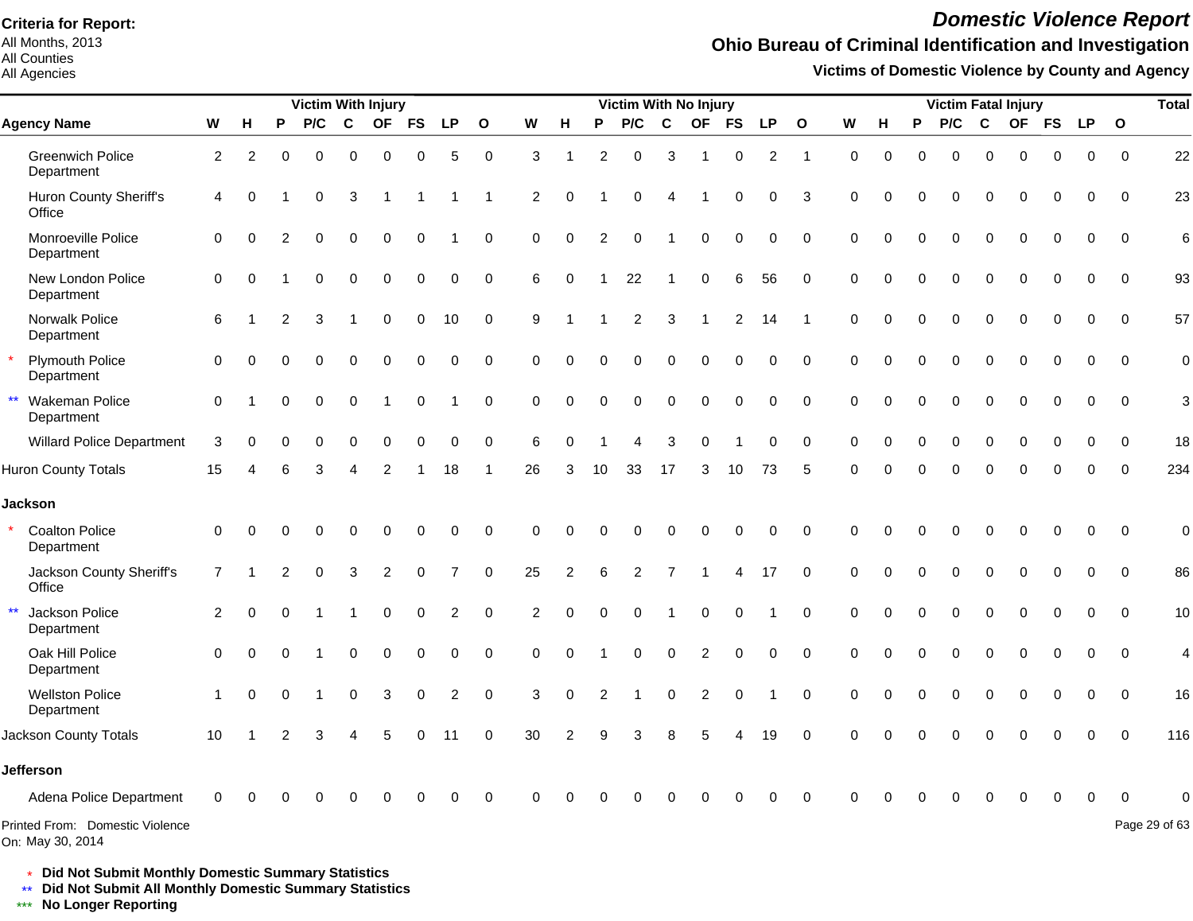**Criteria for Report:**
All Months, 2013
All Counties
All Agencies

# *Domestic Violence Report*

## Ohio Bureau of Criminal Identification and Investigation

### Victims of Domestic Violence by County and Agency

| | | Victim With Injury | | | | | | | | | Victim With No Injury | | | | | | | | | Victim Fatal Injury | | | | | | | | | Total |
|---|---|---|---|---|---|---|---|---|---|---|---|---|---|---|---|---|---|---|---|---|---|---|---|---|---|---|---|---|---|
| | **Agency Name** | **W** | **H** | **P** | **P/C** | **C** | **OF** | **FS** | **LP** | **O** | **W** | **H** | **P** | **P/C** | **C** | **OF** | **FS** | **LP** | **O** | **W** | **H** | **P** | **P/C** | **C** | **OF** | **FS** | **LP** | **O** | |
| | Greenwich Police Department | 2 | 2 | 0 | 0 | 0 | 0 | 0 | 5 | 0 | 3 | 1 | 2 | 0 | 3 | 1 | 0 | 2 | 1 | 0 | 0 | 0 | 0 | 0 | 0 | 0 | 0 | 0 | 22 |
| | Huron County Sheriff's Office | 4 | 0 | 1 | 0 | 3 | 1 | 1 | 1 | 1 | 2 | 0 | 1 | 0 | 4 | 1 | 0 | 0 | 3 | 0 | 0 | 0 | 0 | 0 | 0 | 0 | 0 | 0 | 23 |
| | Monroeville Police Department | 0 | 0 | 2 | 0 | 0 | 0 | 0 | 1 | 0 | 0 | 0 | 2 | 0 | 1 | 0 | 0 | 0 | 0 | 0 | 0 | 0 | 0 | 0 | 0 | 0 | 0 | 0 | 6 |
| | New London Police Department | 0 | 0 | 1 | 0 | 0 | 0 | 0 | 0 | 0 | 6 | 0 | 1 | 22 | 1 | 0 | 6 | 56 | 0 | 0 | 0 | 0 | 0 | 0 | 0 | 0 | 0 | 0 | 93 |
| | Norwalk Police Department | 6 | 1 | 2 | 3 | 1 | 0 | 0 | 10 | 0 | 9 | 1 | 1 | 2 | 3 | 1 | 2 | 14 | 1 | 0 | 0 | 0 | 0 | 0 | 0 | 0 | 0 | 0 | 57 |
| * | Plymouth Police Department | 0 | 0 | 0 | 0 | 0 | 0 | 0 | 0 | 0 | 0 | 0 | 0 | 0 | 0 | 0 | 0 | 0 | 0 | 0 | 0 | 0 | 0 | 0 | 0 | 0 | 0 | 0 | 0 |
| ** | Wakeman Police Department | 0 | 1 | 0 | 0 | 0 | 1 | 0 | 1 | 0 | 0 | 0 | 0 | 0 | 0 | 0 | 0 | 0 | 0 | 0 | 0 | 0 | 0 | 0 | 0 | 0 | 0 | 0 | 3 |
| | Willard Police Department | 3 | 0 | 0 | 0 | 0 | 0 | 0 | 0 | 0 | 6 | 0 | 1 | 4 | 3 | 0 | 1 | 0 | 0 | 0 | 0 | 0 | 0 | 0 | 0 | 0 | 0 | 0 | 18 |
| | Huron County Totals | 15 | 4 | 6 | 3 | 4 | 2 | 1 | 18 | 1 | 26 | 3 | 10 | 33 | 17 | 3 | 10 | 73 | 5 | 0 | 0 | 0 | 0 | 0 | 0 | 0 | 0 | 0 | 234 |
| | **Jackson** | | | | | | | | | | | | | | | | | | | | | | | | | | | | |
| * | Coalton Police Department | 0 | 0 | 0 | 0 | 0 | 0 | 0 | 0 | 0 | 0 | 0 | 0 | 0 | 0 | 0 | 0 | 0 | 0 | 0 | 0 | 0 | 0 | 0 | 0 | 0 | 0 | 0 | 0 |
| | Jackson County Sheriff's Office | 7 | 1 | 2 | 0 | 3 | 2 | 0 | 7 | 0 | 25 | 2 | 6 | 2 | 7 | 1 | 4 | 17 | 0 | 0 | 0 | 0 | 0 | 0 | 0 | 0 | 0 | 0 | 86 |
| ** | Jackson Police Department | 2 | 0 | 0 | 1 | 1 | 0 | 0 | 2 | 0 | 2 | 0 | 0 | 0 | 1 | 0 | 0 | 1 | 0 | 0 | 0 | 0 | 0 | 0 | 0 | 0 | 0 | 0 | 10 |
| | Oak Hill Police Department | 0 | 0 | 0 | 1 | 0 | 0 | 0 | 0 | 0 | 0 | 0 | 1 | 0 | 0 | 2 | 0 | 0 | 0 | 0 | 0 | 0 | 0 | 0 | 0 | 0 | 0 | 0 | 4 |
| | Wellston Police Department | 1 | 0 | 0 | 1 | 0 | 3 | 0 | 2 | 0 | 3 | 0 | 2 | 1 | 0 | 2 | 0 | 1 | 0 | 0 | 0 | 0 | 0 | 0 | 0 | 0 | 0 | 0 | 16 |
| | Jackson County Totals | 10 | 1 | 2 | 3 | 4 | 5 | 0 | 11 | 0 | 30 | 2 | 9 | 3 | 8 | 5 | 4 | 19 | 0 | 0 | 0 | 0 | 0 | 0 | 0 | 0 | 0 | 0 | 116 |
| | **Jefferson** | | | | | | | | | | | | | | | | | | | | | | | | | | | | |
| | Adena Police Department | 0 | 0 | 0 | 0 | 0 | 0 | 0 | 0 | 0 | 0 | 0 | 0 | 0 | 0 | 0 | 0 | 0 | 0 | 0 | 0 | 0 | 0 | 0 | 0 | 0 | 0 | 0 | 0 |

Printed From: Domestic Violence
On: May 30, 2014

\* **Did Not Submit Monthly Domestic Summary Statistics**
\** **Did Not Submit All Monthly Domestic Summary Statistics**
\*** **No Longer Reporting**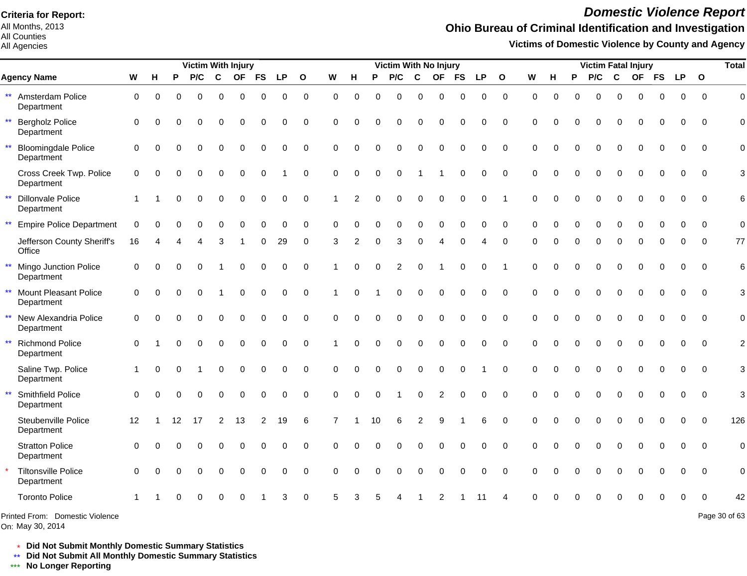**Criteria for Report:**
All Months, 2013
All Counties
All Agencies

# *Domestic Violence Report*

## Ohio Bureau of Criminal Identification and Investigation

### Victims of Domestic Violence by County and Agency

| | Agency Name | Victim With Injury | | | | | | | | | Victim With No Injury | | | | | | | | | Victim Fatal Injury | | | | | | | | | Total |
|---|---|---|---|---|---|---|---|---|---|---|---|---|---|---|---|---|---|---|---|---|---|---|---|---|---|---|---|---|---|
| | | W | H | P | P/C | C | OF | FS | LP | O | W | H | P | P/C | C | OF | FS | LP | O | W | H | P | P/C | C | OF | FS | LP | O | |
| ** | Amsterdam Police Department | 0 | 0 | 0 | 0 | 0 | 0 | 0 | 0 | 0 | 0 | 0 | 0 | 0 | 0 | 0 | 0 | 0 | 0 | 0 | 0 | 0 | 0 | 0 | 0 | 0 | 0 | 0 | 0 |
| ** | Bergholz Police Department | 0 | 0 | 0 | 0 | 0 | 0 | 0 | 0 | 0 | 0 | 0 | 0 | 0 | 0 | 0 | 0 | 0 | 0 | 0 | 0 | 0 | 0 | 0 | 0 | 0 | 0 | 0 | 0 |
| ** | Bloomingdale Police Department | 0 | 0 | 0 | 0 | 0 | 0 | 0 | 0 | 0 | 0 | 0 | 0 | 0 | 0 | 0 | 0 | 0 | 0 | 0 | 0 | 0 | 0 | 0 | 0 | 0 | 0 | 0 | 0 |
| | Cross Creek Twp. Police Department | 0 | 0 | 0 | 0 | 0 | 0 | 0 | 1 | 0 | 0 | 0 | 0 | 0 | 1 | 1 | 0 | 0 | 0 | 0 | 0 | 0 | 0 | 0 | 0 | 0 | 0 | 0 | 3 |
| ** | Dillonvale Police Department | 1 | 1 | 0 | 0 | 0 | 0 | 0 | 0 | 0 | 1 | 2 | 0 | 0 | 0 | 0 | 0 | 0 | 1 | 0 | 0 | 0 | 0 | 0 | 0 | 0 | 0 | 0 | 6 |
| ** | Empire Police Department | 0 | 0 | 0 | 0 | 0 | 0 | 0 | 0 | 0 | 0 | 0 | 0 | 0 | 0 | 0 | 0 | 0 | 0 | 0 | 0 | 0 | 0 | 0 | 0 | 0 | 0 | 0 | 0 |
| | Jefferson County Sheriff's Office | 16 | 4 | 4 | 4 | 3 | 1 | 0 | 29 | 0 | 3 | 2 | 0 | 3 | 0 | 4 | 0 | 4 | 0 | 0 | 0 | 0 | 0 | 0 | 0 | 0 | 0 | 0 | 77 |
| ** | Mingo Junction Police Department | 0 | 0 | 0 | 0 | 1 | 0 | 0 | 0 | 0 | 1 | 0 | 0 | 2 | 0 | 1 | 0 | 0 | 1 | 0 | 0 | 0 | 0 | 0 | 0 | 0 | 0 | 0 | 6 |
| ** | Mount Pleasant Police Department | 0 | 0 | 0 | 0 | 1 | 0 | 0 | 0 | 0 | 1 | 0 | 1 | 0 | 0 | 0 | 0 | 0 | 0 | 0 | 0 | 0 | 0 | 0 | 0 | 0 | 0 | 0 | 3 |
| ** | New Alexandria Police Department | 0 | 0 | 0 | 0 | 0 | 0 | 0 | 0 | 0 | 0 | 0 | 0 | 0 | 0 | 0 | 0 | 0 | 0 | 0 | 0 | 0 | 0 | 0 | 0 | 0 | 0 | 0 | 0 |
| ** | Richmond Police Department | 0 | 1 | 0 | 0 | 0 | 0 | 0 | 0 | 0 | 1 | 0 | 0 | 0 | 0 | 0 | 0 | 0 | 0 | 0 | 0 | 0 | 0 | 0 | 0 | 0 | 0 | 0 | 2 |
| | Saline Twp. Police Department | 1 | 0 | 0 | 1 | 0 | 0 | 0 | 0 | 0 | 0 | 0 | 0 | 0 | 0 | 0 | 0 | 1 | 0 | 0 | 0 | 0 | 0 | 0 | 0 | 0 | 0 | 0 | 3 |
| ** | Smithfield Police Department | 0 | 0 | 0 | 0 | 0 | 0 | 0 | 0 | 0 | 0 | 0 | 0 | 1 | 0 | 2 | 0 | 0 | 0 | 0 | 0 | 0 | 0 | 0 | 0 | 0 | 0 | 0 | 3 |
| | Steubenville Police Department | 12 | 1 | 12 | 17 | 2 | 13 | 2 | 19 | 6 | 7 | 1 | 10 | 6 | 2 | 9 | 1 | 6 | 0 | 0 | 0 | 0 | 0 | 0 | 0 | 0 | 0 | 0 | 126 |
| | Stratton Police Department | 0 | 0 | 0 | 0 | 0 | 0 | 0 | 0 | 0 | 0 | 0 | 0 | 0 | 0 | 0 | 0 | 0 | 0 | 0 | 0 | 0 | 0 | 0 | 0 | 0 | 0 | 0 | 0 |
| * | Tiltonsville Police Department | 0 | 0 | 0 | 0 | 0 | 0 | 0 | 0 | 0 | 0 | 0 | 0 | 0 | 0 | 0 | 0 | 0 | 0 | 0 | 0 | 0 | 0 | 0 | 0 | 0 | 0 | 0 | 0 |
| | Toronto Police | 1 | 1 | 0 | 0 | 0 | 0 | 1 | 3 | 0 | 5 | 3 | 5 | 4 | 1 | 2 | 1 | 11 | 4 | 0 | 0 | 0 | 0 | 0 | 0 | 0 | 0 | 0 | 42 |

Printed From: Domestic Violence
On: May 30, 2014

\* **Did Not Submit Monthly Domestic Summary Statistics**
** **Did Not Submit All Monthly Domestic Summary Statistics**
*** **No Longer Reporting**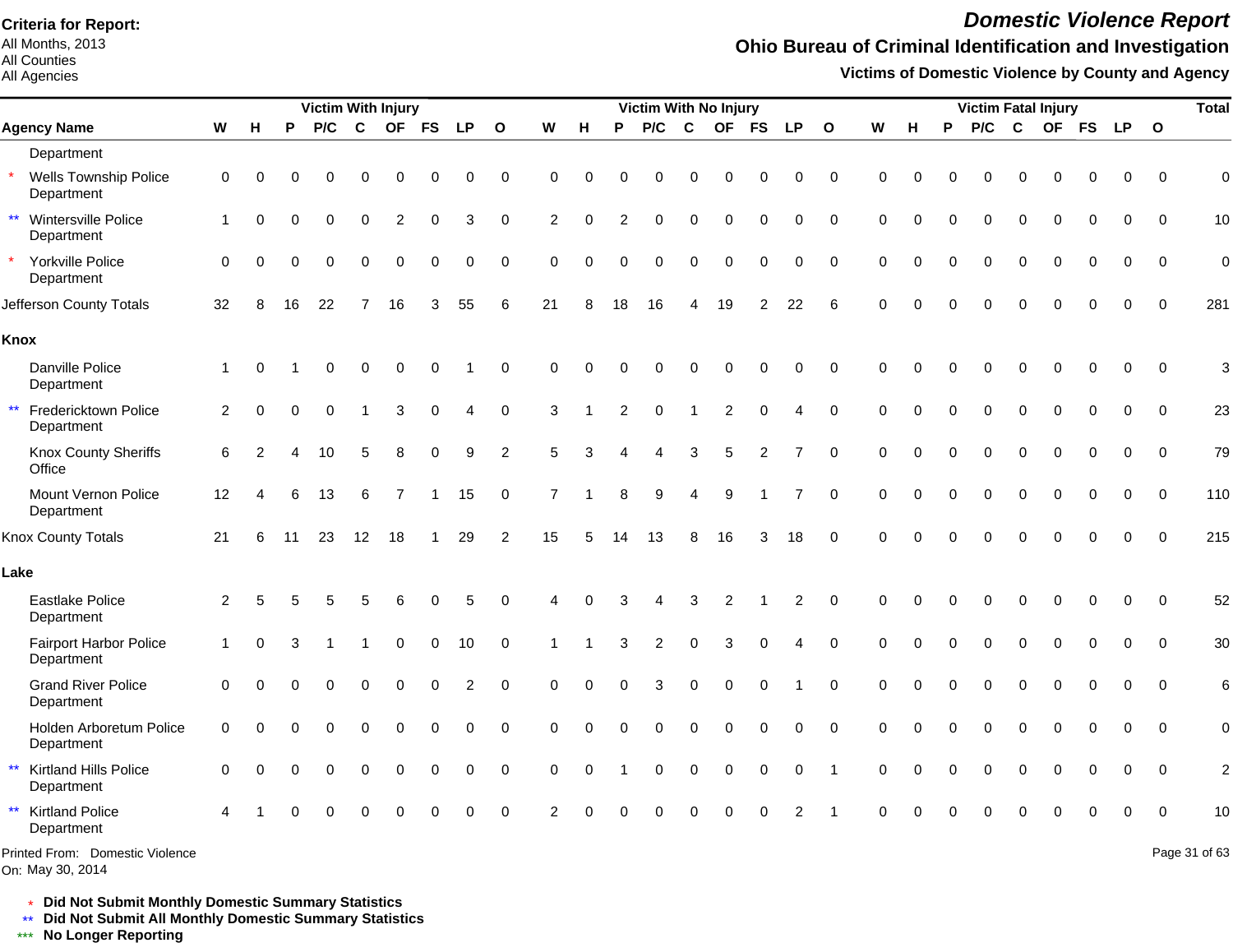**Criteria for Report:**
All Months, 2013
All Counties
All Agencies

# *Domestic Violence Report*

## Ohio Bureau of Criminal Identification and Investigation

### Victims of Domestic Violence by County and Agency

| | Agency Name | Victim With Injury | | | | | | | | | Victim With No Injury | | | | | | | | | Victim Fatal Injury | | | | | | | | | Total |
|---|---|---|---|---|---|---|---|---|---|---|---|---|---|---|---|---|---|---|---|---|---|---|---|---|---|---|---|---|---|
| | | W | H | P | P/C | C | OF | FS | LP | O | W | H | P | P/C | C | OF | FS | LP | O | W | H | P | P/C | C | OF | FS | LP | O | |
| | Department | | | | | | | | | | | | | | | | | | | | | | | | | | | | |
| * | Wells Township Police Department | 0 | 0 | 0 | 0 | 0 | 0 | 0 | 0 | 0 | 0 | 0 | 0 | 0 | 0 | 0 | 0 | 0 | 0 | 0 | 0 | 0 | 0 | 0 | 0 | 0 | 0 | 0 | 0 |
| ** | Wintersville Police Department | 1 | 0 | 0 | 0 | 0 | 2 | 0 | 3 | 0 | 2 | 0 | 2 | 0 | 0 | 0 | 0 | 0 | 0 | 0 | 0 | 0 | 0 | 0 | 0 | 0 | 0 | 0 | 10 |
| * | Yorkville Police Department | 0 | 0 | 0 | 0 | 0 | 0 | 0 | 0 | 0 | 0 | 0 | 0 | 0 | 0 | 0 | 0 | 0 | 0 | 0 | 0 | 0 | 0 | 0 | 0 | 0 | 0 | 0 | 0 |
| | Jefferson County Totals | 32 | 8 | 16 | 22 | 7 | 16 | 3 | 55 | 6 | 21 | 8 | 18 | 16 | 4 | 19 | 2 | 22 | 6 | 0 | 0 | 0 | 0 | 0 | 0 | 0 | 0 | 0 | 281 |
| | **Knox** | | | | | | | | | | | | | | | | | | | | | | | | | | | | |
| | Danville Police Department | 1 | 0 | 1 | 0 | 0 | 0 | 0 | 1 | 0 | 0 | 0 | 0 | 0 | 0 | 0 | 0 | 0 | 0 | 0 | 0 | 0 | 0 | 0 | 0 | 0 | 0 | 0 | 3 |
| ** | Fredericktown Police Department | 2 | 0 | 0 | 0 | 1 | 3 | 0 | 4 | 0 | 3 | 1 | 2 | 0 | 1 | 2 | 0 | 4 | 0 | 0 | 0 | 0 | 0 | 0 | 0 | 0 | 0 | 0 | 23 |
| | Knox County Sheriffs Office | 6 | 2 | 4 | 10 | 5 | 8 | 0 | 9 | 2 | 5 | 3 | 4 | 4 | 3 | 5 | 2 | 7 | 0 | 0 | 0 | 0 | 0 | 0 | 0 | 0 | 0 | 0 | 79 |
| | Mount Vernon Police Department | 12 | 4 | 6 | 13 | 6 | 7 | 1 | 15 | 0 | 7 | 1 | 8 | 9 | 4 | 9 | 1 | 7 | 0 | 0 | 0 | 0 | 0 | 0 | 0 | 0 | 0 | 0 | 110 |
| | Knox County Totals | 21 | 6 | 11 | 23 | 12 | 18 | 1 | 29 | 2 | 15 | 5 | 14 | 13 | 8 | 16 | 3 | 18 | 0 | 0 | 0 | 0 | 0 | 0 | 0 | 0 | 0 | 0 | 215 |
| | **Lake** | | | | | | | | | | | | | | | | | | | | | | | | | | | | |
| | Eastlake Police Department | 2 | 5 | 5 | 5 | 5 | 6 | 0 | 5 | 0 | 4 | 0 | 3 | 4 | 3 | 2 | 1 | 2 | 0 | 0 | 0 | 0 | 0 | 0 | 0 | 0 | 0 | 0 | 52 |
| | Fairport Harbor Police Department | 1 | 0 | 3 | 1 | 1 | 0 | 0 | 10 | 0 | 1 | 1 | 3 | 2 | 0 | 3 | 0 | 4 | 0 | 0 | 0 | 0 | 0 | 0 | 0 | 0 | 0 | 0 | 30 |
| | Grand River Police Department | 0 | 0 | 0 | 0 | 0 | 0 | 0 | 2 | 0 | 0 | 0 | 0 | 3 | 0 | 0 | 0 | 1 | 0 | 0 | 0 | 0 | 0 | 0 | 0 | 0 | 0 | 0 | 6 |
| | Holden Arboretum Police Department | 0 | 0 | 0 | 0 | 0 | 0 | 0 | 0 | 0 | 0 | 0 | 0 | 0 | 0 | 0 | 0 | 0 | 0 | 0 | 0 | 0 | 0 | 0 | 0 | 0 | 0 | 0 | 0 |
| ** | Kirtland Hills Police Department | 0 | 0 | 0 | 0 | 0 | 0 | 0 | 0 | 0 | 0 | 0 | 1 | 0 | 0 | 0 | 0 | 0 | 1 | 0 | 0 | 0 | 0 | 0 | 0 | 0 | 0 | 0 | 2 |
| ** | Kirtland Police Department | 4 | 1 | 0 | 0 | 0 | 0 | 0 | 0 | 0 | 2 | 0 | 0 | 0 | 0 | 0 | 0 | 2 | 1 | 0 | 0 | 0 | 0 | 0 | 0 | 0 | 0 | 0 | 10 |

Printed From: Domestic Violence
On: May 30, 2014

\* **Did Not Submit Monthly Domestic Summary Statistics**
\*\* **Did Not Submit All Monthly Domestic Summary Statistics**
\*\*\* **No Longer Reporting**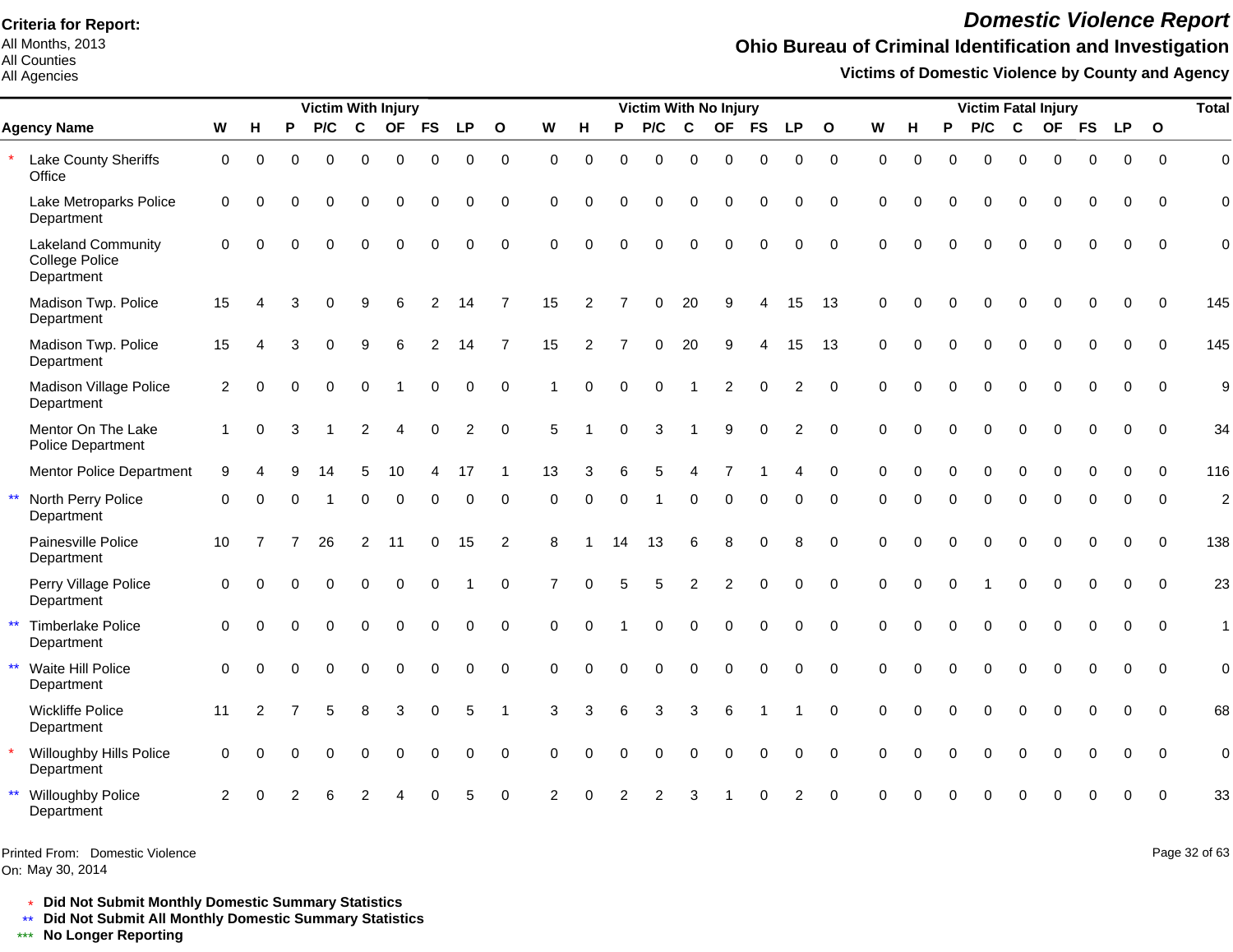**Criteria for Report:**
All Months, 2013
All Counties
All Agencies

# *Domestic Violence Report*

## Ohio Bureau of Criminal Identification and Investigation

### Victims of Domestic Violence by County and Agency

| | Agency Name | Victim With Injury | | | | | | | | | Victim With No Injury | | | | | | | | | Victim Fatal Injury | | | | | | | | | Total |
|---|---|---|---|---|---|---|---|---|---|---|---|---|---|---|---|---|---|---|---|---|---|---|---|---|---|---|---|---|---|
| | | W | H | P | P/C | C | OF | FS | LP | O | W | H | P | P/C | C | OF | FS | LP | O | W | H | P | P/C | C | OF | FS | LP | O | |
| * | Lake County Sheriffs Office | 0 | 0 | 0 | 0 | 0 | 0 | 0 | 0 | 0 | 0 | 0 | 0 | 0 | 0 | 0 | 0 | 0 | 0 | 0 | 0 | 0 | 0 | 0 | 0 | 0 | 0 | 0 | 0 |
| | Lake Metroparks Police Department | 0 | 0 | 0 | 0 | 0 | 0 | 0 | 0 | 0 | 0 | 0 | 0 | 0 | 0 | 0 | 0 | 0 | 0 | 0 | 0 | 0 | 0 | 0 | 0 | 0 | 0 | 0 | 0 |
| | Lakeland Community College Police Department | 0 | 0 | 0 | 0 | 0 | 0 | 0 | 0 | 0 | 0 | 0 | 0 | 0 | 0 | 0 | 0 | 0 | 0 | 0 | 0 | 0 | 0 | 0 | 0 | 0 | 0 | 0 | 0 |
| | Madison Twp. Police Department | 15 | 4 | 3 | 0 | 9 | 6 | 2 | 14 | 7 | 15 | 2 | 7 | 0 | 20 | 9 | 4 | 15 | 13 | 0 | 0 | 0 | 0 | 0 | 0 | 0 | 0 | 0 | 145 |
| | Madison Twp. Police Department | 15 | 4 | 3 | 0 | 9 | 6 | 2 | 14 | 7 | 15 | 2 | 7 | 0 | 20 | 9 | 4 | 15 | 13 | 0 | 0 | 0 | 0 | 0 | 0 | 0 | 0 | 0 | 145 |
| | Madison Village Police Department | 2 | 0 | 0 | 0 | 0 | 1 | 0 | 0 | 0 | 1 | 0 | 0 | 0 | 1 | 2 | 0 | 2 | 0 | 0 | 0 | 0 | 0 | 0 | 0 | 0 | 0 | 0 | 9 |
| | Mentor On The Lake Police Department | 1 | 0 | 3 | 1 | 2 | 4 | 0 | 2 | 0 | 5 | 1 | 0 | 3 | 1 | 9 | 0 | 2 | 0 | 0 | 0 | 0 | 0 | 0 | 0 | 0 | 0 | 0 | 34 |
| | Mentor Police Department | 9 | 4 | 9 | 14 | 5 | 10 | 4 | 17 | 1 | 13 | 3 | 6 | 5 | 4 | 7 | 1 | 4 | 0 | 0 | 0 | 0 | 0 | 0 | 0 | 0 | 0 | 0 | 116 |
| ** | North Perry Police Department | 0 | 0 | 0 | 1 | 0 | 0 | 0 | 0 | 0 | 0 | 0 | 0 | 1 | 0 | 0 | 0 | 0 | 0 | 0 | 0 | 0 | 0 | 0 | 0 | 0 | 0 | 0 | 2 |
| | Painesville Police Department | 10 | 7 | 7 | 26 | 2 | 11 | 0 | 15 | 2 | 8 | 1 | 14 | 13 | 6 | 8 | 0 | 8 | 0 | 0 | 0 | 0 | 0 | 0 | 0 | 0 | 0 | 0 | 138 |
| | Perry Village Police Department | 0 | 0 | 0 | 0 | 0 | 0 | 0 | 1 | 0 | 7 | 0 | 5 | 5 | 2 | 2 | 0 | 0 | 0 | 0 | 0 | 0 | 1 | 0 | 0 | 0 | 0 | 0 | 23 |
| ** | Timberlake Police Department | 0 | 0 | 0 | 0 | 0 | 0 | 0 | 0 | 0 | 0 | 0 | 1 | 0 | 0 | 0 | 0 | 0 | 0 | 0 | 0 | 0 | 0 | 0 | 0 | 0 | 0 | 0 | 1 |
| ** | Waite Hill Police Department | 0 | 0 | 0 | 0 | 0 | 0 | 0 | 0 | 0 | 0 | 0 | 0 | 0 | 0 | 0 | 0 | 0 | 0 | 0 | 0 | 0 | 0 | 0 | 0 | 0 | 0 | 0 | 0 |
| | Wickliffe Police Department | 11 | 2 | 7 | 5 | 8 | 3 | 0 | 5 | 1 | 3 | 3 | 6 | 3 | 3 | 6 | 1 | 1 | 0 | 0 | 0 | 0 | 0 | 0 | 0 | 0 | 0 | 0 | 68 |
| * | Willoughby Hills Police Department | 0 | 0 | 0 | 0 | 0 | 0 | 0 | 0 | 0 | 0 | 0 | 0 | 0 | 0 | 0 | 0 | 0 | 0 | 0 | 0 | 0 | 0 | 0 | 0 | 0 | 0 | 0 | 0 |
| ** | Willoughby Police Department | 2 | 0 | 2 | 6 | 2 | 4 | 0 | 5 | 0 | 2 | 0 | 2 | 2 | 3 | 1 | 0 | 2 | 0 | 0 | 0 | 0 | 0 | 0 | 0 | 0 | 0 | 0 | 33 |

Printed From: Domestic Violence
On: May 30, 2014

\* **Did Not Submit Monthly Domestic Summary Statistics**
\*\* **Did Not Submit All Monthly Domestic Summary Statistics**
\*\*\* **No Longer Reporting**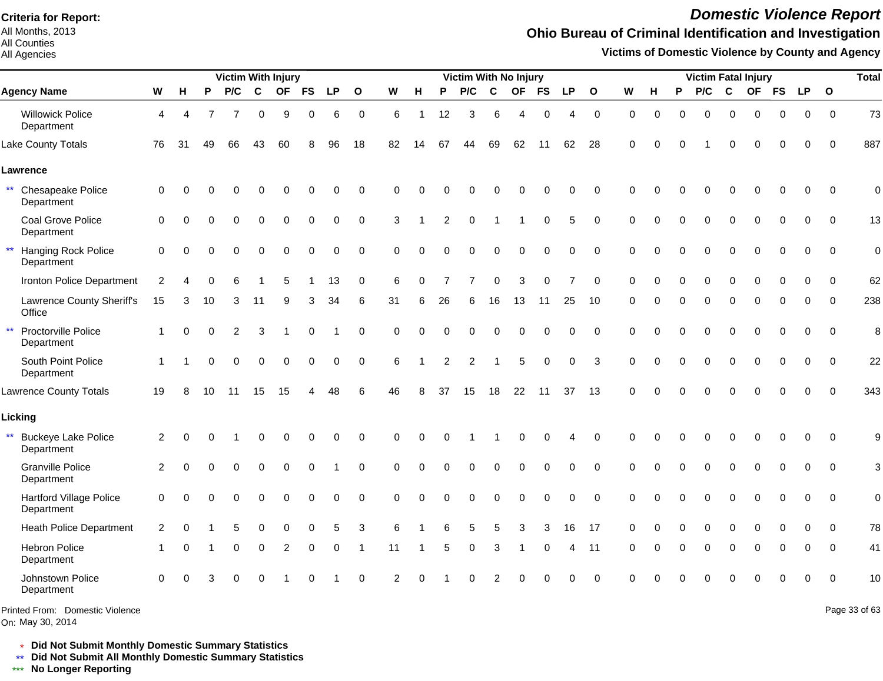**Criteria for Report:**
All Months, 2013
All Counties
All Agencies

# *Domestic Violence Report*

## Ohio Bureau of Criminal Identification and Investigation

### Victims of Domestic Violence by County and Agency

| Agency Name | Victim With Injury | | | | | | | | | Victim With No Injury | | | | | | | | | Victim Fatal Injury | | | | | | | | | Total |
|---|---|---|---|---|---|---|---|---|---|---|---|---|---|---|---|---|---|---|---|---|---|---|---|---|---|---|---|---|
| | W | H | P | P/C | C | OF | FS | LP | O | W | H | P | P/C | C | OF | FS | LP | O | W | H | P | P/C | C | OF | FS | LP | O | |
| Willowick Police Department | 4 | 4 | 7 | 7 | 0 | 9 | 0 | 6 | 0 | 6 | 1 | 12 | 3 | 6 | 4 | 0 | 4 | 0 | 0 | 0 | 0 | 0 | 0 | 0 | 0 | 0 | 0 | 73 |
| Lake County Totals | 76 | 31 | 49 | 66 | 43 | 60 | 8 | 96 | 18 | 82 | 14 | 67 | 44 | 69 | 62 | 11 | 62 | 28 | 0 | 0 | 0 | 1 | 0 | 0 | 0 | 0 | 0 | 887 |
| **Lawrence** | | | | | | | | | | | | | | | | | | | | | | | | | | | | |
| ** Chesapeake Police Department | 0 | 0 | 0 | 0 | 0 | 0 | 0 | 0 | 0 | 0 | 0 | 0 | 0 | 0 | 0 | 0 | 0 | 0 | 0 | 0 | 0 | 0 | 0 | 0 | 0 | 0 | 0 | 0 |
| Coal Grove Police Department | 0 | 0 | 0 | 0 | 0 | 0 | 0 | 0 | 0 | 3 | 1 | 2 | 0 | 1 | 1 | 0 | 5 | 0 | 0 | 0 | 0 | 0 | 0 | 0 | 0 | 0 | 0 | 13 |
| ** Hanging Rock Police Department | 0 | 0 | 0 | 0 | 0 | 0 | 0 | 0 | 0 | 0 | 0 | 0 | 0 | 0 | 0 | 0 | 0 | 0 | 0 | 0 | 0 | 0 | 0 | 0 | 0 | 0 | 0 | 0 |
| Ironton Police Department | 2 | 4 | 0 | 6 | 1 | 5 | 1 | 13 | 0 | 6 | 0 | 7 | 7 | 0 | 3 | 0 | 7 | 0 | 0 | 0 | 0 | 0 | 0 | 0 | 0 | 0 | 0 | 62 |
| Lawrence County Sheriff's Office | 15 | 3 | 10 | 3 | 11 | 9 | 3 | 34 | 6 | 31 | 6 | 26 | 6 | 16 | 13 | 11 | 25 | 10 | 0 | 0 | 0 | 0 | 0 | 0 | 0 | 0 | 0 | 238 |
| ** Proctorville Police Department | 1 | 0 | 0 | 2 | 3 | 1 | 0 | 1 | 0 | 0 | 0 | 0 | 0 | 0 | 0 | 0 | 0 | 0 | 0 | 0 | 0 | 0 | 0 | 0 | 0 | 0 | 0 | 8 |
| South Point Police Department | 1 | 1 | 0 | 0 | 0 | 0 | 0 | 0 | 0 | 6 | 1 | 2 | 2 | 1 | 5 | 0 | 0 | 3 | 0 | 0 | 0 | 0 | 0 | 0 | 0 | 0 | 0 | 22 |
| Lawrence County Totals | 19 | 8 | 10 | 11 | 15 | 15 | 4 | 48 | 6 | 46 | 8 | 37 | 15 | 18 | 22 | 11 | 37 | 13 | 0 | 0 | 0 | 0 | 0 | 0 | 0 | 0 | 0 | 343 |
| **Licking** | | | | | | | | | | | | | | | | | | | | | | | | | | | | |
| ** Buckeye Lake Police Department | 2 | 0 | 0 | 1 | 0 | 0 | 0 | 0 | 0 | 0 | 0 | 0 | 1 | 1 | 0 | 0 | 4 | 0 | 0 | 0 | 0 | 0 | 0 | 0 | 0 | 0 | 0 | 9 |
| Granville Police Department | 2 | 0 | 0 | 0 | 0 | 0 | 0 | 1 | 0 | 0 | 0 | 0 | 0 | 0 | 0 | 0 | 0 | 0 | 0 | 0 | 0 | 0 | 0 | 0 | 0 | 0 | 0 | 3 |
| Hartford Village Police Department | 0 | 0 | 0 | 0 | 0 | 0 | 0 | 0 | 0 | 0 | 0 | 0 | 0 | 0 | 0 | 0 | 0 | 0 | 0 | 0 | 0 | 0 | 0 | 0 | 0 | 0 | 0 | 0 |
| Heath Police Department | 2 | 0 | 1 | 5 | 0 | 0 | 0 | 5 | 3 | 6 | 1 | 6 | 5 | 5 | 3 | 3 | 16 | 17 | 0 | 0 | 0 | 0 | 0 | 0 | 0 | 0 | 0 | 78 |
| Hebron Police Department | 1 | 0 | 1 | 0 | 0 | 2 | 0 | 0 | 1 | 11 | 1 | 5 | 0 | 3 | 1 | 0 | 4 | 11 | 0 | 0 | 0 | 0 | 0 | 0 | 0 | 0 | 0 | 41 |
| Johnstown Police Department | 0 | 0 | 3 | 0 | 0 | 1 | 0 | 1 | 0 | 2 | 0 | 1 | 0 | 2 | 0 | 0 | 0 | 0 | 0 | 0 | 0 | 0 | 0 | 0 | 0 | 0 | 0 | 10 |

Printed From: Domestic Violence
On: May 30, 2014

\* **Did Not Submit Monthly Domestic Summary Statistics**
** **Did Not Submit All Monthly Domestic Summary Statistics**
*** **No Longer Reporting**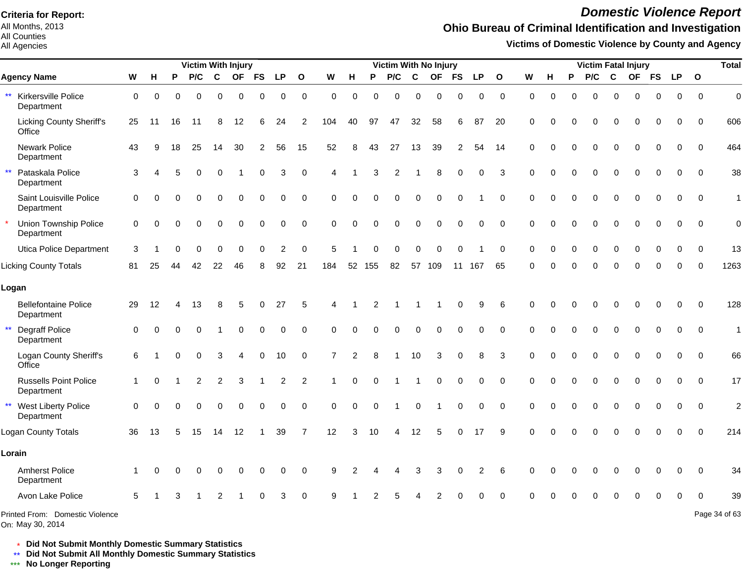**Criteria for Report:**
All Months, 2013
All Counties
All Agencies

# *Domestic Violence Report*

## Ohio Bureau of Criminal Identification and Investigation

### Victims of Domestic Violence by County and Agency

| | Victim With Injury | | | | | | | | | Victim With No Injury | | | | | | | | | Victim Fatal Injury | | | | | | | | | Total |
|---|---|---|---|---|---|---|---|---|---|---|---|---|---|---|---|---|---|---|---|---|---|---|---|---|---|---|---|---|
| **Agency Name** | **W** | **H** | **P** | **P/C** | **C** | **OF** | **FS** | **LP** | **O** | **W** | **H** | **P** | **P/C** | **C** | **OF** | **FS** | **LP** | **O** | **W** | **H** | **P** | **P/C** | **C** | **OF** | **FS** | **LP** | **O** | |
| ** Kirkersville Police Department | 0 | 0 | 0 | 0 | 0 | 0 | 0 | 0 | 0 | 0 | 0 | 0 | 0 | 0 | 0 | 0 | 0 | 0 | 0 | 0 | 0 | 0 | 0 | 0 | 0 | 0 | 0 | 0 |
| Licking County Sheriff's Office | 25 | 11 | 16 | 11 | 8 | 12 | 6 | 24 | 2 | 104 | 40 | 97 | 47 | 32 | 58 | 6 | 87 | 20 | 0 | 0 | 0 | 0 | 0 | 0 | 0 | 0 | 0 | 606 |
| Newark Police Department | 43 | 9 | 18 | 25 | 14 | 30 | 2 | 56 | 15 | 52 | 8 | 43 | 27 | 13 | 39 | 2 | 54 | 14 | 0 | 0 | 0 | 0 | 0 | 0 | 0 | 0 | 0 | 464 |
| ** Pataskala Police Department | 3 | 4 | 5 | 0 | 0 | 1 | 0 | 3 | 0 | 4 | 1 | 3 | 2 | 1 | 8 | 0 | 0 | 3 | 0 | 0 | 0 | 0 | 0 | 0 | 0 | 0 | 0 | 38 |
| Saint Louisville Police Department | 0 | 0 | 0 | 0 | 0 | 0 | 0 | 0 | 0 | 0 | 0 | 0 | 0 | 0 | 0 | 0 | 1 | 0 | 0 | 0 | 0 | 0 | 0 | 0 | 0 | 0 | 0 | 1 |
| * Union Township Police Department | 0 | 0 | 0 | 0 | 0 | 0 | 0 | 0 | 0 | 0 | 0 | 0 | 0 | 0 | 0 | 0 | 0 | 0 | 0 | 0 | 0 | 0 | 0 | 0 | 0 | 0 | 0 | 0 |
| Utica Police Department | 3 | 1 | 0 | 0 | 0 | 0 | 0 | 2 | 0 | 5 | 1 | 0 | 0 | 0 | 0 | 0 | 1 | 0 | 0 | 0 | 0 | 0 | 0 | 0 | 0 | 0 | 0 | 13 |
| Licking County Totals | 81 | 25 | 44 | 42 | 22 | 46 | 8 | 92 | 21 | 184 | 52 | 155 | 82 | 57 | 109 | 11 | 167 | 65 | 0 | 0 | 0 | 0 | 0 | 0 | 0 | 0 | 0 | 1263 |
| **Logan** | | | | | | | | | | | | | | | | | | | | | | | | | | | | |
| Bellefontaine Police Department | 29 | 12 | 4 | 13 | 8 | 5 | 0 | 27 | 5 | 4 | 1 | 2 | 1 | 1 | 1 | 0 | 9 | 6 | 0 | 0 | 0 | 0 | 0 | 0 | 0 | 0 | 0 | 128 |
| ** Degraff Police Department | 0 | 0 | 0 | 0 | 1 | 0 | 0 | 0 | 0 | 0 | 0 | 0 | 0 | 0 | 0 | 0 | 0 | 0 | 0 | 0 | 0 | 0 | 0 | 0 | 0 | 0 | 0 | 1 |
| Logan County Sheriff's Office | 6 | 1 | 0 | 0 | 3 | 4 | 0 | 10 | 0 | 7 | 2 | 8 | 1 | 10 | 3 | 0 | 8 | 3 | 0 | 0 | 0 | 0 | 0 | 0 | 0 | 0 | 0 | 66 |
| Russells Point Police Department | 1 | 0 | 1 | 2 | 2 | 3 | 1 | 2 | 2 | 1 | 0 | 0 | 1 | 1 | 0 | 0 | 0 | 0 | 0 | 0 | 0 | 0 | 0 | 0 | 0 | 0 | 0 | 17 |
| ** West Liberty Police Department | 0 | 0 | 0 | 0 | 0 | 0 | 0 | 0 | 0 | 0 | 0 | 0 | 1 | 0 | 1 | 0 | 0 | 0 | 0 | 0 | 0 | 0 | 0 | 0 | 0 | 0 | 0 | 2 |
| Logan County Totals | 36 | 13 | 5 | 15 | 14 | 12 | 1 | 39 | 7 | 12 | 3 | 10 | 4 | 12 | 5 | 0 | 17 | 9 | 0 | 0 | 0 | 0 | 0 | 0 | 0 | 0 | 0 | 214 |
| **Lorain** | | | | | | | | | | | | | | | | | | | | | | | | | | | | |
| Amherst Police Department | 1 | 0 | 0 | 0 | 0 | 0 | 0 | 0 | 0 | 9 | 2 | 4 | 4 | 3 | 3 | 0 | 2 | 6 | 0 | 0 | 0 | 0 | 0 | 0 | 0 | 0 | 0 | 34 |
| Avon Lake Police | 5 | 1 | 3 | 1 | 2 | 1 | 0 | 3 | 0 | 9 | 1 | 2 | 5 | 4 | 2 | 0 | 0 | 0 | 0 | 0 | 0 | 0 | 0 | 0 | 0 | 0 | 0 | 39 |

Printed From: Domestic Violence
On: May 30, 2014

\* **Did Not Submit Monthly Domestic Summary Statistics**
** **Did Not Submit All Monthly Domestic Summary Statistics**
*** **No Longer Reporting**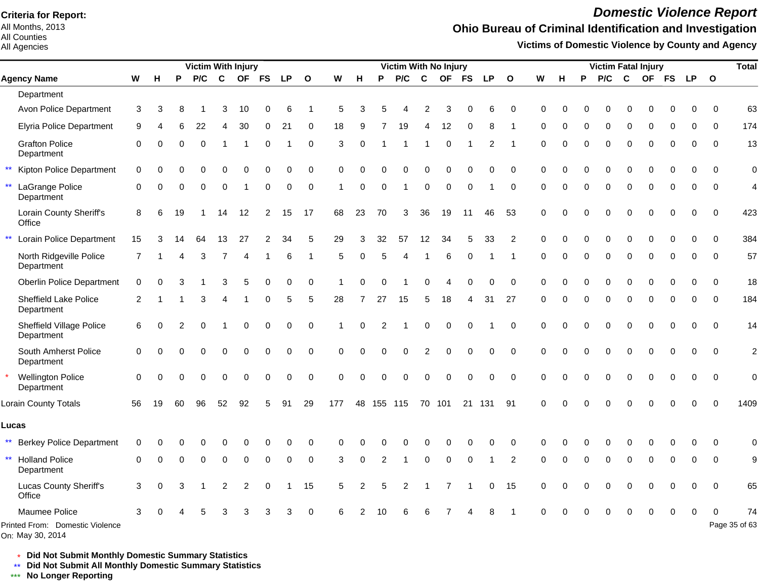**Criteria for Report:**
All Months, 2013
All Counties
All Agencies

# *Domestic Violence Report*

## Ohio Bureau of Criminal Identification and Investigation

### Victims of Domestic Violence by County and Agency

| | Agency Name | Victim With Injury | | | | | | | | | Victim With No Injury | | | | | | | | | Victim Fatal Injury | | | | | | | | | Total |
|---|---|---|---|---|---|---|---|---|---|---|---|---|---|---|---|---|---|---|---|---|---|---|---|---|---|---|---|---|---|
| | | W | H | P | P/C | C | OF | FS | LP | O | W | H | P | P/C | C | OF | FS | LP | O | W | H | P | P/C | C | OF | FS | LP | O | |
| | Department | | | | | | | | | | | | | | | | | | | | | | | | | | | | |
| | Avon Police Department | 3 | 3 | 8 | 1 | 3 | 10 | 0 | 6 | 1 | 5 | 3 | 5 | 4 | 2 | 3 | 0 | 6 | 0 | 0 | 0 | 0 | 0 | 0 | 0 | 0 | 0 | 0 | 63 |
| | Elyria Police Department | 9 | 4 | 6 | 22 | 4 | 30 | 0 | 21 | 0 | 18 | 9 | 7 | 19 | 4 | 12 | 0 | 8 | 1 | 0 | 0 | 0 | 0 | 0 | 0 | 0 | 0 | 0 | 174 |
| | Grafton Police Department | 0 | 0 | 0 | 0 | 1 | 1 | 0 | 1 | 0 | 3 | 0 | 1 | 1 | 1 | 0 | 1 | 2 | 1 | 0 | 0 | 0 | 0 | 0 | 0 | 0 | 0 | 0 | 13 |
| ** | Kipton Police Department | 0 | 0 | 0 | 0 | 0 | 0 | 0 | 0 | 0 | 0 | 0 | 0 | 0 | 0 | 0 | 0 | 0 | 0 | 0 | 0 | 0 | 0 | 0 | 0 | 0 | 0 | 0 | 0 |
| ** | LaGrange Police Department | 0 | 0 | 0 | 0 | 0 | 1 | 0 | 0 | 0 | 1 | 0 | 0 | 1 | 0 | 0 | 0 | 1 | 0 | 0 | 0 | 0 | 0 | 0 | 0 | 0 | 0 | 0 | 4 |
| | Lorain County Sheriff's Office | 8 | 6 | 19 | 1 | 14 | 12 | 2 | 15 | 17 | 68 | 23 | 70 | 3 | 36 | 19 | 11 | 46 | 53 | 0 | 0 | 0 | 0 | 0 | 0 | 0 | 0 | 0 | 423 |
| ** | Lorain Police Department | 15 | 3 | 14 | 64 | 13 | 27 | 2 | 34 | 5 | 29 | 3 | 32 | 57 | 12 | 34 | 5 | 33 | 2 | 0 | 0 | 0 | 0 | 0 | 0 | 0 | 0 | 0 | 384 |
| | North Ridgeville Police Department | 7 | 1 | 4 | 3 | 7 | 4 | 1 | 6 | 1 | 5 | 0 | 5 | 4 | 1 | 6 | 0 | 1 | 1 | 0 | 0 | 0 | 0 | 0 | 0 | 0 | 0 | 0 | 57 |
| | Oberlin Police Department | 0 | 0 | 3 | 1 | 3 | 5 | 0 | 0 | 0 | 1 | 0 | 0 | 1 | 0 | 4 | 0 | 0 | 0 | 0 | 0 | 0 | 0 | 0 | 0 | 0 | 0 | 0 | 18 |
| | Sheffield Lake Police Department | 2 | 1 | 1 | 3 | 4 | 1 | 0 | 5 | 5 | 28 | 7 | 27 | 15 | 5 | 18 | 4 | 31 | 27 | 0 | 0 | 0 | 0 | 0 | 0 | 0 | 0 | 0 | 184 |
| | Sheffield Village Police Department | 6 | 0 | 2 | 0 | 1 | 0 | 0 | 0 | 0 | 1 | 0 | 2 | 1 | 0 | 0 | 0 | 1 | 0 | 0 | 0 | 0 | 0 | 0 | 0 | 0 | 0 | 0 | 14 |
| | South Amherst Police Department | 0 | 0 | 0 | 0 | 0 | 0 | 0 | 0 | 0 | 0 | 0 | 0 | 0 | 2 | 0 | 0 | 0 | 0 | 0 | 0 | 0 | 0 | 0 | 0 | 0 | 0 | 0 | 2 |
| * | Wellington Police Department | 0 | 0 | 0 | 0 | 0 | 0 | 0 | 0 | 0 | 0 | 0 | 0 | 0 | 0 | 0 | 0 | 0 | 0 | 0 | 0 | 0 | 0 | 0 | 0 | 0 | 0 | 0 | 0 |
| | Lorain County Totals | 56 | 19 | 60 | 96 | 52 | 92 | 5 | 91 | 29 | 177 | 48 | 155 | 115 | 70 | 101 | 21 | 131 | 91 | 0 | 0 | 0 | 0 | 0 | 0 | 0 | 0 | 0 | 1409 |
| | **Lucas** | | | | | | | | | | | | | | | | | | | | | | | | | | | | |
| ** | Berkey Police Department | 0 | 0 | 0 | 0 | 0 | 0 | 0 | 0 | 0 | 0 | 0 | 0 | 0 | 0 | 0 | 0 | 0 | 0 | 0 | 0 | 0 | 0 | 0 | 0 | 0 | 0 | 0 | 0 |
| ** | Holland Police Department | 0 | 0 | 0 | 0 | 0 | 0 | 0 | 0 | 0 | 3 | 0 | 2 | 1 | 0 | 0 | 0 | 1 | 2 | 0 | 0 | 0 | 0 | 0 | 0 | 0 | 0 | 0 | 9 |
| | Lucas County Sheriff's Office | 3 | 0 | 3 | 1 | 2 | 2 | 0 | 1 | 15 | 5 | 2 | 5 | 2 | 1 | 7 | 1 | 0 | 15 | 0 | 0 | 0 | 0 | 0 | 0 | 0 | 0 | 0 | 65 |
| | Maumee Police | 3 | 0 | 4 | 5 | 3 | 3 | 3 | 3 | 0 | 6 | 2 | 10 | 6 | 6 | 7 | 4 | 8 | 1 | 0 | 0 | 0 | 0 | 0 | 0 | 0 | 0 | 0 | 74 |

Printed From: Domestic Violence
On: May 30, 2014

\* **Did Not Submit Monthly Domestic Summary Statistics**
\*\* **Did Not Submit All Monthly Domestic Summary Statistics**
\*\*\* **No Longer Reporting**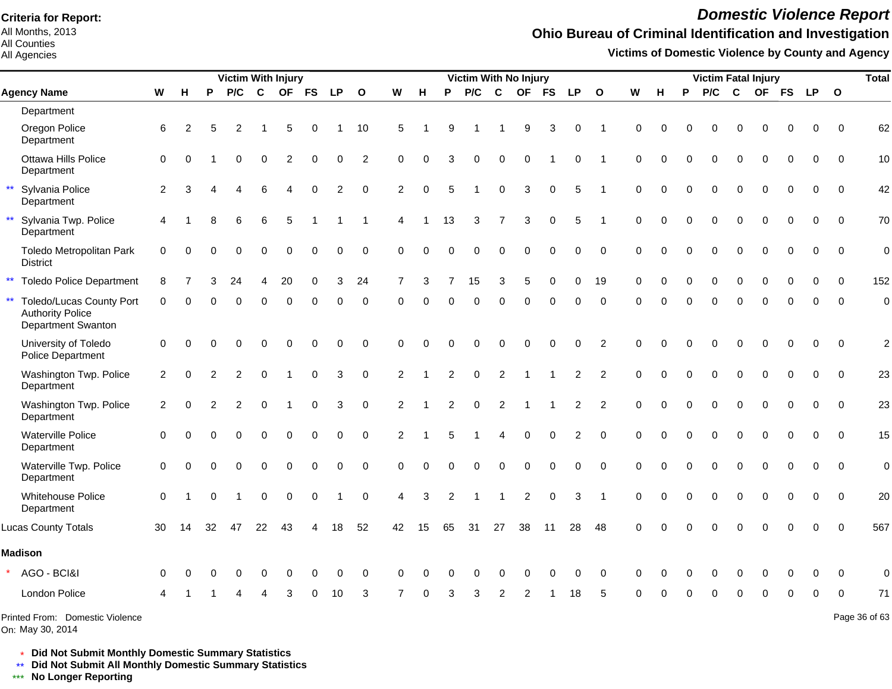**Criteria for Report:**
All Months, 2013
All Counties
All Agencies

# *Domestic Violence Report*

## Ohio Bureau of Criminal Identification and Investigation

### Victims of Domestic Violence by County and Agency

| | | Victim With Injury | | | | | | | | | Victim With No Injury | | | | | | | | | Victim Fatal Injury | | | | | | | | | Total |
|---|---|---|---|---|---|---|---|---|---|---|---|---|---|---|---|---|---|---|---|---|---|---|---|---|---|---|---|---|---|
| | **Agency Name** | **W** | **H** | **P** | **P/C** | **C** | **OF** | **FS** | **LP** | **O** | **W** | **H** | **P** | **P/C** | **C** | **OF** | **FS** | **LP** | **O** | **W** | **H** | **P** | **P/C** | **C** | **OF** | **FS** | **LP** | **O** | |
| | Department | | | | | | | | | | | | | | | | | | | | | | | | | | | | |
| | Oregon Police Department | 6 | 2 | 5 | 2 | 1 | 5 | 0 | 1 | 10 | 5 | 1 | 9 | 1 | 1 | 9 | 3 | 0 | 1 | 0 | 0 | 0 | 0 | 0 | 0 | 0 | 0 | 0 | 62 |
| | Ottawa Hills Police Department | 0 | 0 | 1 | 0 | 0 | 2 | 0 | 0 | 2 | 0 | 0 | 3 | 0 | 0 | 0 | 1 | 0 | 1 | 0 | 0 | 0 | 0 | 0 | 0 | 0 | 0 | 0 | 10 |
| ** | Sylvania Police Department | 2 | 3 | 4 | 4 | 6 | 4 | 0 | 2 | 0 | 2 | 0 | 5 | 1 | 0 | 3 | 0 | 5 | 1 | 0 | 0 | 0 | 0 | 0 | 0 | 0 | 0 | 0 | 42 |
| ** | Sylvania Twp. Police Department | 4 | 1 | 8 | 6 | 6 | 5 | 1 | 1 | 1 | 4 | 1 | 13 | 3 | 7 | 3 | 0 | 5 | 1 | 0 | 0 | 0 | 0 | 0 | 0 | 0 | 0 | 0 | 70 |
| | Toledo Metropolitan Park District | 0 | 0 | 0 | 0 | 0 | 0 | 0 | 0 | 0 | 0 | 0 | 0 | 0 | 0 | 0 | 0 | 0 | 0 | 0 | 0 | 0 | 0 | 0 | 0 | 0 | 0 | 0 | 0 |
| ** | Toledo Police Department | 8 | 7 | 3 | 24 | 4 | 20 | 0 | 3 | 24 | 7 | 3 | 7 | 15 | 3 | 5 | 0 | 0 | 19 | 0 | 0 | 0 | 0 | 0 | 0 | 0 | 0 | 0 | 152 |
| ** | Toledo/Lucas County Port Authority Police Department Swanton | 0 | 0 | 0 | 0 | 0 | 0 | 0 | 0 | 0 | 0 | 0 | 0 | 0 | 0 | 0 | 0 | 0 | 0 | 0 | 0 | 0 | 0 | 0 | 0 | 0 | 0 | 0 | 0 |
| | University of Toledo Police Department | 0 | 0 | 0 | 0 | 0 | 0 | 0 | 0 | 0 | 0 | 0 | 0 | 0 | 0 | 0 | 0 | 0 | 2 | 0 | 0 | 0 | 0 | 0 | 0 | 0 | 0 | 0 | 2 |
| | Washington Twp. Police Department | 2 | 0 | 2 | 2 | 0 | 1 | 0 | 3 | 0 | 2 | 1 | 2 | 0 | 2 | 1 | 1 | 2 | 2 | 0 | 0 | 0 | 0 | 0 | 0 | 0 | 0 | 0 | 23 |
| | Washington Twp. Police Department | 2 | 0 | 2 | 2 | 0 | 1 | 0 | 3 | 0 | 2 | 1 | 2 | 0 | 2 | 1 | 1 | 2 | 2 | 0 | 0 | 0 | 0 | 0 | 0 | 0 | 0 | 0 | 23 |
| | Waterville Police Department | 0 | 0 | 0 | 0 | 0 | 0 | 0 | 0 | 0 | 2 | 1 | 5 | 1 | 4 | 0 | 0 | 2 | 0 | 0 | 0 | 0 | 0 | 0 | 0 | 0 | 0 | 0 | 15 |
| | Waterville Twp. Police Department | 0 | 0 | 0 | 0 | 0 | 0 | 0 | 0 | 0 | 0 | 0 | 0 | 0 | 0 | 0 | 0 | 0 | 0 | 0 | 0 | 0 | 0 | 0 | 0 | 0 | 0 | 0 | 0 |
| | Whitehouse Police Department | 0 | 1 | 0 | 1 | 0 | 0 | 0 | 1 | 0 | 4 | 3 | 2 | 1 | 1 | 2 | 0 | 3 | 1 | 0 | 0 | 0 | 0 | 0 | 0 | 0 | 0 | 0 | 20 |
| | Lucas County Totals | 30 | 14 | 32 | 47 | 22 | 43 | 4 | 18 | 52 | 42 | 15 | 65 | 31 | 27 | 38 | 11 | 28 | 48 | 0 | 0 | 0 | 0 | 0 | 0 | 0 | 0 | 0 | 567 |
| | **Madison** | | | | | | | | | | | | | | | | | | | | | | | | | | | | |
| * | AGO - BCI&I | 0 | 0 | 0 | 0 | 0 | 0 | 0 | 0 | 0 | 0 | 0 | 0 | 0 | 0 | 0 | 0 | 0 | 0 | 0 | 0 | 0 | 0 | 0 | 0 | 0 | 0 | 0 | 0 |
| | London Police | 4 | 1 | 1 | 4 | 4 | 3 | 0 | 10 | 3 | 7 | 0 | 3 | 3 | 2 | 2 | 1 | 18 | 5 | 0 | 0 | 0 | 0 | 0 | 0 | 0 | 0 | 0 | 71 |

Printed From: Domestic Violence
On: May 30, 2014

\* **Did Not Submit Monthly Domestic Summary Statistics**
\** **Did Not Submit All Monthly Domestic Summary Statistics**
\*** **No Longer Reporting**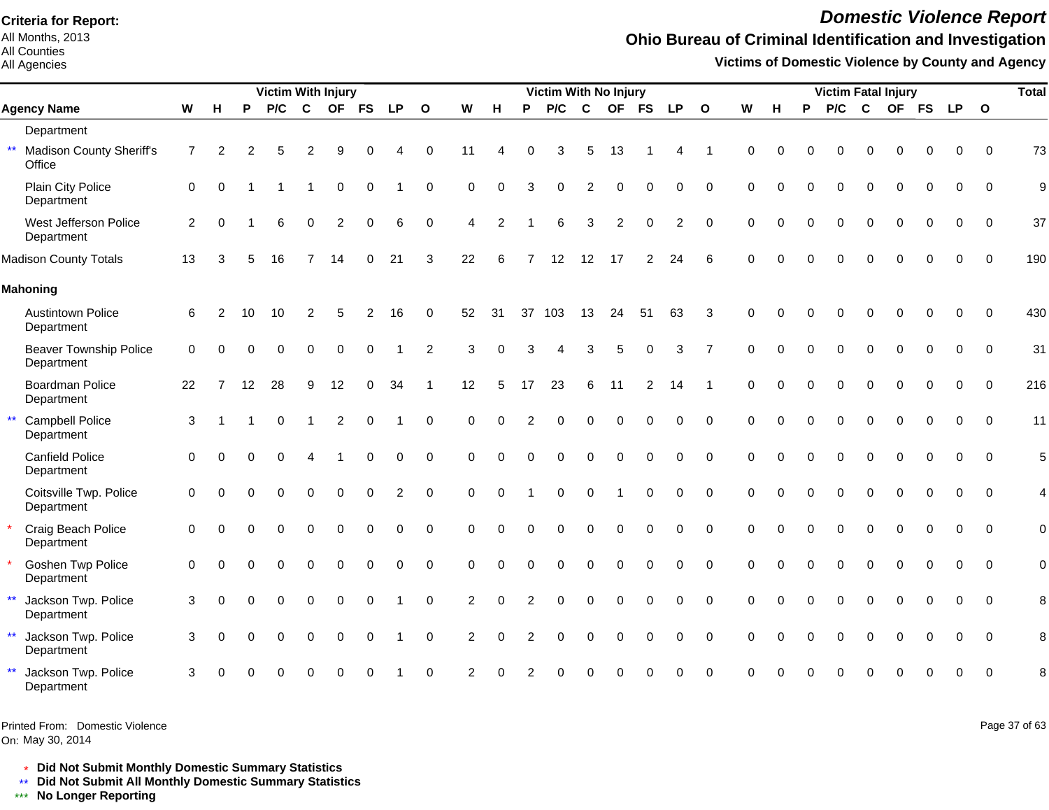**Criteria for Report:**
All Months, 2013
All Counties
All Agencies

# *Domestic Violence Report*

## Ohio Bureau of Criminal Identification and Investigation

### Victims of Domestic Violence by County and Agency

| | Agency Name | Victim With Injury | | | | | | | | | Victim With No Injury | | | | | | | | | Victim Fatal Injury | | | | | | | | | Total |
|---|---|---|---|---|---|---|---|---|---|---|---|---|---|---|---|---|---|---|---|---|---|---|---|---|---|---|---|---|---|
| | | W | H | P | P/C | C | OF | FS | LP | O | W | H | P | P/C | C | OF | FS | LP | O | W | H | P | P/C | C | OF | FS | LP | O | |
| | Department | | | | | | | | | | | | | | | | | | | | | | | | | | | | |
| ** | Madison County Sheriff's Office | 7 | 2 | 2 | 5 | 2 | 9 | 0 | 4 | 0 | 11 | 4 | 0 | 3 | 5 | 13 | 1 | 4 | 1 | 0 | 0 | 0 | 0 | 0 | 0 | 0 | 0 | 0 | 73 |
| | Plain City Police Department | 0 | 0 | 1 | 1 | 1 | 0 | 0 | 1 | 0 | 0 | 0 | 3 | 0 | 2 | 0 | 0 | 0 | 0 | 0 | 0 | 0 | 0 | 0 | 0 | 0 | 0 | 0 | 9 |
| | West Jefferson Police Department | 2 | 0 | 1 | 6 | 0 | 2 | 0 | 6 | 0 | 4 | 2 | 1 | 6 | 3 | 2 | 0 | 2 | 0 | 0 | 0 | 0 | 0 | 0 | 0 | 0 | 0 | 0 | 37 |
| | Madison County Totals | 13 | 3 | 5 | 16 | 7 | 14 | 0 | 21 | 3 | 22 | 6 | 7 | 12 | 12 | 17 | 2 | 24 | 6 | 0 | 0 | 0 | 0 | 0 | 0 | 0 | 0 | 0 | 190 |
| | **Mahoning** | | | | | | | | | | | | | | | | | | | | | | | | | | | | |
| | Austintown Police Department | 6 | 2 | 10 | 10 | 2 | 5 | 2 | 16 | 0 | 52 | 31 | 37 | 103 | 13 | 24 | 51 | 63 | 3 | 0 | 0 | 0 | 0 | 0 | 0 | 0 | 0 | 0 | 430 |
| | Beaver Township Police Department | 0 | 0 | 0 | 0 | 0 | 0 | 0 | 1 | 2 | 3 | 0 | 3 | 4 | 3 | 5 | 0 | 3 | 7 | 0 | 0 | 0 | 0 | 0 | 0 | 0 | 0 | 0 | 31 |
| | Boardman Police Department | 22 | 7 | 12 | 28 | 9 | 12 | 0 | 34 | 1 | 12 | 5 | 17 | 23 | 6 | 11 | 2 | 14 | 1 | 0 | 0 | 0 | 0 | 0 | 0 | 0 | 0 | 0 | 216 |
| ** | Campbell Police Department | 3 | 1 | 1 | 0 | 1 | 2 | 0 | 1 | 0 | 0 | 0 | 2 | 0 | 0 | 0 | 0 | 0 | 0 | 0 | 0 | 0 | 0 | 0 | 0 | 0 | 0 | 0 | 11 |
| | Canfield Police Department | 0 | 0 | 0 | 0 | 4 | 1 | 0 | 0 | 0 | 0 | 0 | 0 | 0 | 0 | 0 | 0 | 0 | 0 | 0 | 0 | 0 | 0 | 0 | 0 | 0 | 0 | 0 | 5 |
| | Coitsville Twp. Police Department | 0 | 0 | 0 | 0 | 0 | 0 | 0 | 2 | 0 | 0 | 0 | 1 | 0 | 0 | 1 | 0 | 0 | 0 | 0 | 0 | 0 | 0 | 0 | 0 | 0 | 0 | 0 | 4 |
| * | Craig Beach Police Department | 0 | 0 | 0 | 0 | 0 | 0 | 0 | 0 | 0 | 0 | 0 | 0 | 0 | 0 | 0 | 0 | 0 | 0 | 0 | 0 | 0 | 0 | 0 | 0 | 0 | 0 | 0 | 0 |
| * | Goshen Twp Police Department | 0 | 0 | 0 | 0 | 0 | 0 | 0 | 0 | 0 | 0 | 0 | 0 | 0 | 0 | 0 | 0 | 0 | 0 | 0 | 0 | 0 | 0 | 0 | 0 | 0 | 0 | 0 | 0 |
| ** | Jackson Twp. Police Department | 3 | 0 | 0 | 0 | 0 | 0 | 0 | 1 | 0 | 2 | 0 | 2 | 0 | 0 | 0 | 0 | 0 | 0 | 0 | 0 | 0 | 0 | 0 | 0 | 0 | 0 | 0 | 8 |
| ** | Jackson Twp. Police Department | 3 | 0 | 0 | 0 | 0 | 0 | 0 | 1 | 0 | 2 | 0 | 2 | 0 | 0 | 0 | 0 | 0 | 0 | 0 | 0 | 0 | 0 | 0 | 0 | 0 | 0 | 0 | 8 |
| ** | Jackson Twp. Police Department | 3 | 0 | 0 | 0 | 0 | 0 | 0 | 1 | 0 | 2 | 0 | 2 | 0 | 0 | 0 | 0 | 0 | 0 | 0 | 0 | 0 | 0 | 0 | 0 | 0 | 0 | 0 | 8 |

Printed From: Domestic Violence
On: May 30, 2014

\* **Did Not Submit Monthly Domestic Summary Statistics**
\*\* **Did Not Submit All Monthly Domestic Summary Statistics**
\*\*\* **No Longer Reporting**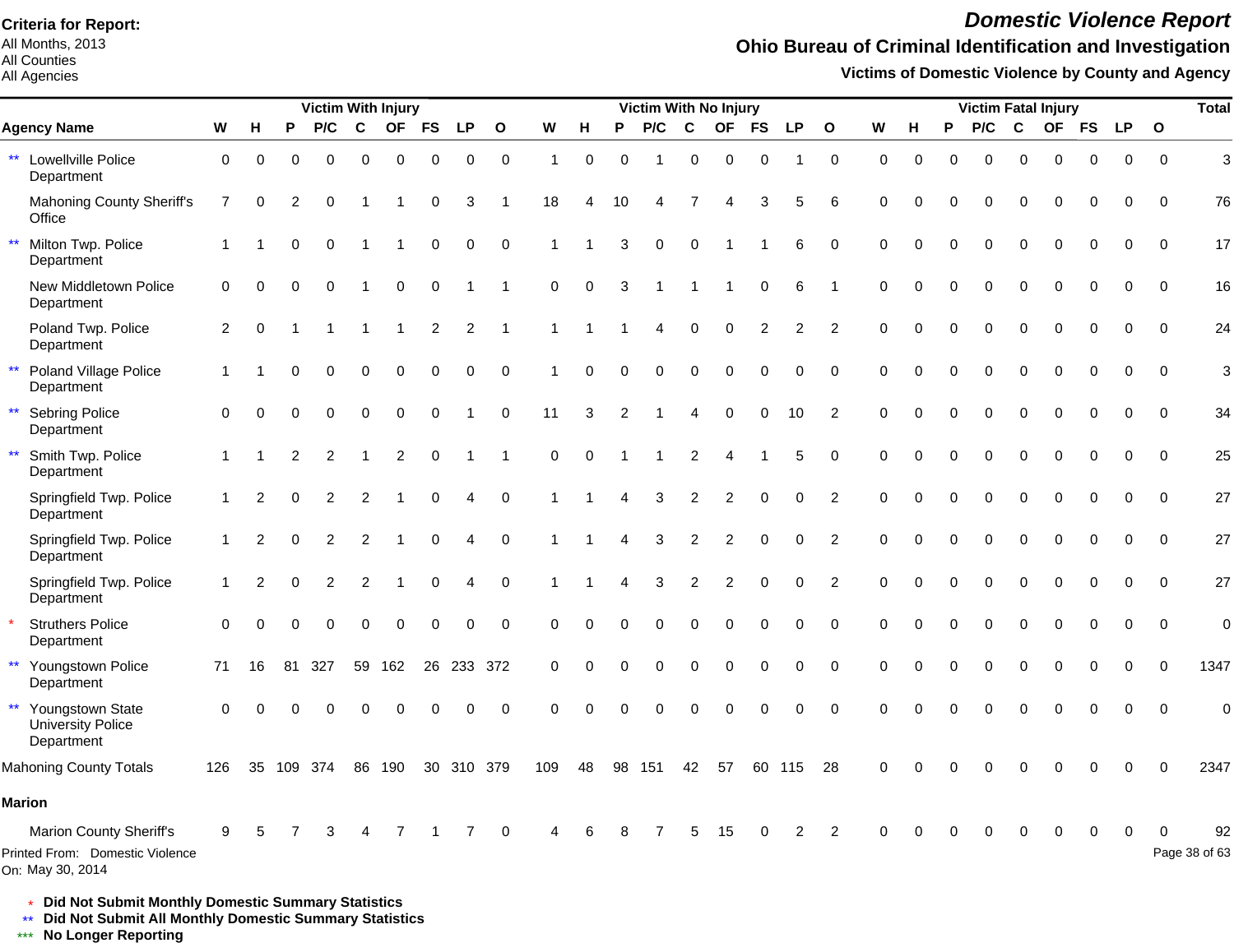**Criteria for Report:**
All Months, 2013
All Counties
All Agencies

# *Domestic Violence Report*

## Ohio Bureau of Criminal Identification and Investigation

### Victims of Domestic Violence by County and Agency

| Agency Name | Victim With Injury | | | | | | | | | Victim With No Injury | | | | | | | | | Victim Fatal Injury | | | | | | | | | Total |
|---|---|---|---|---|---|---|---|---|---|---|---|---|---|---|---|---|---|---|---|---|---|---|---|---|---|---|---|---|
| | W | H | P | P/C | C | OF | FS | LP | O | W | H | P | P/C | C | OF | FS | LP | O | W | H | P | P/C | C | OF | FS | LP | O | |
| ** Lowellville Police Department | 0 | 0 | 0 | 0 | 0 | 0 | 0 | 0 | 0 | 1 | 0 | 0 | 1 | 0 | 0 | 0 | 1 | 0 | 0 | 0 | 0 | 0 | 0 | 0 | 0 | 0 | 0 | 3 |
| Mahoning County Sheriff's Office | 7 | 0 | 2 | 0 | 1 | 1 | 0 | 3 | 1 | 18 | 4 | 10 | 4 | 7 | 4 | 3 | 5 | 6 | 0 | 0 | 0 | 0 | 0 | 0 | 0 | 0 | 0 | 76 |
| ** Milton Twp. Police Department | 1 | 1 | 0 | 0 | 1 | 1 | 0 | 0 | 0 | 1 | 1 | 3 | 0 | 0 | 1 | 1 | 6 | 0 | 0 | 0 | 0 | 0 | 0 | 0 | 0 | 0 | 0 | 17 |
| New Middletown Police Department | 0 | 0 | 0 | 0 | 1 | 0 | 0 | 1 | 1 | 0 | 0 | 3 | 1 | 1 | 1 | 0 | 6 | 1 | 0 | 0 | 0 | 0 | 0 | 0 | 0 | 0 | 0 | 16 |
| Poland Twp. Police Department | 2 | 0 | 1 | 1 | 1 | 1 | 2 | 2 | 1 | 1 | 1 | 1 | 4 | 0 | 0 | 2 | 2 | 2 | 0 | 0 | 0 | 0 | 0 | 0 | 0 | 0 | 0 | 24 |
| ** Poland Village Police Department | 1 | 1 | 0 | 0 | 0 | 0 | 0 | 0 | 0 | 1 | 0 | 0 | 0 | 0 | 0 | 0 | 0 | 0 | 0 | 0 | 0 | 0 | 0 | 0 | 0 | 0 | 0 | 3 |
| ** Sebring Police Department | 0 | 0 | 0 | 0 | 0 | 0 | 0 | 1 | 0 | 11 | 3 | 2 | 1 | 4 | 0 | 0 | 10 | 2 | 0 | 0 | 0 | 0 | 0 | 0 | 0 | 0 | 0 | 34 |
| ** Smith Twp. Police Department | 1 | 1 | 2 | 2 | 1 | 2 | 0 | 1 | 1 | 0 | 0 | 1 | 1 | 2 | 4 | 1 | 5 | 0 | 0 | 0 | 0 | 0 | 0 | 0 | 0 | 0 | 0 | 25 |
| Springfield Twp. Police Department | 1 | 2 | 0 | 2 | 2 | 1 | 0 | 4 | 0 | 1 | 1 | 4 | 3 | 2 | 2 | 0 | 0 | 2 | 0 | 0 | 0 | 0 | 0 | 0 | 0 | 0 | 0 | 27 |
| Springfield Twp. Police Department | 1 | 2 | 0 | 2 | 2 | 1 | 0 | 4 | 0 | 1 | 1 | 4 | 3 | 2 | 2 | 0 | 0 | 2 | 0 | 0 | 0 | 0 | 0 | 0 | 0 | 0 | 0 | 27 |
| Springfield Twp. Police Department | 1 | 2 | 0 | 2 | 2 | 1 | 0 | 4 | 0 | 1 | 1 | 4 | 3 | 2 | 2 | 0 | 0 | 2 | 0 | 0 | 0 | 0 | 0 | 0 | 0 | 0 | 0 | 27 |
| * Struthers Police Department | 0 | 0 | 0 | 0 | 0 | 0 | 0 | 0 | 0 | 0 | 0 | 0 | 0 | 0 | 0 | 0 | 0 | 0 | 0 | 0 | 0 | 0 | 0 | 0 | 0 | 0 | 0 | 0 |
| ** Youngstown Police Department | 71 | 16 | 81 | 327 | 59 | 162 | 26 | 233 | 372 | 0 | 0 | 0 | 0 | 0 | 0 | 0 | 0 | 0 | 0 | 0 | 0 | 0 | 0 | 0 | 0 | 0 | 0 | 1347 |
| ** Youngstown State University Police Department | 0 | 0 | 0 | 0 | 0 | 0 | 0 | 0 | 0 | 0 | 0 | 0 | 0 | 0 | 0 | 0 | 0 | 0 | 0 | 0 | 0 | 0 | 0 | 0 | 0 | 0 | 0 | 0 |
| Mahoning County Totals | 126 | 35 | 109 | 374 | 86 | 190 | 30 | 310 | 379 | 109 | 48 | 98 | 151 | 42 | 57 | 60 | 115 | 28 | 0 | 0 | 0 | 0 | 0 | 0 | 0 | 0 | 0 | 2347 |
| **Marion** | | | | | | | | | | | | | | | | | | | | | | | | | | | | |
| Marion County Sheriff's | 9 | 5 | 7 | 3 | 4 | 7 | 1 | 7 | 0 | 4 | 6 | 8 | 7 | 5 | 15 | 0 | 2 | 2 | 0 | 0 | 0 | 0 | 0 | 0 | 0 | 0 | 0 | 92 |

Printed From: Domestic Violence
On: May 30, 2014

\* **Did Not Submit Monthly Domestic Summary Statistics**
\*\* **Did Not Submit All Monthly Domestic Summary Statistics**
\*\*\* **No Longer Reporting**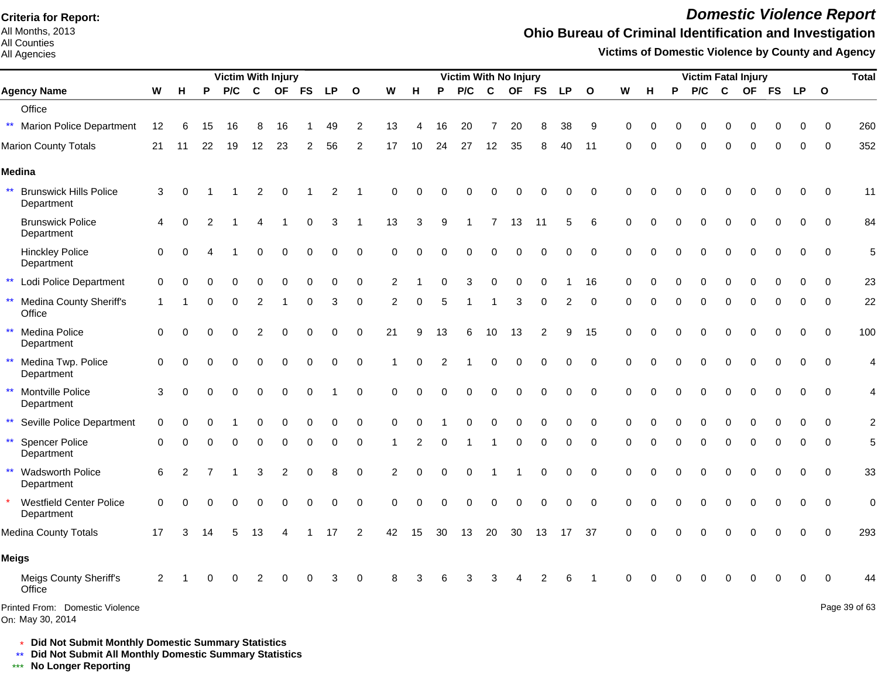**Criteria for Report:**
All Months, 2013
All Counties
All Agencies

# Domestic Violence Report

## Ohio Bureau of Criminal Identification and Investigation

### Victims of Domestic Violence by County and Agency

| Agency Name | Victim With Injury | | | | | | | | | Victim With No Injury | | | | | | | | | Victim Fatal Injury | | | | | | | | | Total |
|---|---|---|---|---|---|---|---|---|---|---|---|---|---|---|---|---|---|---|---|---|---|---|---|---|---|---|---|---|
| | W | H | P | P/C | C | OF | FS | LP | O | W | H | P | P/C | C | OF | FS | LP | O | W | H | P | P/C | C | OF | FS | LP | O | |
| Office | | | | | | | | | | | | | | | | | | | | | | | | | | | | |
| ** Marion Police Department | 12 | 6 | 15 | 16 | 8 | 16 | 1 | 49 | 2 | 13 | 4 | 16 | 20 | 7 | 20 | 8 | 38 | 9 | 0 | 0 | 0 | 0 | 0 | 0 | 0 | 0 | 0 | 260 |
| Marion County Totals | 21 | 11 | 22 | 19 | 12 | 23 | 2 | 56 | 2 | 17 | 10 | 24 | 27 | 12 | 35 | 8 | 40 | 11 | 0 | 0 | 0 | 0 | 0 | 0 | 0 | 0 | 0 | 352 |
| **Medina** | | | | | | | | | | | | | | | | | | | | | | | | | | | | |
| ** Brunswick Hills Police Department | 3 | 0 | 1 | 1 | 2 | 0 | 1 | 2 | 1 | 0 | 0 | 0 | 0 | 0 | 0 | 0 | 0 | 0 | 0 | 0 | 0 | 0 | 0 | 0 | 0 | 0 | 0 | 11 |
| Brunswick Police Department | 4 | 0 | 2 | 1 | 4 | 1 | 0 | 3 | 1 | 13 | 3 | 9 | 1 | 7 | 13 | 11 | 5 | 6 | 0 | 0 | 0 | 0 | 0 | 0 | 0 | 0 | 0 | 84 |
| Hinckley Police Department | 0 | 0 | 4 | 1 | 0 | 0 | 0 | 0 | 0 | 0 | 0 | 0 | 0 | 0 | 0 | 0 | 0 | 0 | 0 | 0 | 0 | 0 | 0 | 0 | 0 | 0 | 0 | 5 |
| ** Lodi Police Department | 0 | 0 | 0 | 0 | 0 | 0 | 0 | 0 | 0 | 2 | 1 | 0 | 3 | 0 | 0 | 0 | 1 | 16 | 0 | 0 | 0 | 0 | 0 | 0 | 0 | 0 | 0 | 23 |
| ** Medina County Sheriff's Office | 1 | 1 | 0 | 0 | 2 | 1 | 0 | 3 | 0 | 2 | 0 | 5 | 1 | 1 | 3 | 0 | 2 | 0 | 0 | 0 | 0 | 0 | 0 | 0 | 0 | 0 | 0 | 22 |
| ** Medina Police Department | 0 | 0 | 0 | 0 | 2 | 0 | 0 | 0 | 0 | 21 | 9 | 13 | 6 | 10 | 13 | 2 | 9 | 15 | 0 | 0 | 0 | 0 | 0 | 0 | 0 | 0 | 0 | 100 |
| ** Medina Twp. Police Department | 0 | 0 | 0 | 0 | 0 | 0 | 0 | 0 | 0 | 1 | 0 | 2 | 1 | 0 | 0 | 0 | 0 | 0 | 0 | 0 | 0 | 0 | 0 | 0 | 0 | 0 | 0 | 4 |
| ** Montville Police Department | 3 | 0 | 0 | 0 | 0 | 0 | 0 | 1 | 0 | 0 | 0 | 0 | 0 | 0 | 0 | 0 | 0 | 0 | 0 | 0 | 0 | 0 | 0 | 0 | 0 | 0 | 0 | 4 |
| ** Seville Police Department | 0 | 0 | 0 | 1 | 0 | 0 | 0 | 0 | 0 | 0 | 0 | 1 | 0 | 0 | 0 | 0 | 0 | 0 | 0 | 0 | 0 | 0 | 0 | 0 | 0 | 0 | 0 | 2 |
| ** Spencer Police Department | 0 | 0 | 0 | 0 | 0 | 0 | 0 | 0 | 0 | 1 | 2 | 0 | 1 | 1 | 0 | 0 | 0 | 0 | 0 | 0 | 0 | 0 | 0 | 0 | 0 | 0 | 0 | 5 |
| ** Wadsworth Police Department | 6 | 2 | 7 | 1 | 3 | 2 | 0 | 8 | 0 | 2 | 0 | 0 | 0 | 1 | 1 | 0 | 0 | 0 | 0 | 0 | 0 | 0 | 0 | 0 | 0 | 0 | 0 | 33 |
| * Westfield Center Police Department | 0 | 0 | 0 | 0 | 0 | 0 | 0 | 0 | 0 | 0 | 0 | 0 | 0 | 0 | 0 | 0 | 0 | 0 | 0 | 0 | 0 | 0 | 0 | 0 | 0 | 0 | 0 | 0 |
| Medina County Totals | 17 | 3 | 14 | 5 | 13 | 4 | 1 | 17 | 2 | 42 | 15 | 30 | 13 | 20 | 30 | 13 | 17 | 37 | 0 | 0 | 0 | 0 | 0 | 0 | 0 | 0 | 0 | 293 |
| **Meigs** | | | | | | | | | | | | | | | | | | | | | | | | | | | | |
| Meigs County Sheriff's Office | 2 | 1 | 0 | 0 | 2 | 0 | 0 | 3 | 0 | 8 | 3 | 6 | 3 | 3 | 4 | 2 | 6 | 1 | 0 | 0 | 0 | 0 | 0 | 0 | 0 | 0 | 0 | 44 |

Printed From: Domestic Violence
On: May 30, 2014

\* **Did Not Submit Monthly Domestic Summary Statistics**
** **Did Not Submit All Monthly Domestic Summary Statistics**
*** **No Longer Reporting**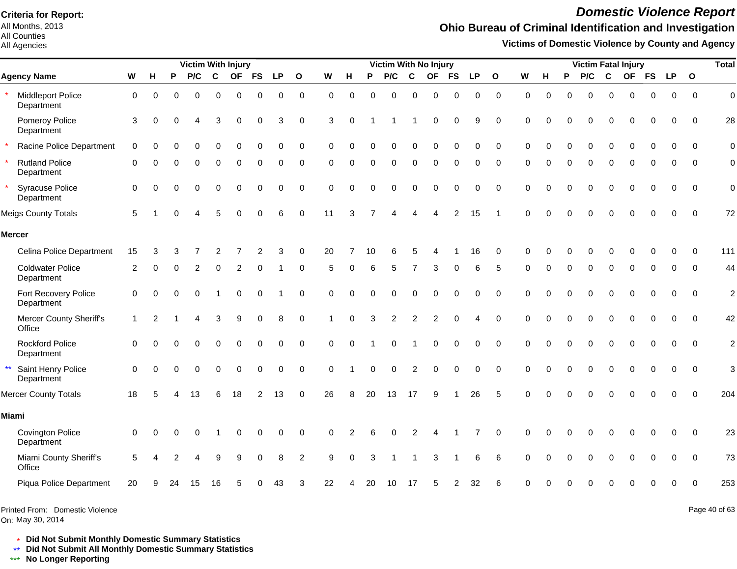**Criteria for Report:**
All Months, 2013
All Counties
All Agencies

# *Domestic Violence Report*

## Ohio Bureau of Criminal Identification and Investigation

### Victims of Domestic Violence by County and Agency

| Agency Name | Victim With Injury | | | | | | | | | Victim With No Injury | | | | | | | | | Victim Fatal Injury | | | | | | | | | Total |
|---|---|---|---|---|---|---|---|---|---|---|---|---|---|---|---|---|---|---|---|---|---|---|---|---|---|---|---|---|
| | W | H | P | P/C | C | OF | FS | LP | O | W | H | P | P/C | C | OF | FS | LP | O | W | H | P | P/C | C | OF | FS | LP | O | |
| * Middleport Police Department | 0 | 0 | 0 | 0 | 0 | 0 | 0 | 0 | 0 | 0 | 0 | 0 | 0 | 0 | 0 | 0 | 0 | 0 | 0 | 0 | 0 | 0 | 0 | 0 | 0 | 0 | 0 | 0 |
| Pomeroy Police Department | 3 | 0 | 0 | 4 | 3 | 0 | 0 | 3 | 0 | 3 | 0 | 1 | 1 | 1 | 0 | 0 | 9 | 0 | 0 | 0 | 0 | 0 | 0 | 0 | 0 | 0 | 0 | 28 |
| * Racine Police Department | 0 | 0 | 0 | 0 | 0 | 0 | 0 | 0 | 0 | 0 | 0 | 0 | 0 | 0 | 0 | 0 | 0 | 0 | 0 | 0 | 0 | 0 | 0 | 0 | 0 | 0 | 0 | 0 |
| * Rutland Police Department | 0 | 0 | 0 | 0 | 0 | 0 | 0 | 0 | 0 | 0 | 0 | 0 | 0 | 0 | 0 | 0 | 0 | 0 | 0 | 0 | 0 | 0 | 0 | 0 | 0 | 0 | 0 | 0 |
| * Syracuse Police Department | 0 | 0 | 0 | 0 | 0 | 0 | 0 | 0 | 0 | 0 | 0 | 0 | 0 | 0 | 0 | 0 | 0 | 0 | 0 | 0 | 0 | 0 | 0 | 0 | 0 | 0 | 0 | 0 |
| Meigs County Totals | 5 | 1 | 0 | 4 | 5 | 0 | 0 | 6 | 0 | 11 | 3 | 7 | 4 | 4 | 4 | 2 | 15 | 1 | 0 | 0 | 0 | 0 | 0 | 0 | 0 | 0 | 0 | 72 |
| **Mercer** | | | | | | | | | | | | | | | | | | | | | | | | | | | | |
| Celina Police Department | 15 | 3 | 3 | 7 | 2 | 7 | 2 | 3 | 0 | 20 | 7 | 10 | 6 | 5 | 4 | 1 | 16 | 0 | 0 | 0 | 0 | 0 | 0 | 0 | 0 | 0 | 0 | 111 |
| Coldwater Police Department | 2 | 0 | 0 | 2 | 0 | 2 | 0 | 1 | 0 | 5 | 0 | 6 | 5 | 7 | 3 | 0 | 6 | 5 | 0 | 0 | 0 | 0 | 0 | 0 | 0 | 0 | 0 | 44 |
| Fort Recovery Police Department | 0 | 0 | 0 | 0 | 1 | 0 | 0 | 1 | 0 | 0 | 0 | 0 | 0 | 0 | 0 | 0 | 0 | 0 | 0 | 0 | 0 | 0 | 0 | 0 | 0 | 0 | 0 | 2 |
| Mercer County Sheriff's Office | 1 | 2 | 1 | 4 | 3 | 9 | 0 | 8 | 0 | 1 | 0 | 3 | 2 | 2 | 2 | 0 | 4 | 0 | 0 | 0 | 0 | 0 | 0 | 0 | 0 | 0 | 0 | 42 |
| Rockford Police Department | 0 | 0 | 0 | 0 | 0 | 0 | 0 | 0 | 0 | 0 | 0 | 1 | 0 | 1 | 0 | 0 | 0 | 0 | 0 | 0 | 0 | 0 | 0 | 0 | 0 | 0 | 0 | 2 |
| ** Saint Henry Police Department | 0 | 0 | 0 | 0 | 0 | 0 | 0 | 0 | 0 | 0 | 1 | 0 | 0 | 2 | 0 | 0 | 0 | 0 | 0 | 0 | 0 | 0 | 0 | 0 | 0 | 0 | 0 | 3 |
| Mercer County Totals | 18 | 5 | 4 | 13 | 6 | 18 | 2 | 13 | 0 | 26 | 8 | 20 | 13 | 17 | 9 | 1 | 26 | 5 | 0 | 0 | 0 | 0 | 0 | 0 | 0 | 0 | 0 | 204 |
| **Miami** | | | | | | | | | | | | | | | | | | | | | | | | | | | | |
| Covington Police Department | 0 | 0 | 0 | 0 | 1 | 0 | 0 | 0 | 0 | 0 | 2 | 6 | 0 | 2 | 4 | 1 | 7 | 0 | 0 | 0 | 0 | 0 | 0 | 0 | 0 | 0 | 0 | 23 |
| Miami County Sheriff's Office | 5 | 4 | 2 | 4 | 9 | 9 | 0 | 8 | 2 | 9 | 0 | 3 | 1 | 1 | 3 | 1 | 6 | 6 | 0 | 0 | 0 | 0 | 0 | 0 | 0 | 0 | 0 | 73 |
| Piqua Police Department | 20 | 9 | 24 | 15 | 16 | 5 | 0 | 43 | 3 | 22 | 4 | 20 | 10 | 17 | 5 | 2 | 32 | 6 | 0 | 0 | 0 | 0 | 0 | 0 | 0 | 0 | 0 | 253 |

Printed From: Domestic Violence
On: May 30, 2014

\* **Did Not Submit Monthly Domestic Summary Statistics**
\*\* **Did Not Submit All Monthly Domestic Summary Statistics**
\*\*\* **No Longer Reporting**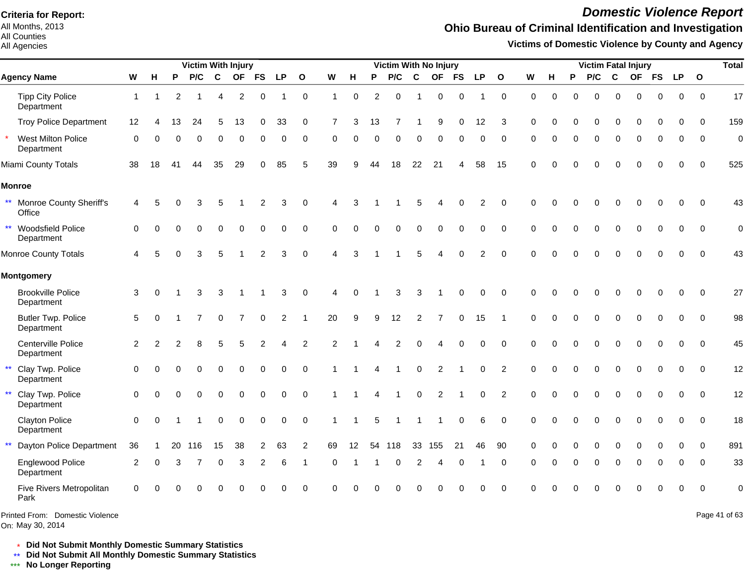**Criteria for Report:**
All Months, 2013
All Counties
All Agencies

# *Domestic Violence Report*

## Ohio Bureau of Criminal Identification and Investigation

### Victims of Domestic Violence by County and Agency

| Agency Name | Victim With Injury | | | | | | | | | Victim With No Injury | | | | | | | | | Victim Fatal Injury | | | | | | | | | Total |
|---|---|---|---|---|---|---|---|---|---|---|---|---|---|---|---|---|---|---|---|---|---|---|---|---|---|---|---|---|
| | W | H | P | P/C | C | OF | FS | LP | O | W | H | P | P/C | C | OF | FS | LP | O | W | H | P | P/C | C | OF | FS | LP | O | |
| Tipp City Police Department | 1 | 1 | 2 | 1 | 4 | 2 | 0 | 1 | 0 | 1 | 0 | 2 | 0 | 1 | 0 | 0 | 1 | 0 | 0 | 0 | 0 | 0 | 0 | 0 | 0 | 0 | 0 | 17 |
| Troy Police Department | 12 | 4 | 13 | 24 | 5 | 13 | 0 | 33 | 0 | 7 | 3 | 13 | 7 | 1 | 9 | 0 | 12 | 3 | 0 | 0 | 0 | 0 | 0 | 0 | 0 | 0 | 0 | 159 |
| * West Milton Police Department | 0 | 0 | 0 | 0 | 0 | 0 | 0 | 0 | 0 | 0 | 0 | 0 | 0 | 0 | 0 | 0 | 0 | 0 | 0 | 0 | 0 | 0 | 0 | 0 | 0 | 0 | 0 | 0 |
| Miami County Totals | 38 | 18 | 41 | 44 | 35 | 29 | 0 | 85 | 5 | 39 | 9 | 44 | 18 | 22 | 21 | 4 | 58 | 15 | 0 | 0 | 0 | 0 | 0 | 0 | 0 | 0 | 0 | 525 |
| **Monroe** | | | | | | | | | | | | | | | | | | | | | | | | | | | | |
| ** Monroe County Sheriff's Office | 4 | 5 | 0 | 3 | 5 | 1 | 2 | 3 | 0 | 4 | 3 | 1 | 1 | 5 | 4 | 0 | 2 | 0 | 0 | 0 | 0 | 0 | 0 | 0 | 0 | 0 | 0 | 43 |
| ** Woodsfield Police Department | 0 | 0 | 0 | 0 | 0 | 0 | 0 | 0 | 0 | 0 | 0 | 0 | 0 | 0 | 0 | 0 | 0 | 0 | 0 | 0 | 0 | 0 | 0 | 0 | 0 | 0 | 0 | 0 |
| Monroe County Totals | 4 | 5 | 0 | 3 | 5 | 1 | 2 | 3 | 0 | 4 | 3 | 1 | 1 | 5 | 4 | 0 | 2 | 0 | 0 | 0 | 0 | 0 | 0 | 0 | 0 | 0 | 0 | 43 |
| **Montgomery** | | | | | | | | | | | | | | | | | | | | | | | | | | | | |
| Brookville Police Department | 3 | 0 | 1 | 3 | 3 | 1 | 1 | 3 | 0 | 4 | 0 | 1 | 3 | 3 | 1 | 0 | 0 | 0 | 0 | 0 | 0 | 0 | 0 | 0 | 0 | 0 | 0 | 27 |
| Butler Twp. Police Department | 5 | 0 | 1 | 7 | 0 | 7 | 0 | 2 | 1 | 20 | 9 | 9 | 12 | 2 | 7 | 0 | 15 | 1 | 0 | 0 | 0 | 0 | 0 | 0 | 0 | 0 | 0 | 98 |
| Centerville Police Department | 2 | 2 | 2 | 8 | 5 | 5 | 2 | 4 | 2 | 2 | 1 | 4 | 2 | 0 | 4 | 0 | 0 | 0 | 0 | 0 | 0 | 0 | 0 | 0 | 0 | 0 | 0 | 45 |
| ** Clay Twp. Police Department | 0 | 0 | 0 | 0 | 0 | 0 | 0 | 0 | 0 | 1 | 1 | 4 | 1 | 0 | 2 | 1 | 0 | 2 | 0 | 0 | 0 | 0 | 0 | 0 | 0 | 0 | 0 | 12 |
| ** Clay Twp. Police Department | 0 | 0 | 0 | 0 | 0 | 0 | 0 | 0 | 0 | 1 | 1 | 4 | 1 | 0 | 2 | 1 | 0 | 2 | 0 | 0 | 0 | 0 | 0 | 0 | 0 | 0 | 0 | 12 |
| Clayton Police Department | 0 | 0 | 1 | 1 | 0 | 0 | 0 | 0 | 0 | 1 | 1 | 5 | 1 | 1 | 1 | 0 | 6 | 0 | 0 | 0 | 0 | 0 | 0 | 0 | 0 | 0 | 0 | 18 |
| ** Dayton Police Department | 36 | 1 | 20 | 116 | 15 | 38 | 2 | 63 | 2 | 69 | 12 | 54 | 118 | 33 | 155 | 21 | 46 | 90 | 0 | 0 | 0 | 0 | 0 | 0 | 0 | 0 | 0 | 891 |
| Englewood Police Department | 2 | 0 | 3 | 7 | 0 | 3 | 2 | 6 | 1 | 0 | 1 | 1 | 0 | 2 | 4 | 0 | 1 | 0 | 0 | 0 | 0 | 0 | 0 | 0 | 0 | 0 | 0 | 33 |
| Five Rivers Metropolitan Park | 0 | 0 | 0 | 0 | 0 | 0 | 0 | 0 | 0 | 0 | 0 | 0 | 0 | 0 | 0 | 0 | 0 | 0 | 0 | 0 | 0 | 0 | 0 | 0 | 0 | 0 | 0 | 0 |

Printed From: Domestic Violence
On: May 30, 2014

\* **Did Not Submit Monthly Domestic Summary Statistics**
** **Did Not Submit All Monthly Domestic Summary Statistics**
*** **No Longer Reporting**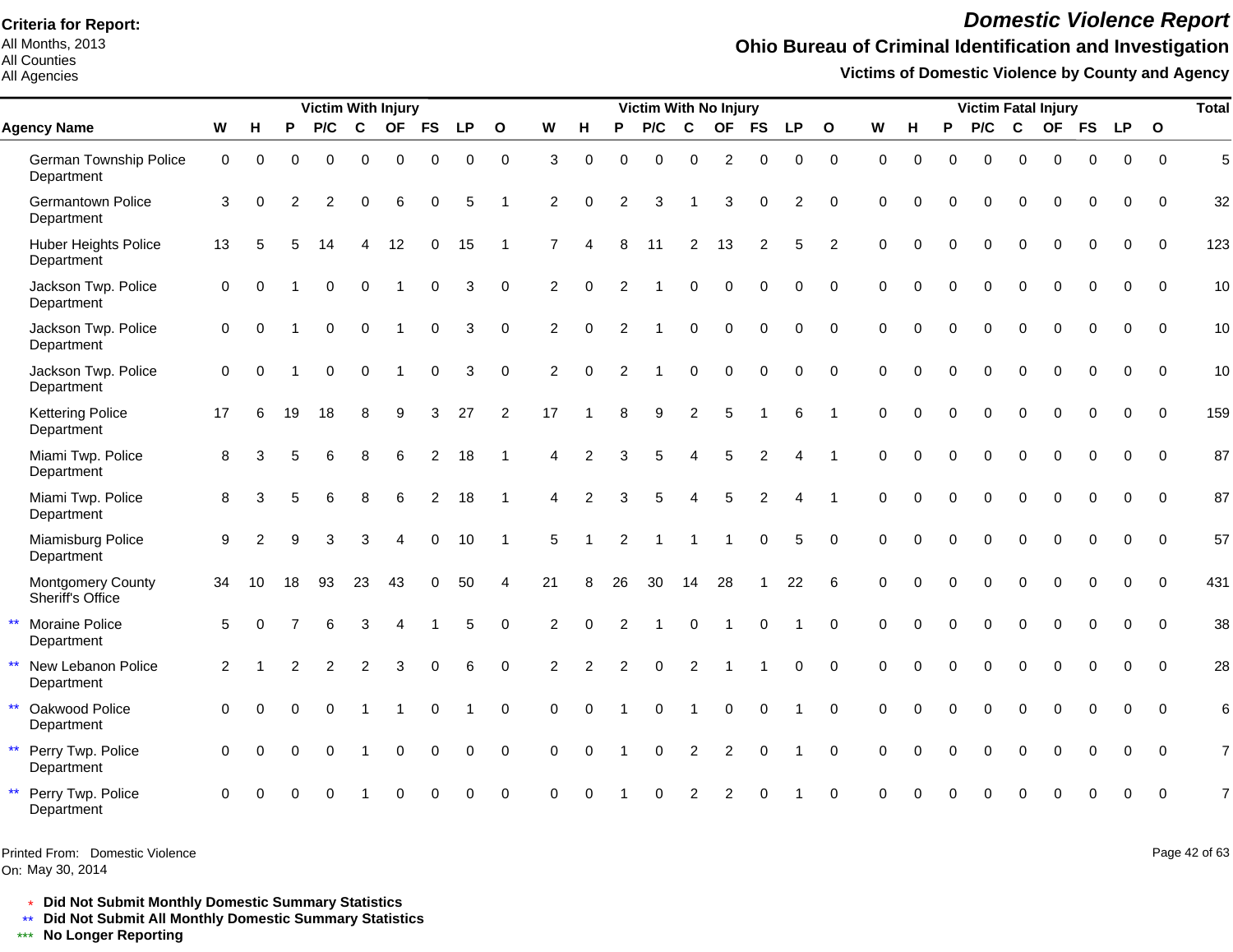**Criteria for Report:**
All Months, 2013
All Counties
All Agencies

# Domestic Violence Report

## Ohio Bureau of Criminal Identification and Investigation

### Victims of Domestic Violence by County and Agency

| Agency Name | Victim With Injury | | | | | | | | | Victim With No Injury | | | | | | | | | Victim Fatal Injury | | | | | | | | | Total |
|---|---|---|---|---|---|---|---|---|---|---|---|---|---|---|---|---|---|---|---|---|---|---|---|---|---|---|---|---|
| | W | H | P | P/C | C | OF | FS | LP | O | W | H | P | P/C | C | OF | FS | LP | O | W | H | P | P/C | C | OF | FS | LP | O | |
| German Township Police Department | 0 | 0 | 0 | 0 | 0 | 0 | 0 | 0 | 0 | 3 | 0 | 0 | 0 | 0 | 2 | 0 | 0 | 0 | 0 | 0 | 0 | 0 | 0 | 0 | 0 | 0 | 0 | 5 |
| Germantown Police Department | 3 | 0 | 2 | 2 | 0 | 6 | 0 | 5 | 1 | 2 | 0 | 2 | 3 | 1 | 3 | 0 | 2 | 0 | 0 | 0 | 0 | 0 | 0 | 0 | 0 | 0 | 0 | 32 |
| Huber Heights Police Department | 13 | 5 | 5 | 14 | 4 | 12 | 0 | 15 | 1 | 7 | 4 | 8 | 11 | 2 | 13 | 2 | 5 | 2 | 0 | 0 | 0 | 0 | 0 | 0 | 0 | 0 | 0 | 123 |
| Jackson Twp. Police Department | 0 | 0 | 1 | 0 | 0 | 1 | 0 | 3 | 0 | 2 | 0 | 2 | 1 | 0 | 0 | 0 | 0 | 0 | 0 | 0 | 0 | 0 | 0 | 0 | 0 | 0 | 0 | 10 |
| Jackson Twp. Police Department | 0 | 0 | 1 | 0 | 0 | 1 | 0 | 3 | 0 | 2 | 0 | 2 | 1 | 0 | 0 | 0 | 0 | 0 | 0 | 0 | 0 | 0 | 0 | 0 | 0 | 0 | 0 | 10 |
| Jackson Twp. Police Department | 0 | 0 | 1 | 0 | 0 | 1 | 0 | 3 | 0 | 2 | 0 | 2 | 1 | 0 | 0 | 0 | 0 | 0 | 0 | 0 | 0 | 0 | 0 | 0 | 0 | 0 | 0 | 10 |
| Kettering Police Department | 17 | 6 | 19 | 18 | 8 | 9 | 3 | 27 | 2 | 17 | 1 | 8 | 9 | 2 | 5 | 1 | 6 | 1 | 0 | 0 | 0 | 0 | 0 | 0 | 0 | 0 | 0 | 159 |
| Miami Twp. Police Department | 8 | 3 | 5 | 6 | 8 | 6 | 2 | 18 | 1 | 4 | 2 | 3 | 5 | 4 | 5 | 2 | 4 | 1 | 0 | 0 | 0 | 0 | 0 | 0 | 0 | 0 | 0 | 87 |
| Miami Twp. Police Department | 8 | 3 | 5 | 6 | 8 | 6 | 2 | 18 | 1 | 4 | 2 | 3 | 5 | 4 | 5 | 2 | 4 | 1 | 0 | 0 | 0 | 0 | 0 | 0 | 0 | 0 | 0 | 87 |
| Miamisburg Police Department | 9 | 2 | 9 | 3 | 3 | 4 | 0 | 10 | 1 | 5 | 1 | 2 | 1 | 1 | 1 | 0 | 5 | 0 | 0 | 0 | 0 | 0 | 0 | 0 | 0 | 0 | 0 | 57 |
| Montgomery County Sheriff's Office | 34 | 10 | 18 | 93 | 23 | 43 | 0 | 50 | 4 | 21 | 8 | 26 | 30 | 14 | 28 | 1 | 22 | 6 | 0 | 0 | 0 | 0 | 0 | 0 | 0 | 0 | 0 | 431 |
| ** Moraine Police Department | 5 | 0 | 7 | 6 | 3 | 4 | 1 | 5 | 0 | 2 | 0 | 2 | 1 | 0 | 1 | 0 | 1 | 0 | 0 | 0 | 0 | 0 | 0 | 0 | 0 | 0 | 0 | 38 |
| ** New Lebanon Police Department | 2 | 1 | 2 | 2 | 2 | 3 | 0 | 6 | 0 | 2 | 2 | 2 | 0 | 2 | 1 | 1 | 0 | 0 | 0 | 0 | 0 | 0 | 0 | 0 | 0 | 0 | 0 | 28 |
| ** Oakwood Police Department | 0 | 0 | 0 | 0 | 1 | 1 | 0 | 1 | 0 | 0 | 0 | 1 | 0 | 1 | 0 | 0 | 1 | 0 | 0 | 0 | 0 | 0 | 0 | 0 | 0 | 0 | 0 | 6 |
| ** Perry Twp. Police Department | 0 | 0 | 0 | 0 | 1 | 0 | 0 | 0 | 0 | 0 | 0 | 1 | 0 | 2 | 2 | 0 | 1 | 0 | 0 | 0 | 0 | 0 | 0 | 0 | 0 | 0 | 0 | 7 |
| ** Perry Twp. Police Department | 0 | 0 | 0 | 0 | 1 | 0 | 0 | 0 | 0 | 0 | 0 | 1 | 0 | 2 | 2 | 0 | 1 | 0 | 0 | 0 | 0 | 0 | 0 | 0 | 0 | 0 | 0 | 7 |

Printed From: Domestic Violence
On: May 30, 2014

\* Did Not Submit Monthly Domestic Summary Statistics
** Did Not Submit All Monthly Domestic Summary Statistics
*** No Longer Reporting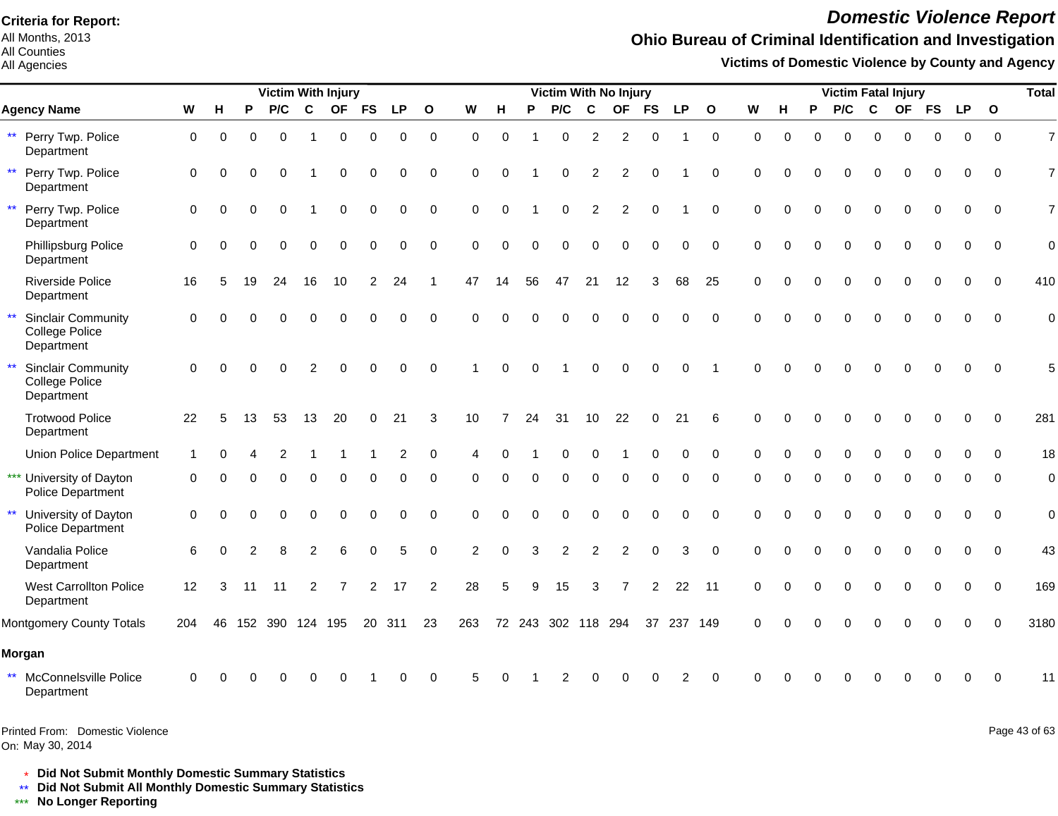**Criteria for Report:**
All Months, 2013
All Counties
All Agencies

# Domestic Violence Report

## Ohio Bureau of Criminal Identification and Investigation

### Victims of Domestic Violence by County and Agency

| Agency Name | Victim With Injury | | | | | | | | | Victim With No Injury | | | | | | | | | Victim Fatal Injury | | | | | | | | | Total |
|---|---|---|---|---|---|---|---|---|---|---|---|---|---|---|---|---|---|---|---|---|---|---|---|---|---|---|---|---|
| | W | H | P | P/C | C | OF | FS | LP | O | W | H | P | P/C | C | OF | FS | LP | O | W | H | P | P/C | C | OF | FS | LP | O | |
| ** Perry Twp. Police Department | 0 | 0 | 0 | 0 | 1 | 0 | 0 | 0 | 0 | 0 | 0 | 1 | 0 | 2 | 2 | 0 | 1 | 0 | 0 | 0 | 0 | 0 | 0 | 0 | 0 | 0 | 0 | 7 |
| ** Perry Twp. Police Department | 0 | 0 | 0 | 0 | 1 | 0 | 0 | 0 | 0 | 0 | 0 | 1 | 0 | 2 | 2 | 0 | 1 | 0 | 0 | 0 | 0 | 0 | 0 | 0 | 0 | 0 | 0 | 7 |
| ** Perry Twp. Police Department | 0 | 0 | 0 | 0 | 1 | 0 | 0 | 0 | 0 | 0 | 0 | 1 | 0 | 2 | 2 | 0 | 1 | 0 | 0 | 0 | 0 | 0 | 0 | 0 | 0 | 0 | 0 | 7 |
| Phillipsburg Police Department | 0 | 0 | 0 | 0 | 0 | 0 | 0 | 0 | 0 | 0 | 0 | 0 | 0 | 0 | 0 | 0 | 0 | 0 | 0 | 0 | 0 | 0 | 0 | 0 | 0 | 0 | 0 | 0 |
| Riverside Police Department | 16 | 5 | 19 | 24 | 16 | 10 | 2 | 24 | 1 | 47 | 14 | 56 | 47 | 21 | 12 | 3 | 68 | 25 | 0 | 0 | 0 | 0 | 0 | 0 | 0 | 0 | 0 | 410 |
| ** Sinclair Community College Police Department | 0 | 0 | 0 | 0 | 0 | 0 | 0 | 0 | 0 | 0 | 0 | 0 | 0 | 0 | 0 | 0 | 0 | 0 | 0 | 0 | 0 | 0 | 0 | 0 | 0 | 0 | 0 | 0 |
| ** Sinclair Community College Police Department | 0 | 0 | 0 | 0 | 2 | 0 | 0 | 0 | 0 | 1 | 0 | 0 | 1 | 0 | 0 | 0 | 0 | 1 | 0 | 0 | 0 | 0 | 0 | 0 | 0 | 0 | 0 | 5 |
| Trotwood Police Department | 22 | 5 | 13 | 53 | 13 | 20 | 0 | 21 | 3 | 10 | 7 | 24 | 31 | 10 | 22 | 0 | 21 | 6 | 0 | 0 | 0 | 0 | 0 | 0 | 0 | 0 | 0 | 281 |
| Union Police Department | 1 | 0 | 4 | 2 | 1 | 1 | 1 | 2 | 0 | 4 | 0 | 1 | 0 | 0 | 1 | 0 | 0 | 0 | 0 | 0 | 0 | 0 | 0 | 0 | 0 | 0 | 0 | 18 |
| *** University of Dayton Police Department | 0 | 0 | 0 | 0 | 0 | 0 | 0 | 0 | 0 | 0 | 0 | 0 | 0 | 0 | 0 | 0 | 0 | 0 | 0 | 0 | 0 | 0 | 0 | 0 | 0 | 0 | 0 | 0 |
| ** University of Dayton Police Department | 0 | 0 | 0 | 0 | 0 | 0 | 0 | 0 | 0 | 0 | 0 | 0 | 0 | 0 | 0 | 0 | 0 | 0 | 0 | 0 | 0 | 0 | 0 | 0 | 0 | 0 | 0 | 0 |
| Vandalia Police Department | 6 | 0 | 2 | 8 | 2 | 6 | 0 | 5 | 0 | 2 | 0 | 3 | 2 | 2 | 2 | 0 | 3 | 0 | 0 | 0 | 0 | 0 | 0 | 0 | 0 | 0 | 0 | 43 |
| West Carrollton Police Department | 12 | 3 | 11 | 11 | 2 | 7 | 2 | 17 | 2 | 28 | 5 | 9 | 15 | 3 | 7 | 2 | 22 | 11 | 0 | 0 | 0 | 0 | 0 | 0 | 0 | 0 | 0 | 169 |
| Montgomery County Totals | 204 | 46 | 152 | 390 | 124 | 195 | 20 | 311 | 23 | 263 | 72 | 243 | 302 | 118 | 294 | 37 | 237 | 149 | 0 | 0 | 0 | 0 | 0 | 0 | 0 | 0 | 0 | 3180 |
| **Morgan** | | | | | | | | | | | | | | | | | | | | | | | | | | | | |
| ** McConnelsville Police Department | 0 | 0 | 0 | 0 | 0 | 0 | 1 | 0 | 0 | 5 | 0 | 1 | 2 | 0 | 0 | 0 | 2 | 0 | 0 | 0 | 0 | 0 | 0 | 0 | 0 | 0 | 0 | 11 |

Printed From: Domestic Violence
On: May 30, 2014

\* **Did Not Submit Monthly Domestic Summary Statistics**
\*\* **Did Not Submit All Monthly Domestic Summary Statistics**
\*\*\* **No Longer Reporting**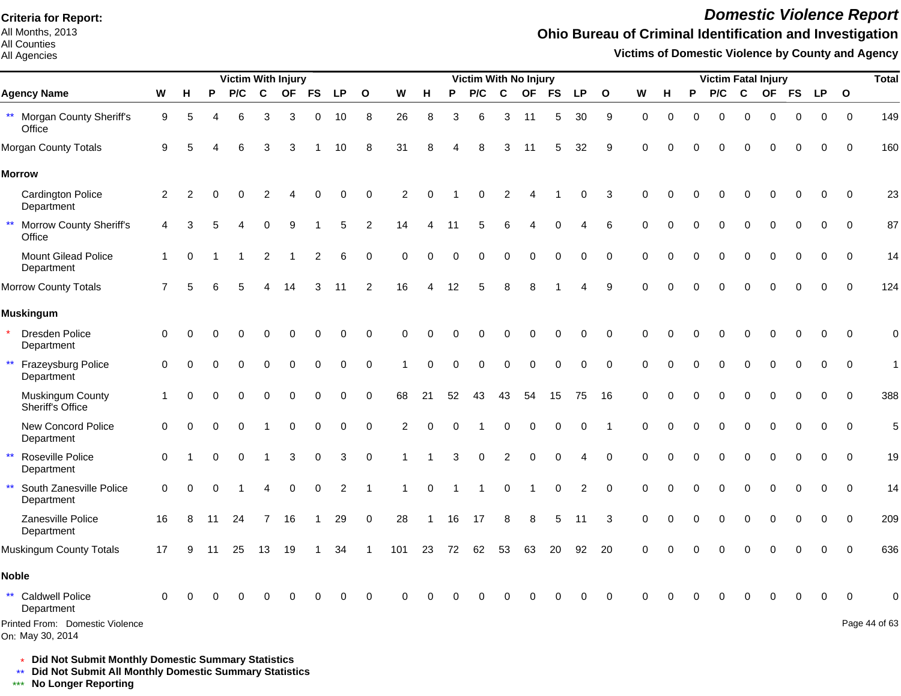**Criteria for Report:**
All Months, 2013
All Counties
All Agencies

# *Domestic Violence Report*

## Ohio Bureau of Criminal Identification and Investigation

### Victims of Domestic Violence by County and Agency

| Agency Name | Victim With Injury | | | | | | | | | Victim With No Injury | | | | | | | | | Victim Fatal Injury | | | | | | | | | Total |
|---|---|---|---|---|---|---|---|---|---|---|---|---|---|---|---|---|---|---|---|---|---|---|---|---|---|---|---|---|
| | W | H | P | P/C | C | OF | FS | LP | O | W | H | P | P/C | C | OF | FS | LP | O | W | H | P | P/C | C | OF | FS | LP | O | |
| ** Morgan County Sheriff's Office | 9 | 5 | 4 | 6 | 3 | 3 | 0 | 10 | 8 | 26 | 8 | 3 | 6 | 3 | 11 | 5 | 30 | 9 | 0 | 0 | 0 | 0 | 0 | 0 | 0 | 0 | 0 | 149 |
| Morgan County Totals | 9 | 5 | 4 | 6 | 3 | 3 | 1 | 10 | 8 | 31 | 8 | 4 | 8 | 3 | 11 | 5 | 32 | 9 | 0 | 0 | 0 | 0 | 0 | 0 | 0 | 0 | 0 | 160 |
| **Morrow** | | | | | | | | | | | | | | | | | | | | | | | | | | | | |
| Cardington Police Department | 2 | 2 | 0 | 0 | 2 | 4 | 0 | 0 | 0 | 2 | 0 | 1 | 0 | 2 | 4 | 1 | 0 | 3 | 0 | 0 | 0 | 0 | 0 | 0 | 0 | 0 | 0 | 23 |
| ** Morrow County Sheriff's Office | 4 | 3 | 5 | 4 | 0 | 9 | 1 | 5 | 2 | 14 | 4 | 11 | 5 | 6 | 4 | 0 | 4 | 6 | 0 | 0 | 0 | 0 | 0 | 0 | 0 | 0 | 0 | 87 |
| Mount Gilead Police Department | 1 | 0 | 1 | 1 | 2 | 1 | 2 | 6 | 0 | 0 | 0 | 0 | 0 | 0 | 0 | 0 | 0 | 0 | 0 | 0 | 0 | 0 | 0 | 0 | 0 | 0 | 0 | 14 |
| Morrow County Totals | 7 | 5 | 6 | 5 | 4 | 14 | 3 | 11 | 2 | 16 | 4 | 12 | 5 | 8 | 8 | 1 | 4 | 9 | 0 | 0 | 0 | 0 | 0 | 0 | 0 | 0 | 0 | 124 |
| **Muskingum** | | | | | | | | | | | | | | | | | | | | | | | | | | | | |
| * Dresden Police Department | 0 | 0 | 0 | 0 | 0 | 0 | 0 | 0 | 0 | 0 | 0 | 0 | 0 | 0 | 0 | 0 | 0 | 0 | 0 | 0 | 0 | 0 | 0 | 0 | 0 | 0 | 0 | 0 |
| ** Frazeysburg Police Department | 0 | 0 | 0 | 0 | 0 | 0 | 0 | 0 | 0 | 1 | 0 | 0 | 0 | 0 | 0 | 0 | 0 | 0 | 0 | 0 | 0 | 0 | 0 | 0 | 0 | 0 | 0 | 1 |
| Muskingum County Sheriff's Office | 1 | 0 | 0 | 0 | 0 | 0 | 0 | 0 | 0 | 68 | 21 | 52 | 43 | 43 | 54 | 15 | 75 | 16 | 0 | 0 | 0 | 0 | 0 | 0 | 0 | 0 | 0 | 388 |
| New Concord Police Department | 0 | 0 | 0 | 0 | 1 | 0 | 0 | 0 | 0 | 2 | 0 | 0 | 1 | 0 | 0 | 0 | 0 | 1 | 0 | 0 | 0 | 0 | 0 | 0 | 0 | 0 | 0 | 5 |
| ** Roseville Police Department | 0 | 1 | 0 | 0 | 1 | 3 | 0 | 3 | 0 | 1 | 1 | 3 | 0 | 2 | 0 | 0 | 4 | 0 | 0 | 0 | 0 | 0 | 0 | 0 | 0 | 0 | 0 | 19 |
| ** South Zanesville Police Department | 0 | 0 | 0 | 1 | 4 | 0 | 0 | 2 | 1 | 1 | 0 | 1 | 1 | 0 | 1 | 0 | 2 | 0 | 0 | 0 | 0 | 0 | 0 | 0 | 0 | 0 | 0 | 14 |
| Zanesville Police Department | 16 | 8 | 11 | 24 | 7 | 16 | 1 | 29 | 0 | 28 | 1 | 16 | 17 | 8 | 8 | 5 | 11 | 3 | 0 | 0 | 0 | 0 | 0 | 0 | 0 | 0 | 0 | 209 |
| Muskingum County Totals | 17 | 9 | 11 | 25 | 13 | 19 | 1 | 34 | 1 | 101 | 23 | 72 | 62 | 53 | 63 | 20 | 92 | 20 | 0 | 0 | 0 | 0 | 0 | 0 | 0 | 0 | 0 | 636 |
| **Noble** | | | | | | | | | | | | | | | | | | | | | | | | | | | | |
| ** Caldwell Police Department | 0 | 0 | 0 | 0 | 0 | 0 | 0 | 0 | 0 | 0 | 0 | 0 | 0 | 0 | 0 | 0 | 0 | 0 | 0 | 0 | 0 | 0 | 0 | 0 | 0 | 0 | 0 | 0 |

Printed From: Domestic Violence
On: May 30, 2014

\* **Did Not Submit Monthly Domestic Summary Statistics**
** **Did Not Submit All Monthly Domestic Summary Statistics**
*** **No Longer Reporting**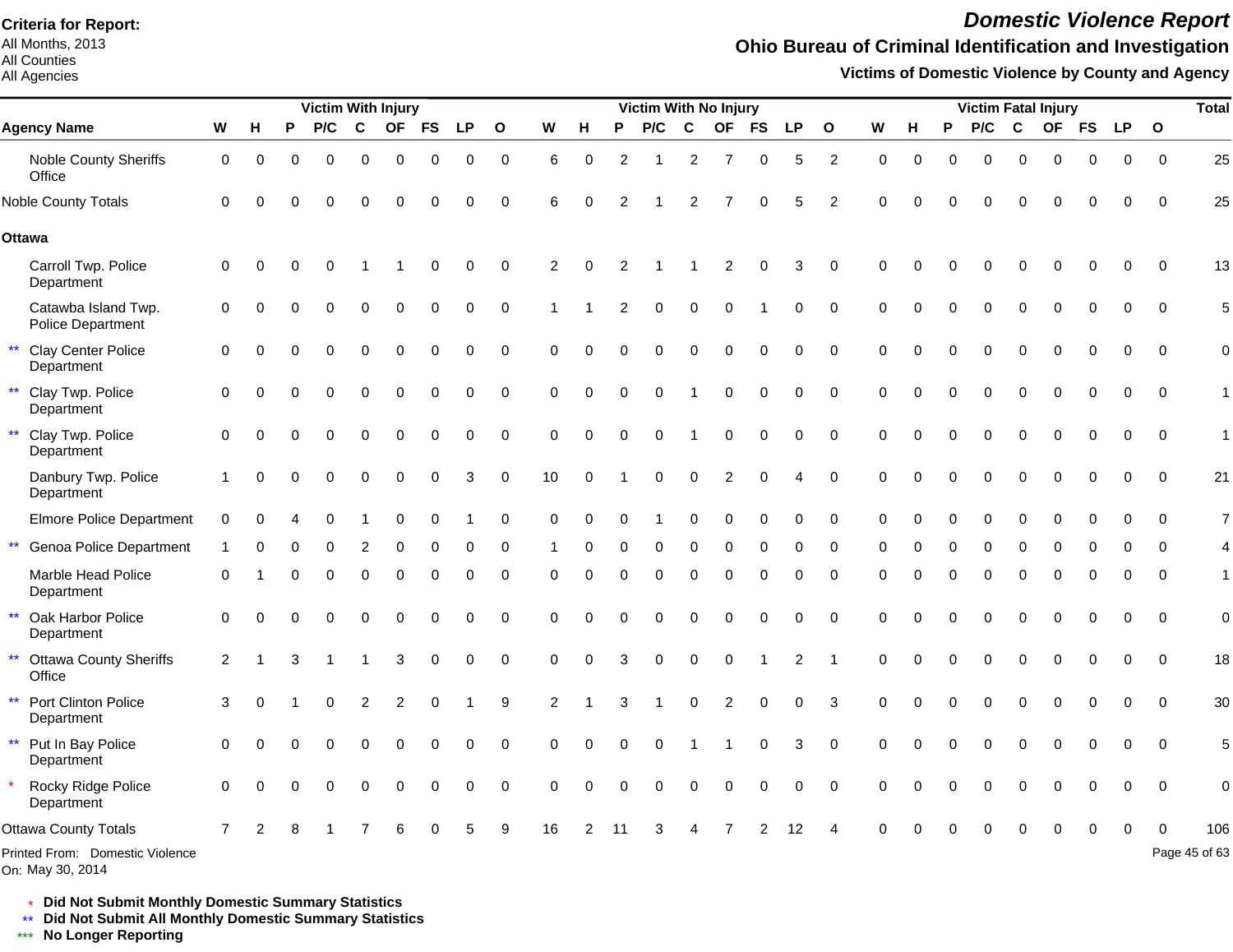**Criteria for Report:**
All Months, 2013
All Counties
All Agencies

# *Domestic Violence Report*

## Ohio Bureau of Criminal Identification and Investigation

### Victims of Domestic Violence by County and Agency

| | Agency Name | Victim With Injury | | | | | | | | | Victim With No Injury | | | | | | | | | Victim Fatal Injury | | | | | | | | | Total |
|---|---|---|---|---|---|---|---|---|---|---|---|---|---|---|---|---|---|---|---|---|---|---|---|---|---|---|---|---|---|
| | | W | H | P | P/C | C | OF | FS | LP | O | W | H | P | P/C | C | OF | FS | LP | O | W | H | P | P/C | C | OF | FS | LP | O | |
| | Noble County Sheriffs Office | 0 | 0 | 0 | 0 | 0 | 0 | 0 | 0 | 0 | 6 | 0 | 2 | 1 | 2 | 7 | 0 | 5 | 2 | 0 | 0 | 0 | 0 | 0 | 0 | 0 | 0 | 0 | 25 |
| | Noble County Totals | 0 | 0 | 0 | 0 | 0 | 0 | 0 | 0 | 0 | 6 | 0 | 2 | 1 | 2 | 7 | 0 | 5 | 2 | 0 | 0 | 0 | 0 | 0 | 0 | 0 | 0 | 0 | 25 |
| | **Ottawa** | | | | | | | | | | | | | | | | | | | | | | | | | | | | |
| | Carroll Twp. Police Department | 0 | 0 | 0 | 0 | 1 | 1 | 0 | 0 | 0 | 2 | 0 | 2 | 1 | 1 | 2 | 0 | 3 | 0 | 0 | 0 | 0 | 0 | 0 | 0 | 0 | 0 | 0 | 13 |
| | Catawba Island Twp. Police Department | 0 | 0 | 0 | 0 | 0 | 0 | 0 | 0 | 0 | 1 | 1 | 2 | 0 | 0 | 0 | 1 | 0 | 0 | 0 | 0 | 0 | 0 | 0 | 0 | 0 | 0 | 0 | 5 |
| ** | Clay Center Police Department | 0 | 0 | 0 | 0 | 0 | 0 | 0 | 0 | 0 | 0 | 0 | 0 | 0 | 0 | 0 | 0 | 0 | 0 | 0 | 0 | 0 | 0 | 0 | 0 | 0 | 0 | 0 | 0 |
| ** | Clay Twp. Police Department | 0 | 0 | 0 | 0 | 0 | 0 | 0 | 0 | 0 | 0 | 0 | 0 | 0 | 1 | 0 | 0 | 0 | 0 | 0 | 0 | 0 | 0 | 0 | 0 | 0 | 0 | 0 | 1 |
| ** | Clay Twp. Police Department | 0 | 0 | 0 | 0 | 0 | 0 | 0 | 0 | 0 | 0 | 0 | 0 | 0 | 1 | 0 | 0 | 0 | 0 | 0 | 0 | 0 | 0 | 0 | 0 | 0 | 0 | 0 | 1 |
| | Danbury Twp. Police Department | 1 | 0 | 0 | 0 | 0 | 0 | 0 | 3 | 0 | 10 | 0 | 1 | 0 | 0 | 2 | 0 | 4 | 0 | 0 | 0 | 0 | 0 | 0 | 0 | 0 | 0 | 0 | 21 |
| | Elmore Police Department | 0 | 0 | 4 | 0 | 1 | 0 | 0 | 1 | 0 | 0 | 0 | 0 | 1 | 0 | 0 | 0 | 0 | 0 | 0 | 0 | 0 | 0 | 0 | 0 | 0 | 0 | 0 | 7 |
| ** | Genoa Police Department | 1 | 0 | 0 | 0 | 2 | 0 | 0 | 0 | 0 | 1 | 0 | 0 | 0 | 0 | 0 | 0 | 0 | 0 | 0 | 0 | 0 | 0 | 0 | 0 | 0 | 0 | 0 | 4 |
| | Marble Head Police Department | 0 | 1 | 0 | 0 | 0 | 0 | 0 | 0 | 0 | 0 | 0 | 0 | 0 | 0 | 0 | 0 | 0 | 0 | 0 | 0 | 0 | 0 | 0 | 0 | 0 | 0 | 0 | 1 |
| ** | Oak Harbor Police Department | 0 | 0 | 0 | 0 | 0 | 0 | 0 | 0 | 0 | 0 | 0 | 0 | 0 | 0 | 0 | 0 | 0 | 0 | 0 | 0 | 0 | 0 | 0 | 0 | 0 | 0 | 0 | 0 |
| ** | Ottawa County Sheriffs Office | 2 | 1 | 3 | 1 | 1 | 3 | 0 | 0 | 0 | 0 | 0 | 3 | 0 | 0 | 0 | 1 | 2 | 1 | 0 | 0 | 0 | 0 | 0 | 0 | 0 | 0 | 0 | 18 |
| ** | Port Clinton Police Department | 3 | 0 | 1 | 0 | 2 | 2 | 0 | 1 | 9 | 2 | 1 | 3 | 1 | 0 | 2 | 0 | 0 | 3 | 0 | 0 | 0 | 0 | 0 | 0 | 0 | 0 | 0 | 30 |
| ** | Put In Bay Police Department | 0 | 0 | 0 | 0 | 0 | 0 | 0 | 0 | 0 | 0 | 0 | 0 | 0 | 1 | 1 | 0 | 3 | 0 | 0 | 0 | 0 | 0 | 0 | 0 | 0 | 0 | 0 | 5 |
| * | Rocky Ridge Police Department | 0 | 0 | 0 | 0 | 0 | 0 | 0 | 0 | 0 | 0 | 0 | 0 | 0 | 0 | 0 | 0 | 0 | 0 | 0 | 0 | 0 | 0 | 0 | 0 | 0 | 0 | 0 | 0 |
| | Ottawa County Totals | 7 | 2 | 8 | 1 | 7 | 6 | 0 | 5 | 9 | 16 | 2 | 11 | 3 | 4 | 7 | 2 | 12 | 4 | 0 | 0 | 0 | 0 | 0 | 0 | 0 | 0 | 0 | 106 |

Printed From: Domestic Violence
On: May 30, 2014

\* **Did Not Submit Monthly Domestic Summary Statistics**
\*\* **Did Not Submit All Monthly Domestic Summary Statistics**
\*\*\* **No Longer Reporting**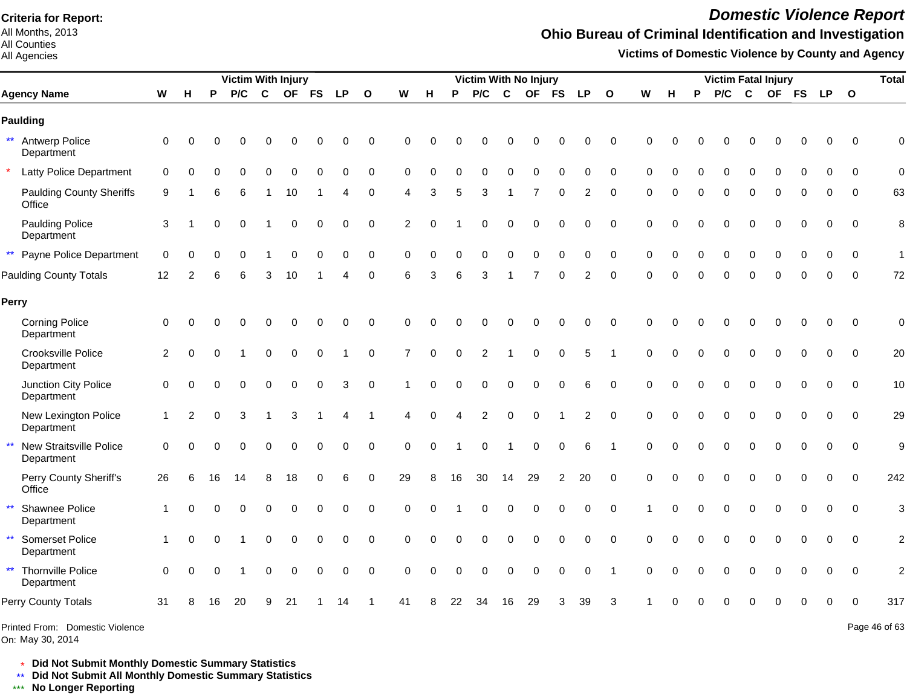**Criteria for Report:**
All Months, 2013
All Counties
All Agencies

# Domestic Violence Report

## Ohio Bureau of Criminal Identification and Investigation

### Victims of Domestic Violence by County and Agency

| Agency Name | Victim With Injury | | | | | | | | | Victim With No Injury | | | | | | | | | Victim Fatal Injury | | | | | | | | | Total |
|---|---|---|---|---|---|---|---|---|---|---|---|---|---|---|---|---|---|---|---|---|---|---|---|---|---|---|---|---|
| | W | H | P | P/C | C | OF | FS | LP | O | W | H | P | P/C | C | OF | FS | LP | O | W | H | P | P/C | C | OF | FS | LP | O | |
| **Paulding** | | | | | | | | | | | | | | | | | | | | | | | | | | | | |
| ** Antwerp Police Department | 0 | 0 | 0 | 0 | 0 | 0 | 0 | 0 | 0 | 0 | 0 | 0 | 0 | 0 | 0 | 0 | 0 | 0 | 0 | 0 | 0 | 0 | 0 | 0 | 0 | 0 | 0 | 0 |
| * Latty Police Department | 0 | 0 | 0 | 0 | 0 | 0 | 0 | 0 | 0 | 0 | 0 | 0 | 0 | 0 | 0 | 0 | 0 | 0 | 0 | 0 | 0 | 0 | 0 | 0 | 0 | 0 | 0 | 0 |
| Paulding County Sheriffs Office | 9 | 1 | 6 | 6 | 1 | 10 | 1 | 4 | 0 | 4 | 3 | 5 | 3 | 1 | 7 | 0 | 2 | 0 | 0 | 0 | 0 | 0 | 0 | 0 | 0 | 0 | 0 | 63 |
| Paulding Police Department | 3 | 1 | 0 | 0 | 1 | 0 | 0 | 0 | 0 | 2 | 0 | 1 | 0 | 0 | 0 | 0 | 0 | 0 | 0 | 0 | 0 | 0 | 0 | 0 | 0 | 0 | 0 | 8 |
| ** Payne Police Department | 0 | 0 | 0 | 0 | 1 | 0 | 0 | 0 | 0 | 0 | 0 | 0 | 0 | 0 | 0 | 0 | 0 | 0 | 0 | 0 | 0 | 0 | 0 | 0 | 0 | 0 | 0 | 1 |
| Paulding County Totals | 12 | 2 | 6 | 6 | 3 | 10 | 1 | 4 | 0 | 6 | 3 | 6 | 3 | 1 | 7 | 0 | 2 | 0 | 0 | 0 | 0 | 0 | 0 | 0 | 0 | 0 | 0 | 72 |
| **Perry** | | | | | | | | | | | | | | | | | | | | | | | | | | | | |
| Corning Police Department | 0 | 0 | 0 | 0 | 0 | 0 | 0 | 0 | 0 | 0 | 0 | 0 | 0 | 0 | 0 | 0 | 0 | 0 | 0 | 0 | 0 | 0 | 0 | 0 | 0 | 0 | 0 | 0 |
| Crooksville Police Department | 2 | 0 | 0 | 1 | 0 | 0 | 0 | 1 | 0 | 7 | 0 | 0 | 2 | 1 | 0 | 0 | 5 | 1 | 0 | 0 | 0 | 0 | 0 | 0 | 0 | 0 | 0 | 20 |
| Junction City Police Department | 0 | 0 | 0 | 0 | 0 | 0 | 0 | 3 | 0 | 1 | 0 | 0 | 0 | 0 | 0 | 0 | 6 | 0 | 0 | 0 | 0 | 0 | 0 | 0 | 0 | 0 | 0 | 10 |
| New Lexington Police Department | 1 | 2 | 0 | 3 | 1 | 3 | 1 | 4 | 1 | 4 | 0 | 4 | 2 | 0 | 0 | 1 | 2 | 0 | 0 | 0 | 0 | 0 | 0 | 0 | 0 | 0 | 0 | 29 |
| ** New Straitsville Police Department | 0 | 0 | 0 | 0 | 0 | 0 | 0 | 0 | 0 | 0 | 0 | 1 | 0 | 1 | 0 | 0 | 6 | 1 | 0 | 0 | 0 | 0 | 0 | 0 | 0 | 0 | 0 | 9 |
| Perry County Sheriff's Office | 26 | 6 | 16 | 14 | 8 | 18 | 0 | 6 | 0 | 29 | 8 | 16 | 30 | 14 | 29 | 2 | 20 | 0 | 0 | 0 | 0 | 0 | 0 | 0 | 0 | 0 | 0 | 242 |
| ** Shawnee Police Department | 1 | 0 | 0 | 0 | 0 | 0 | 0 | 0 | 0 | 0 | 0 | 1 | 0 | 0 | 0 | 0 | 0 | 0 | 1 | 0 | 0 | 0 | 0 | 0 | 0 | 0 | 0 | 3 |
| ** Somerset Police Department | 1 | 0 | 0 | 1 | 0 | 0 | 0 | 0 | 0 | 0 | 0 | 0 | 0 | 0 | 0 | 0 | 0 | 0 | 0 | 0 | 0 | 0 | 0 | 0 | 0 | 0 | 0 | 2 |
| ** Thornville Police Department | 0 | 0 | 0 | 1 | 0 | 0 | 0 | 0 | 0 | 0 | 0 | 0 | 0 | 0 | 0 | 0 | 0 | 1 | 0 | 0 | 0 | 0 | 0 | 0 | 0 | 0 | 0 | 2 |
| Perry County Totals | 31 | 8 | 16 | 20 | 9 | 21 | 1 | 14 | 1 | 41 | 8 | 22 | 34 | 16 | 29 | 3 | 39 | 3 | 1 | 0 | 0 | 0 | 0 | 0 | 0 | 0 | 0 | 317 |

Printed From: Domestic Violence
On: May 30, 2014

\* **Did Not Submit Monthly Domestic Summary Statistics**
\** **Did Not Submit All Monthly Domestic Summary Statistics**
\*** **No Longer Reporting**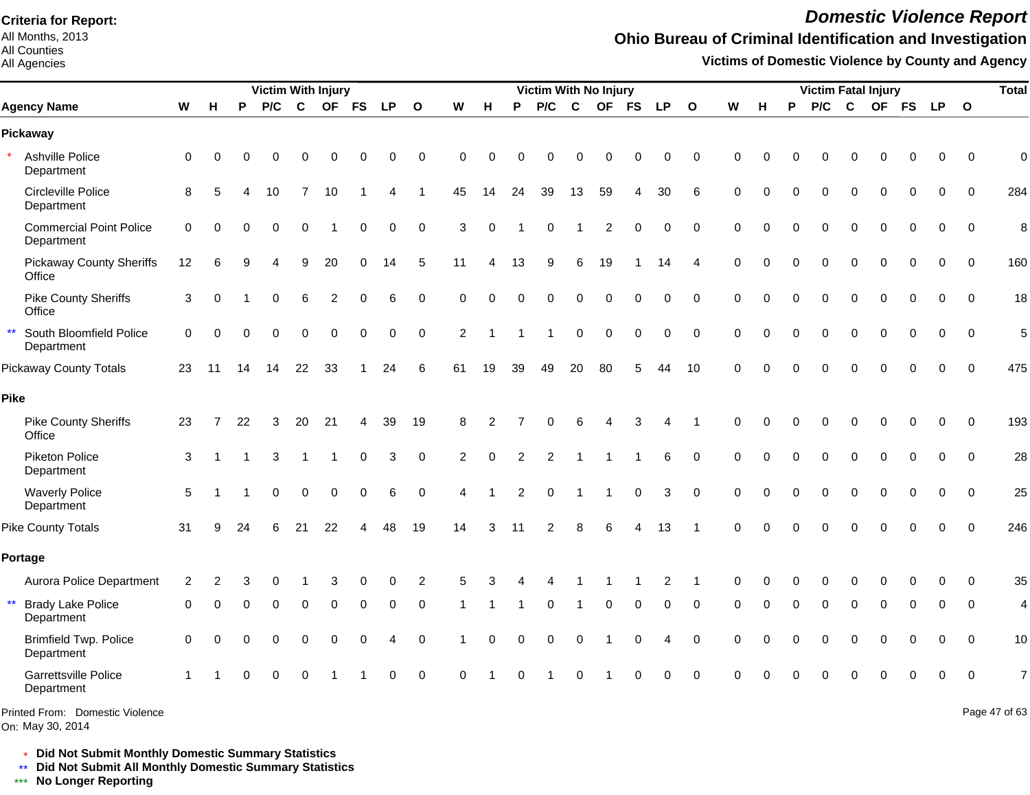**Criteria for Report:**
All Months, 2013
All Counties
All Agencies

# *Domestic Violence Report*

## Ohio Bureau of Criminal Identification and Investigation

### Victims of Domestic Violence by County and Agency

| Agency Name | Victim With Injury | | | | | | | | | Victim With No Injury | | | | | | | | | Victim Fatal Injury | | | | | | | | | Total |
|---|---|---|---|---|---|---|---|---|---|---|---|---|---|---|---|---|---|---|---|---|---|---|---|---|---|---|---|---|
| | W | H | P | P/C | C | OF | FS | LP | O | W | H | P | P/C | C | OF | FS | LP | O | W | H | P | P/C | C | OF | FS | LP | O | |
| **Pickaway** | | | | | | | | | | | | | | | | | | | | | | | | | | | | |
| * Ashville Police Department | 0 | 0 | 0 | 0 | 0 | 0 | 0 | 0 | 0 | 0 | 0 | 0 | 0 | 0 | 0 | 0 | 0 | 0 | 0 | 0 | 0 | 0 | 0 | 0 | 0 | 0 | 0 | 0 |
| Circleville Police Department | 8 | 5 | 4 | 10 | 7 | 10 | 1 | 4 | 1 | 45 | 14 | 24 | 39 | 13 | 59 | 4 | 30 | 6 | 0 | 0 | 0 | 0 | 0 | 0 | 0 | 0 | 0 | 284 |
| Commercial Point Police Department | 0 | 0 | 0 | 0 | 0 | 1 | 0 | 0 | 0 | 3 | 0 | 1 | 0 | 1 | 2 | 0 | 0 | 0 | 0 | 0 | 0 | 0 | 0 | 0 | 0 | 0 | 0 | 8 |
| Pickaway County Sheriffs Office | 12 | 6 | 9 | 4 | 9 | 20 | 0 | 14 | 5 | 11 | 4 | 13 | 9 | 6 | 19 | 1 | 14 | 4 | 0 | 0 | 0 | 0 | 0 | 0 | 0 | 0 | 0 | 160 |
| Pike County Sheriffs Office | 3 | 0 | 1 | 0 | 6 | 2 | 0 | 6 | 0 | 0 | 0 | 0 | 0 | 0 | 0 | 0 | 0 | 0 | 0 | 0 | 0 | 0 | 0 | 0 | 0 | 0 | 0 | 18 |
| ** South Bloomfield Police Department | 0 | 0 | 0 | 0 | 0 | 0 | 0 | 0 | 0 | 2 | 1 | 1 | 1 | 0 | 0 | 0 | 0 | 0 | 0 | 0 | 0 | 0 | 0 | 0 | 0 | 0 | 0 | 5 |
| Pickaway County Totals | 23 | 11 | 14 | 14 | 22 | 33 | 1 | 24 | 6 | 61 | 19 | 39 | 49 | 20 | 80 | 5 | 44 | 10 | 0 | 0 | 0 | 0 | 0 | 0 | 0 | 0 | 0 | 475 |
| **Pike** | | | | | | | | | | | | | | | | | | | | | | | | | | | | |
| Pike County Sheriffs Office | 23 | 7 | 22 | 3 | 20 | 21 | 4 | 39 | 19 | 8 | 2 | 7 | 0 | 6 | 4 | 3 | 4 | 1 | 0 | 0 | 0 | 0 | 0 | 0 | 0 | 0 | 0 | 193 |
| Piketon Police Department | 3 | 1 | 1 | 3 | 1 | 1 | 0 | 3 | 0 | 2 | 0 | 2 | 2 | 1 | 1 | 1 | 6 | 0 | 0 | 0 | 0 | 0 | 0 | 0 | 0 | 0 | 0 | 28 |
| Waverly Police Department | 5 | 1 | 1 | 0 | 0 | 0 | 0 | 6 | 0 | 4 | 1 | 2 | 0 | 1 | 1 | 0 | 3 | 0 | 0 | 0 | 0 | 0 | 0 | 0 | 0 | 0 | 0 | 25 |
| Pike County Totals | 31 | 9 | 24 | 6 | 21 | 22 | 4 | 48 | 19 | 14 | 3 | 11 | 2 | 8 | 6 | 4 | 13 | 1 | 0 | 0 | 0 | 0 | 0 | 0 | 0 | 0 | 0 | 246 |
| **Portage** | | | | | | | | | | | | | | | | | | | | | | | | | | | | |
| Aurora Police Department | 2 | 2 | 3 | 0 | 1 | 3 | 0 | 0 | 2 | 5 | 3 | 4 | 4 | 1 | 1 | 1 | 2 | 1 | 0 | 0 | 0 | 0 | 0 | 0 | 0 | 0 | 0 | 35 |
| ** Brady Lake Police Department | 0 | 0 | 0 | 0 | 0 | 0 | 0 | 0 | 0 | 1 | 1 | 1 | 0 | 1 | 0 | 0 | 0 | 0 | 0 | 0 | 0 | 0 | 0 | 0 | 0 | 0 | 0 | 4 |
| Brimfield Twp. Police Department | 0 | 0 | 0 | 0 | 0 | 0 | 0 | 4 | 0 | 1 | 0 | 0 | 0 | 0 | 1 | 0 | 4 | 0 | 0 | 0 | 0 | 0 | 0 | 0 | 0 | 0 | 0 | 10 |
| Garrettsville Police Department | 1 | 1 | 0 | 0 | 0 | 1 | 1 | 0 | 0 | 0 | 1 | 0 | 1 | 0 | 1 | 0 | 0 | 0 | 0 | 0 | 0 | 0 | 0 | 0 | 0 | 0 | 0 | 7 |

Printed From: Domestic Violence
On: May 30, 2014

\* **Did Not Submit Monthly Domestic Summary Statistics**
\*\* **Did Not Submit All Monthly Domestic Summary Statistics**
\*\*\* **No Longer Reporting**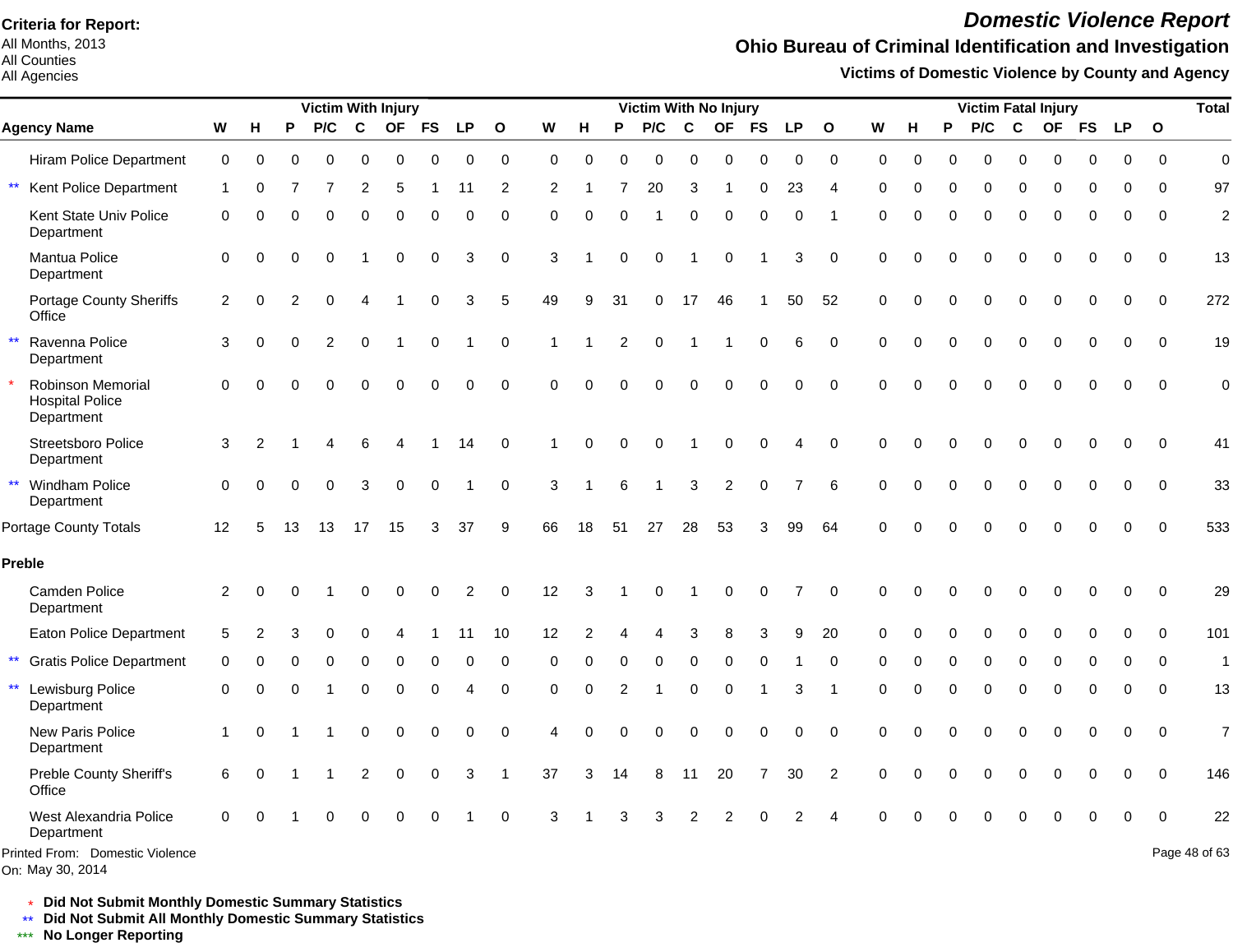**Criteria for Report:**
All Months, 2013
All Counties
All Agencies

# *Domestic Violence Report*

## Ohio Bureau of Criminal Identification and Investigation

### Victims of Domestic Violence by County and Agency

| Agency Name | Victim With Injury | | | | | | | | | Victim With No Injury | | | | | | | | | Victim Fatal Injury | | | | | | | | | Total |
|---|---|---|---|---|---|---|---|---|---|---|---|---|---|---|---|---|---|---|---|---|---|---|---|---|---|---|---|---|
| | W | H | P | P/C | C | OF | FS | LP | O | W | H | P | P/C | C | OF | FS | LP | O | W | H | P | P/C | C | OF | FS | LP | O | |
| Hiram Police Department | 0 | 0 | 0 | 0 | 0 | 0 | 0 | 0 | 0 | 0 | 0 | 0 | 0 | 0 | 0 | 0 | 0 | 0 | 0 | 0 | 0 | 0 | 0 | 0 | 0 | 0 | 0 | 0 |
| ** Kent Police Department | 1 | 0 | 7 | 7 | 2 | 5 | 1 | 11 | 2 | 2 | 1 | 7 | 20 | 3 | 1 | 0 | 23 | 4 | 0 | 0 | 0 | 0 | 0 | 0 | 0 | 0 | 0 | 97 |
| Kent State Univ Police Department | 0 | 0 | 0 | 0 | 0 | 0 | 0 | 0 | 0 | 0 | 0 | 0 | 1 | 0 | 0 | 0 | 0 | 1 | 0 | 0 | 0 | 0 | 0 | 0 | 0 | 0 | 0 | 2 |
| Mantua Police Department | 0 | 0 | 0 | 0 | 1 | 0 | 0 | 3 | 0 | 3 | 1 | 0 | 0 | 1 | 0 | 1 | 3 | 0 | 0 | 0 | 0 | 0 | 0 | 0 | 0 | 0 | 0 | 13 |
| Portage County Sheriffs Office | 2 | 0 | 2 | 0 | 4 | 1 | 0 | 3 | 5 | 49 | 9 | 31 | 0 | 17 | 46 | 1 | 50 | 52 | 0 | 0 | 0 | 0 | 0 | 0 | 0 | 0 | 0 | 272 |
| ** Ravenna Police Department | 3 | 0 | 0 | 2 | 0 | 1 | 0 | 1 | 0 | 1 | 1 | 2 | 0 | 1 | 1 | 0 | 6 | 0 | 0 | 0 | 0 | 0 | 0 | 0 | 0 | 0 | 0 | 19 |
| * Robinson Memorial Hospital Police Department | 0 | 0 | 0 | 0 | 0 | 0 | 0 | 0 | 0 | 0 | 0 | 0 | 0 | 0 | 0 | 0 | 0 | 0 | 0 | 0 | 0 | 0 | 0 | 0 | 0 | 0 | 0 | 0 |
| Streetsboro Police Department | 3 | 2 | 1 | 4 | 6 | 4 | 1 | 14 | 0 | 1 | 0 | 0 | 0 | 1 | 0 | 0 | 4 | 0 | 0 | 0 | 0 | 0 | 0 | 0 | 0 | 0 | 0 | 41 |
| ** Windham Police Department | 0 | 0 | 0 | 0 | 3 | 0 | 0 | 1 | 0 | 3 | 1 | 6 | 1 | 3 | 2 | 0 | 7 | 6 | 0 | 0 | 0 | 0 | 0 | 0 | 0 | 0 | 0 | 33 |
| Portage County Totals | 12 | 5 | 13 | 13 | 17 | 15 | 3 | 37 | 9 | 66 | 18 | 51 | 27 | 28 | 53 | 3 | 99 | 64 | 0 | 0 | 0 | 0 | 0 | 0 | 0 | 0 | 0 | 533 |
| **Preble** | | | | | | | | | | | | | | | | | | | | | | | | | | | | |
| Camden Police Department | 2 | 0 | 0 | 1 | 0 | 0 | 0 | 2 | 0 | 12 | 3 | 1 | 0 | 1 | 0 | 0 | 7 | 0 | 0 | 0 | 0 | 0 | 0 | 0 | 0 | 0 | 0 | 29 |
| Eaton Police Department | 5 | 2 | 3 | 0 | 0 | 4 | 1 | 11 | 10 | 12 | 2 | 4 | 4 | 3 | 8 | 3 | 9 | 20 | 0 | 0 | 0 | 0 | 0 | 0 | 0 | 0 | 0 | 101 |
| ** Gratis Police Department | 0 | 0 | 0 | 0 | 0 | 0 | 0 | 0 | 0 | 0 | 0 | 0 | 0 | 0 | 0 | 0 | 1 | 0 | 0 | 0 | 0 | 0 | 0 | 0 | 0 | 0 | 0 | 1 |
| ** Lewisburg Police Department | 0 | 0 | 0 | 1 | 0 | 0 | 0 | 4 | 0 | 0 | 0 | 2 | 1 | 0 | 0 | 1 | 3 | 1 | 0 | 0 | 0 | 0 | 0 | 0 | 0 | 0 | 0 | 13 |
| New Paris Police Department | 1 | 0 | 1 | 1 | 0 | 0 | 0 | 0 | 0 | 4 | 0 | 0 | 0 | 0 | 0 | 0 | 0 | 0 | 0 | 0 | 0 | 0 | 0 | 0 | 0 | 0 | 0 | 7 |
| Preble County Sheriff's Office | 6 | 0 | 1 | 1 | 2 | 0 | 0 | 3 | 1 | 37 | 3 | 14 | 8 | 11 | 20 | 7 | 30 | 2 | 0 | 0 | 0 | 0 | 0 | 0 | 0 | 0 | 0 | 146 |
| West Alexandria Police Department | 0 | 0 | 1 | 0 | 0 | 0 | 0 | 1 | 0 | 3 | 1 | 3 | 3 | 2 | 2 | 0 | 2 | 4 | 0 | 0 | 0 | 0 | 0 | 0 | 0 | 0 | 0 | 22 |

Printed From: Domestic Violence
On: May 30, 2014

\* **Did Not Submit Monthly Domestic Summary Statistics**
\*\* **Did Not Submit All Monthly Domestic Summary Statistics**
\*\*\* **No Longer Reporting**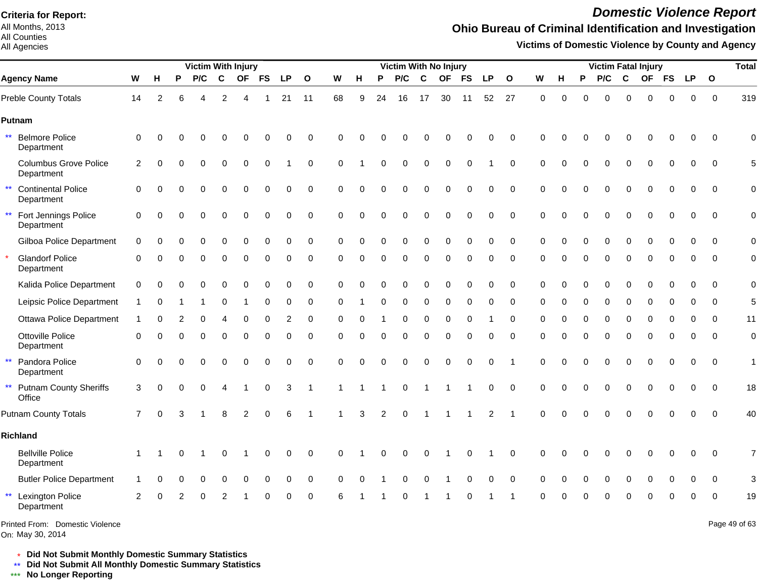**Criteria for Report:**
All Months, 2013
All Counties
All Agencies

# *Domestic Violence Report*

## Ohio Bureau of Criminal Identification and Investigation

### Victims of Domestic Violence by County and Agency

| Agency Name | Victim With Injury | | | | | | | | | Victim With No Injury | | | | | | | | | Victim Fatal Injury | | | | | | | | | Total |
|---|---|---|---|---|---|---|---|---|---|---|---|---|---|---|---|---|---|---|---|---|---|---|---|---|---|---|---|---|
| | W | H | P | P/C | C | OF | FS | LP | O | W | H | P | P/C | C | OF | FS | LP | O | W | H | P | P/C | C | OF | FS | LP | O | |
| Preble County Totals | 14 | 2 | 6 | 4 | 2 | 4 | 1 | 21 | 11 | 68 | 9 | 24 | 16 | 17 | 30 | 11 | 52 | 27 | 0 | 0 | 0 | 0 | 0 | 0 | 0 | 0 | 0 | 319 |
| **Putnam** | | | | | | | | | | | | | | | | | | | | | | | | | | | | |
| ** Belmore Police Department | 0 | 0 | 0 | 0 | 0 | 0 | 0 | 0 | 0 | 0 | 0 | 0 | 0 | 0 | 0 | 0 | 0 | 0 | 0 | 0 | 0 | 0 | 0 | 0 | 0 | 0 | 0 | 0 |
| Columbus Grove Police Department | 2 | 0 | 0 | 0 | 0 | 0 | 0 | 1 | 0 | 0 | 1 | 0 | 0 | 0 | 0 | 0 | 1 | 0 | 0 | 0 | 0 | 0 | 0 | 0 | 0 | 0 | 0 | 5 |
| ** Continental Police Department | 0 | 0 | 0 | 0 | 0 | 0 | 0 | 0 | 0 | 0 | 0 | 0 | 0 | 0 | 0 | 0 | 0 | 0 | 0 | 0 | 0 | 0 | 0 | 0 | 0 | 0 | 0 | 0 |
| ** Fort Jennings Police Department | 0 | 0 | 0 | 0 | 0 | 0 | 0 | 0 | 0 | 0 | 0 | 0 | 0 | 0 | 0 | 0 | 0 | 0 | 0 | 0 | 0 | 0 | 0 | 0 | 0 | 0 | 0 | 0 |
| Gilboa Police Department | 0 | 0 | 0 | 0 | 0 | 0 | 0 | 0 | 0 | 0 | 0 | 0 | 0 | 0 | 0 | 0 | 0 | 0 | 0 | 0 | 0 | 0 | 0 | 0 | 0 | 0 | 0 | 0 |
| * Glandorf Police Department | 0 | 0 | 0 | 0 | 0 | 0 | 0 | 0 | 0 | 0 | 0 | 0 | 0 | 0 | 0 | 0 | 0 | 0 | 0 | 0 | 0 | 0 | 0 | 0 | 0 | 0 | 0 | 0 |
| Kalida Police Department | 0 | 0 | 0 | 0 | 0 | 0 | 0 | 0 | 0 | 0 | 0 | 0 | 0 | 0 | 0 | 0 | 0 | 0 | 0 | 0 | 0 | 0 | 0 | 0 | 0 | 0 | 0 | 0 |
| Leipsic Police Department | 1 | 0 | 1 | 1 | 0 | 1 | 0 | 0 | 0 | 0 | 1 | 0 | 0 | 0 | 0 | 0 | 0 | 0 | 0 | 0 | 0 | 0 | 0 | 0 | 0 | 0 | 0 | 5 |
| Ottawa Police Department | 1 | 0 | 2 | 0 | 4 | 0 | 0 | 2 | 0 | 0 | 0 | 1 | 0 | 0 | 0 | 0 | 1 | 0 | 0 | 0 | 0 | 0 | 0 | 0 | 0 | 0 | 0 | 11 |
| Ottoville Police Department | 0 | 0 | 0 | 0 | 0 | 0 | 0 | 0 | 0 | 0 | 0 | 0 | 0 | 0 | 0 | 0 | 0 | 0 | 0 | 0 | 0 | 0 | 0 | 0 | 0 | 0 | 0 | 0 |
| ** Pandora Police Department | 0 | 0 | 0 | 0 | 0 | 0 | 0 | 0 | 0 | 0 | 0 | 0 | 0 | 0 | 0 | 0 | 0 | 1 | 0 | 0 | 0 | 0 | 0 | 0 | 0 | 0 | 0 | 1 |
| ** Putnam County Sheriffs Office | 3 | 0 | 0 | 0 | 4 | 1 | 0 | 3 | 1 | 1 | 1 | 1 | 0 | 1 | 1 | 1 | 0 | 0 | 0 | 0 | 0 | 0 | 0 | 0 | 0 | 0 | 0 | 18 |
| Putnam County Totals | 7 | 0 | 3 | 1 | 8 | 2 | 0 | 6 | 1 | 1 | 3 | 2 | 0 | 1 | 1 | 1 | 2 | 1 | 0 | 0 | 0 | 0 | 0 | 0 | 0 | 0 | 0 | 40 |
| **Richland** | | | | | | | | | | | | | | | | | | | | | | | | | | | | |
| Bellville Police Department | 1 | 1 | 0 | 1 | 0 | 1 | 0 | 0 | 0 | 0 | 1 | 0 | 0 | 0 | 1 | 0 | 1 | 0 | 0 | 0 | 0 | 0 | 0 | 0 | 0 | 0 | 0 | 7 |
| Butler Police Department | 1 | 0 | 0 | 0 | 0 | 0 | 0 | 0 | 0 | 0 | 0 | 1 | 0 | 0 | 1 | 0 | 0 | 0 | 0 | 0 | 0 | 0 | 0 | 0 | 0 | 0 | 0 | 3 |
| ** Lexington Police Department | 2 | 0 | 2 | 0 | 2 | 1 | 0 | 0 | 0 | 6 | 1 | 1 | 0 | 1 | 1 | 0 | 1 | 1 | 0 | 0 | 0 | 0 | 0 | 0 | 0 | 0 | 0 | 19 |

Printed From: Domestic Violence
On: May 30, 2014

\* **Did Not Submit Monthly Domestic Summary Statistics**
\*\* **Did Not Submit All Monthly Domestic Summary Statistics**
\*\*\* **No Longer Reporting**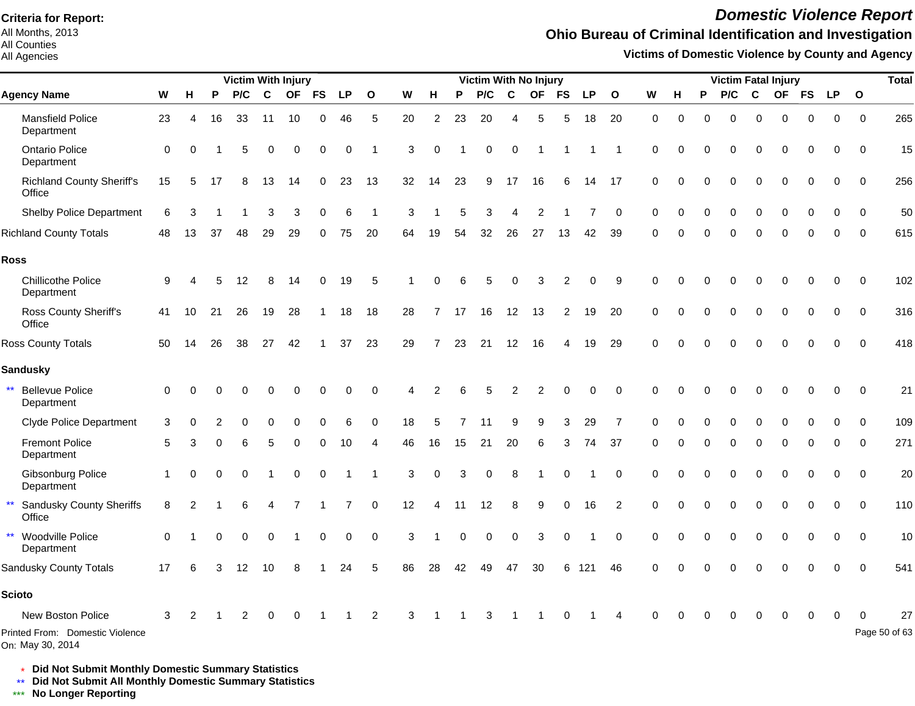**Criteria for Report:**
All Months, 2013
All Counties
All Agencies

# *Domestic Violence Report*

## Ohio Bureau of Criminal Identification and Investigation

### Victims of Domestic Violence by County and Agency

| Agency Name | Victim With Injury | | | | | | | | | Victim With No Injury | | | | | | | | | Victim Fatal Injury | | | | | | | | | Total |
|---|---|---|---|---|---|---|---|---|---|---|---|---|---|---|---|---|---|---|---|---|---|---|---|---|---|---|---|---|
| | W | H | P | P/C | C | OF | FS | LP | O | W | H | P | P/C | C | OF | FS | LP | O | W | H | P | P/C | C | OF | FS | LP | O | |
| Mansfield Police Department | 23 | 4 | 16 | 33 | 11 | 10 | 0 | 46 | 5 | 20 | 2 | 23 | 20 | 4 | 5 | 5 | 18 | 20 | 0 | 0 | 0 | 0 | 0 | 0 | 0 | 0 | 0 | 265 |
| Ontario Police Department | 0 | 0 | 1 | 5 | 0 | 0 | 0 | 0 | 1 | 3 | 0 | 1 | 0 | 0 | 1 | 1 | 1 | 1 | 0 | 0 | 0 | 0 | 0 | 0 | 0 | 0 | 0 | 15 |
| Richland County Sheriff's Office | 15 | 5 | 17 | 8 | 13 | 14 | 0 | 23 | 13 | 32 | 14 | 23 | 9 | 17 | 16 | 6 | 14 | 17 | 0 | 0 | 0 | 0 | 0 | 0 | 0 | 0 | 0 | 256 |
| Shelby Police Department | 6 | 3 | 1 | 1 | 3 | 3 | 0 | 6 | 1 | 3 | 1 | 5 | 3 | 4 | 2 | 1 | 7 | 0 | 0 | 0 | 0 | 0 | 0 | 0 | 0 | 0 | 0 | 50 |
| Richland County Totals | 48 | 13 | 37 | 48 | 29 | 29 | 0 | 75 | 20 | 64 | 19 | 54 | 32 | 26 | 27 | 13 | 42 | 39 | 0 | 0 | 0 | 0 | 0 | 0 | 0 | 0 | 0 | 615 |
| **Ross** | | | | | | | | | | | | | | | | | | | | | | | | | | | | |
| Chillicothe Police Department | 9 | 4 | 5 | 12 | 8 | 14 | 0 | 19 | 5 | 1 | 0 | 6 | 5 | 0 | 3 | 2 | 0 | 9 | 0 | 0 | 0 | 0 | 0 | 0 | 0 | 0 | 0 | 102 |
| Ross County Sheriff's Office | 41 | 10 | 21 | 26 | 19 | 28 | 1 | 18 | 18 | 28 | 7 | 17 | 16 | 12 | 13 | 2 | 19 | 20 | 0 | 0 | 0 | 0 | 0 | 0 | 0 | 0 | 0 | 316 |
| Ross County Totals | 50 | 14 | 26 | 38 | 27 | 42 | 1 | 37 | 23 | 29 | 7 | 23 | 21 | 12 | 16 | 4 | 19 | 29 | 0 | 0 | 0 | 0 | 0 | 0 | 0 | 0 | 0 | 418 |
| **Sandusky** | | | | | | | | | | | | | | | | | | | | | | | | | | | | |
| ** Bellevue Police Department | 0 | 0 | 0 | 0 | 0 | 0 | 0 | 0 | 0 | 4 | 2 | 6 | 5 | 2 | 2 | 0 | 0 | 0 | 0 | 0 | 0 | 0 | 0 | 0 | 0 | 0 | 0 | 21 |
| Clyde Police Department | 3 | 0 | 2 | 0 | 0 | 0 | 0 | 6 | 0 | 18 | 5 | 7 | 11 | 9 | 9 | 3 | 29 | 7 | 0 | 0 | 0 | 0 | 0 | 0 | 0 | 0 | 0 | 109 |
| Fremont Police Department | 5 | 3 | 0 | 6 | 5 | 0 | 0 | 10 | 4 | 46 | 16 | 15 | 21 | 20 | 6 | 3 | 74 | 37 | 0 | 0 | 0 | 0 | 0 | 0 | 0 | 0 | 0 | 271 |
| Gibsonburg Police Department | 1 | 0 | 0 | 0 | 1 | 0 | 0 | 1 | 1 | 3 | 0 | 3 | 0 | 8 | 1 | 0 | 1 | 0 | 0 | 0 | 0 | 0 | 0 | 0 | 0 | 0 | 0 | 20 |
| ** Sandusky County Sheriffs Office | 8 | 2 | 1 | 6 | 4 | 7 | 1 | 7 | 0 | 12 | 4 | 11 | 12 | 8 | 9 | 0 | 16 | 2 | 0 | 0 | 0 | 0 | 0 | 0 | 0 | 0 | 0 | 110 |
| ** Woodville Police Department | 0 | 1 | 0 | 0 | 0 | 1 | 0 | 0 | 0 | 3 | 1 | 0 | 0 | 0 | 3 | 0 | 1 | 0 | 0 | 0 | 0 | 0 | 0 | 0 | 0 | 0 | 0 | 10 |
| Sandusky County Totals | 17 | 6 | 3 | 12 | 10 | 8 | 1 | 24 | 5 | 86 | 28 | 42 | 49 | 47 | 30 | 6 | 121 | 46 | 0 | 0 | 0 | 0 | 0 | 0 | 0 | 0 | 0 | 541 |
| **Scioto** | | | | | | | | | | | | | | | | | | | | | | | | | | | | |
| New Boston Police | 3 | 2 | 1 | 2 | 0 | 0 | 1 | 1 | 2 | 3 | 1 | 1 | 3 | 1 | 1 | 0 | 1 | 4 | 0 | 0 | 0 | 0 | 0 | 0 | 0 | 0 | 0 | 27 |

Printed From: Domestic Violence
On: May 30, 2014

\* **Did Not Submit Monthly Domestic Summary Statistics**
** **Did Not Submit All Monthly Domestic Summary Statistics**
*** **No Longer Reporting**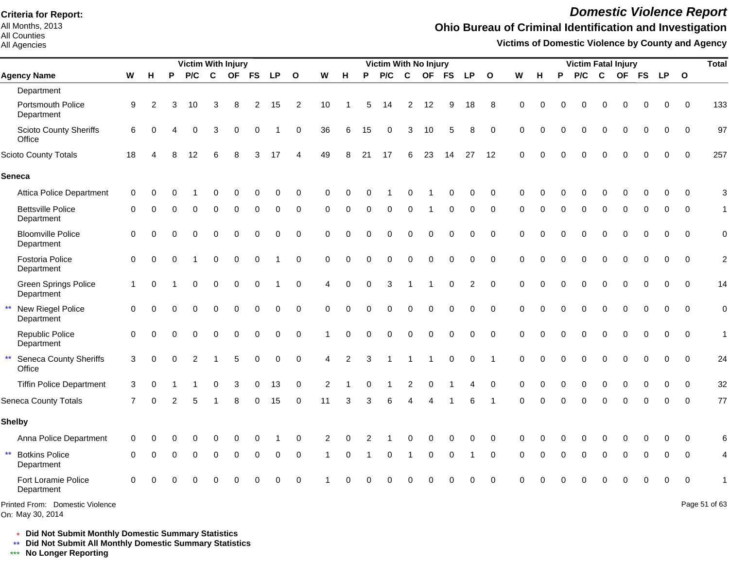**Criteria for Report:**
All Months, 2013
All Counties
All Agencies

# Domestic Violence Report

## Ohio Bureau of Criminal Identification and Investigation

### Victims of Domestic Violence by County and Agency

| Agency Name | Victim With Injury | | | | | | | | | Victim With No Injury | | | | | | | | | Victim Fatal Injury | | | | | | | | | Total |
|---|---|---|---|---|---|---|---|---|---|---|---|---|---|---|---|---|---|---|---|---|---|---|---|---|---|---|---|---|
| | W | H | P | P/C | C | OF | FS | LP | O | W | H | P | P/C | C | OF | FS | LP | O | W | H | P | P/C | C | OF | FS | LP | O | |
| Department | | | | | | | | | | | | | | | | | | | | | | | | | | | | |
| Portsmouth Police Department | 9 | 2 | 3 | 10 | 3 | 8 | 2 | 15 | 2 | 10 | 1 | 5 | 14 | 2 | 12 | 9 | 18 | 8 | 0 | 0 | 0 | 0 | 0 | 0 | 0 | 0 | 0 | 133 |
| Scioto County Sheriffs Office | 6 | 0 | 4 | 0 | 3 | 0 | 0 | 1 | 0 | 36 | 6 | 15 | 0 | 3 | 10 | 5 | 8 | 0 | 0 | 0 | 0 | 0 | 0 | 0 | 0 | 0 | 0 | 97 |
| Scioto County Totals | 18 | 4 | 8 | 12 | 6 | 8 | 3 | 17 | 4 | 49 | 8 | 21 | 17 | 6 | 23 | 14 | 27 | 12 | 0 | 0 | 0 | 0 | 0 | 0 | 0 | 0 | 0 | 257 |
| **Seneca** | | | | | | | | | | | | | | | | | | | | | | | | | | | | |
| Attica Police Department | 0 | 0 | 0 | 1 | 0 | 0 | 0 | 0 | 0 | 0 | 0 | 0 | 1 | 0 | 1 | 0 | 0 | 0 | 0 | 0 | 0 | 0 | 0 | 0 | 0 | 0 | 0 | 3 |
| Bettsville Police Department | 0 | 0 | 0 | 0 | 0 | 0 | 0 | 0 | 0 | 0 | 0 | 0 | 0 | 0 | 1 | 0 | 0 | 0 | 0 | 0 | 0 | 0 | 0 | 0 | 0 | 0 | 0 | 1 |
| Bloomville Police Department | 0 | 0 | 0 | 0 | 0 | 0 | 0 | 0 | 0 | 0 | 0 | 0 | 0 | 0 | 0 | 0 | 0 | 0 | 0 | 0 | 0 | 0 | 0 | 0 | 0 | 0 | 0 | 0 |
| Fostoria Police Department | 0 | 0 | 0 | 1 | 0 | 0 | 0 | 1 | 0 | 0 | 0 | 0 | 0 | 0 | 0 | 0 | 0 | 0 | 0 | 0 | 0 | 0 | 0 | 0 | 0 | 0 | 0 | 2 |
| Green Springs Police Department | 1 | 0 | 1 | 0 | 0 | 0 | 0 | 1 | 0 | 4 | 0 | 0 | 3 | 1 | 1 | 0 | 2 | 0 | 0 | 0 | 0 | 0 | 0 | 0 | 0 | 0 | 0 | 14 |
| ** New Riegel Police Department | 0 | 0 | 0 | 0 | 0 | 0 | 0 | 0 | 0 | 0 | 0 | 0 | 0 | 0 | 0 | 0 | 0 | 0 | 0 | 0 | 0 | 0 | 0 | 0 | 0 | 0 | 0 | 0 |
| Republic Police Department | 0 | 0 | 0 | 0 | 0 | 0 | 0 | 0 | 0 | 1 | 0 | 0 | 0 | 0 | 0 | 0 | 0 | 0 | 0 | 0 | 0 | 0 | 0 | 0 | 0 | 0 | 0 | 1 |
| ** Seneca County Sheriffs Office | 3 | 0 | 0 | 2 | 1 | 5 | 0 | 0 | 0 | 4 | 2 | 3 | 1 | 1 | 1 | 0 | 0 | 1 | 0 | 0 | 0 | 0 | 0 | 0 | 0 | 0 | 0 | 24 |
| Tiffin Police Department | 3 | 0 | 1 | 1 | 0 | 3 | 0 | 13 | 0 | 2 | 1 | 0 | 1 | 2 | 0 | 1 | 4 | 0 | 0 | 0 | 0 | 0 | 0 | 0 | 0 | 0 | 0 | 32 |
| Seneca County Totals | 7 | 0 | 2 | 5 | 1 | 8 | 0 | 15 | 0 | 11 | 3 | 3 | 6 | 4 | 4 | 1 | 6 | 1 | 0 | 0 | 0 | 0 | 0 | 0 | 0 | 0 | 0 | 77 |
| **Shelby** | | | | | | | | | | | | | | | | | | | | | | | | | | | | |
| Anna Police Department | 0 | 0 | 0 | 0 | 0 | 0 | 0 | 1 | 0 | 2 | 0 | 2 | 1 | 0 | 0 | 0 | 0 | 0 | 0 | 0 | 0 | 0 | 0 | 0 | 0 | 0 | 0 | 6 |
| ** Botkins Police Department | 0 | 0 | 0 | 0 | 0 | 0 | 0 | 0 | 0 | 1 | 0 | 1 | 0 | 1 | 0 | 0 | 1 | 0 | 0 | 0 | 0 | 0 | 0 | 0 | 0 | 0 | 0 | 4 |
| Fort Loramie Police Department | 0 | 0 | 0 | 0 | 0 | 0 | 0 | 0 | 0 | 1 | 0 | 0 | 0 | 0 | 0 | 0 | 0 | 0 | 0 | 0 | 0 | 0 | 0 | 0 | 0 | 0 | 0 | 1 |

Printed From: Domestic Violence
On: May 30, 2014

\* **Did Not Submit Monthly Domestic Summary Statistics**
\** **Did Not Submit All Monthly Domestic Summary Statistics**
\*** **No Longer Reporting**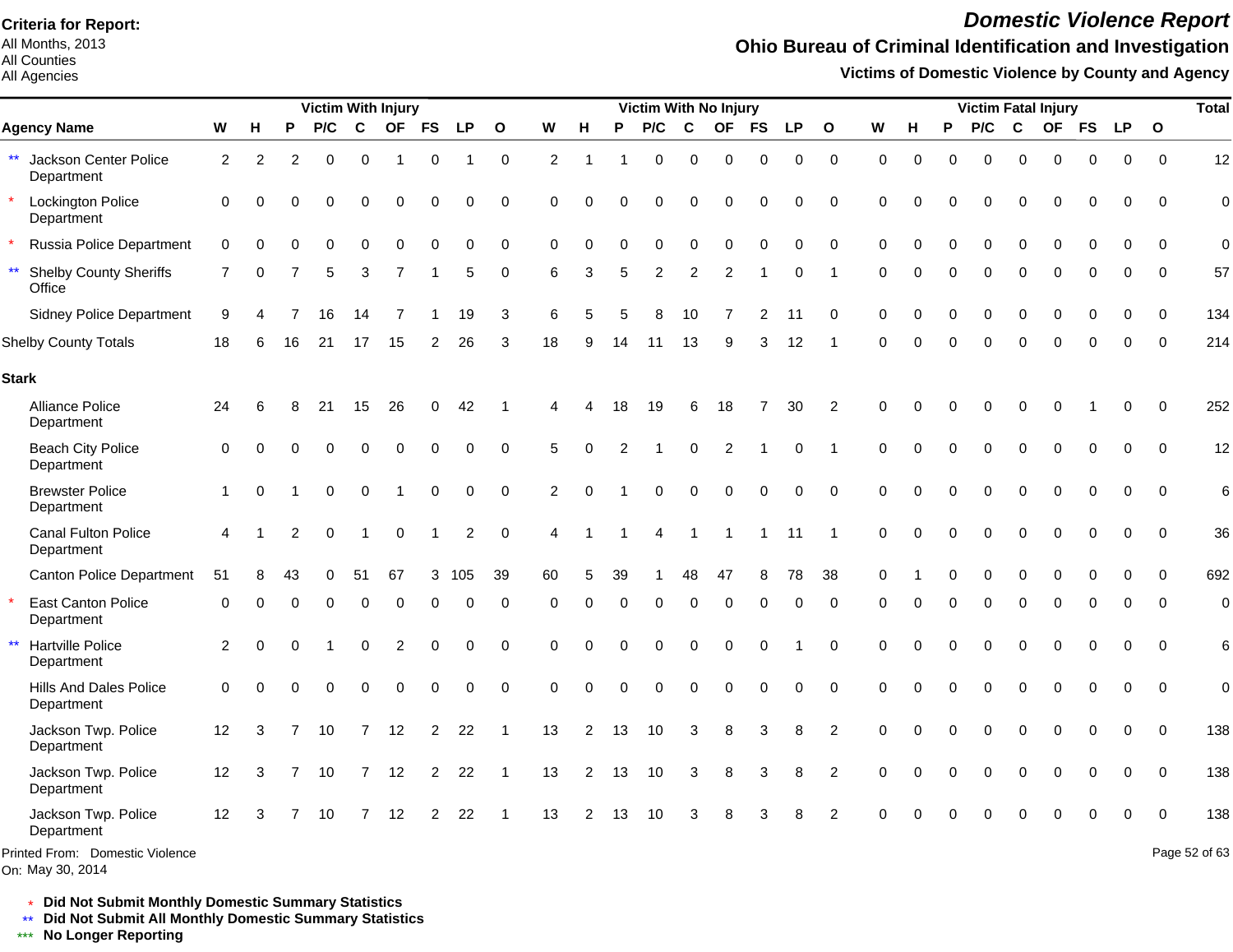**Criteria for Report:**
All Months, 2013
All Counties
All Agencies

# Domestic Violence Report

## Ohio Bureau of Criminal Identification and Investigation

### Victims of Domestic Violence by County and Agency

| Agency Name | Victim With Injury | | | | | | | | | Victim With No Injury | | | | | | | | | Victim Fatal Injury | | | | | | | | | Total |
|---|---|---|---|---|---|---|---|---|---|---|---|---|---|---|---|---|---|---|---|---|---|---|---|---|---|---|---|---|
| | W | H | P | P/C | C | OF | FS | LP | O | W | H | P | P/C | C | OF | FS | LP | O | W | H | P | P/C | C | OF | FS | LP | O | |
| ** Jackson Center Police Department | 2 | 2 | 2 | 0 | 0 | 1 | 0 | 1 | 0 | 2 | 1 | 1 | 0 | 0 | 0 | 0 | 0 | 0 | 0 | 0 | 0 | 0 | 0 | 0 | 0 | 0 | 0 | 12 |
| * Lockington Police Department | 0 | 0 | 0 | 0 | 0 | 0 | 0 | 0 | 0 | 0 | 0 | 0 | 0 | 0 | 0 | 0 | 0 | 0 | 0 | 0 | 0 | 0 | 0 | 0 | 0 | 0 | 0 | 0 |
| * Russia Police Department | 0 | 0 | 0 | 0 | 0 | 0 | 0 | 0 | 0 | 0 | 0 | 0 | 0 | 0 | 0 | 0 | 0 | 0 | 0 | 0 | 0 | 0 | 0 | 0 | 0 | 0 | 0 | 0 |
| ** Shelby County Sheriffs Office | 7 | 0 | 7 | 5 | 3 | 7 | 1 | 5 | 0 | 6 | 3 | 5 | 2 | 2 | 2 | 1 | 0 | 1 | 0 | 0 | 0 | 0 | 0 | 0 | 0 | 0 | 0 | 57 |
| Sidney Police Department | 9 | 4 | 7 | 16 | 14 | 7 | 1 | 19 | 3 | 6 | 5 | 5 | 8 | 10 | 7 | 2 | 11 | 0 | 0 | 0 | 0 | 0 | 0 | 0 | 0 | 0 | 0 | 134 |
| Shelby County Totals | 18 | 6 | 16 | 21 | 17 | 15 | 2 | 26 | 3 | 18 | 9 | 14 | 11 | 13 | 9 | 3 | 12 | 1 | 0 | 0 | 0 | 0 | 0 | 0 | 0 | 0 | 0 | 214 |
| **Stark** | | | | | | | | | | | | | | | | | | | | | | | | | | | | |
| Alliance Police Department | 24 | 6 | 8 | 21 | 15 | 26 | 0 | 42 | 1 | 4 | 4 | 18 | 19 | 6 | 18 | 7 | 30 | 2 | 0 | 0 | 0 | 0 | 0 | 0 | 1 | 0 | 0 | 252 |
| Beach City Police Department | 0 | 0 | 0 | 0 | 0 | 0 | 0 | 0 | 0 | 5 | 0 | 2 | 1 | 0 | 2 | 1 | 0 | 1 | 0 | 0 | 0 | 0 | 0 | 0 | 0 | 0 | 0 | 12 |
| Brewster Police Department | 1 | 0 | 1 | 0 | 0 | 1 | 0 | 0 | 0 | 2 | 0 | 1 | 0 | 0 | 0 | 0 | 0 | 0 | 0 | 0 | 0 | 0 | 0 | 0 | 0 | 0 | 0 | 6 |
| Canal Fulton Police Department | 4 | 1 | 2 | 0 | 1 | 0 | 1 | 2 | 0 | 4 | 1 | 1 | 4 | 1 | 1 | 1 | 11 | 1 | 0 | 0 | 0 | 0 | 0 | 0 | 0 | 0 | 0 | 36 |
| Canton Police Department | 51 | 8 | 43 | 0 | 51 | 67 | 3 | 105 | 39 | 60 | 5 | 39 | 1 | 48 | 47 | 8 | 78 | 38 | 0 | 1 | 0 | 0 | 0 | 0 | 0 | 0 | 0 | 692 |
| * East Canton Police Department | 0 | 0 | 0 | 0 | 0 | 0 | 0 | 0 | 0 | 0 | 0 | 0 | 0 | 0 | 0 | 0 | 0 | 0 | 0 | 0 | 0 | 0 | 0 | 0 | 0 | 0 | 0 | 0 |
| ** Hartville Police Department | 2 | 0 | 0 | 1 | 0 | 2 | 0 | 0 | 0 | 0 | 0 | 0 | 0 | 0 | 0 | 0 | 1 | 0 | 0 | 0 | 0 | 0 | 0 | 0 | 0 | 0 | 0 | 6 |
| Hills And Dales Police Department | 0 | 0 | 0 | 0 | 0 | 0 | 0 | 0 | 0 | 0 | 0 | 0 | 0 | 0 | 0 | 0 | 0 | 0 | 0 | 0 | 0 | 0 | 0 | 0 | 0 | 0 | 0 | 0 |
| Jackson Twp. Police Department | 12 | 3 | 7 | 10 | 7 | 12 | 2 | 22 | 1 | 13 | 2 | 13 | 10 | 3 | 8 | 3 | 8 | 2 | 0 | 0 | 0 | 0 | 0 | 0 | 0 | 0 | 0 | 138 |
| Jackson Twp. Police Department | 12 | 3 | 7 | 10 | 7 | 12 | 2 | 22 | 1 | 13 | 2 | 13 | 10 | 3 | 8 | 3 | 8 | 2 | 0 | 0 | 0 | 0 | 0 | 0 | 0 | 0 | 0 | 138 |
| Jackson Twp. Police Department | 12 | 3 | 7 | 10 | 7 | 12 | 2 | 22 | 1 | 13 | 2 | 13 | 10 | 3 | 8 | 3 | 8 | 2 | 0 | 0 | 0 | 0 | 0 | 0 | 0 | 0 | 0 | 138 |

Printed From: Domestic Violence
On: May 30, 2014

\* **Did Not Submit Monthly Domestic Summary Statistics**
** **Did Not Submit All Monthly Domestic Summary Statistics**
*** **No Longer Reporting**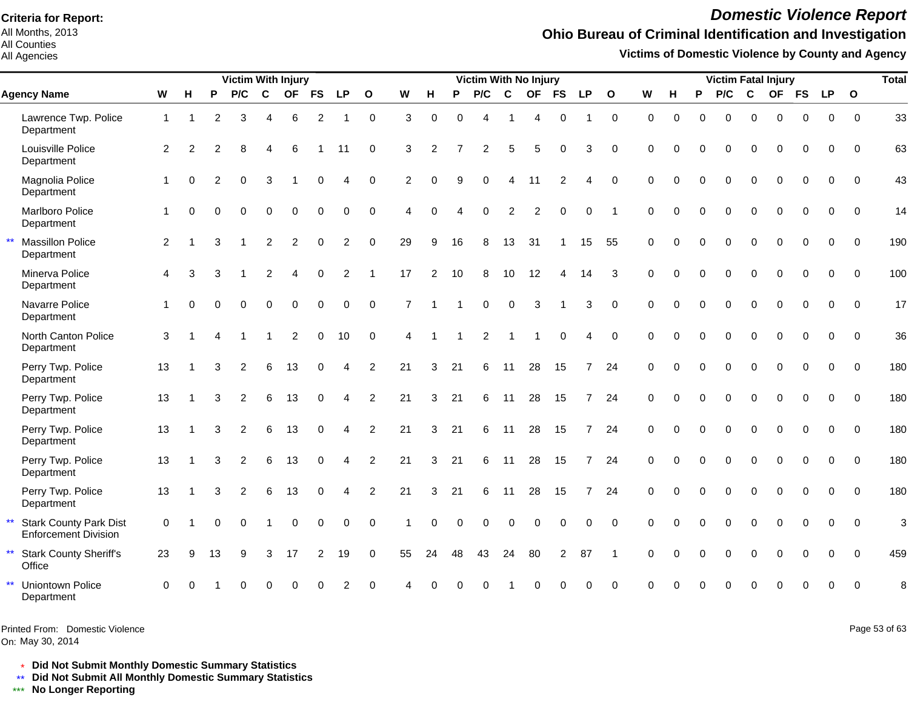**Criteria for Report:**
All Months, 2013
All Counties
All Agencies

# Domestic Violence Report

## Ohio Bureau of Criminal Identification and Investigation

### Victims of Domestic Violence by County and Agency

| | Agency Name | Victim With Injury | | | | | | | | | Victim With No Injury | | | | | | | | | Victim Fatal Injury | | | | | | | | | Total |
|---|---|---|---|---|---|---|---|---|---|---|---|---|---|---|---|---|---|---|---|---|---|---|---|---|---|---|---|---|---|
| | | W | H | P | P/C | C | OF | FS | LP | O | W | H | P | P/C | C | OF | FS | LP | O | W | H | P | P/C | C | OF | FS | LP | O | |
| | Lawrence Twp. Police Department | 1 | 1 | 2 | 3 | 4 | 6 | 2 | 1 | 0 | 3 | 0 | 0 | 4 | 1 | 4 | 0 | 1 | 0 | 0 | 0 | 0 | 0 | 0 | 0 | 0 | 0 | 0 | 33 |
| | Louisville Police Department | 2 | 2 | 2 | 8 | 4 | 6 | 1 | 11 | 0 | 3 | 2 | 7 | 2 | 5 | 5 | 0 | 3 | 0 | 0 | 0 | 0 | 0 | 0 | 0 | 0 | 0 | 0 | 63 |
| | Magnolia Police Department | 1 | 0 | 2 | 0 | 3 | 1 | 0 | 4 | 0 | 2 | 0 | 9 | 0 | 4 | 11 | 2 | 4 | 0 | 0 | 0 | 0 | 0 | 0 | 0 | 0 | 0 | 0 | 43 |
| | Marlboro Police Department | 1 | 0 | 0 | 0 | 0 | 0 | 0 | 0 | 0 | 4 | 0 | 4 | 0 | 2 | 2 | 0 | 0 | 1 | 0 | 0 | 0 | 0 | 0 | 0 | 0 | 0 | 0 | 14 |
| ** | Massillon Police Department | 2 | 1 | 3 | 1 | 2 | 2 | 0 | 2 | 0 | 29 | 9 | 16 | 8 | 13 | 31 | 1 | 15 | 55 | 0 | 0 | 0 | 0 | 0 | 0 | 0 | 0 | 0 | 190 |
| | Minerva Police Department | 4 | 3 | 3 | 1 | 2 | 4 | 0 | 2 | 1 | 17 | 2 | 10 | 8 | 10 | 12 | 4 | 14 | 3 | 0 | 0 | 0 | 0 | 0 | 0 | 0 | 0 | 0 | 100 |
| | Navarre Police Department | 1 | 0 | 0 | 0 | 0 | 0 | 0 | 0 | 0 | 7 | 1 | 1 | 0 | 0 | 3 | 1 | 3 | 0 | 0 | 0 | 0 | 0 | 0 | 0 | 0 | 0 | 0 | 17 |
| | North Canton Police Department | 3 | 1 | 4 | 1 | 1 | 2 | 0 | 10 | 0 | 4 | 1 | 1 | 2 | 1 | 1 | 0 | 4 | 0 | 0 | 0 | 0 | 0 | 0 | 0 | 0 | 0 | 0 | 36 |
| | Perry Twp. Police Department | 13 | 1 | 3 | 2 | 6 | 13 | 0 | 4 | 2 | 21 | 3 | 21 | 6 | 11 | 28 | 15 | 7 | 24 | 0 | 0 | 0 | 0 | 0 | 0 | 0 | 0 | 0 | 180 |
| | Perry Twp. Police Department | 13 | 1 | 3 | 2 | 6 | 13 | 0 | 4 | 2 | 21 | 3 | 21 | 6 | 11 | 28 | 15 | 7 | 24 | 0 | 0 | 0 | 0 | 0 | 0 | 0 | 0 | 0 | 180 |
| | Perry Twp. Police Department | 13 | 1 | 3 | 2 | 6 | 13 | 0 | 4 | 2 | 21 | 3 | 21 | 6 | 11 | 28 | 15 | 7 | 24 | 0 | 0 | 0 | 0 | 0 | 0 | 0 | 0 | 0 | 180 |
| | Perry Twp. Police Department | 13 | 1 | 3 | 2 | 6 | 13 | 0 | 4 | 2 | 21 | 3 | 21 | 6 | 11 | 28 | 15 | 7 | 24 | 0 | 0 | 0 | 0 | 0 | 0 | 0 | 0 | 0 | 180 |
| | Perry Twp. Police Department | 13 | 1 | 3 | 2 | 6 | 13 | 0 | 4 | 2 | 21 | 3 | 21 | 6 | 11 | 28 | 15 | 7 | 24 | 0 | 0 | 0 | 0 | 0 | 0 | 0 | 0 | 0 | 180 |
| ** | Stark County Park Dist Enforcement Division | 0 | 1 | 0 | 0 | 1 | 0 | 0 | 0 | 0 | 1 | 0 | 0 | 0 | 0 | 0 | 0 | 0 | 0 | 0 | 0 | 0 | 0 | 0 | 0 | 0 | 0 | 0 | 3 |
| ** | Stark County Sheriff's Office | 23 | 9 | 13 | 9 | 3 | 17 | 2 | 19 | 0 | 55 | 24 | 48 | 43 | 24 | 80 | 2 | 87 | 1 | 0 | 0 | 0 | 0 | 0 | 0 | 0 | 0 | 0 | 459 |
| ** | Uniontown Police Department | 0 | 0 | 1 | 0 | 0 | 0 | 0 | 2 | 0 | 4 | 0 | 0 | 0 | 1 | 0 | 0 | 0 | 0 | 0 | 0 | 0 | 0 | 0 | 0 | 0 | 0 | 0 | 8 |

Printed From: Domestic Violence
On: May 30, 2014

\* **Did Not Submit Monthly Domestic Summary Statistics**
\*\* **Did Not Submit All Monthly Domestic Summary Statistics**
\*\*\* **No Longer Reporting**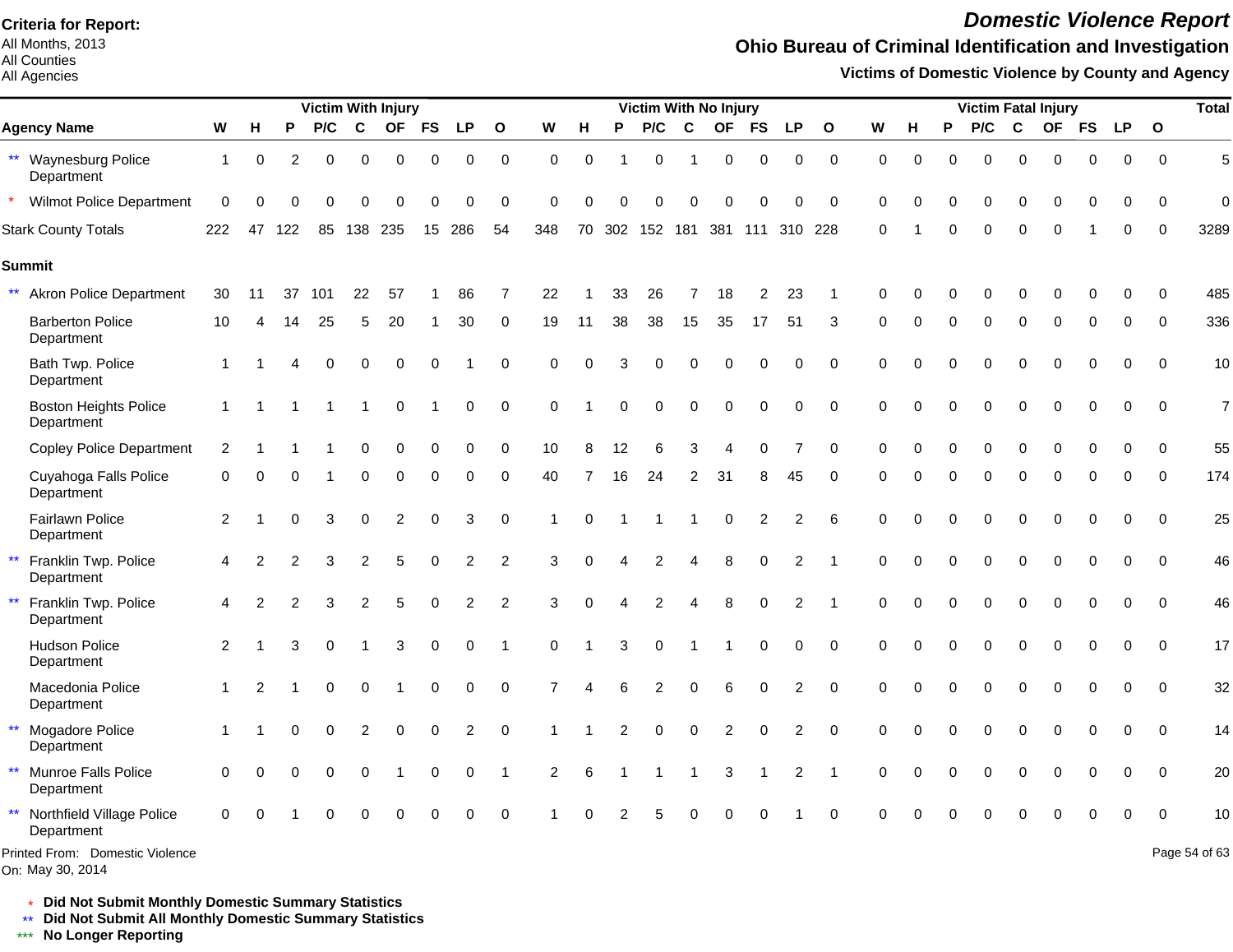**Criteria for Report:**
All Months, 2013
All Counties
All Agencies

# Domestic Violence Report

## Ohio Bureau of Criminal Identification and Investigation

### Victims of Domestic Violence by County and Agency

| Agency Name | Victim With Injury | | | | | | | | | Victim With No Injury | | | | | | | | | Victim Fatal Injury | | | | | | | | | Total |
|---|---|---|---|---|---|---|---|---|---|---|---|---|---|---|---|---|---|---|---|---|---|---|---|---|---|---|---|---|
| | W | H | P | P/C | C | OF | FS | LP | O | W | H | P | P/C | C | OF | FS | LP | O | W | H | P | P/C | C | OF | FS | LP | O | |
| ** Waynesburg Police Department | 1 | 0 | 2 | 0 | 0 | 0 | 0 | 0 | 0 | 0 | 0 | 1 | 0 | 1 | 0 | 0 | 0 | 0 | 0 | 0 | 0 | 0 | 0 | 0 | 0 | 0 | 0 | 5 |
| * Wilmot Police Department | 0 | 0 | 0 | 0 | 0 | 0 | 0 | 0 | 0 | 0 | 0 | 0 | 0 | 0 | 0 | 0 | 0 | 0 | 0 | 0 | 0 | 0 | 0 | 0 | 0 | 0 | 0 | 0 |
| Stark County Totals | 222 | 47 | 122 | 85 | 138 | 235 | 15 | 286 | 54 | 348 | 70 | 302 | 152 | 181 | 381 | 111 | 310 | 228 | 0 | 1 | 0 | 0 | 0 | 0 | 1 | 0 | 0 | 3289 |
| **Summit** | | | | | | | | | | | | | | | | | | | | | | | | | | | | |
| ** Akron Police Department | 30 | 11 | 37 | 101 | 22 | 57 | 1 | 86 | 7 | 22 | 1 | 33 | 26 | 7 | 18 | 2 | 23 | 1 | 0 | 0 | 0 | 0 | 0 | 0 | 0 | 0 | 0 | 485 |
| Barberton Police Department | 10 | 4 | 14 | 25 | 5 | 20 | 1 | 30 | 0 | 19 | 11 | 38 | 38 | 15 | 35 | 17 | 51 | 3 | 0 | 0 | 0 | 0 | 0 | 0 | 0 | 0 | 0 | 336 |
| Bath Twp. Police Department | 1 | 1 | 4 | 0 | 0 | 0 | 0 | 1 | 0 | 0 | 0 | 3 | 0 | 0 | 0 | 0 | 0 | 0 | 0 | 0 | 0 | 0 | 0 | 0 | 0 | 0 | 0 | 10 |
| Boston Heights Police Department | 1 | 1 | 1 | 1 | 1 | 0 | 1 | 0 | 0 | 0 | 1 | 0 | 0 | 0 | 0 | 0 | 0 | 0 | 0 | 0 | 0 | 0 | 0 | 0 | 0 | 0 | 0 | 7 |
| Copley Police Department | 2 | 1 | 1 | 1 | 0 | 0 | 0 | 0 | 0 | 10 | 8 | 12 | 6 | 3 | 4 | 0 | 7 | 0 | 0 | 0 | 0 | 0 | 0 | 0 | 0 | 0 | 0 | 55 |
| Cuyahoga Falls Police Department | 0 | 0 | 0 | 1 | 0 | 0 | 0 | 0 | 0 | 40 | 7 | 16 | 24 | 2 | 31 | 8 | 45 | 0 | 0 | 0 | 0 | 0 | 0 | 0 | 0 | 0 | 0 | 174 |
| Fairlawn Police Department | 2 | 1 | 0 | 3 | 0 | 2 | 0 | 3 | 0 | 1 | 0 | 1 | 1 | 1 | 0 | 2 | 2 | 6 | 0 | 0 | 0 | 0 | 0 | 0 | 0 | 0 | 0 | 25 |
| ** Franklin Twp. Police Department | 4 | 2 | 2 | 3 | 2 | 5 | 0 | 2 | 2 | 3 | 0 | 4 | 2 | 4 | 8 | 0 | 2 | 1 | 0 | 0 | 0 | 0 | 0 | 0 | 0 | 0 | 0 | 46 |
| ** Franklin Twp. Police Department | 4 | 2 | 2 | 3 | 2 | 5 | 0 | 2 | 2 | 3 | 0 | 4 | 2 | 4 | 8 | 0 | 2 | 1 | 0 | 0 | 0 | 0 | 0 | 0 | 0 | 0 | 0 | 46 |
| Hudson Police Department | 2 | 1 | 3 | 0 | 1 | 3 | 0 | 0 | 1 | 0 | 1 | 3 | 0 | 1 | 1 | 0 | 0 | 0 | 0 | 0 | 0 | 0 | 0 | 0 | 0 | 0 | 0 | 17 |
| Macedonia Police Department | 1 | 2 | 1 | 0 | 0 | 1 | 0 | 0 | 0 | 7 | 4 | 6 | 2 | 0 | 6 | 0 | 2 | 0 | 0 | 0 | 0 | 0 | 0 | 0 | 0 | 0 | 0 | 32 |
| ** Mogadore Police Department | 1 | 1 | 0 | 0 | 2 | 0 | 0 | 2 | 0 | 1 | 1 | 2 | 0 | 0 | 2 | 0 | 2 | 0 | 0 | 0 | 0 | 0 | 0 | 0 | 0 | 0 | 0 | 14 |
| ** Munroe Falls Police Department | 0 | 0 | 0 | 0 | 0 | 1 | 0 | 0 | 1 | 2 | 6 | 1 | 1 | 1 | 3 | 1 | 2 | 1 | 0 | 0 | 0 | 0 | 0 | 0 | 0 | 0 | 0 | 20 |
| ** Northfield Village Police Department | 0 | 0 | 1 | 0 | 0 | 0 | 0 | 0 | 0 | 1 | 0 | 2 | 5 | 0 | 0 | 0 | 1 | 0 | 0 | 0 | 0 | 0 | 0 | 0 | 0 | 0 | 0 | 10 |

Printed From: Domestic Violence
On: May 30, 2014

\* **Did Not Submit Monthly Domestic Summary Statistics**
\*\* **Did Not Submit All Monthly Domestic Summary Statistics**
\*\*\* **No Longer Reporting**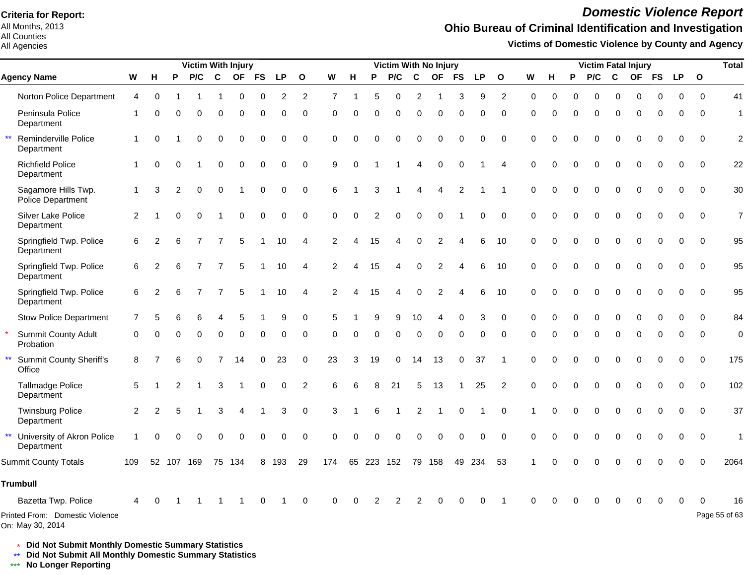**Criteria for Report:**
All Months, 2013
All Counties
All Agencies

# *Domestic Violence Report*

## Ohio Bureau of Criminal Identification and Investigation

### Victims of Domestic Violence by County and Agency

| | Agency Name | Victim With Injury | | | | | | | | | Victim With No Injury | | | | | | | | | Victim Fatal Injury | | | | | | | | | Total |
|---|---|---|---|---|---|---|---|---|---|---|---|---|---|---|---|---|---|---|---|---|---|---|---|---|---|---|---|---|---|
| | | W | H | P | P/C | C | OF | FS | LP | O | W | H | P | P/C | C | OF | FS | LP | O | W | H | P | P/C | C | OF | FS | LP | O | |
| | Norton Police Department | 4 | 0 | 1 | 1 | 1 | 0 | 0 | 2 | 2 | 7 | 1 | 5 | 0 | 2 | 1 | 3 | 9 | 2 | 0 | 0 | 0 | 0 | 0 | 0 | 0 | 0 | 0 | 41 |
| | Peninsula Police Department | 1 | 0 | 0 | 0 | 0 | 0 | 0 | 0 | 0 | 0 | 0 | 0 | 0 | 0 | 0 | 0 | 0 | 0 | 0 | 0 | 0 | 0 | 0 | 0 | 0 | 0 | 0 | 1 |
| ** | Reminderville Police Department | 1 | 0 | 1 | 0 | 0 | 0 | 0 | 0 | 0 | 0 | 0 | 0 | 0 | 0 | 0 | 0 | 0 | 0 | 0 | 0 | 0 | 0 | 0 | 0 | 0 | 0 | 0 | 2 |
| | Richfield Police Department | 1 | 0 | 0 | 1 | 0 | 0 | 0 | 0 | 0 | 9 | 0 | 1 | 1 | 4 | 0 | 0 | 1 | 4 | 0 | 0 | 0 | 0 | 0 | 0 | 0 | 0 | 0 | 22 |
| | Sagamore Hills Twp. Police Department | 1 | 3 | 2 | 0 | 0 | 1 | 0 | 0 | 0 | 6 | 1 | 3 | 1 | 4 | 4 | 2 | 1 | 1 | 0 | 0 | 0 | 0 | 0 | 0 | 0 | 0 | 0 | 30 |
| | Silver Lake Police Department | 2 | 1 | 0 | 0 | 1 | 0 | 0 | 0 | 0 | 0 | 0 | 2 | 0 | 0 | 0 | 1 | 0 | 0 | 0 | 0 | 0 | 0 | 0 | 0 | 0 | 0 | 0 | 7 |
| | Springfield Twp. Police Department | 6 | 2 | 6 | 7 | 7 | 5 | 1 | 10 | 4 | 2 | 4 | 15 | 4 | 0 | 2 | 4 | 6 | 10 | 0 | 0 | 0 | 0 | 0 | 0 | 0 | 0 | 0 | 95 |
| | Springfield Twp. Police Department | 6 | 2 | 6 | 7 | 7 | 5 | 1 | 10 | 4 | 2 | 4 | 15 | 4 | 0 | 2 | 4 | 6 | 10 | 0 | 0 | 0 | 0 | 0 | 0 | 0 | 0 | 0 | 95 |
| | Springfield Twp. Police Department | 6 | 2 | 6 | 7 | 7 | 5 | 1 | 10 | 4 | 2 | 4 | 15 | 4 | 0 | 2 | 4 | 6 | 10 | 0 | 0 | 0 | 0 | 0 | 0 | 0 | 0 | 0 | 95 |
| | Stow Police Department | 7 | 5 | 6 | 6 | 4 | 5 | 1 | 9 | 0 | 5 | 1 | 9 | 9 | 10 | 4 | 0 | 3 | 0 | 0 | 0 | 0 | 0 | 0 | 0 | 0 | 0 | 0 | 84 |
| * | Summit County Adult Probation | 0 | 0 | 0 | 0 | 0 | 0 | 0 | 0 | 0 | 0 | 0 | 0 | 0 | 0 | 0 | 0 | 0 | 0 | 0 | 0 | 0 | 0 | 0 | 0 | 0 | 0 | 0 | 0 |
| ** | Summit County Sheriff's Office | 8 | 7 | 6 | 0 | 7 | 14 | 0 | 23 | 0 | 23 | 3 | 19 | 0 | 14 | 13 | 0 | 37 | 1 | 0 | 0 | 0 | 0 | 0 | 0 | 0 | 0 | 0 | 175 |
| | Tallmadge Police Department | 5 | 1 | 2 | 1 | 3 | 1 | 0 | 0 | 2 | 6 | 6 | 8 | 21 | 5 | 13 | 1 | 25 | 2 | 0 | 0 | 0 | 0 | 0 | 0 | 0 | 0 | 0 | 102 |
| | Twinsburg Police Department | 2 | 2 | 5 | 1 | 3 | 4 | 1 | 3 | 0 | 3 | 1 | 6 | 1 | 2 | 1 | 0 | 1 | 0 | 1 | 0 | 0 | 0 | 0 | 0 | 0 | 0 | 0 | 37 |
| ** | University of Akron Police Department | 1 | 0 | 0 | 0 | 0 | 0 | 0 | 0 | 0 | 0 | 0 | 0 | 0 | 0 | 0 | 0 | 0 | 0 | 0 | 0 | 0 | 0 | 0 | 0 | 0 | 0 | 0 | 1 |
| | Summit County Totals | 109 | 52 | 107 | 169 | 75 | 134 | 8 | 193 | 29 | 174 | 65 | 223 | 152 | 79 | 158 | 49 | 234 | 53 | 1 | 0 | 0 | 0 | 0 | 0 | 0 | 0 | 0 | 2064 |
| | **Trumbull** | | | | | | | | | | | | | | | | | | | | | | | | | | | | |
| | Bazetta Twp. Police | 4 | 0 | 1 | 1 | 1 | 1 | 0 | 1 | 0 | 0 | 0 | 2 | 2 | 2 | 0 | 0 | 0 | 1 | 0 | 0 | 0 | 0 | 0 | 0 | 0 | 0 | 0 | 16 |

Printed From: Domestic Violence
On: May 30, 2014

\* **Did Not Submit Monthly Domestic Summary Statistics**
\*\* **Did Not Submit All Monthly Domestic Summary Statistics**
\*\*\* **No Longer Reporting**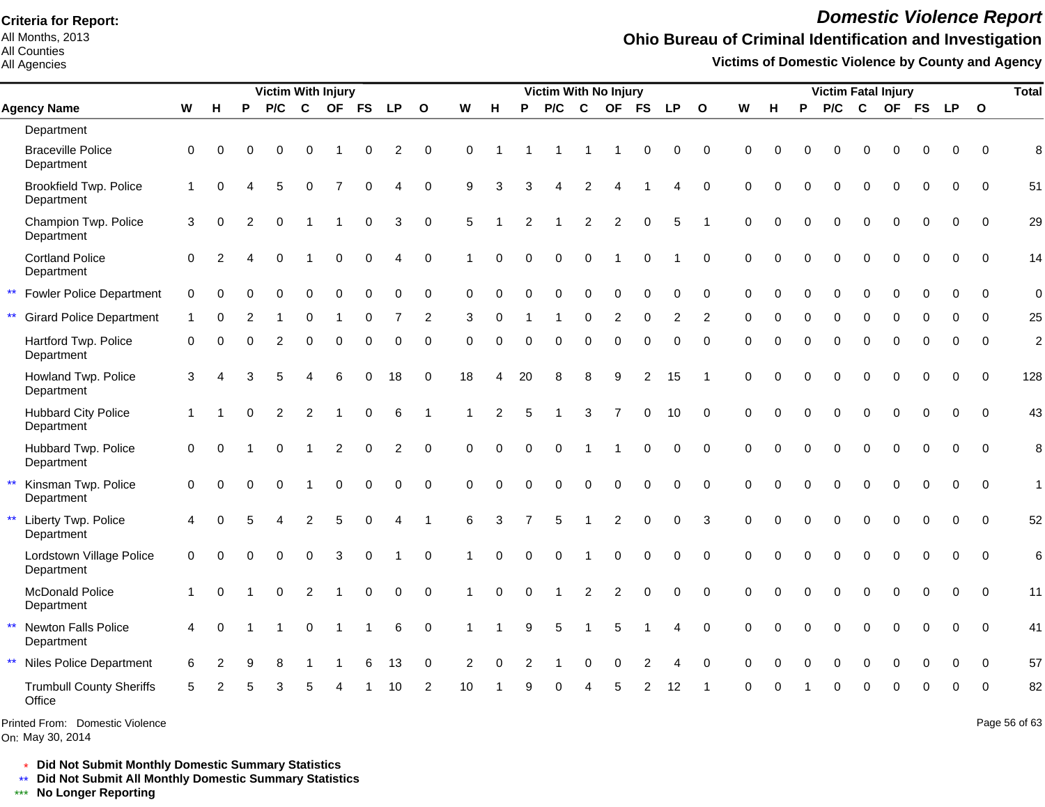**Criteria for Report:**
All Months, 2013
All Counties
All Agencies

# *Domestic Violence Report*

## Ohio Bureau of Criminal Identification and Investigation

### Victims of Domestic Violence by County and Agency

| | Agency Name | Victim With Injury | | | | | | | | | Victim With No Injury | | | | | | | | | Victim Fatal Injury | | | | | | | | | Total |
|---|---|---|---|---|---|---|---|---|---|---|---|---|---|---|---|---|---|---|---|---|---|---|---|---|---|---|---|---|---|
| | | W | H | P | P/C | C | OF | FS | LP | O | W | H | P | P/C | C | OF | FS | LP | O | W | H | P | P/C | C | OF | FS | LP | O | |
| | Department | | | | | | | | | | | | | | | | | | | | | | | | | | | | |
| | Braceville Police Department | 0 | 0 | 0 | 0 | 0 | 1 | 0 | 2 | 0 | 0 | 1 | 1 | 1 | 1 | 1 | 0 | 0 | 0 | 0 | 0 | 0 | 0 | 0 | 0 | 0 | 0 | 0 | 8 |
| | Brookfield Twp. Police Department | 1 | 0 | 4 | 5 | 0 | 7 | 0 | 4 | 0 | 9 | 3 | 3 | 4 | 2 | 4 | 1 | 4 | 0 | 0 | 0 | 0 | 0 | 0 | 0 | 0 | 0 | 0 | 51 |
| | Champion Twp. Police Department | 3 | 0 | 2 | 0 | 1 | 1 | 0 | 3 | 0 | 5 | 1 | 2 | 1 | 2 | 2 | 0 | 5 | 1 | 0 | 0 | 0 | 0 | 0 | 0 | 0 | 0 | 0 | 29 |
| | Cortland Police Department | 0 | 2 | 4 | 0 | 1 | 0 | 0 | 4 | 0 | 1 | 0 | 0 | 0 | 0 | 1 | 0 | 1 | 0 | 0 | 0 | 0 | 0 | 0 | 0 | 0 | 0 | 0 | 14 |
| ** | Fowler Police Department | 0 | 0 | 0 | 0 | 0 | 0 | 0 | 0 | 0 | 0 | 0 | 0 | 0 | 0 | 0 | 0 | 0 | 0 | 0 | 0 | 0 | 0 | 0 | 0 | 0 | 0 | 0 | 0 |
| ** | Girard Police Department | 1 | 0 | 2 | 1 | 0 | 1 | 0 | 7 | 2 | 3 | 0 | 1 | 1 | 0 | 2 | 0 | 2 | 2 | 0 | 0 | 0 | 0 | 0 | 0 | 0 | 0 | 0 | 25 |
| | Hartford Twp. Police Department | 0 | 0 | 0 | 2 | 0 | 0 | 0 | 0 | 0 | 0 | 0 | 0 | 0 | 0 | 0 | 0 | 0 | 0 | 0 | 0 | 0 | 0 | 0 | 0 | 0 | 0 | 0 | 2 |
| | Howland Twp. Police Department | 3 | 4 | 3 | 5 | 4 | 6 | 0 | 18 | 0 | 18 | 4 | 20 | 8 | 8 | 9 | 2 | 15 | 1 | 0 | 0 | 0 | 0 | 0 | 0 | 0 | 0 | 0 | 128 |
| | Hubbard City Police Department | 1 | 1 | 0 | 2 | 2 | 1 | 0 | 6 | 1 | 1 | 2 | 5 | 1 | 3 | 7 | 0 | 10 | 0 | 0 | 0 | 0 | 0 | 0 | 0 | 0 | 0 | 0 | 43 |
| | Hubbard Twp. Police Department | 0 | 0 | 1 | 0 | 1 | 2 | 0 | 2 | 0 | 0 | 0 | 0 | 0 | 1 | 1 | 0 | 0 | 0 | 0 | 0 | 0 | 0 | 0 | 0 | 0 | 0 | 0 | 8 |
| ** | Kinsman Twp. Police Department | 0 | 0 | 0 | 0 | 1 | 0 | 0 | 0 | 0 | 0 | 0 | 0 | 0 | 0 | 0 | 0 | 0 | 0 | 0 | 0 | 0 | 0 | 0 | 0 | 0 | 0 | 0 | 1 |
| ** | Liberty Twp. Police Department | 4 | 0 | 5 | 4 | 2 | 5 | 0 | 4 | 1 | 6 | 3 | 7 | 5 | 1 | 2 | 0 | 0 | 3 | 0 | 0 | 0 | 0 | 0 | 0 | 0 | 0 | 0 | 52 |
| | Lordstown Village Police Department | 0 | 0 | 0 | 0 | 0 | 3 | 0 | 1 | 0 | 1 | 0 | 0 | 0 | 1 | 0 | 0 | 0 | 0 | 0 | 0 | 0 | 0 | 0 | 0 | 0 | 0 | 0 | 6 |
| | McDonald Police Department | 1 | 0 | 1 | 0 | 2 | 1 | 0 | 0 | 0 | 1 | 0 | 0 | 1 | 2 | 2 | 0 | 0 | 0 | 0 | 0 | 0 | 0 | 0 | 0 | 0 | 0 | 0 | 11 |
| ** | Newton Falls Police Department | 4 | 0 | 1 | 1 | 0 | 1 | 1 | 6 | 0 | 1 | 1 | 9 | 5 | 1 | 5 | 1 | 4 | 0 | 0 | 0 | 0 | 0 | 0 | 0 | 0 | 0 | 0 | 41 |
| ** | Niles Police Department | 6 | 2 | 9 | 8 | 1 | 1 | 6 | 13 | 0 | 2 | 0 | 2 | 1 | 0 | 0 | 2 | 4 | 0 | 0 | 0 | 0 | 0 | 0 | 0 | 0 | 0 | 0 | 57 |
| | Trumbull County Sheriffs Office | 5 | 2 | 5 | 3 | 5 | 4 | 1 | 10 | 2 | 10 | 1 | 9 | 0 | 4 | 5 | 2 | 12 | 1 | 0 | 0 | 1 | 0 | 0 | 0 | 0 | 0 | 0 | 82 |

Printed From: Domestic Violence
On: May 30, 2014

\* **Did Not Submit Monthly Domestic Summary Statistics**
\*\* **Did Not Submit All Monthly Domestic Summary Statistics**
\*\*\* **No Longer Reporting**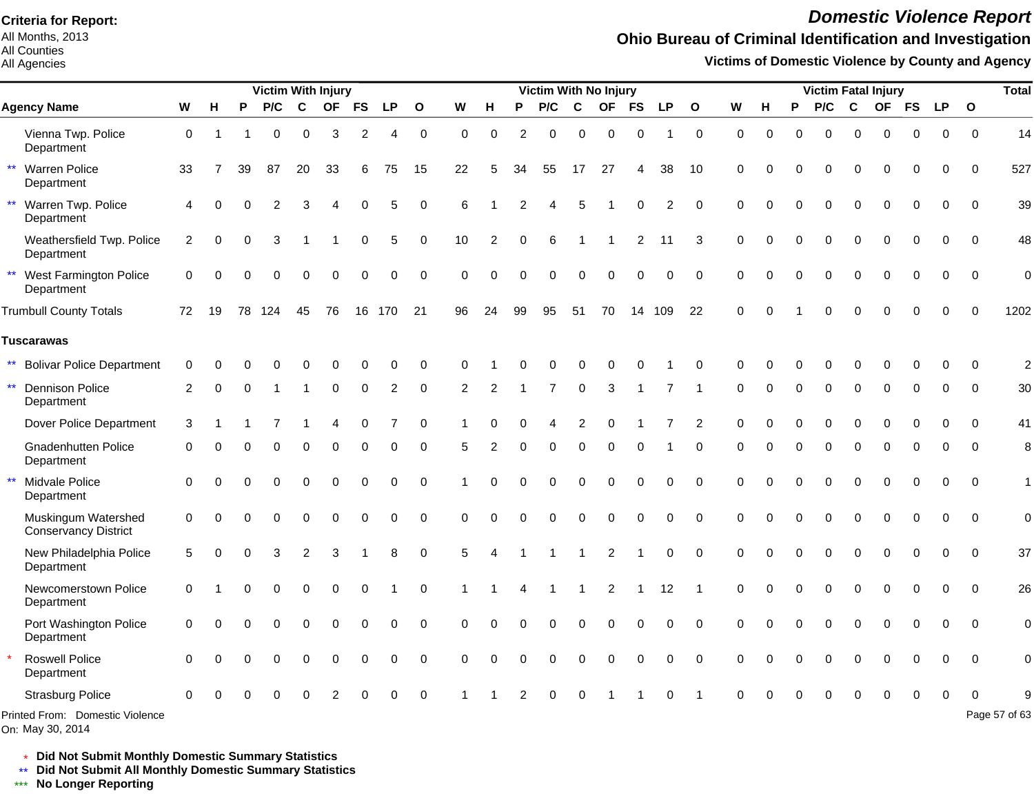**Criteria for Report:**
All Months, 2013
All Counties
All Agencies

# Domestic Violence Report

## Ohio Bureau of Criminal Identification and Investigation

### Victims of Domestic Violence by County and Agency

| | Agency Name | Victim With Injury | | | | | | | | | Victim With No Injury | | | | | | | | | Victim Fatal Injury | | | | | | | | | Total |
|---|---|---|---|---|---|---|---|---|---|---|---|---|---|---|---|---|---|---|---|---|---|---|---|---|---|---|---|---|---|
| | | W | H | P | P/C | C | OF | FS | LP | O | W | H | P | P/C | C | OF | FS | LP | O | W | H | P | P/C | C | OF | FS | LP | O | |
| | Vienna Twp. Police Department | 0 | 1 | 1 | 0 | 0 | 3 | 2 | 4 | 0 | 0 | 0 | 2 | 0 | 0 | 0 | 0 | 1 | 0 | 0 | 0 | 0 | 0 | 0 | 0 | 0 | 0 | 0 | 14 |
| ** | Warren Police Department | 33 | 7 | 39 | 87 | 20 | 33 | 6 | 75 | 15 | 22 | 5 | 34 | 55 | 17 | 27 | 4 | 38 | 10 | 0 | 0 | 0 | 0 | 0 | 0 | 0 | 0 | 0 | 527 |
| ** | Warren Twp. Police Department | 4 | 0 | 0 | 2 | 3 | 4 | 0 | 5 | 0 | 6 | 1 | 2 | 4 | 5 | 1 | 0 | 2 | 0 | 0 | 0 | 0 | 0 | 0 | 0 | 0 | 0 | 0 | 39 |
| | Weathersfield Twp. Police Department | 2 | 0 | 0 | 3 | 1 | 1 | 0 | 5 | 0 | 10 | 2 | 0 | 6 | 1 | 1 | 2 | 11 | 3 | 0 | 0 | 0 | 0 | 0 | 0 | 0 | 0 | 0 | 48 |
| ** | West Farmington Police Department | 0 | 0 | 0 | 0 | 0 | 0 | 0 | 0 | 0 | 0 | 0 | 0 | 0 | 0 | 0 | 0 | 0 | 0 | 0 | 0 | 0 | 0 | 0 | 0 | 0 | 0 | 0 | 0 |
| | Trumbull County Totals | 72 | 19 | 78 | 124 | 45 | 76 | 16 | 170 | 21 | 96 | 24 | 99 | 95 | 51 | 70 | 14 | 109 | 22 | 0 | 0 | 1 | 0 | 0 | 0 | 0 | 0 | 0 | 1202 |
| | **Tuscarawas** | | | | | | | | | | | | | | | | | | | | | | | | | | | | |
| ** | Bolivar Police Department | 0 | 0 | 0 | 0 | 0 | 0 | 0 | 0 | 0 | 0 | 1 | 0 | 0 | 0 | 0 | 0 | 1 | 0 | 0 | 0 | 0 | 0 | 0 | 0 | 0 | 0 | 0 | 2 |
| ** | Dennison Police Department | 2 | 0 | 0 | 1 | 1 | 0 | 0 | 2 | 0 | 2 | 2 | 1 | 7 | 0 | 3 | 1 | 7 | 1 | 0 | 0 | 0 | 0 | 0 | 0 | 0 | 0 | 0 | 30 |
| | Dover Police Department | 3 | 1 | 1 | 7 | 1 | 4 | 0 | 7 | 0 | 1 | 0 | 0 | 4 | 2 | 0 | 1 | 7 | 2 | 0 | 0 | 0 | 0 | 0 | 0 | 0 | 0 | 0 | 41 |
| | Gnadenhutten Police Department | 0 | 0 | 0 | 0 | 0 | 0 | 0 | 0 | 0 | 5 | 2 | 0 | 0 | 0 | 0 | 0 | 1 | 0 | 0 | 0 | 0 | 0 | 0 | 0 | 0 | 0 | 0 | 8 |
| ** | Midvale Police Department | 0 | 0 | 0 | 0 | 0 | 0 | 0 | 0 | 0 | 1 | 0 | 0 | 0 | 0 | 0 | 0 | 0 | 0 | 0 | 0 | 0 | 0 | 0 | 0 | 0 | 0 | 0 | 1 |
| | Muskingum Watershed Conservancy District | 0 | 0 | 0 | 0 | 0 | 0 | 0 | 0 | 0 | 0 | 0 | 0 | 0 | 0 | 0 | 0 | 0 | 0 | 0 | 0 | 0 | 0 | 0 | 0 | 0 | 0 | 0 | 0 |
| | New Philadelphia Police Department | 5 | 0 | 0 | 3 | 2 | 3 | 1 | 8 | 0 | 5 | 4 | 1 | 1 | 1 | 2 | 1 | 0 | 0 | 0 | 0 | 0 | 0 | 0 | 0 | 0 | 0 | 0 | 37 |
| | Newcomerstown Police Department | 0 | 1 | 0 | 0 | 0 | 0 | 0 | 1 | 0 | 1 | 1 | 4 | 1 | 1 | 2 | 1 | 12 | 1 | 0 | 0 | 0 | 0 | 0 | 0 | 0 | 0 | 0 | 26 |
| | Port Washington Police Department | 0 | 0 | 0 | 0 | 0 | 0 | 0 | 0 | 0 | 0 | 0 | 0 | 0 | 0 | 0 | 0 | 0 | 0 | 0 | 0 | 0 | 0 | 0 | 0 | 0 | 0 | 0 | 0 |
| * | Roswell Police Department | 0 | 0 | 0 | 0 | 0 | 0 | 0 | 0 | 0 | 0 | 0 | 0 | 0 | 0 | 0 | 0 | 0 | 0 | 0 | 0 | 0 | 0 | 0 | 0 | 0 | 0 | 0 | 0 |
| | Strasburg Police | 0 | 0 | 0 | 0 | 0 | 2 | 0 | 0 | 0 | 1 | 1 | 2 | 0 | 0 | 1 | 1 | 0 | 1 | 0 | 0 | 0 | 0 | 0 | 0 | 0 | 0 | 0 | 9 |

Printed From: Domestic Violence
On: May 30, 2014

\* **Did Not Submit Monthly Domestic Summary Statistics**
\*\* **Did Not Submit All Monthly Domestic Summary Statistics**
\*\*\* **No Longer Reporting**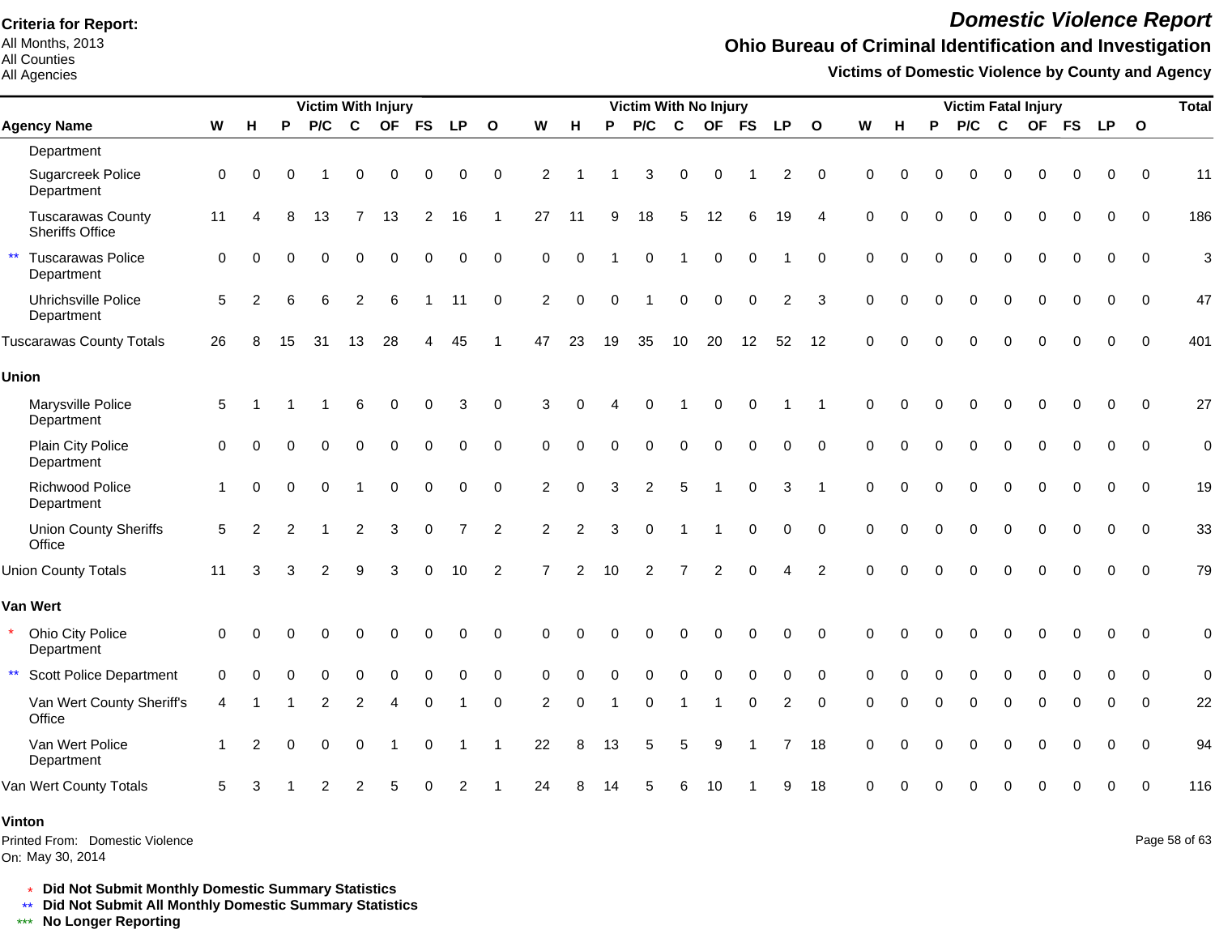**Criteria for Report:**
All Months, 2013
All Counties
All Agencies

# Domestic Violence Report

## Ohio Bureau of Criminal Identification and Investigation

### Victims of Domestic Violence by County and Agency

| Agency Name | Victim With Injury | | | | | | | | | Victim With No Injury | | | | | | | | | Victim Fatal Injury | | | | | | | | | Total |
|---|---|---|---|---|---|---|---|---|---|---|---|---|---|---|---|---|---|---|---|---|---|---|---|---|---|---|---|---|
| | W | H | P | P/C | C | OF | FS | LP | O | W | H | P | P/C | C | OF | FS | LP | O | W | H | P | P/C | C | OF | FS | LP | O | |
| Department | | | | | | | | | | | | | | | | | | | | | | | | | | | | |
| Sugarcreek Police Department | 0 | 0 | 0 | 1 | 0 | 0 | 0 | 0 | 0 | 2 | 1 | 1 | 3 | 0 | 0 | 1 | 2 | 0 | 0 | 0 | 0 | 0 | 0 | 0 | 0 | 0 | 0 | 11 |
| Tuscarawas County Sheriffs Office | 11 | 4 | 8 | 13 | 7 | 13 | 2 | 16 | 1 | 27 | 11 | 9 | 18 | 5 | 12 | 6 | 19 | 4 | 0 | 0 | 0 | 0 | 0 | 0 | 0 | 0 | 0 | 186 |
| ** Tuscarawas Police Department | 0 | 0 | 0 | 0 | 0 | 0 | 0 | 0 | 0 | 0 | 0 | 1 | 0 | 1 | 0 | 0 | 1 | 0 | 0 | 0 | 0 | 0 | 0 | 0 | 0 | 0 | 0 | 3 |
| Uhrichsville Police Department | 5 | 2 | 6 | 6 | 2 | 6 | 1 | 11 | 0 | 2 | 0 | 0 | 1 | 0 | 0 | 0 | 2 | 3 | 0 | 0 | 0 | 0 | 0 | 0 | 0 | 0 | 0 | 47 |
| Tuscarawas County Totals | 26 | 8 | 15 | 31 | 13 | 28 | 4 | 45 | 1 | 47 | 23 | 19 | 35 | 10 | 20 | 12 | 52 | 12 | 0 | 0 | 0 | 0 | 0 | 0 | 0 | 0 | 0 | 401 |
| **Union** | | | | | | | | | | | | | | | | | | | | | | | | | | | | |
| Marysville Police Department | 5 | 1 | 1 | 1 | 6 | 0 | 0 | 3 | 0 | 3 | 0 | 4 | 0 | 1 | 0 | 0 | 1 | 1 | 0 | 0 | 0 | 0 | 0 | 0 | 0 | 0 | 0 | 27 |
| Plain City Police Department | 0 | 0 | 0 | 0 | 0 | 0 | 0 | 0 | 0 | 0 | 0 | 0 | 0 | 0 | 0 | 0 | 0 | 0 | 0 | 0 | 0 | 0 | 0 | 0 | 0 | 0 | 0 | 0 |
| Richwood Police Department | 1 | 0 | 0 | 0 | 1 | 0 | 0 | 0 | 0 | 2 | 0 | 3 | 2 | 5 | 1 | 0 | 3 | 1 | 0 | 0 | 0 | 0 | 0 | 0 | 0 | 0 | 0 | 19 |
| Union County Sheriffs Office | 5 | 2 | 2 | 1 | 2 | 3 | 0 | 7 | 2 | 2 | 2 | 3 | 0 | 1 | 1 | 0 | 0 | 0 | 0 | 0 | 0 | 0 | 0 | 0 | 0 | 0 | 0 | 33 |
| Union County Totals | 11 | 3 | 3 | 2 | 9 | 3 | 0 | 10 | 2 | 7 | 2 | 10 | 2 | 7 | 2 | 0 | 4 | 2 | 0 | 0 | 0 | 0 | 0 | 0 | 0 | 0 | 0 | 79 |
| **Van Wert** | | | | | | | | | | | | | | | | | | | | | | | | | | | | |
| * Ohio City Police Department | 0 | 0 | 0 | 0 | 0 | 0 | 0 | 0 | 0 | 0 | 0 | 0 | 0 | 0 | 0 | 0 | 0 | 0 | 0 | 0 | 0 | 0 | 0 | 0 | 0 | 0 | 0 | 0 |
| ** Scott Police Department | 0 | 0 | 0 | 0 | 0 | 0 | 0 | 0 | 0 | 0 | 0 | 0 | 0 | 0 | 0 | 0 | 0 | 0 | 0 | 0 | 0 | 0 | 0 | 0 | 0 | 0 | 0 | 0 |
| Van Wert County Sheriff's Office | 4 | 1 | 1 | 2 | 2 | 4 | 0 | 1 | 0 | 2 | 0 | 1 | 0 | 1 | 1 | 0 | 2 | 0 | 0 | 0 | 0 | 0 | 0 | 0 | 0 | 0 | 0 | 22 |
| Van Wert Police Department | 1 | 2 | 0 | 0 | 0 | 1 | 0 | 1 | 1 | 22 | 8 | 13 | 5 | 5 | 9 | 1 | 7 | 18 | 0 | 0 | 0 | 0 | 0 | 0 | 0 | 0 | 0 | 94 |
| Van Wert County Totals | 5 | 3 | 1 | 2 | 2 | 5 | 0 | 2 | 1 | 24 | 8 | 14 | 5 | 6 | 10 | 1 | 9 | 18 | 0 | 0 | 0 | 0 | 0 | 0 | 0 | 0 | 0 | 116 |
| **Vinton** | | | | | | | | | | | | | | | | | | | | | | | | | | | | |

Printed From: Domestic Violence
On: May 30, 2014

\* **Did Not Submit Monthly Domestic Summary Statistics**
\*\* **Did Not Submit All Monthly Domestic Summary Statistics**
\*\*\* **No Longer Reporting**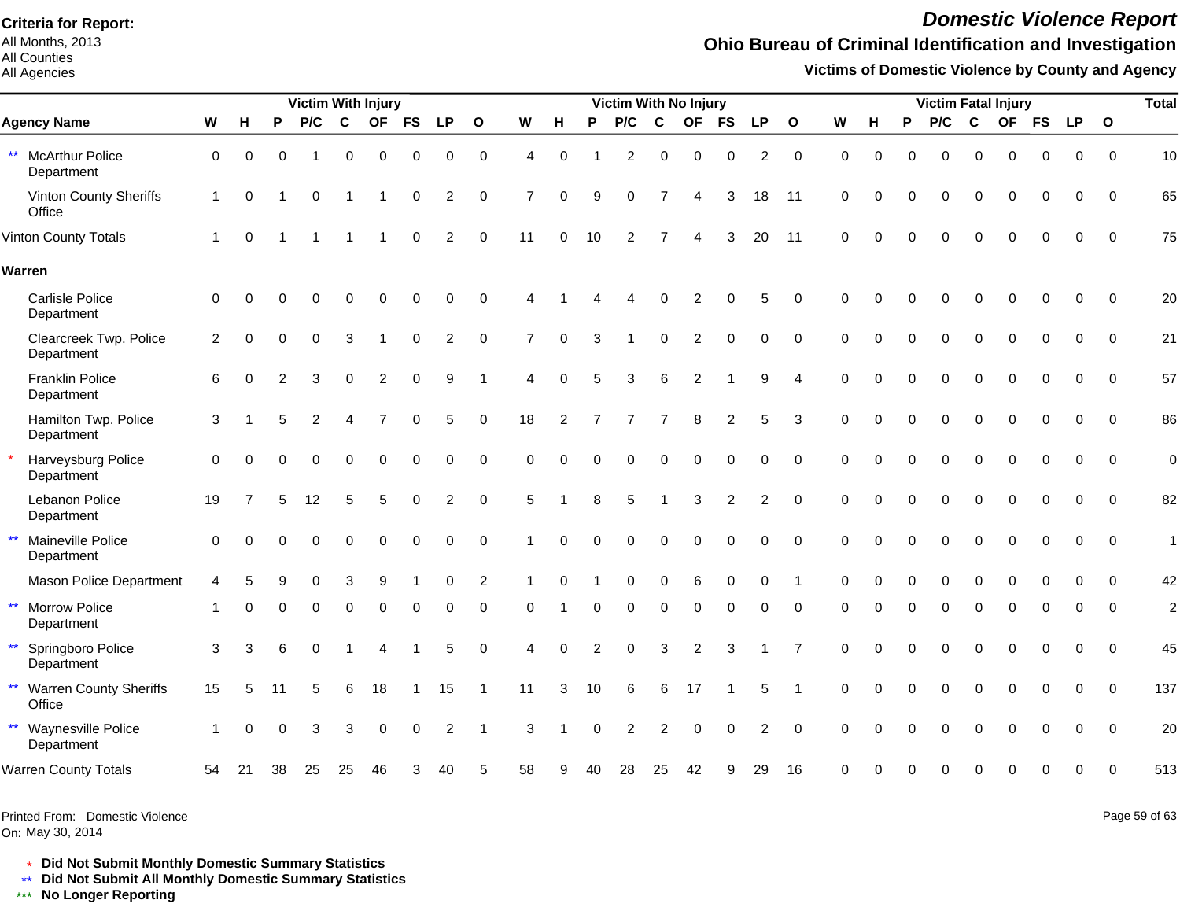**Criteria for Report:**
All Months, 2013
All Counties
All Agencies

# *Domestic Violence Report*

## Ohio Bureau of Criminal Identification and Investigation

### Victims of Domestic Violence by County and Agency

| | Agency Name | Victim With Injury | | | | | | | | | Victim With No Injury | | | | | | | | | Victim Fatal Injury | | | | | | | | | Total |
|---|---|---|---|---|---|---|---|---|---|---|---|---|---|---|---|---|---|---|---|---|---|---|---|---|---|---|---|---|---|
| | | W | H | P | P/C | C | OF | FS | LP | O | W | H | P | P/C | C | OF | FS | LP | O | W | H | P | P/C | C | OF | FS | LP | O | |
| ** | McArthur Police Department | 0 | 0 | 0 | 1 | 0 | 0 | 0 | 0 | 0 | 4 | 0 | 1 | 2 | 0 | 0 | 0 | 2 | 0 | 0 | 0 | 0 | 0 | 0 | 0 | 0 | 0 | 0 | 10 |
| | Vinton County Sheriffs Office | 1 | 0 | 1 | 0 | 1 | 1 | 0 | 2 | 0 | 7 | 0 | 9 | 0 | 7 | 4 | 3 | 18 | 11 | 0 | 0 | 0 | 0 | 0 | 0 | 0 | 0 | 0 | 65 |
| | Vinton County Totals | 1 | 0 | 1 | 1 | 1 | 1 | 0 | 2 | 0 | 11 | 0 | 10 | 2 | 7 | 4 | 3 | 20 | 11 | 0 | 0 | 0 | 0 | 0 | 0 | 0 | 0 | 0 | 75 |
| | **Warren** | | | | | | | | | | | | | | | | | | | | | | | | | | | | |
| | Carlisle Police Department | 0 | 0 | 0 | 0 | 0 | 0 | 0 | 0 | 0 | 4 | 1 | 4 | 4 | 0 | 2 | 0 | 5 | 0 | 0 | 0 | 0 | 0 | 0 | 0 | 0 | 0 | 0 | 20 |
| | Clearcreek Twp. Police Department | 2 | 0 | 0 | 0 | 3 | 1 | 0 | 2 | 0 | 7 | 0 | 3 | 1 | 0 | 2 | 0 | 0 | 0 | 0 | 0 | 0 | 0 | 0 | 0 | 0 | 0 | 0 | 21 |
| | Franklin Police Department | 6 | 0 | 2 | 3 | 0 | 2 | 0 | 9 | 1 | 4 | 0 | 5 | 3 | 6 | 2 | 1 | 9 | 4 | 0 | 0 | 0 | 0 | 0 | 0 | 0 | 0 | 0 | 57 |
| | Hamilton Twp. Police Department | 3 | 1 | 5 | 2 | 4 | 7 | 0 | 5 | 0 | 18 | 2 | 7 | 7 | 7 | 8 | 2 | 5 | 3 | 0 | 0 | 0 | 0 | 0 | 0 | 0 | 0 | 0 | 86 |
| * | Harveysburg Police Department | 0 | 0 | 0 | 0 | 0 | 0 | 0 | 0 | 0 | 0 | 0 | 0 | 0 | 0 | 0 | 0 | 0 | 0 | 0 | 0 | 0 | 0 | 0 | 0 | 0 | 0 | 0 | 0 |
| | Lebanon Police Department | 19 | 7 | 5 | 12 | 5 | 5 | 0 | 2 | 0 | 5 | 1 | 8 | 5 | 1 | 3 | 2 | 2 | 0 | 0 | 0 | 0 | 0 | 0 | 0 | 0 | 0 | 0 | 82 |
| ** | Maineville Police Department | 0 | 0 | 0 | 0 | 0 | 0 | 0 | 0 | 0 | 1 | 0 | 0 | 0 | 0 | 0 | 0 | 0 | 0 | 0 | 0 | 0 | 0 | 0 | 0 | 0 | 0 | 0 | 1 |
| | Mason Police Department | 4 | 5 | 9 | 0 | 3 | 9 | 1 | 0 | 2 | 1 | 0 | 1 | 0 | 0 | 6 | 0 | 0 | 1 | 0 | 0 | 0 | 0 | 0 | 0 | 0 | 0 | 0 | 42 |
| ** | Morrow Police Department | 1 | 0 | 0 | 0 | 0 | 0 | 0 | 0 | 0 | 0 | 1 | 0 | 0 | 0 | 0 | 0 | 0 | 0 | 0 | 0 | 0 | 0 | 0 | 0 | 0 | 0 | 0 | 2 |
| ** | Springboro Police Department | 3 | 3 | 6 | 0 | 1 | 4 | 1 | 5 | 0 | 4 | 0 | 2 | 0 | 3 | 2 | 3 | 1 | 7 | 0 | 0 | 0 | 0 | 0 | 0 | 0 | 0 | 0 | 45 |
| ** | Warren County Sheriffs Office | 15 | 5 | 11 | 5 | 6 | 18 | 1 | 15 | 1 | 11 | 3 | 10 | 6 | 6 | 17 | 1 | 5 | 1 | 0 | 0 | 0 | 0 | 0 | 0 | 0 | 0 | 0 | 137 |
| ** | Waynesville Police Department | 1 | 0 | 0 | 3 | 3 | 0 | 0 | 2 | 1 | 3 | 1 | 0 | 2 | 2 | 0 | 0 | 2 | 0 | 0 | 0 | 0 | 0 | 0 | 0 | 0 | 0 | 0 | 20 |
| | Warren County Totals | 54 | 21 | 38 | 25 | 25 | 46 | 3 | 40 | 5 | 58 | 9 | 40 | 28 | 25 | 42 | 9 | 29 | 16 | 0 | 0 | 0 | 0 | 0 | 0 | 0 | 0 | 0 | 513 |

Printed From: Domestic Violence
On: May 30, 2014

\* **Did Not Submit Monthly Domestic Summary Statistics**
** **Did Not Submit All Monthly Domestic Summary Statistics**
*** **No Longer Reporting**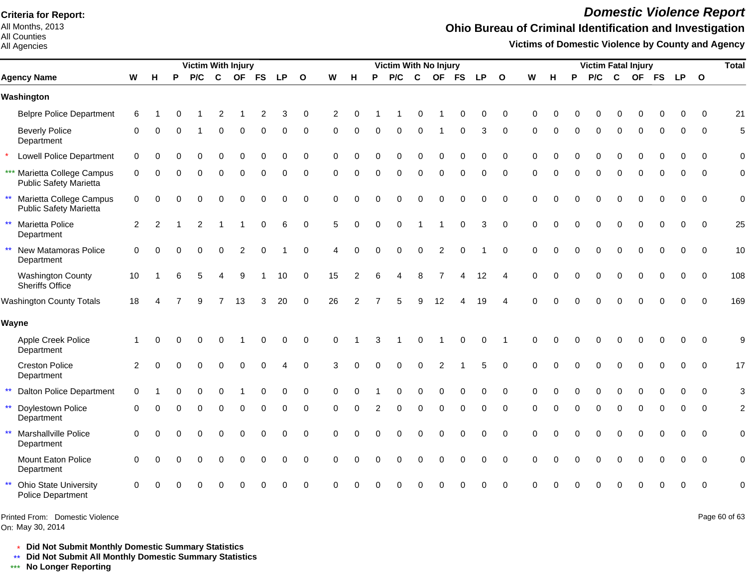**Criteria for Report:**
All Months, 2013
All Counties
All Agencies

# *Domestic Violence Report*

## Ohio Bureau of Criminal Identification and Investigation

### Victims of Domestic Violence by County and Agency

| | Victim With Injury | | | | | | | | | Victim With No Injury | | | | | | | | | Victim Fatal Injury | | | | | | | | | Total |
|---|---|---|---|---|---|---|---|---|---|---|---|---|---|---|---|---|---|---|---|---|---|---|---|---|---|---|---|---|
| **Agency Name** | **W** | **H** | **P** | **P/C** | **C** | **OF** | **FS** | **LP** | **O** | **W** | **H** | **P** | **P/C** | **C** | **OF** | **FS** | **LP** | **O** | **W** | **H** | **P** | **P/C** | **C** | **OF** | **FS** | **LP** | **O** | |
| **Washington** | | | | | | | | | | | | | | | | | | | | | | | | | | | | |
| Belpre Police Department | 6 | 1 | 0 | 1 | 2 | 1 | 2 | 3 | 0 | 2 | 0 | 1 | 1 | 0 | 1 | 0 | 0 | 0 | 0 | 0 | 0 | 0 | 0 | 0 | 0 | 0 | 0 | 21 |
| Beverly Police Department | 0 | 0 | 0 | 1 | 0 | 0 | 0 | 0 | 0 | 0 | 0 | 0 | 0 | 0 | 1 | 0 | 3 | 0 | 0 | 0 | 0 | 0 | 0 | 0 | 0 | 0 | 0 | 5 |
| * Lowell Police Department | 0 | 0 | 0 | 0 | 0 | 0 | 0 | 0 | 0 | 0 | 0 | 0 | 0 | 0 | 0 | 0 | 0 | 0 | 0 | 0 | 0 | 0 | 0 | 0 | 0 | 0 | 0 | 0 |
| *** Marietta College Campus Public Safety Marietta | 0 | 0 | 0 | 0 | 0 | 0 | 0 | 0 | 0 | 0 | 0 | 0 | 0 | 0 | 0 | 0 | 0 | 0 | 0 | 0 | 0 | 0 | 0 | 0 | 0 | 0 | 0 | 0 |
| ** Marietta College Campus Public Safety Marietta | 0 | 0 | 0 | 0 | 0 | 0 | 0 | 0 | 0 | 0 | 0 | 0 | 0 | 0 | 0 | 0 | 0 | 0 | 0 | 0 | 0 | 0 | 0 | 0 | 0 | 0 | 0 | 0 |
| ** Marietta Police Department | 2 | 2 | 1 | 2 | 1 | 1 | 0 | 6 | 0 | 5 | 0 | 0 | 0 | 1 | 1 | 0 | 3 | 0 | 0 | 0 | 0 | 0 | 0 | 0 | 0 | 0 | 0 | 25 |
| ** New Matamoras Police Department | 0 | 0 | 0 | 0 | 0 | 2 | 0 | 1 | 0 | 4 | 0 | 0 | 0 | 0 | 2 | 0 | 1 | 0 | 0 | 0 | 0 | 0 | 0 | 0 | 0 | 0 | 0 | 10 |
| Washington County Sheriffs Office | 10 | 1 | 6 | 5 | 4 | 9 | 1 | 10 | 0 | 15 | 2 | 6 | 4 | 8 | 7 | 4 | 12 | 4 | 0 | 0 | 0 | 0 | 0 | 0 | 0 | 0 | 0 | 108 |
| Washington County Totals | 18 | 4 | 7 | 9 | 7 | 13 | 3 | 20 | 0 | 26 | 2 | 7 | 5 | 9 | 12 | 4 | 19 | 4 | 0 | 0 | 0 | 0 | 0 | 0 | 0 | 0 | 0 | 169 |
| **Wayne** | | | | | | | | | | | | | | | | | | | | | | | | | | | | |
| Apple Creek Police Department | 1 | 0 | 0 | 0 | 0 | 1 | 0 | 0 | 0 | 0 | 1 | 3 | 1 | 0 | 1 | 0 | 0 | 1 | 0 | 0 | 0 | 0 | 0 | 0 | 0 | 0 | 0 | 9 |
| Creston Police Department | 2 | 0 | 0 | 0 | 0 | 0 | 0 | 4 | 0 | 3 | 0 | 0 | 0 | 0 | 2 | 1 | 5 | 0 | 0 | 0 | 0 | 0 | 0 | 0 | 0 | 0 | 0 | 17 |
| ** Dalton Police Department | 0 | 1 | 0 | 0 | 0 | 1 | 0 | 0 | 0 | 0 | 0 | 1 | 0 | 0 | 0 | 0 | 0 | 0 | 0 | 0 | 0 | 0 | 0 | 0 | 0 | 0 | 0 | 3 |
| ** Doylestown Police Department | 0 | 0 | 0 | 0 | 0 | 0 | 0 | 0 | 0 | 0 | 0 | 2 | 0 | 0 | 0 | 0 | 0 | 0 | 0 | 0 | 0 | 0 | 0 | 0 | 0 | 0 | 0 | 2 |
| ** Marshallville Police Department | 0 | 0 | 0 | 0 | 0 | 0 | 0 | 0 | 0 | 0 | 0 | 0 | 0 | 0 | 0 | 0 | 0 | 0 | 0 | 0 | 0 | 0 | 0 | 0 | 0 | 0 | 0 | 0 |
| Mount Eaton Police Department | 0 | 0 | 0 | 0 | 0 | 0 | 0 | 0 | 0 | 0 | 0 | 0 | 0 | 0 | 0 | 0 | 0 | 0 | 0 | 0 | 0 | 0 | 0 | 0 | 0 | 0 | 0 | 0 |
| ** Ohio State University Police Department | 0 | 0 | 0 | 0 | 0 | 0 | 0 | 0 | 0 | 0 | 0 | 0 | 0 | 0 | 0 | 0 | 0 | 0 | 0 | 0 | 0 | 0 | 0 | 0 | 0 | 0 | 0 | 0 |

Printed From: Domestic Violence
On: May 30, 2014

\* **Did Not Submit Monthly Domestic Summary Statistics**
\*\* **Did Not Submit All Monthly Domestic Summary Statistics**
\*\*\* **No Longer Reporting**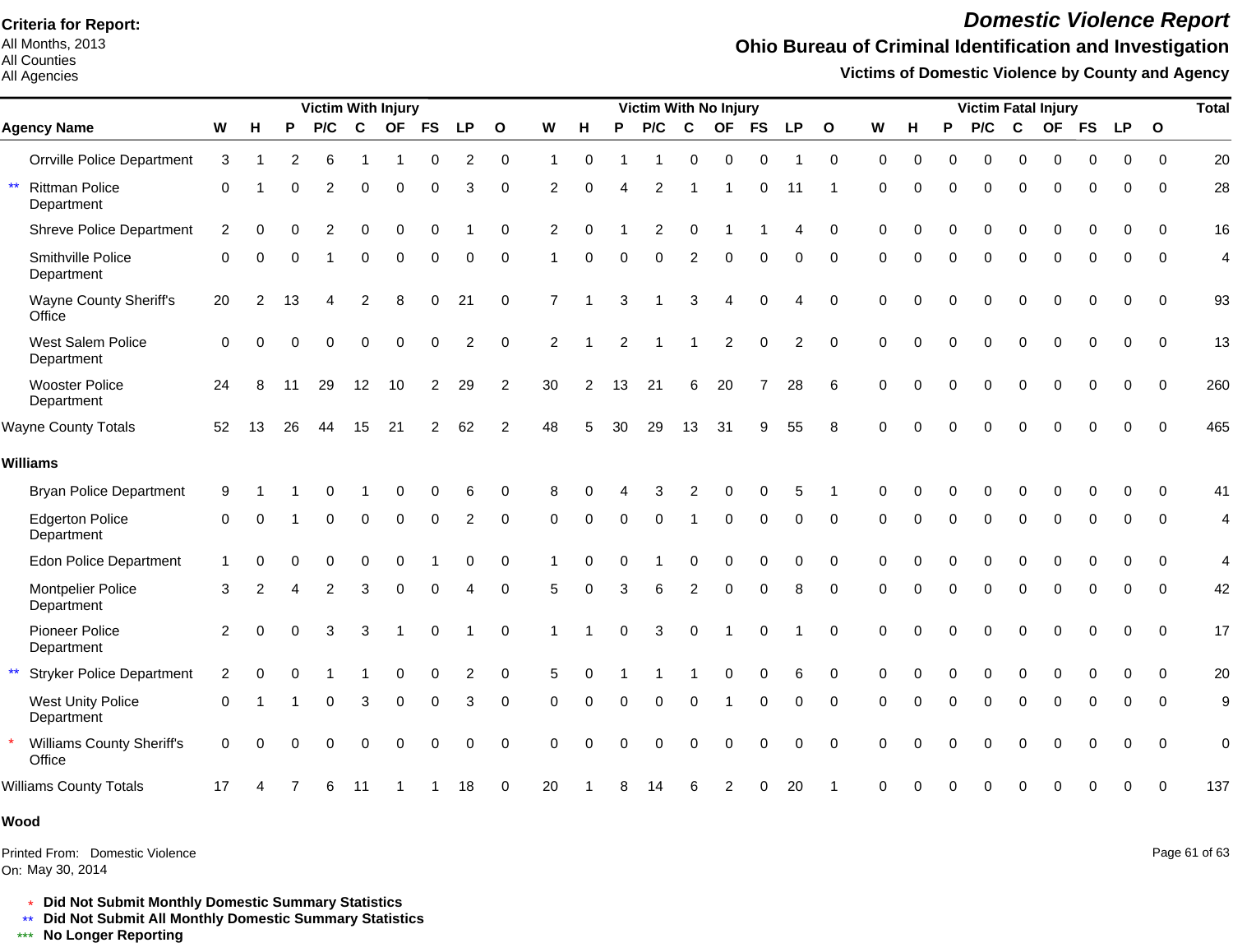**Criteria for Report:**
All Months, 2013
All Counties
All Agencies

# *Domestic Violence Report*

## Ohio Bureau of Criminal Identification and Investigation

### Victims of Domestic Violence by County and Agency

| | Agency Name | Victim With Injury | | | | | | | | | Victim With No Injury | | | | | | | | | Victim Fatal Injury | | | | | | | | | Total |
|---|---|---|---|---|---|---|---|---|---|---|---|---|---|---|---|---|---|---|---|---|---|---|---|---|---|---|---|---|---|
| | | W | H | P | P/C | C | OF | FS | LP | O | W | H | P | P/C | C | OF | FS | LP | O | W | H | P | P/C | C | OF | FS | LP | O | |
| | Orrville Police Department | 3 | 1 | 2 | 6 | 1 | 1 | 0 | 2 | 0 | 1 | 0 | 1 | 1 | 0 | 0 | 0 | 1 | 0 | 0 | 0 | 0 | 0 | 0 | 0 | 0 | 0 | 0 | 20 |
| ** | Rittman Police Department | 0 | 1 | 0 | 2 | 0 | 0 | 0 | 3 | 0 | 2 | 0 | 4 | 2 | 1 | 1 | 0 | 11 | 1 | 0 | 0 | 0 | 0 | 0 | 0 | 0 | 0 | 0 | 28 |
| | Shreve Police Department | 2 | 0 | 0 | 2 | 0 | 0 | 0 | 1 | 0 | 2 | 0 | 1 | 2 | 0 | 1 | 1 | 4 | 0 | 0 | 0 | 0 | 0 | 0 | 0 | 0 | 0 | 0 | 16 |
| | Smithville Police Department | 0 | 0 | 0 | 1 | 0 | 0 | 0 | 0 | 0 | 1 | 0 | 0 | 0 | 2 | 0 | 0 | 0 | 0 | 0 | 0 | 0 | 0 | 0 | 0 | 0 | 0 | 0 | 4 |
| | Wayne County Sheriff's Office | 20 | 2 | 13 | 4 | 2 | 8 | 0 | 21 | 0 | 7 | 1 | 3 | 1 | 3 | 4 | 0 | 4 | 0 | 0 | 0 | 0 | 0 | 0 | 0 | 0 | 0 | 0 | 93 |
| | West Salem Police Department | 0 | 0 | 0 | 0 | 0 | 0 | 0 | 2 | 0 | 2 | 1 | 2 | 1 | 1 | 2 | 0 | 2 | 0 | 0 | 0 | 0 | 0 | 0 | 0 | 0 | 0 | 0 | 13 |
| | Wooster Police Department | 24 | 8 | 11 | 29 | 12 | 10 | 2 | 29 | 2 | 30 | 2 | 13 | 21 | 6 | 20 | 7 | 28 | 6 | 0 | 0 | 0 | 0 | 0 | 0 | 0 | 0 | 0 | 260 |
| | Wayne County Totals | 52 | 13 | 26 | 44 | 15 | 21 | 2 | 62 | 2 | 48 | 5 | 30 | 29 | 13 | 31 | 9 | 55 | 8 | 0 | 0 | 0 | 0 | 0 | 0 | 0 | 0 | 0 | 465 |
| | **Williams** | | | | | | | | | | | | | | | | | | | | | | | | | | | | |
| | Bryan Police Department | 9 | 1 | 1 | 0 | 1 | 0 | 0 | 6 | 0 | 8 | 0 | 4 | 3 | 2 | 0 | 0 | 5 | 1 | 0 | 0 | 0 | 0 | 0 | 0 | 0 | 0 | 0 | 41 |
| | Edgerton Police Department | 0 | 0 | 1 | 0 | 0 | 0 | 0 | 2 | 0 | 0 | 0 | 0 | 0 | 1 | 0 | 0 | 0 | 0 | 0 | 0 | 0 | 0 | 0 | 0 | 0 | 0 | 0 | 4 |
| | Edon Police Department | 1 | 0 | 0 | 0 | 0 | 0 | 1 | 0 | 0 | 1 | 0 | 0 | 1 | 0 | 0 | 0 | 0 | 0 | 0 | 0 | 0 | 0 | 0 | 0 | 0 | 0 | 0 | 4 |
| | Montpelier Police Department | 3 | 2 | 4 | 2 | 3 | 0 | 0 | 4 | 0 | 5 | 0 | 3 | 6 | 2 | 0 | 0 | 8 | 0 | 0 | 0 | 0 | 0 | 0 | 0 | 0 | 0 | 0 | 42 |
| | Pioneer Police Department | 2 | 0 | 0 | 3 | 3 | 1 | 0 | 1 | 0 | 1 | 1 | 0 | 3 | 0 | 1 | 0 | 1 | 0 | 0 | 0 | 0 | 0 | 0 | 0 | 0 | 0 | 0 | 17 |
| ** | Stryker Police Department | 2 | 0 | 0 | 1 | 1 | 0 | 0 | 2 | 0 | 5 | 0 | 1 | 1 | 1 | 0 | 0 | 6 | 0 | 0 | 0 | 0 | 0 | 0 | 0 | 0 | 0 | 0 | 20 |
| | West Unity Police Department | 0 | 1 | 1 | 0 | 3 | 0 | 0 | 3 | 0 | 0 | 0 | 0 | 0 | 0 | 1 | 0 | 0 | 0 | 0 | 0 | 0 | 0 | 0 | 0 | 0 | 0 | 0 | 9 |
| * | Williams County Sheriff's Office | 0 | 0 | 0 | 0 | 0 | 0 | 0 | 0 | 0 | 0 | 0 | 0 | 0 | 0 | 0 | 0 | 0 | 0 | 0 | 0 | 0 | 0 | 0 | 0 | 0 | 0 | 0 | 0 |
| | Williams County Totals | 17 | 4 | 7 | 6 | 11 | 1 | 1 | 18 | 0 | 20 | 1 | 8 | 14 | 6 | 2 | 0 | 20 | 1 | 0 | 0 | 0 | 0 | 0 | 0 | 0 | 0 | 0 | 137 |
| | **Wood** | | | | | | | | | | | | | | | | | | | | | | | | | | | | |

Printed From: Domestic Violence
On: May 30, 2014

\* **Did Not Submit Monthly Domestic Summary Statistics**
** **Did Not Submit All Monthly Domestic Summary Statistics**
*** **No Longer Reporting**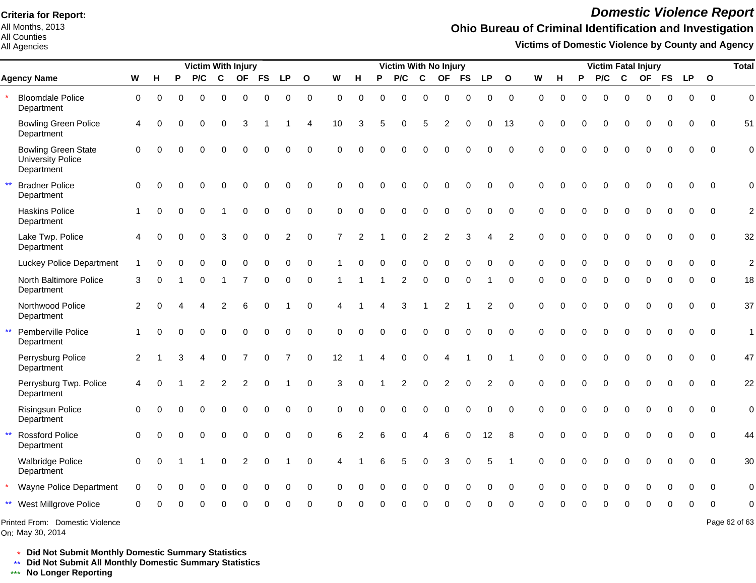**Criteria for Report:**
All Months, 2013
All Counties
All Agencies

# *Domestic Violence Report*

## Ohio Bureau of Criminal Identification and Investigation

### Victims of Domestic Violence by County and Agency

| | Agency Name | Victim With Injury | | | | | | | | | Victim With No Injury | | | | | | | | | Victim Fatal Injury | | | | | | | | | Total |
|---|---|---|---|---|---|---|---|---|---|---|---|---|---|---|---|---|---|---|---|---|---|---|---|---|---|---|---|---|---|
| | | W | H | P | P/C | C | OF | FS | LP | O | W | H | P | P/C | C | OF | FS | LP | O | W | H | P | P/C | C | OF | FS | LP | O | |
| * | Bloomdale Police Department | 0 | 0 | 0 | 0 | 0 | 0 | 0 | 0 | 0 | 0 | 0 | 0 | 0 | 0 | 0 | 0 | 0 | 0 | 0 | 0 | 0 | 0 | 0 | 0 | 0 | 0 | 0 | 0 |
| | Bowling Green Police Department | 4 | 0 | 0 | 0 | 0 | 3 | 1 | 1 | 4 | 10 | 3 | 5 | 0 | 5 | 2 | 0 | 0 | 13 | 0 | 0 | 0 | 0 | 0 | 0 | 0 | 0 | 0 | 51 |
| | Bowling Green State University Police Department | 0 | 0 | 0 | 0 | 0 | 0 | 0 | 0 | 0 | 0 | 0 | 0 | 0 | 0 | 0 | 0 | 0 | 0 | 0 | 0 | 0 | 0 | 0 | 0 | 0 | 0 | 0 | 0 |
| ** | Bradner Police Department | 0 | 0 | 0 | 0 | 0 | 0 | 0 | 0 | 0 | 0 | 0 | 0 | 0 | 0 | 0 | 0 | 0 | 0 | 0 | 0 | 0 | 0 | 0 | 0 | 0 | 0 | 0 | 0 |
| | Haskins Police Department | 1 | 0 | 0 | 0 | 1 | 0 | 0 | 0 | 0 | 0 | 0 | 0 | 0 | 0 | 0 | 0 | 0 | 0 | 0 | 0 | 0 | 0 | 0 | 0 | 0 | 0 | 0 | 2 |
| | Lake Twp. Police Department | 4 | 0 | 0 | 0 | 3 | 0 | 0 | 2 | 0 | 7 | 2 | 1 | 0 | 2 | 2 | 3 | 4 | 2 | 0 | 0 | 0 | 0 | 0 | 0 | 0 | 0 | 0 | 32 |
| | Luckey Police Department | 1 | 0 | 0 | 0 | 0 | 0 | 0 | 0 | 0 | 1 | 0 | 0 | 0 | 0 | 0 | 0 | 0 | 0 | 0 | 0 | 0 | 0 | 0 | 0 | 0 | 0 | 0 | 2 |
| | North Baltimore Police Department | 3 | 0 | 1 | 0 | 1 | 7 | 0 | 0 | 0 | 1 | 1 | 1 | 2 | 0 | 0 | 0 | 1 | 0 | 0 | 0 | 0 | 0 | 0 | 0 | 0 | 0 | 0 | 18 |
| | Northwood Police Department | 2 | 0 | 4 | 4 | 2 | 6 | 0 | 1 | 0 | 4 | 1 | 4 | 3 | 1 | 2 | 1 | 2 | 0 | 0 | 0 | 0 | 0 | 0 | 0 | 0 | 0 | 0 | 37 |
| ** | Pemberville Police Department | 1 | 0 | 0 | 0 | 0 | 0 | 0 | 0 | 0 | 0 | 0 | 0 | 0 | 0 | 0 | 0 | 0 | 0 | 0 | 0 | 0 | 0 | 0 | 0 | 0 | 0 | 0 | 1 |
| | Perrysburg Police Department | 2 | 1 | 3 | 4 | 0 | 7 | 0 | 7 | 0 | 12 | 1 | 4 | 0 | 0 | 4 | 1 | 0 | 1 | 0 | 0 | 0 | 0 | 0 | 0 | 0 | 0 | 0 | 47 |
| | Perrysburg Twp. Police Department | 4 | 0 | 1 | 2 | 2 | 2 | 0 | 1 | 0 | 3 | 0 | 1 | 2 | 0 | 2 | 0 | 2 | 0 | 0 | 0 | 0 | 0 | 0 | 0 | 0 | 0 | 0 | 22 |
| | Risingsun Police Department | 0 | 0 | 0 | 0 | 0 | 0 | 0 | 0 | 0 | 0 | 0 | 0 | 0 | 0 | 0 | 0 | 0 | 0 | 0 | 0 | 0 | 0 | 0 | 0 | 0 | 0 | 0 | 0 |
| ** | Rossford Police Department | 0 | 0 | 0 | 0 | 0 | 0 | 0 | 0 | 0 | 6 | 2 | 6 | 0 | 4 | 6 | 0 | 12 | 8 | 0 | 0 | 0 | 0 | 0 | 0 | 0 | 0 | 0 | 44 |
| | Walbridge Police Department | 0 | 0 | 1 | 1 | 0 | 2 | 0 | 1 | 0 | 4 | 1 | 6 | 5 | 0 | 3 | 0 | 5 | 1 | 0 | 0 | 0 | 0 | 0 | 0 | 0 | 0 | 0 | 30 |
| * | Wayne Police Department | 0 | 0 | 0 | 0 | 0 | 0 | 0 | 0 | 0 | 0 | 0 | 0 | 0 | 0 | 0 | 0 | 0 | 0 | 0 | 0 | 0 | 0 | 0 | 0 | 0 | 0 | 0 | 0 |
| ** | West Millgrove Police | 0 | 0 | 0 | 0 | 0 | 0 | 0 | 0 | 0 | 0 | 0 | 0 | 0 | 0 | 0 | 0 | 0 | 0 | 0 | 0 | 0 | 0 | 0 | 0 | 0 | 0 | 0 | 0 |

Printed From: Domestic Violence
On: May 30, 2014

\* **Did Not Submit Monthly Domestic Summary Statistics**
\*\* **Did Not Submit All Monthly Domestic Summary Statistics**
\*\*\* **No Longer Reporting**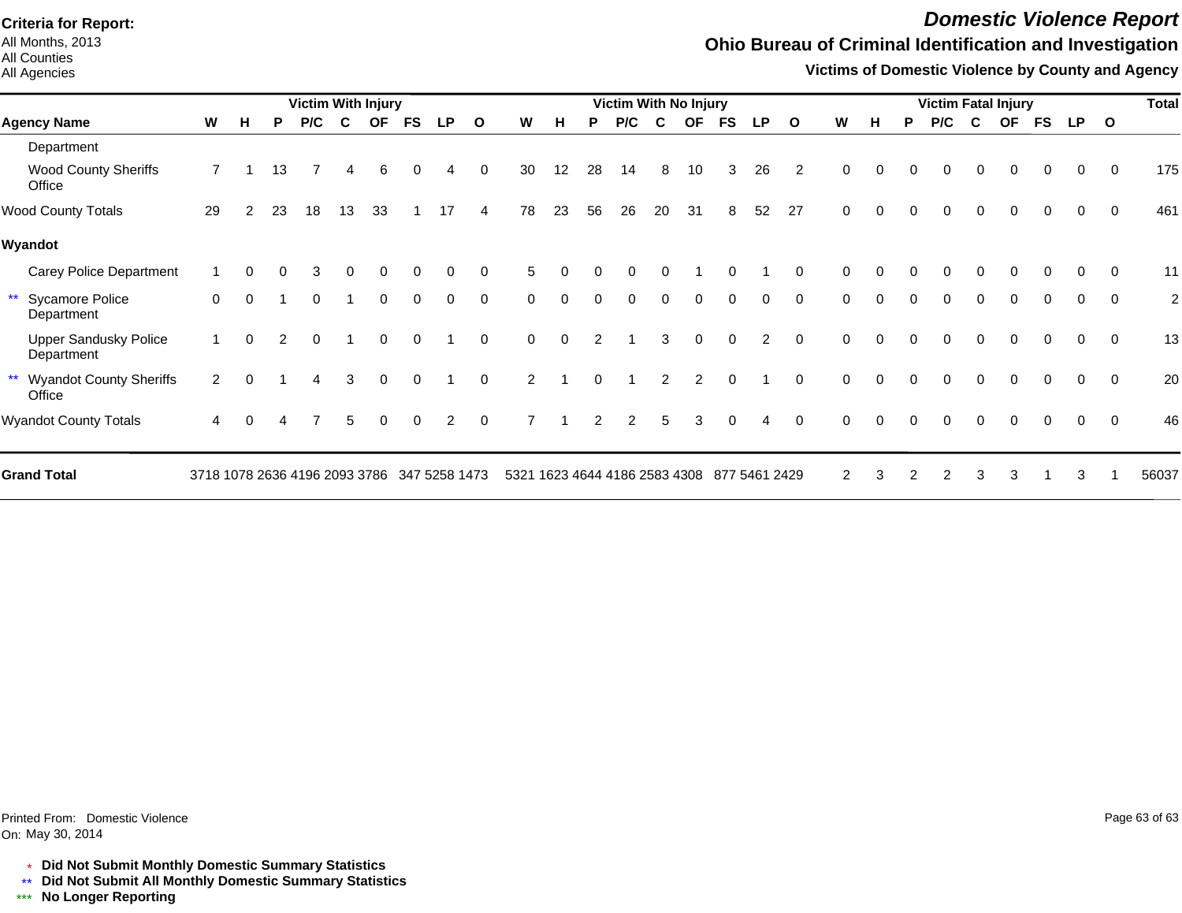**Criteria for Report:**
All Months, 2013
All Counties
All Agencies

# *Domestic Violence Report*

## Ohio Bureau of Criminal Identification and Investigation

### Victims of Domestic Violence by County and Agency

| | Victim With Injury | | | | | | | | | Victim With No Injury | | | | | | | | | Victim Fatal Injury | | | | | | | | | Total |
|---|---|---|---|---|---|---|---|---|---|---|---|---|---|---|---|---|---|---|---|---|---|---|---|---|---|---|---|---|
| **Agency Name** | **W** | **H** | **P** | **P/C** | **C** | **OF** | **FS** | **LP** | **O** | **W** | **H** | **P** | **P/C** | **C** | **OF** | **FS** | **LP** | **O** | **W** | **H** | **P** | **P/C** | **C** | **OF** | **FS** | **LP** | **O** | |
| Department | | | | | | | | | | | | | | | | | | | | | | | | | | | | |
| Wood County Sheriffs Office | 7 | 1 | 13 | 7 | 4 | 6 | 0 | 4 | 0 | 30 | 12 | 28 | 14 | 8 | 10 | 3 | 26 | 2 | 0 | 0 | 0 | 0 | 0 | 0 | 0 | 0 | 0 | 175 |
| Wood County Totals | 29 | 2 | 23 | 18 | 13 | 33 | 1 | 17 | 4 | 78 | 23 | 56 | 26 | 20 | 31 | 8 | 52 | 27 | 0 | 0 | 0 | 0 | 0 | 0 | 0 | 0 | 0 | 461 |
| **Wyandot** | | | | | | | | | | | | | | | | | | | | | | | | | | | | |
| Carey Police Department | 1 | 0 | 0 | 3 | 0 | 0 | 0 | 0 | 0 | 5 | 0 | 0 | 0 | 0 | 1 | 0 | 1 | 0 | 0 | 0 | 0 | 0 | 0 | 0 | 0 | 0 | 0 | 11 |
| ** Sycamore Police Department | 0 | 0 | 1 | 0 | 1 | 0 | 0 | 0 | 0 | 0 | 0 | 0 | 0 | 0 | 0 | 0 | 0 | 0 | 0 | 0 | 0 | 0 | 0 | 0 | 0 | 0 | 0 | 2 |
| Upper Sandusky Police Department | 1 | 0 | 2 | 0 | 1 | 0 | 0 | 1 | 0 | 0 | 0 | 2 | 1 | 3 | 0 | 0 | 2 | 0 | 0 | 0 | 0 | 0 | 0 | 0 | 0 | 0 | 0 | 13 |
| ** Wyandot County Sheriffs Office | 2 | 0 | 1 | 4 | 3 | 0 | 0 | 1 | 0 | 2 | 1 | 0 | 1 | 2 | 2 | 0 | 1 | 0 | 0 | 0 | 0 | 0 | 0 | 0 | 0 | 0 | 0 | 20 |
| Wyandot County Totals | 4 | 0 | 4 | 7 | 5 | 0 | 0 | 2 | 0 | 7 | 1 | 2 | 2 | 5 | 3 | 0 | 4 | 0 | 0 | 0 | 0 | 0 | 0 | 0 | 0 | 0 | 0 | 46 |
| **Grand Total** | 3718 | 1078 | 2636 | 4196 | 2093 | 3786 | 347 | 5258 | 1473 | 5321 | 1623 | 4644 | 4186 | 2583 | 4308 | 877 | 5461 | 2429 | 2 | 3 | 2 | 2 | 3 | 3 | 1 | 3 | 1 | 56037 |

Printed From: Domestic Violence
On: May 30, 2014

\* **Did Not Submit Monthly Domestic Summary Statistics**
** **Did Not Submit All Monthly Domestic Summary Statistics**
*** **No Longer Reporting**